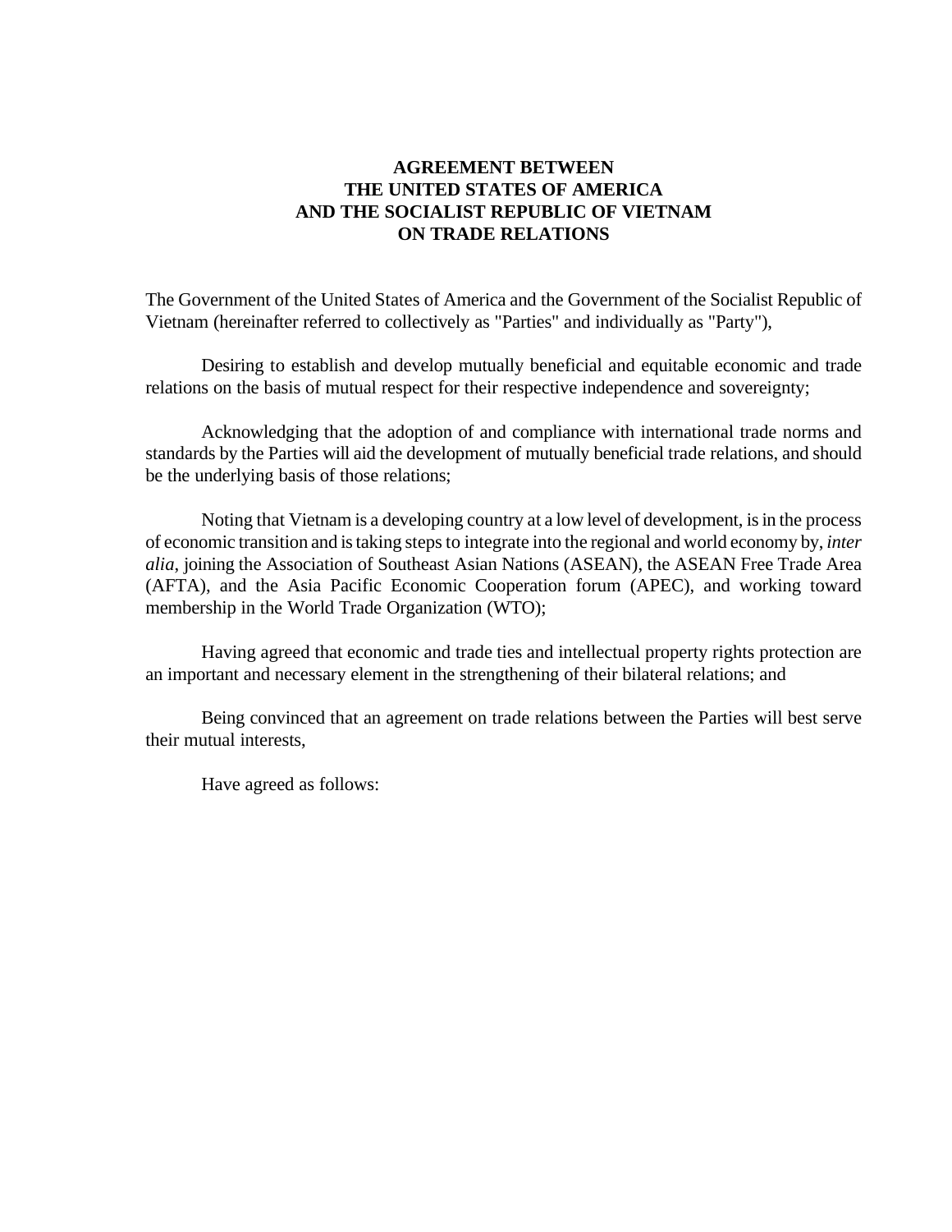# AGREEMENT BETWEEN THE UNITED STATES OF AMERICA AND THE SOCIALIST REPUBLIC OF VIETNAM ON TRADE RELATIONS

The Government of the United States of America and the Government of the Socialist Republic of Vietnam (hereinafter referred to collectively as "Parties" and individually as "Party"),

Desiring to establish and develop mutually beneficial and equitable economic and trade relations on the basis of mutual respect for their respective independence and sovereignty;

Acknowledging that the adoption of and compliance with international trade norms and standards by the Parties will aid the development of mutually beneficial trade relations, and should be the underlying basis of those relations;

Noting that Vietnam is a developing country at a low level of development, is in the process of economic transition and is taking steps to integrate into the regional and world economy by, *inter alia*, joining the Association of Southeast Asian Nations (ASEAN), the ASEAN Free Trade Area (AFTA), and the Asia Pacific Economic Cooperation forum (APEC), and working toward membership in the World Trade Organization (WTO);

Having agreed that economic and trade ties and intellectual property rights protection are an important and necessary element in the strengthening of their bilateral relations; and

Being convinced that an agreement on trade relations between the Parties will best serve their mutual interests,

Have agreed as follows: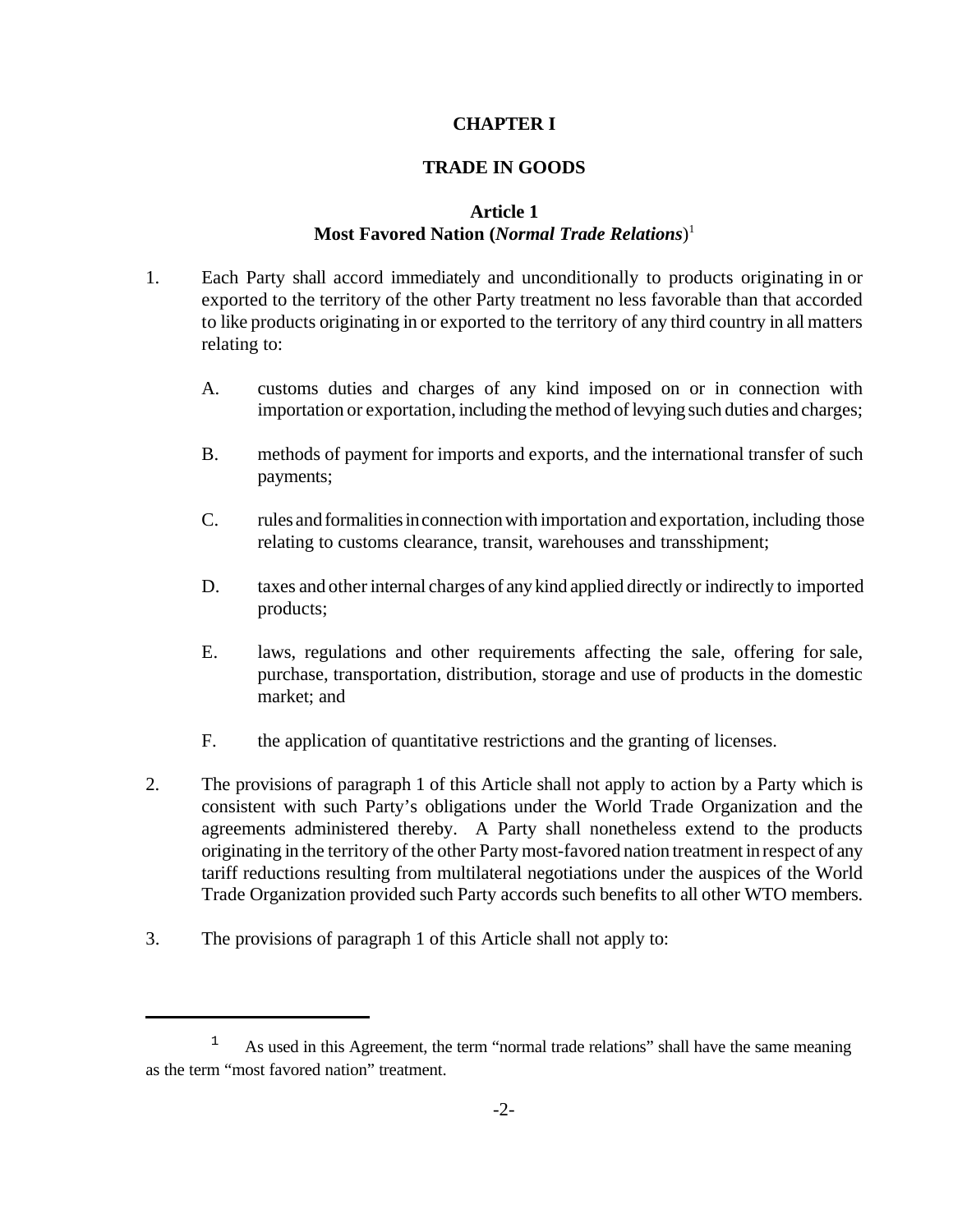# CHAPTER I

## TRADE IN GOODS

### Article 1
### Most Favored Nation (*Normal Trade Relations*)[1]

1. Each Party shall accord immediately and unconditionally to products originating in or exported to the territory of the other Party treatment no less favorable than that accorded to like products originating in or exported to the territory of any third country in all matters relating to:

   A. customs duties and charges of any kind imposed on or in connection with importation or exportation, including the method of levying such duties and charges;

   B. methods of payment for imports and exports, and the international transfer of such payments;

   C. rules and formalities in connection with importation and exportation, including those relating to customs clearance, transit, warehouses and transshipment;

   D. taxes and other internal charges of any kind applied directly or indirectly to imported products;

   E. laws, regulations and other requirements affecting the sale, offering for sale, purchase, transportation, distribution, storage and use of products in the domestic market; and

   F. the application of quantitative restrictions and the granting of licenses.

2. The provisions of paragraph 1 of this Article shall not apply to action by a Party which is consistent with such Party's obligations under the World Trade Organization and the agreements administered thereby. A Party shall nonetheless extend to the products originating in the territory of the other Party most-favored nation treatment in respect of any tariff reductions resulting from multilateral negotiations under the auspices of the World Trade Organization provided such Party accords such benefits to all other WTO members.

3. The provisions of paragraph 1 of this Article shall not apply to:

---

[1] As used in this Agreement, the term "normal trade relations" shall have the same meaning as the term "most favored nation" treatment.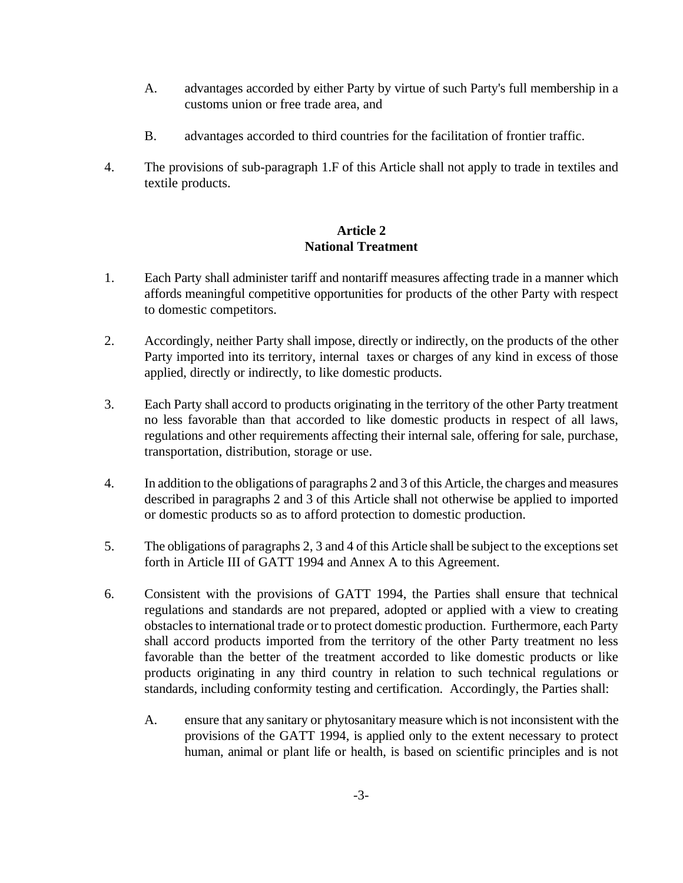A. advantages accorded by either Party by virtue of such Party's full membership in a customs union or free trade area, and

B. advantages accorded to third countries for the facilitation of frontier traffic.

4. The provisions of sub-paragraph 1.F of this Article shall not apply to trade in textiles and textile products.

## Article 2
## National Treatment

1. Each Party shall administer tariff and nontariff measures affecting trade in a manner which affords meaningful competitive opportunities for products of the other Party with respect to domestic competitors.

2. Accordingly, neither Party shall impose, directly or indirectly, on the products of the other Party imported into its territory, internal taxes or charges of any kind in excess of those applied, directly or indirectly, to like domestic products.

3. Each Party shall accord to products originating in the territory of the other Party treatment no less favorable than that accorded to like domestic products in respect of all laws, regulations and other requirements affecting their internal sale, offering for sale, purchase, transportation, distribution, storage or use.

4. In addition to the obligations of paragraphs 2 and 3 of this Article, the charges and measures described in paragraphs 2 and 3 of this Article shall not otherwise be applied to imported or domestic products so as to afford protection to domestic production.

5. The obligations of paragraphs 2, 3 and 4 of this Article shall be subject to the exceptions set forth in Article III of GATT 1994 and Annex A to this Agreement.

6. Consistent with the provisions of GATT 1994, the Parties shall ensure that technical regulations and standards are not prepared, adopted or applied with a view to creating obstacles to international trade or to protect domestic production. Furthermore, each Party shall accord products imported from the territory of the other Party treatment no less favorable than the better of the treatment accorded to like domestic products or like products originating in any third country in relation to such technical regulations or standards, including conformity testing and certification. Accordingly, the Parties shall:

   A. ensure that any sanitary or phytosanitary measure which is not inconsistent with the provisions of the GATT 1994, is applied only to the extent necessary to protect human, animal or plant life or health, is based on scientific principles and is not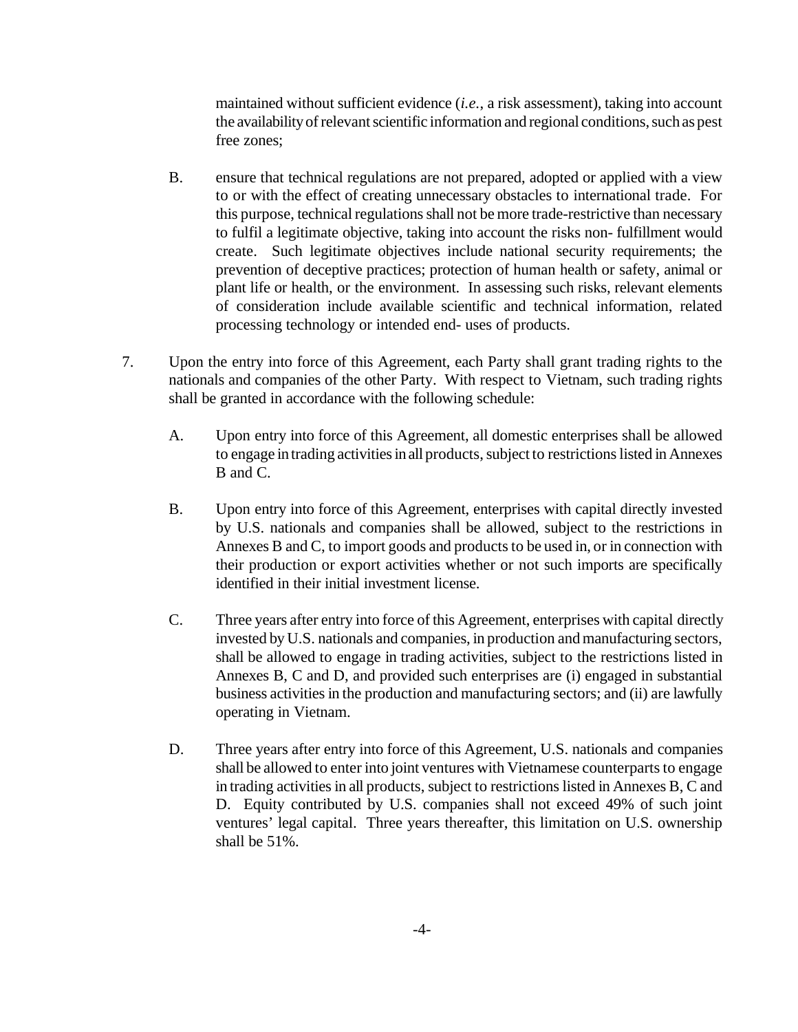maintained without sufficient evidence (*i.e.*, a risk assessment), taking into account the availability of relevant scientific information and regional conditions, such as pest free zones;

B. ensure that technical regulations are not prepared, adopted or applied with a view to or with the effect of creating unnecessary obstacles to international trade. For this purpose, technical regulations shall not be more trade-restrictive than necessary to fulfil a legitimate objective, taking into account the risks non- fulfillment would create. Such legitimate objectives include national security requirements; the prevention of deceptive practices; protection of human health or safety, animal or plant life or health, or the environment. In assessing such risks, relevant elements of consideration include available scientific and technical information, related processing technology or intended end- uses of products.

7. Upon the entry into force of this Agreement, each Party shall grant trading rights to the nationals and companies of the other Party. With respect to Vietnam, such trading rights shall be granted in accordance with the following schedule:

A. Upon entry into force of this Agreement, all domestic enterprises shall be allowed to engage in trading activities in all products, subject to restrictions listed in Annexes B and C.

B. Upon entry into force of this Agreement, enterprises with capital directly invested by U.S. nationals and companies shall be allowed, subject to the restrictions in Annexes B and C, to import goods and products to be used in, or in connection with their production or export activities whether or not such imports are specifically identified in their initial investment license.

C. Three years after entry into force of this Agreement, enterprises with capital directly invested by U.S. nationals and companies, in production and manufacturing sectors, shall be allowed to engage in trading activities, subject to the restrictions listed in Annexes B, C and D, and provided such enterprises are (i) engaged in substantial business activities in the production and manufacturing sectors; and (ii) are lawfully operating in Vietnam.

D. Three years after entry into force of this Agreement, U.S. nationals and companies shall be allowed to enter into joint ventures with Vietnamese counterparts to engage in trading activities in all products, subject to restrictions listed in Annexes B, C and D. Equity contributed by U.S. companies shall not exceed 49% of such joint ventures' legal capital. Three years thereafter, this limitation on U.S. ownership shall be 51%.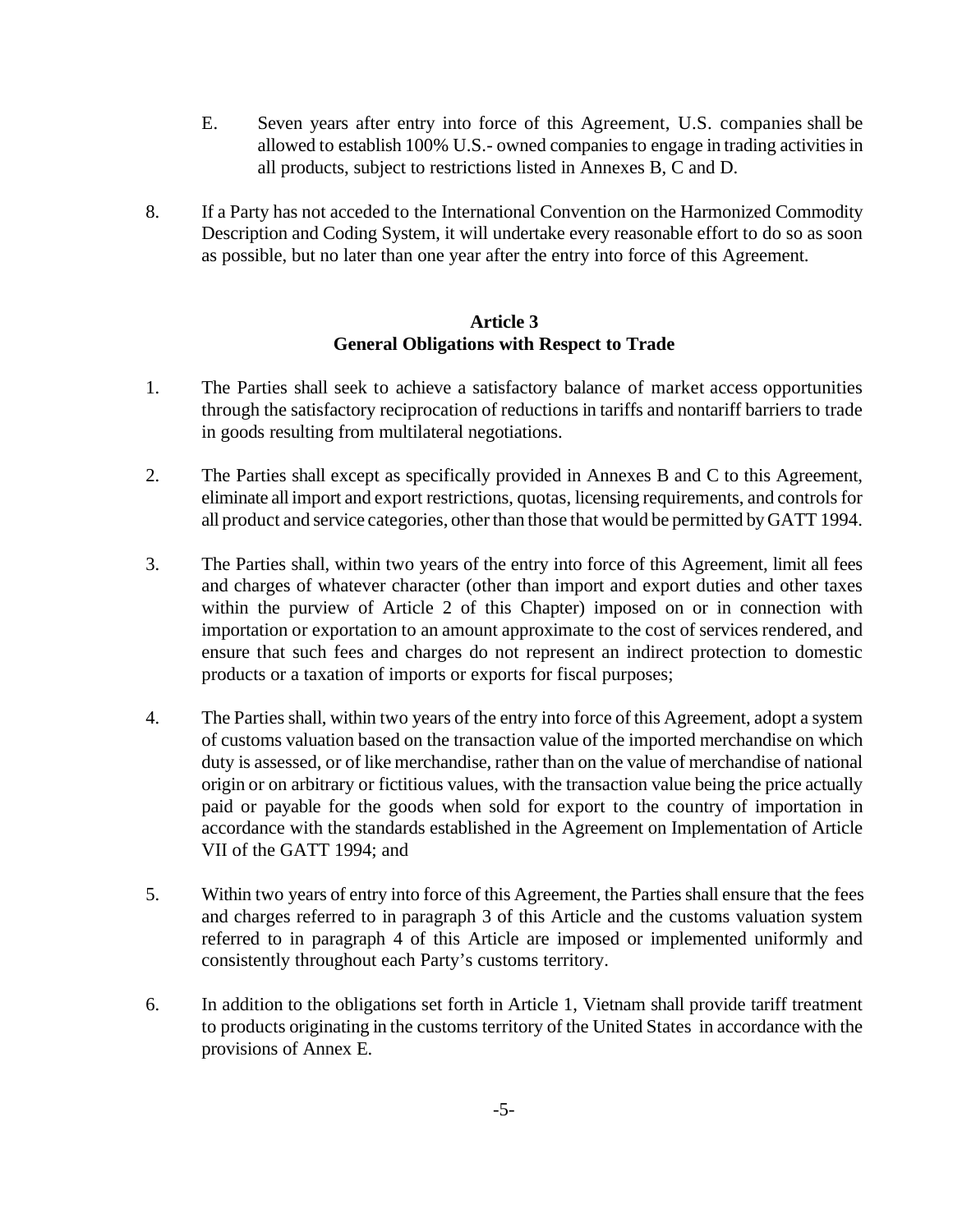E. Seven years after entry into force of this Agreement, U.S. companies shall be allowed to establish 100% U.S.- owned companies to engage in trading activities in all products, subject to restrictions listed in Annexes B, C and D.

8. If a Party has not acceded to the International Convention on the Harmonized Commodity Description and Coding System, it will undertake every reasonable effort to do so as soon as possible, but no later than one year after the entry into force of this Agreement.

### Article 3
### General Obligations with Respect to Trade

1. The Parties shall seek to achieve a satisfactory balance of market access opportunities through the satisfactory reciprocation of reductions in tariffs and nontariff barriers to trade in goods resulting from multilateral negotiations.

2. The Parties shall except as specifically provided in Annexes B and C to this Agreement, eliminate all import and export restrictions, quotas, licensing requirements, and controls for all product and service categories, other than those that would be permitted by GATT 1994.

3. The Parties shall, within two years of the entry into force of this Agreement, limit all fees and charges of whatever character (other than import and export duties and other taxes within the purview of Article 2 of this Chapter) imposed on or in connection with importation or exportation to an amount approximate to the cost of services rendered, and ensure that such fees and charges do not represent an indirect protection to domestic products or a taxation of imports or exports for fiscal purposes;

4. The Parties shall, within two years of the entry into force of this Agreement, adopt a system of customs valuation based on the transaction value of the imported merchandise on which duty is assessed, or of like merchandise, rather than on the value of merchandise of national origin or on arbitrary or fictitious values, with the transaction value being the price actually paid or payable for the goods when sold for export to the country of importation in accordance with the standards established in the Agreement on Implementation of Article VII of the GATT 1994; and

5. Within two years of entry into force of this Agreement, the Parties shall ensure that the fees and charges referred to in paragraph 3 of this Article and the customs valuation system referred to in paragraph 4 of this Article are imposed or implemented uniformly and consistently throughout each Party's customs territory.

6. In addition to the obligations set forth in Article 1, Vietnam shall provide tariff treatment to products originating in the customs territory of the United States in accordance with the provisions of Annex E.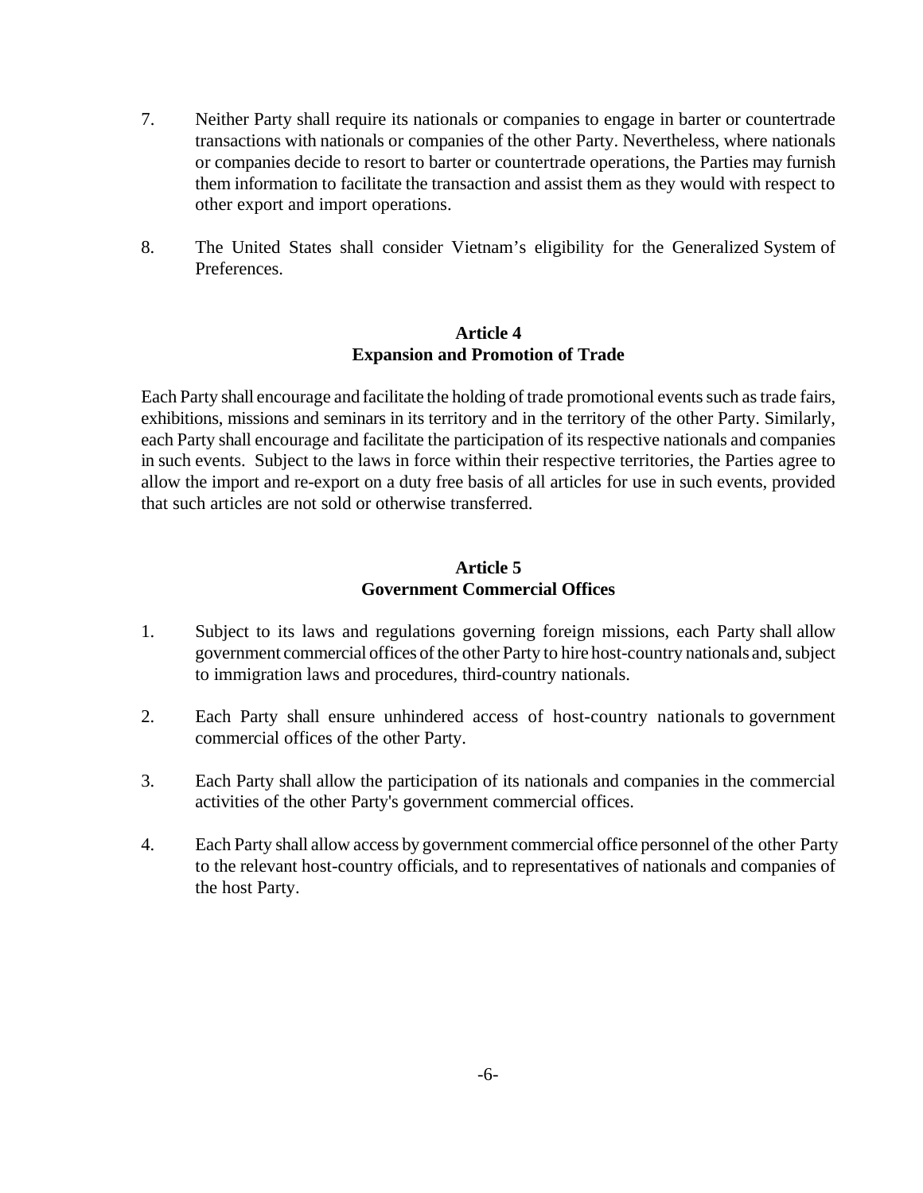7. Neither Party shall require its nationals or companies to engage in barter or countertrade transactions with nationals or companies of the other Party. Nevertheless, where nationals or companies decide to resort to barter or countertrade operations, the Parties may furnish them information to facilitate the transaction and assist them as they would with respect to other export and import operations.

8. The United States shall consider Vietnam's eligibility for the Generalized System of Preferences.

### Article 4
### Expansion and Promotion of Trade

Each Party shall encourage and facilitate the holding of trade promotional events such as trade fairs, exhibitions, missions and seminars in its territory and in the territory of the other Party. Similarly, each Party shall encourage and facilitate the participation of its respective nationals and companies in such events. Subject to the laws in force within their respective territories, the Parties agree to allow the import and re-export on a duty free basis of all articles for use in such events, provided that such articles are not sold or otherwise transferred.

### Article 5
### Government Commercial Offices

1. Subject to its laws and regulations governing foreign missions, each Party shall allow government commercial offices of the other Party to hire host-country nationals and, subject to immigration laws and procedures, third-country nationals.

2. Each Party shall ensure unhindered access of host-country nationals to government commercial offices of the other Party.

3. Each Party shall allow the participation of its nationals and companies in the commercial activities of the other Party's government commercial offices.

4. Each Party shall allow access by government commercial office personnel of the other Party to the relevant host-country officials, and to representatives of nationals and companies of the host Party.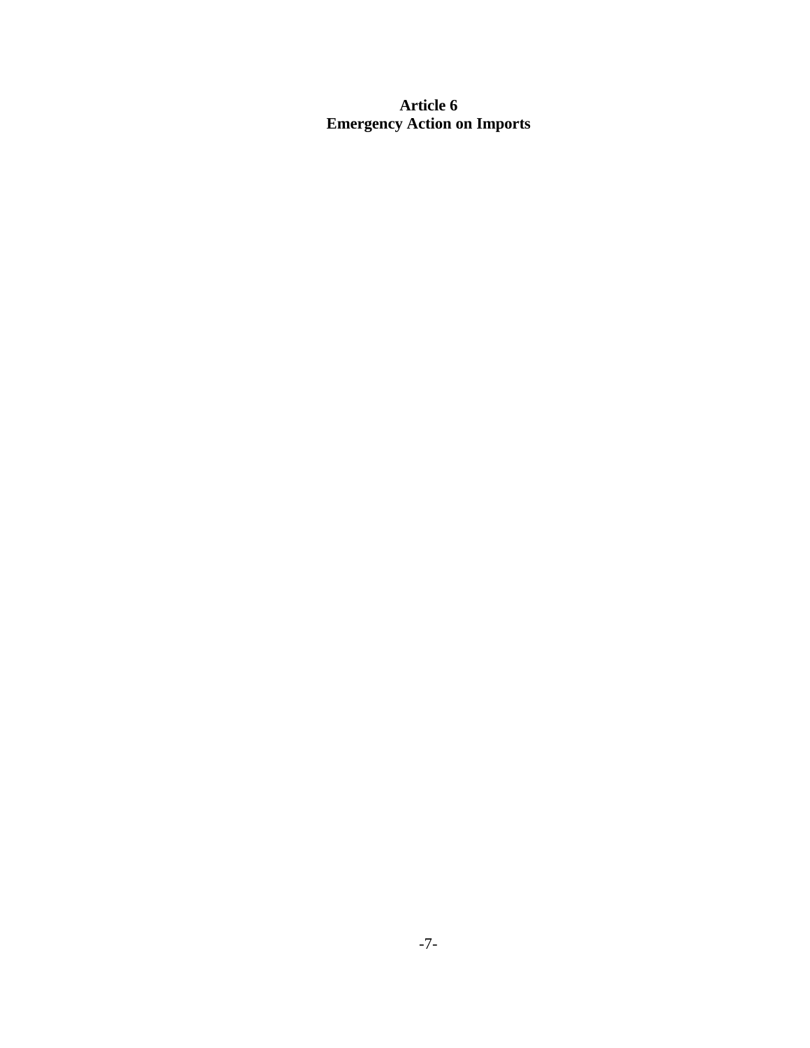# Article 6
# Emergency Action on Imports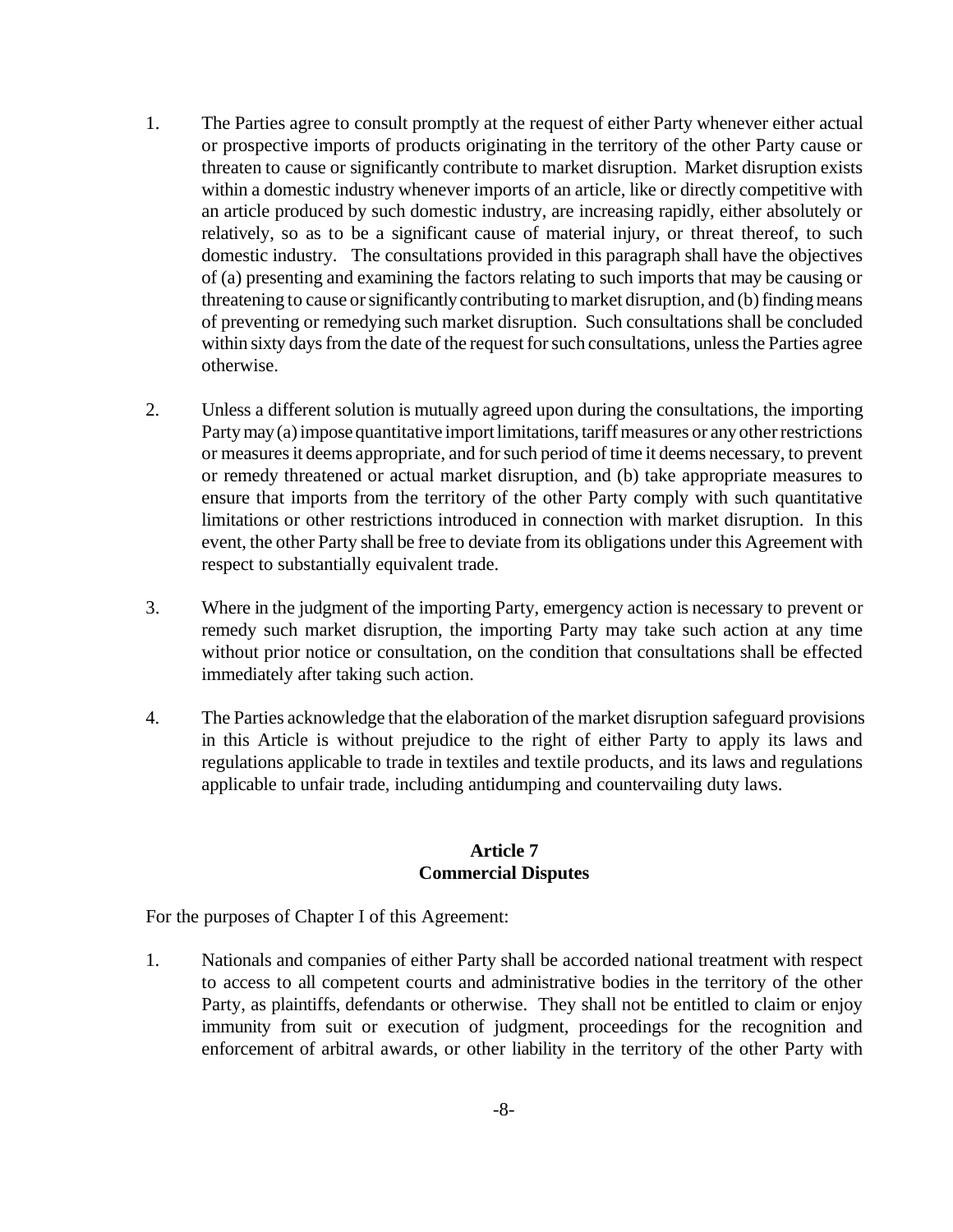1. The Parties agree to consult promptly at the request of either Party whenever either actual or prospective imports of products originating in the territory of the other Party cause or threaten to cause or significantly contribute to market disruption. Market disruption exists within a domestic industry whenever imports of an article, like or directly competitive with an article produced by such domestic industry, are increasing rapidly, either absolutely or relatively, so as to be a significant cause of material injury, or threat thereof, to such domestic industry. The consultations provided in this paragraph shall have the objectives of (a) presenting and examining the factors relating to such imports that may be causing or threatening to cause or significantly contributing to market disruption, and (b) finding means of preventing or remedying such market disruption. Such consultations shall be concluded within sixty days from the date of the request for such consultations, unless the Parties agree otherwise.

2. Unless a different solution is mutually agreed upon during the consultations, the importing Party may (a) impose quantitative import limitations, tariff measures or any other restrictions or measures it deems appropriate, and for such period of time it deems necessary, to prevent or remedy threatened or actual market disruption, and (b) take appropriate measures to ensure that imports from the territory of the other Party comply with such quantitative limitations or other restrictions introduced in connection with market disruption. In this event, the other Party shall be free to deviate from its obligations under this Agreement with respect to substantially equivalent trade.

3. Where in the judgment of the importing Party, emergency action is necessary to prevent or remedy such market disruption, the importing Party may take such action at any time without prior notice or consultation, on the condition that consultations shall be effected immediately after taking such action.

4. The Parties acknowledge that the elaboration of the market disruption safeguard provisions in this Article is without prejudice to the right of either Party to apply its laws and regulations applicable to trade in textiles and textile products, and its laws and regulations applicable to unfair trade, including antidumping and countervailing duty laws.

## Article 7
## Commercial Disputes

For the purposes of Chapter I of this Agreement:

1. Nationals and companies of either Party shall be accorded national treatment with respect to access to all competent courts and administrative bodies in the territory of the other Party, as plaintiffs, defendants or otherwise. They shall not be entitled to claim or enjoy immunity from suit or execution of judgment, proceedings for the recognition and enforcement of arbitral awards, or other liability in the territory of the other Party with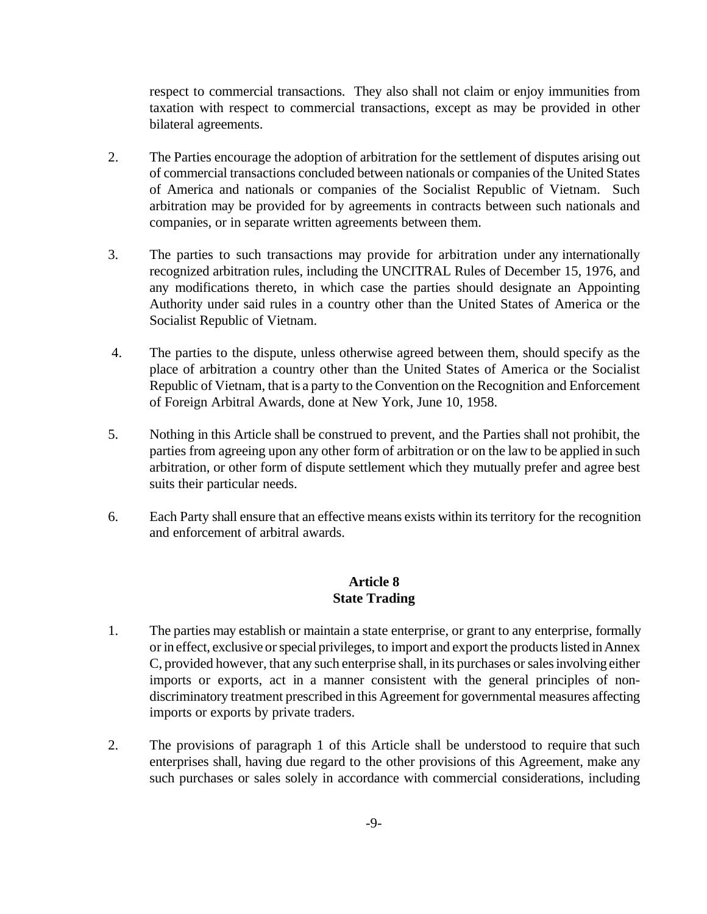respect to commercial transactions. They also shall not claim or enjoy immunities from taxation with respect to commercial transactions, except as may be provided in other bilateral agreements.

2. The Parties encourage the adoption of arbitration for the settlement of disputes arising out of commercial transactions concluded between nationals or companies of the United States of America and nationals or companies of the Socialist Republic of Vietnam. Such arbitration may be provided for by agreements in contracts between such nationals and companies, or in separate written agreements between them.

3. The parties to such transactions may provide for arbitration under any internationally recognized arbitration rules, including the UNCITRAL Rules of December 15, 1976, and any modifications thereto, in which case the parties should designate an Appointing Authority under said rules in a country other than the United States of America or the Socialist Republic of Vietnam.

4. The parties to the dispute, unless otherwise agreed between them, should specify as the place of arbitration a country other than the United States of America or the Socialist Republic of Vietnam, that is a party to the Convention on the Recognition and Enforcement of Foreign Arbitral Awards, done at New York, June 10, 1958.

5. Nothing in this Article shall be construed to prevent, and the Parties shall not prohibit, the parties from agreeing upon any other form of arbitration or on the law to be applied in such arbitration, or other form of dispute settlement which they mutually prefer and agree best suits their particular needs.

6. Each Party shall ensure that an effective means exists within its territory for the recognition and enforcement of arbitral awards.

## Article 8
## State Trading

1. The parties may establish or maintain a state enterprise, or grant to any enterprise, formally or in effect, exclusive or special privileges, to import and export the products listed in Annex C, provided however, that any such enterprise shall, in its purchases or sales involving either imports or exports, act in a manner consistent with the general principles of non-discriminatory treatment prescribed in this Agreement for governmental measures affecting imports or exports by private traders.

2. The provisions of paragraph 1 of this Article shall be understood to require that such enterprises shall, having due regard to the other provisions of this Agreement, make any such purchases or sales solely in accordance with commercial considerations, including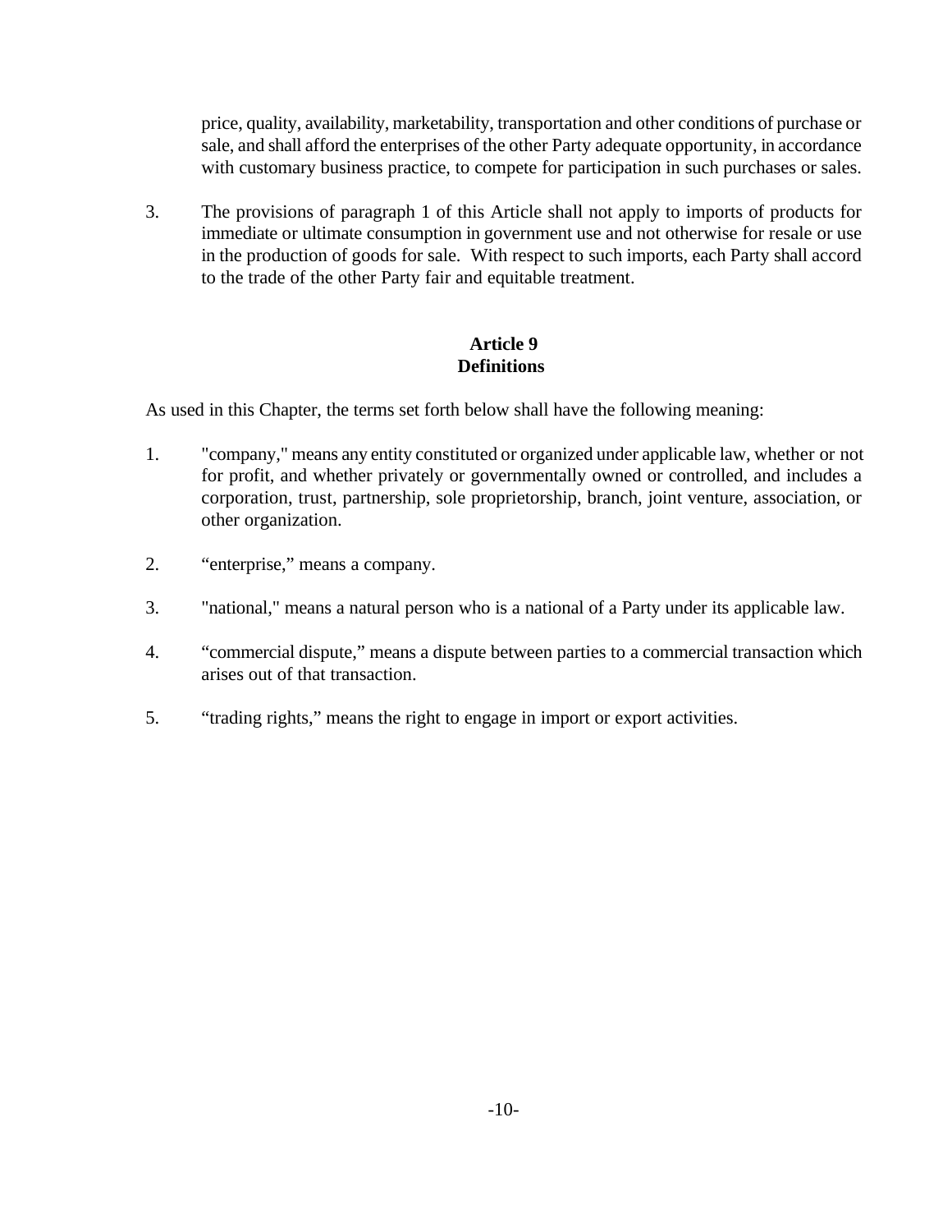price, quality, availability, marketability, transportation and other conditions of purchase or sale, and shall afford the enterprises of the other Party adequate opportunity, in accordance with customary business practice, to compete for participation in such purchases or sales.

3. The provisions of paragraph 1 of this Article shall not apply to imports of products for immediate or ultimate consumption in government use and not otherwise for resale or use in the production of goods for sale. With respect to such imports, each Party shall accord to the trade of the other Party fair and equitable treatment.

**Article 9**
**Definitions**

As used in this Chapter, the terms set forth below shall have the following meaning:

1. "company," means any entity constituted or organized under applicable law, whether or not for profit, and whether privately or governmentally owned or controlled, and includes a corporation, trust, partnership, sole proprietorship, branch, joint venture, association, or other organization.

2. "enterprise," means a company.

3. "national," means a natural person who is a national of a Party under its applicable law.

4. "commercial dispute," means a dispute between parties to a commercial transaction which arises out of that transaction.

5. "trading rights," means the right to engage in import or export activities.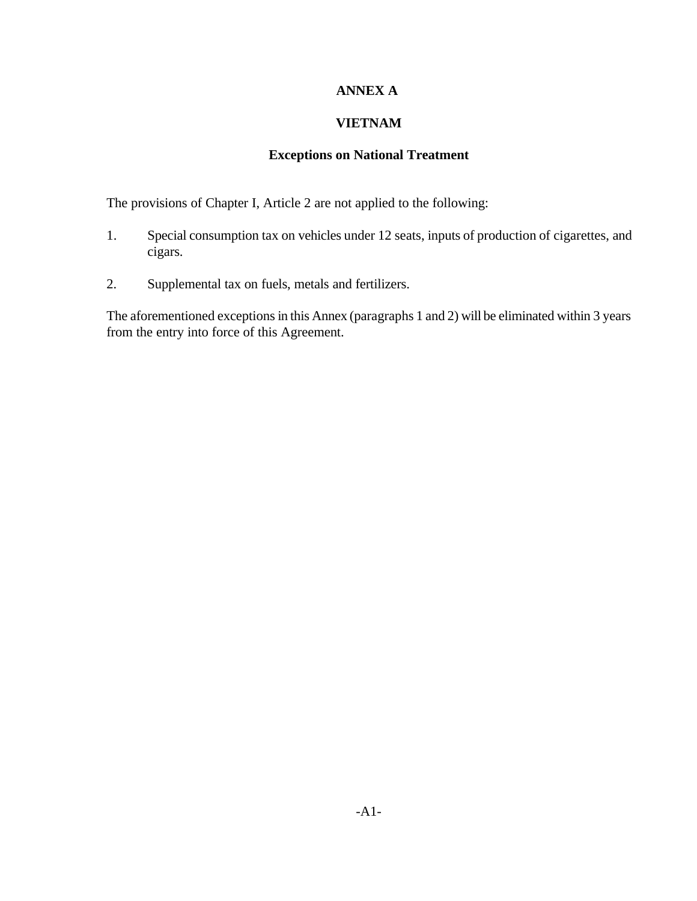# ANNEX A

## VIETNAM

### Exceptions on National Treatment

The provisions of Chapter I, Article 2 are not applied to the following:

1. Special consumption tax on vehicles under 12 seats, inputs of production of cigarettes, and cigars.

2. Supplemental tax on fuels, metals and fertilizers.

The aforementioned exceptions in this Annex (paragraphs 1 and 2) will be eliminated within 3 years from the entry into force of this Agreement.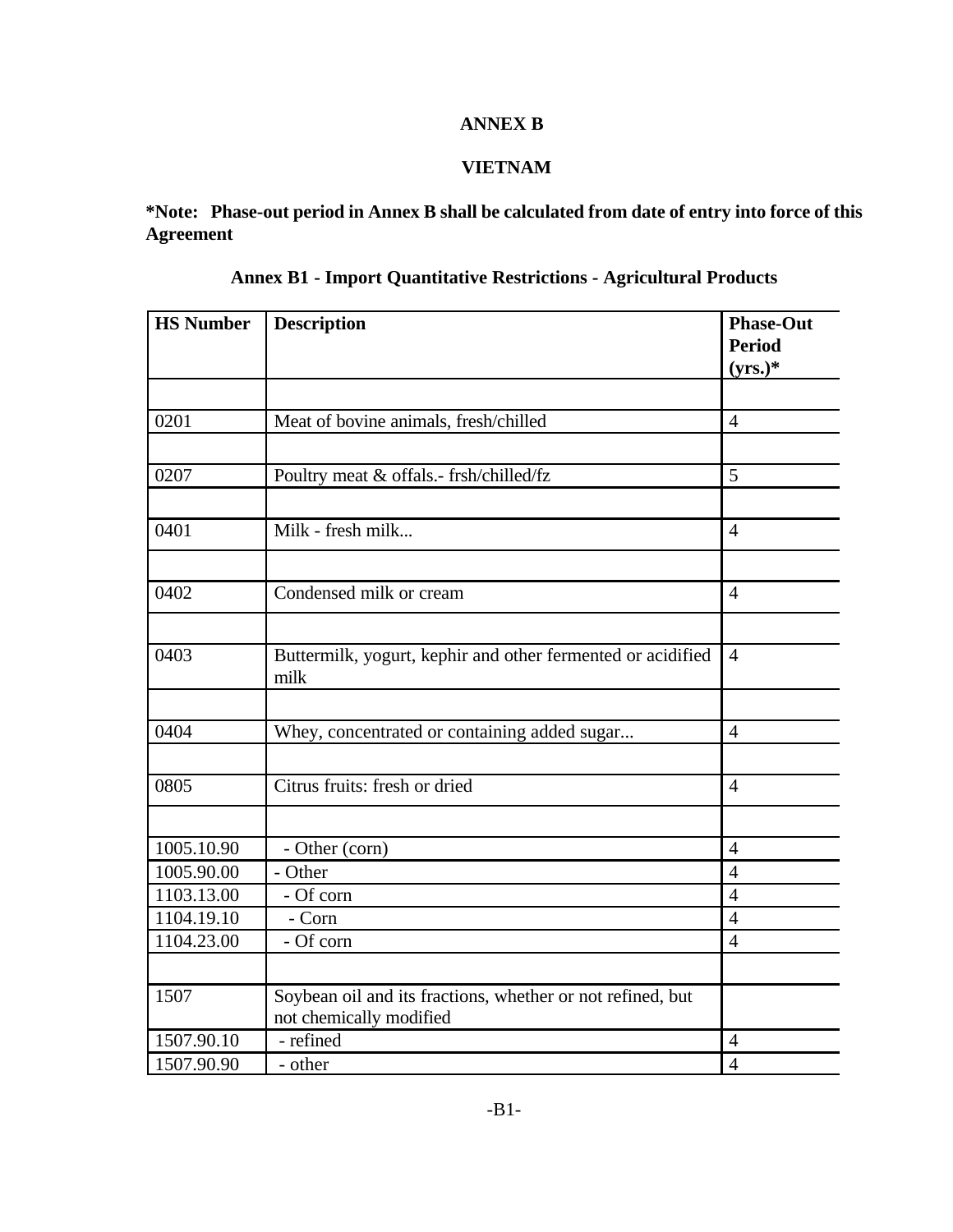**ANNEX B**

**VIETNAM**

**\*Note: Phase-out period in Annex B shall be calculated from date of entry into force of this Agreement**

**Annex B1 - Import Quantitative Restrictions - Agricultural Products**

| HS Number | Description | Phase-Out Period (yrs.)* |
|---|---|---|
| | | |
| 0201 | Meat of bovine animals, fresh/chilled | 4 |
| | | |
| 0207 | Poultry meat & offals.- frsh/chilled/fz | 5 |
| | | |
| 0401 | Milk - fresh milk... | 4 |
| | | |
| 0402 | Condensed milk or cream | 4 |
| | | |
| 0403 | Buttermilk, yogurt, kephir and other fermented or acidified milk | 4 |
| | | |
| 0404 | Whey, concentrated or containing added sugar... | 4 |
| | | |
| 0805 | Citrus fruits: fresh or dried | 4 |
| | | |
| 1005.10.90 | - Other (corn) | 4 |
| 1005.90.00 | - Other | 4 |
| 1103.13.00 | - Of corn | 4 |
| 1104.19.10 | - Corn | 4 |
| 1104.23.00 | - Of corn | 4 |
| | | |
| 1507 | Soybean oil and its fractions, whether or not refined, but not chemically modified | |
| 1507.90.10 | - refined | 4 |
| 1507.90.90 | - other | 4 |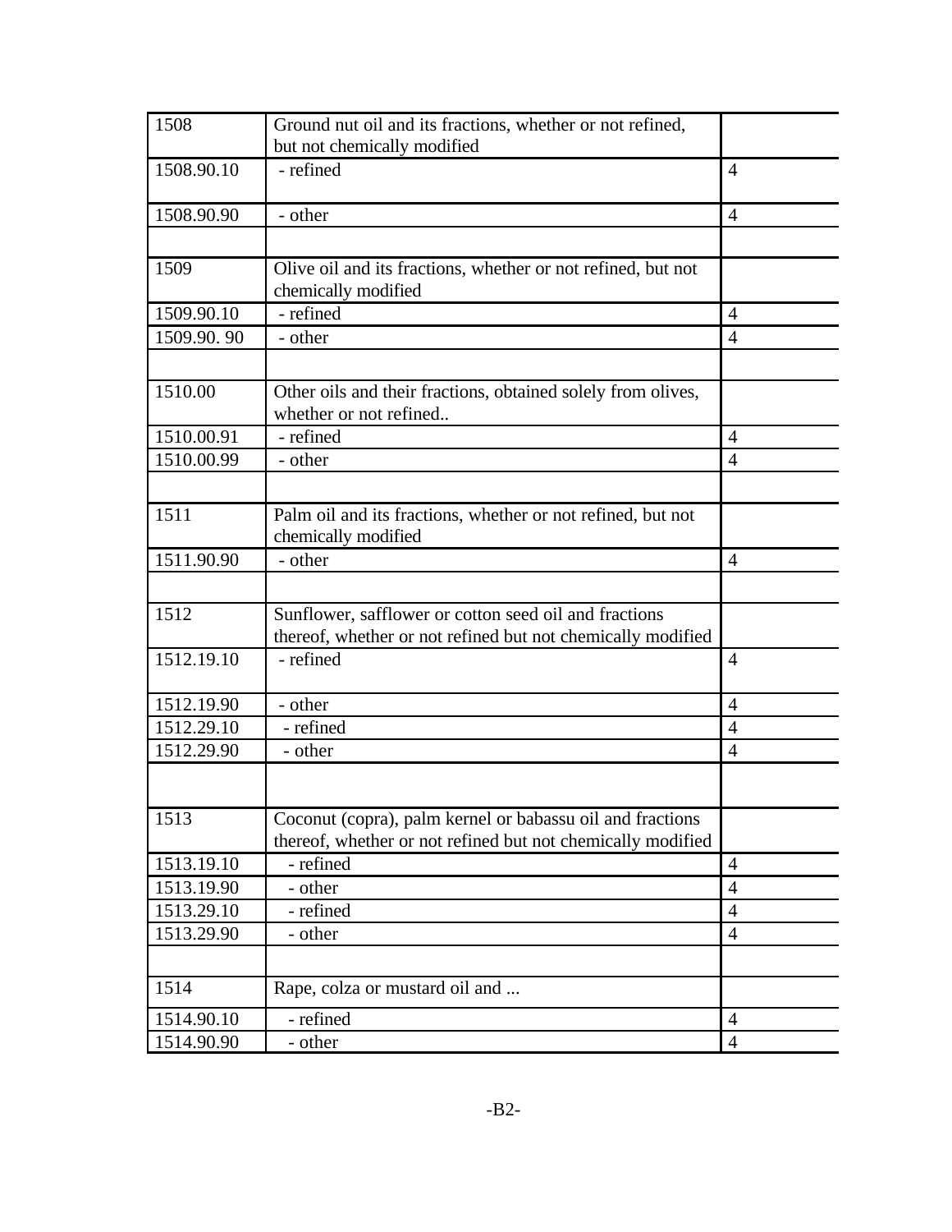| | | |
|---|---|---|
| 1508 | Ground nut oil and its fractions, whether or not refined, but not chemically modified | |
| 1508.90.10 | - refined | 4 |
| 1508.90.90 | - other | 4 |
| | | |
| 1509 | Olive oil and its fractions, whether or not refined, but not chemically modified | |
| 1509.90.10 | - refined | 4 |
| 1509.90. 90 | - other | 4 |
| | | |
| 1510.00 | Other oils and their fractions, obtained solely from olives, whether or not refined.. | |
| 1510.00.91 | - refined | 4 |
| 1510.00.99 | - other | 4 |
| | | |
| 1511 | Palm oil and its fractions, whether or not refined, but not chemically modified | |
| 1511.90.90 | - other | 4 |
| | | |
| 1512 | Sunflower, safflower or cotton seed oil and fractions thereof, whether or not refined but not chemically modified | |
| 1512.19.10 | - refined | 4 |
| 1512.19.90 | - other | 4 |
| 1512.29.10 | - refined | 4 |
| 1512.29.90 | - other | 4 |
| | | |
| 1513 | Coconut (copra), palm kernel or babassu oil and fractions thereof, whether or not refined but not chemically modified | |
| 1513.19.10 | - refined | 4 |
| 1513.19.90 | - other | 4 |
| 1513.29.10 | - refined | 4 |
| 1513.29.90 | - other | 4 |
| | | |
| 1514 | Rape, colza or mustard oil and ... | |
| 1514.90.10 | - refined | 4 |
| 1514.90.90 | - other | 4 |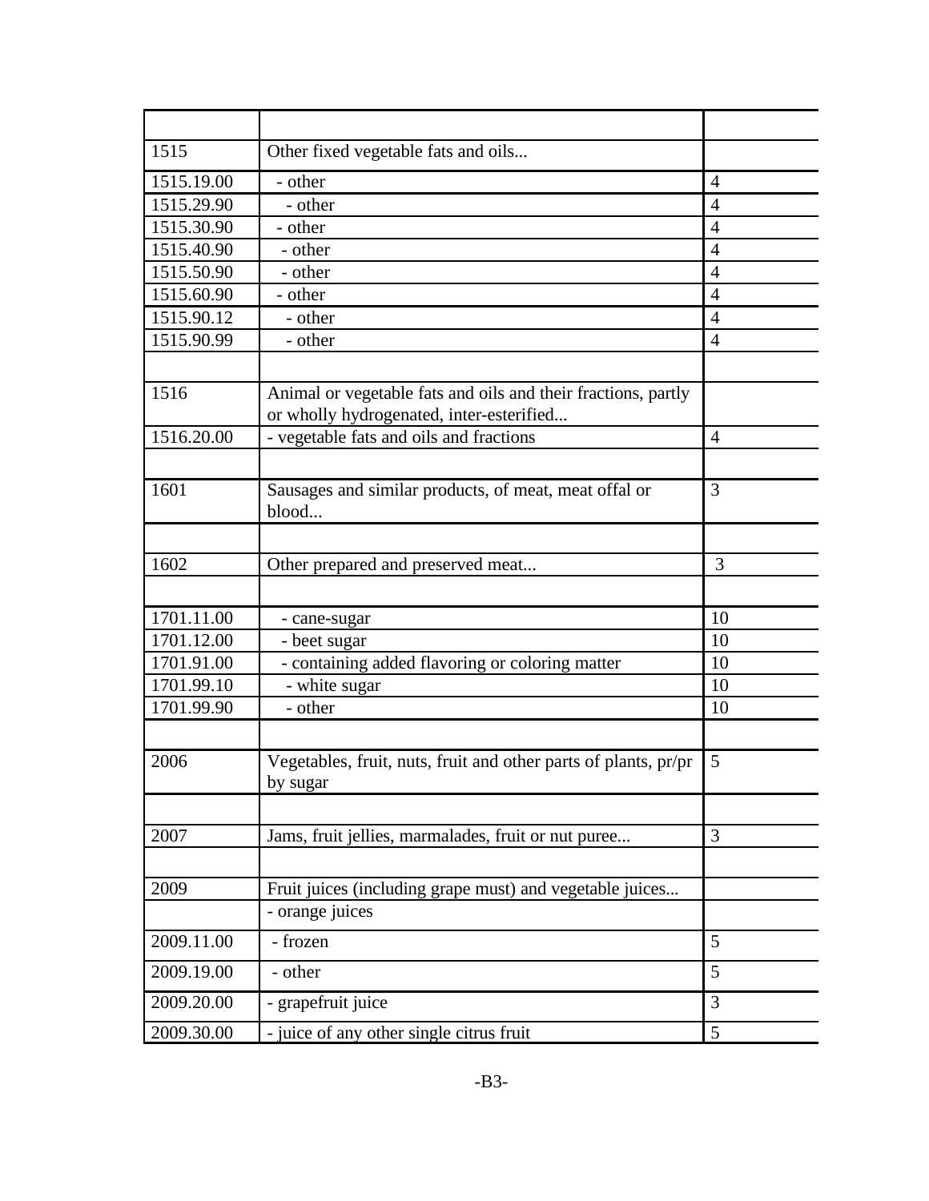| | | |
|---|---|---|
| 1515 | Other fixed vegetable fats and oils... | |
| 1515.19.00 | - other | 4 |
| 1515.29.90 | - other | 4 |
| 1515.30.90 | - other | 4 |
| 1515.40.90 | - other | 4 |
| 1515.50.90 | - other | 4 |
| 1515.60.90 | - other | 4 |
| 1515.90.12 | - other | 4 |
| 1515.90.99 | - other | 4 |
| | | |
| 1516 | Animal or vegetable fats and oils and their fractions, partly or wholly hydrogenated, inter-esterified... | |
| 1516.20.00 | - vegetable fats and oils and fractions | 4 |
| | | |
| 1601 | Sausages and similar products, of meat, meat offal or blood... | 3 |
| | | |
| 1602 | Other prepared and preserved meat... | 3 |
| | | |
| 1701.11.00 | - cane-sugar | 10 |
| 1701.12.00 | - beet sugar | 10 |
| 1701.91.00 | - containing added flavoring or coloring matter | 10 |
| 1701.99.10 | - white sugar | 10 |
| 1701.99.90 | - other | 10 |
| | | |
| 2006 | Vegetables, fruit, nuts, fruit and other parts of plants, pr/pr by sugar | 5 |
| | | |
| 2007 | Jams, fruit jellies, marmalades, fruit or nut puree... | 3 |
| | | |
| 2009 | Fruit juices (including grape must) and vegetable juices... | |
| | - orange juices | |
| 2009.11.00 | - frozen | 5 |
| 2009.19.00 | - other | 5 |
| 2009.20.00 | - grapefruit juice | 3 |
| 2009.30.00 | - juice of any other single citrus fruit | 5 |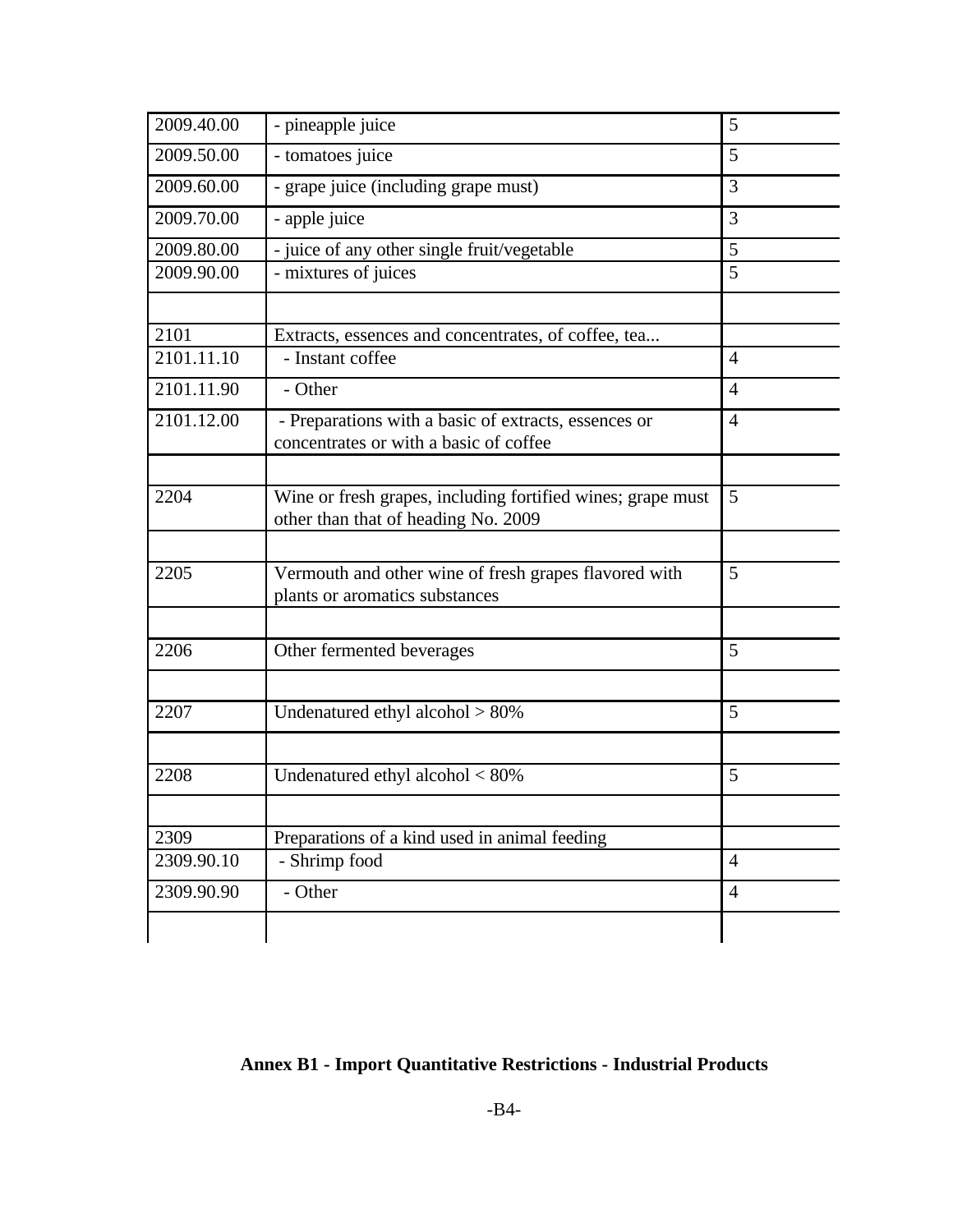| | | |
|---|---|---|
| 2009.40.00 | - pineapple juice | 5 |
| 2009.50.00 | - tomatoes juice | 5 |
| 2009.60.00 | - grape juice (including grape must) | 3 |
| 2009.70.00 | - apple juice | 3 |
| 2009.80.00 | - juice of any other single fruit/vegetable | 5 |
| 2009.90.00 | - mixtures of juices | 5 |
| | | |
| 2101 | Extracts, essences and concentrates, of coffee, tea... | |
| 2101.11.10 | - Instant coffee | 4 |
| 2101.11.90 | - Other | 4 |
| 2101.12.00 | - Preparations with a basic of extracts, essences or concentrates or with a basic of coffee | 4 |
| | | |
| 2204 | Wine or fresh grapes, including fortified wines; grape must other than that of heading No. 2009 | 5 |
| | | |
| 2205 | Vermouth and other wine of fresh grapes flavored with plants or aromatics substances | 5 |
| | | |
| 2206 | Other fermented beverages | 5 |
| | | |
| 2207 | Undenatured ethyl alcohol > 80% | 5 |
| | | |
| 2208 | Undenatured ethyl alcohol < 80% | 5 |
| | | |
| 2309 | Preparations of a kind used in animal feeding | |
| 2309.90.10 | - Shrimp food | 4 |
| 2309.90.90 | - Other | 4 |
| | | |

**Annex B1 - Import Quantitative Restrictions - Industrial Products**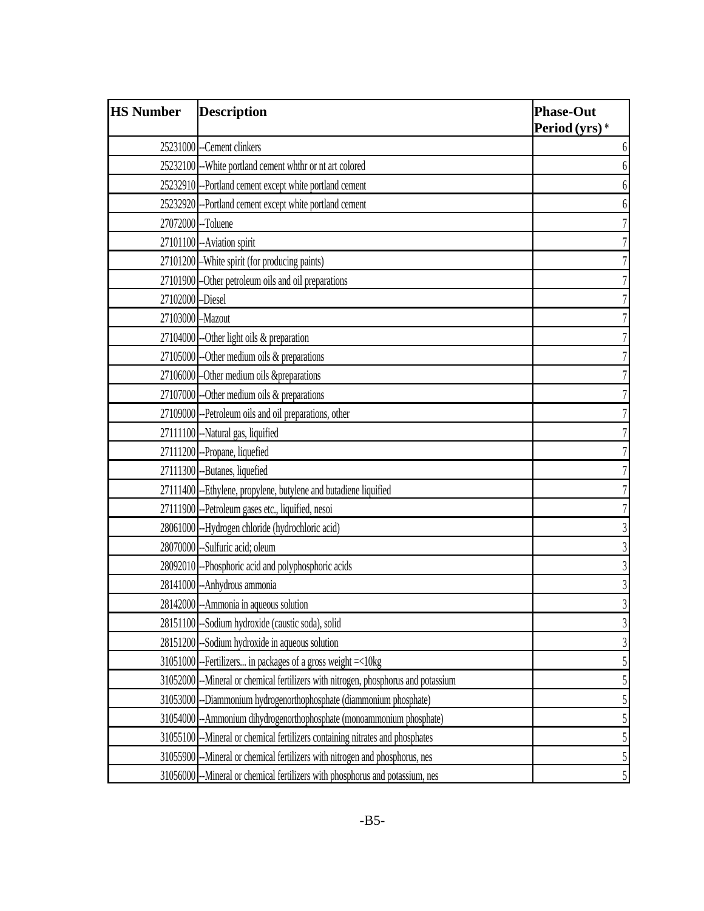| HS Number | Description | Phase-Out Period (yrs) * |
|---|---|---|
| 25231000 | --Cement clinkers | 6 |
| 25232100 | --White portland cement whthr or nt art colored | 6 |
| 25232910 | --Portland cement except white portland cement | 6 |
| 25232920 | --Portland cement except white portland cement | 6 |
| 27072000 | --Toluene | 7 |
| 27101100 | --Aviation spirit | 7 |
| 27101200 | –White spirit (for producing paints) | 7 |
| 27101900 | –Other petroleum oils and oil preparations | 7 |
| 27102000 | –Diesel | 7 |
| 27103000 | –Mazout | 7 |
| 27104000 | --Other light oils & preparation | 7 |
| 27105000 | --Other medium oils & preparations | 7 |
| 27106000 | –Other medium oils &preparations | 7 |
| 27107000 | --Other medium oils & preparations | 7 |
| 27109000 | --Petroleum oils and oil preparations, other | 7 |
| 27111100 | --Natural gas, liquified | 7 |
| 27111200 | --Propane, liquefied | 7 |
| 27111300 | --Butanes, liquefied | 7 |
| 27111400 | --Ethylene, propylene, butylene and butadiene liquified | 7 |
| 27111900 | --Petroleum gases etc., liquified, nesoi | 7 |
| 28061000 | --Hydrogen chloride (hydrochloric acid) | 3 |
| 28070000 | --Sulfuric acid; oleum | 3 |
| 28092010 | --Phosphoric acid and polyphosphoric acids | 3 |
| 28141000 | --Anhydrous ammonia | 3 |
| 28142000 | --Ammonia in aqueous solution | 3 |
| 28151100 | --Sodium hydroxide (caustic soda), solid | 3 |
| 28151200 | --Sodium hydroxide in aqueous solution | 3 |
| 31051000 | --Fertilizers... in packages of a gross weight =<10kg | 5 |
| 31052000 | --Mineral or chemical fertilizers with nitrogen, phosphorus and potassium | 5 |
| 31053000 | --Diammonium hydrogenorthophosphate (diammonium phosphate) | 5 |
| 31054000 | --Ammonium dihydrogenorthophosphate (monoammonium phosphate) | 5 |
| 31055100 | --Mineral or chemical fertilizers containing nitrates and phosphates | 5 |
| 31055900 | --Mineral or chemical fertilizers with nitrogen and phosphorus, nes | 5 |
| 31056000 | --Mineral or chemical fertilizers with phosphorus and potassium, nes | 5 |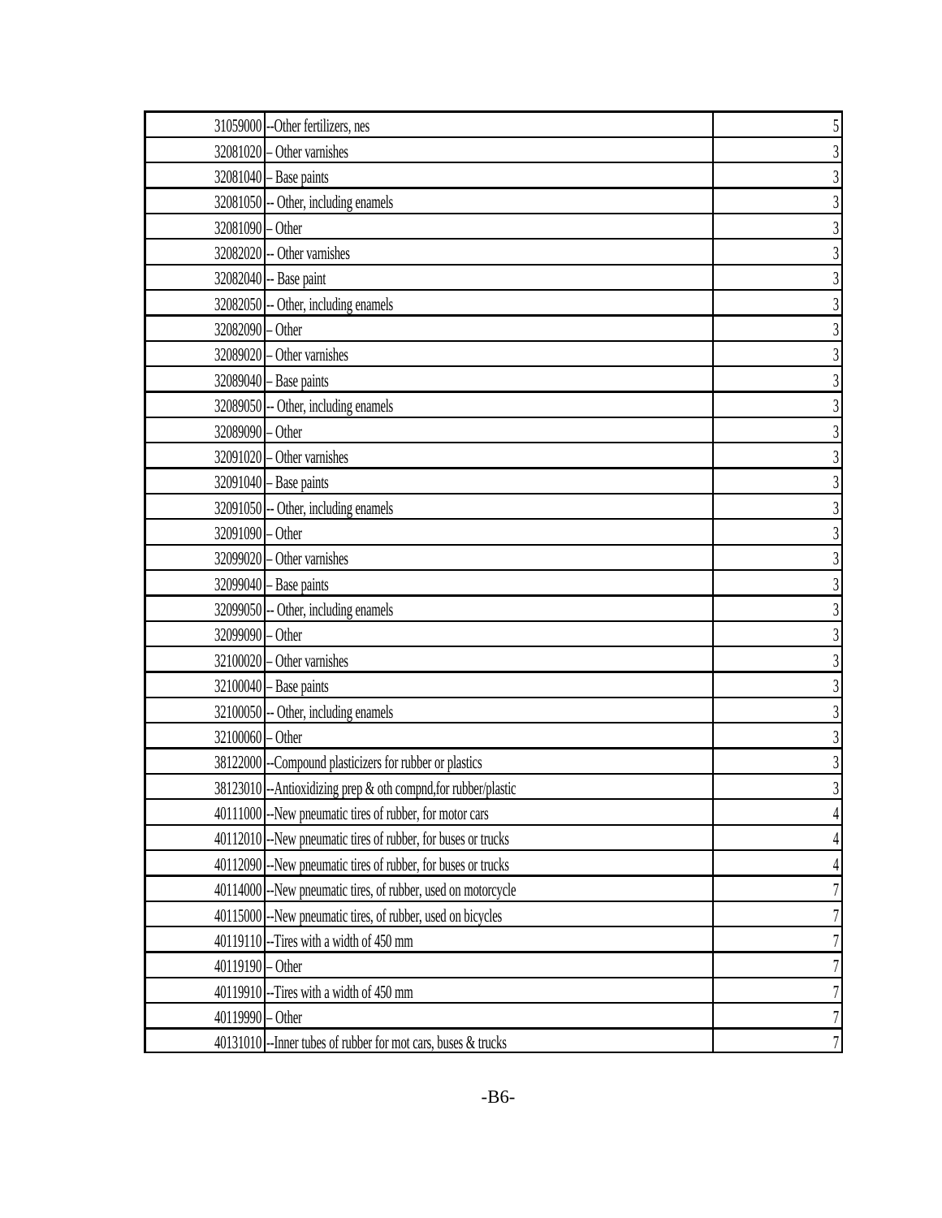| | | |
|---|---|---|
| 31059000 | --Other fertilizers, nes | 5 |
| 32081020 | – Other varnishes | 3 |
| 32081040 | – Base paints | 3 |
| 32081050 | -- Other, including enamels | 3 |
| 32081090 | – Other | 3 |
| 32082020 | -- Other varnishes | 3 |
| 32082040 | -- Base paint | 3 |
| 32082050 | -- Other, including enamels | 3 |
| 32082090 | – Other | 3 |
| 32089020 | – Other varnishes | 3 |
| 32089040 | – Base paints | 3 |
| 32089050 | -- Other, including enamels | 3 |
| 32089090 | – Other | 3 |
| 32091020 | – Other varnishes | 3 |
| 32091040 | – Base paints | 3 |
| 32091050 | -- Other, including enamels | 3 |
| 32091090 | – Other | 3 |
| 32099020 | – Other varnishes | 3 |
| 32099040 | – Base paints | 3 |
| 32099050 | -- Other, including enamels | 3 |
| 32099090 | – Other | 3 |
| 32100020 | – Other varnishes | 3 |
| 32100040 | – Base paints | 3 |
| 32100050 | -- Other, including enamels | 3 |
| 32100060 | – Other | 3 |
| 38122000 | --Compound plasticizers for rubber or plastics | 3 |
| 38123010 | --Antioxidizing prep & oth compnd,for rubber/plastic | 3 |
| 40111000 | --New pneumatic tires of rubber, for motor cars | 4 |
| 40112010 | --New pneumatic tires of rubber, for buses or trucks | 4 |
| 40112090 | --New pneumatic tires of rubber, for buses or trucks | 4 |
| 40114000 | --New pneumatic tires, of rubber, used on motorcycle | 7 |
| 40115000 | --New pneumatic tires, of rubber, used on bicycles | 7 |
| 40119110 | --Tires with a width of 450 mm | 7 |
| 40119190 | – Other | 7 |
| 40119910 | --Tires with a width of 450 mm | 7 |
| 40119990 | – Other | 7 |
| 40131010 | --Inner tubes of rubber for mot cars, buses & trucks | 7 |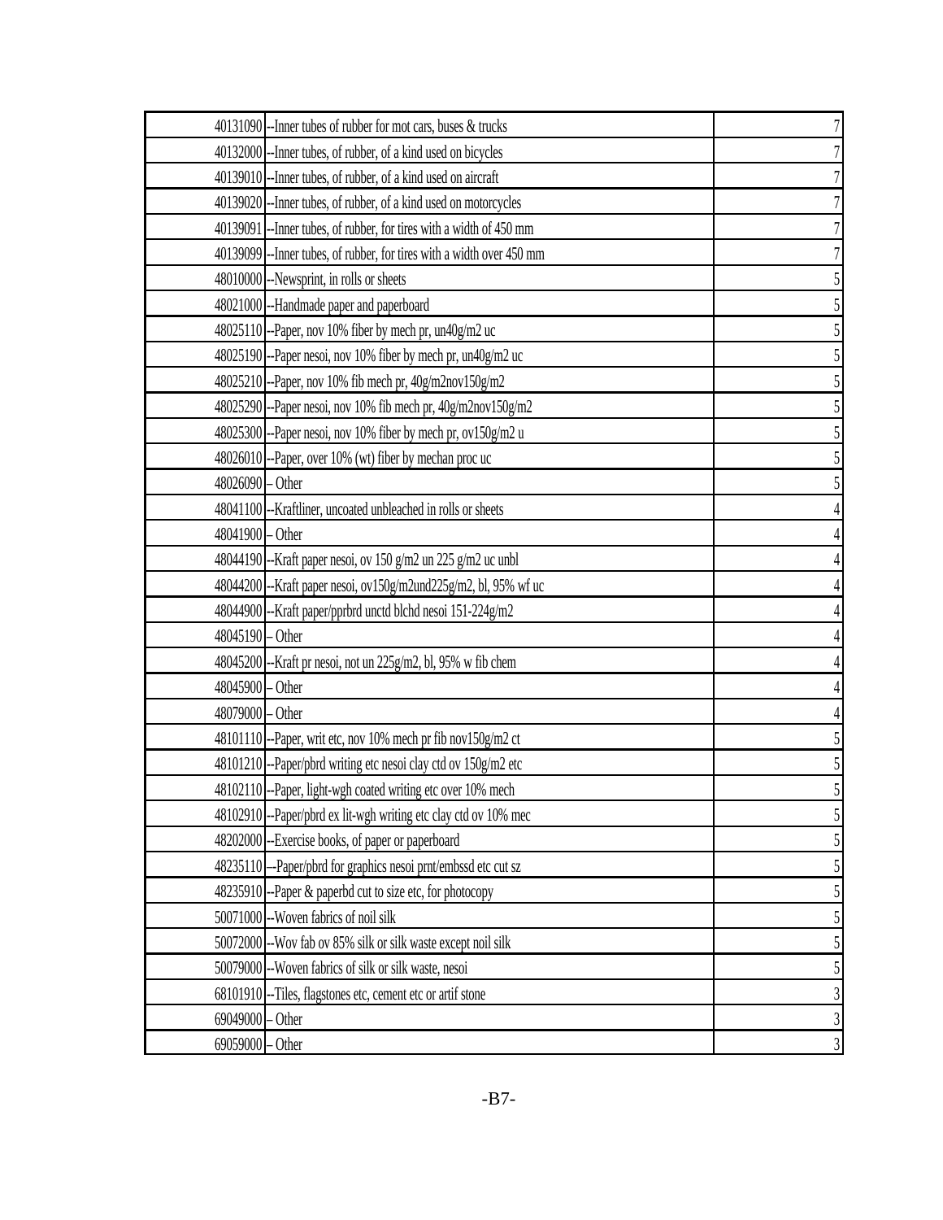| | | |
|---|---|---|
| 40131090 | --Inner tubes of rubber for mot cars, buses & trucks | 7 |
| 40132000 | --Inner tubes, of rubber, of a kind used on bicycles | 7 |
| 40139010 | --Inner tubes, of rubber, of a kind used on aircraft | 7 |
| 40139020 | --Inner tubes, of rubber, of a kind used on motorcycles | 7 |
| 40139091 | --Inner tubes, of rubber, for tires with a width of 450 mm | 7 |
| 40139099 | --Inner tubes, of rubber, for tires with a width over 450 mm | 7 |
| 48010000 | --Newsprint, in rolls or sheets | 5 |
| 48021000 | --Handmade paper and paperboard | 5 |
| 48025110 | --Paper, nov 10% fiber by mech pr, un40g/m2 uc | 5 |
| 48025190 | --Paper nesoi, nov 10% fiber by mech pr, un40g/m2 uc | 5 |
| 48025210 | --Paper, nov 10% fib mech pr, 40g/m2nov150g/m2 | 5 |
| 48025290 | --Paper nesoi, nov 10% fib mech pr, 40g/m2nov150g/m2 | 5 |
| 48025300 | --Paper nesoi, nov 10% fiber by mech pr, ov150g/m2 u | 5 |
| 48026010 | --Paper, over 10% (wt) fiber by mechan proc uc | 5 |
| 48026090 | – Other | 5 |
| 48041100 | --Kraftliner, uncoated unbleached in rolls or sheets | 4 |
| 48041900 | – Other | 4 |
| 48044190 | --Kraft paper nesoi, ov 150 g/m2 un 225 g/m2 uc unbl | 4 |
| 48044200 | --Kraft paper nesoi, ov150g/m2und225g/m2, bl, 95% wf uc | 4 |
| 48044900 | --Kraft paper/pprbrd unctd blchd nesoi 151-224g/m2 | 4 |
| 48045190 | – Other | 4 |
| 48045200 | --Kraft pr nesoi, not un 225g/m2, bl, 95% w fib chem | 4 |
| 48045900 | – Other | 4 |
| 48079000 | – Other | 4 |
| 48101110 | --Paper, writ etc, nov 10% mech pr fib nov150g/m2 ct | 5 |
| 48101210 | --Paper/pbrd writing etc nesoi clay ctd ov 150g/m2 etc | 5 |
| 48102110 | --Paper, light-wgh coated writing etc over 10% mech | 5 |
| 48102910 | --Paper/pbrd ex lit-wgh writing etc clay ctd ov 10% mec | 5 |
| 48202000 | --Exercise books, of paper or paperboard | 5 |
| 48235110 | ---Paper/pbrd for graphics nesoi prnt/embssd etc cut sz | 5 |
| 48235910 | --Paper & paperbd cut to size etc, for photocopy | 5 |
| 50071000 | --Woven fabrics of noil silk | 5 |
| 50072000 | --Wov fab ov 85% silk or silk waste except noil silk | 5 |
| 50079000 | --Woven fabrics of silk or silk waste, nesoi | 5 |
| 68101910 | --Tiles, flagstones etc, cement etc or artif stone | 3 |
| 69049000 | – Other | 3 |
| 69059000 | – Other | 3 |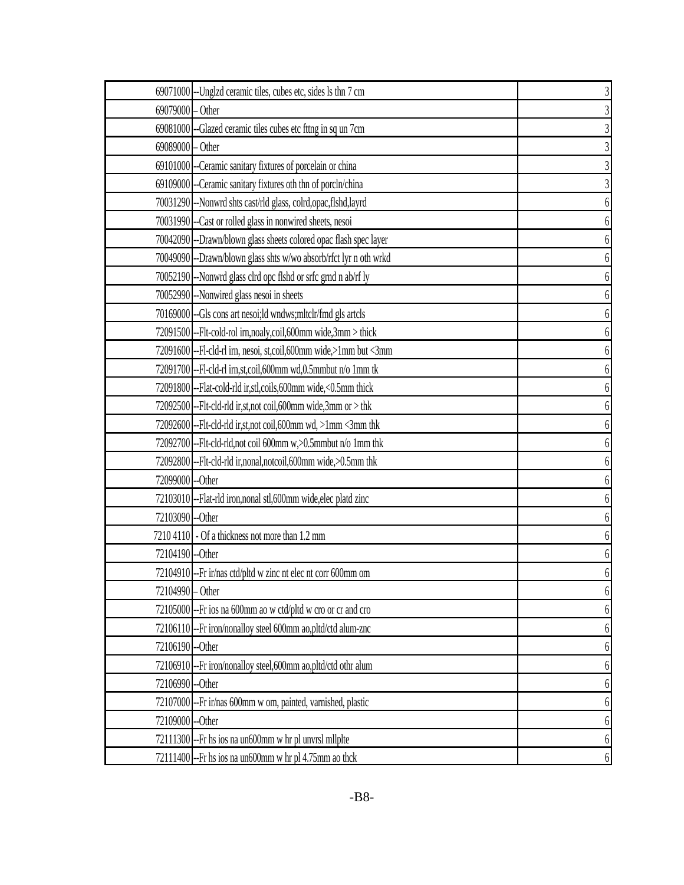| | | |
|---|---|---|
| 69071000 | --Unglzd ceramic tiles, cubes etc, sides ls thn 7 cm | 3 |
| 69079000 | – Other | 3 |
| 69081000 | --Glazed ceramic tiles cubes etc fttng in sq un 7cm | 3 |
| 69089000 | – Other | 3 |
| 69101000 | --Ceramic sanitary fixtures of porcelain or china | 3 |
| 69109000 | --Ceramic sanitary fixtures oth thn of porcln/china | 3 |
| 70031290 | --Nonwrd shts cast/rld glass, colrd,opac,flshd,layrd | 6 |
| 70031990 | --Cast or rolled glass in nonwired sheets, nesoi | 6 |
| 70042090 | --Drawn/blown glass sheets colored opac flash spec layer | 6 |
| 70049090 | --Drawn/blown glass shts w/wo absorb/rfct lyr n oth wrkd | 6 |
| 70052190 | --Nonwrd glass clrd opc flshd or srfc grnd n ab/rf ly | 6 |
| 70052990 | --Nonwired glass nesoi in sheets | 6 |
| 70169000 | --Gls cons art nesoi;ld wndws;mltclr/fmd gls artcls | 6 |
| 72091500 | --Flt-cold-rol irn,noaly,coil,600mm wide,3mm > thick | 6 |
| 72091600 | --Fl-cld-rl irn, nesoi, st,coil,600mm wide,>1mm but <3mm | 6 |
| 72091700 | --Fl-cld-rl irn,st,coil,600mm wd,0.5mmbut n/o 1mm tk | 6 |
| 72091800 | --Flat-cold-rld ir,stl,coils,600mm wide,<0.5mm thick | 6 |
| 72092500 | --Flt-cld-rld ir,st,not coil,600mm wide,3mm or > thk | 6 |
| 72092600 | --Flt-cld-rld ir,st,not coil,600mm wd, >1mm <3mm thk | 6 |
| 72092700 | --Flt-cld-rld,not coil 600mm w,>0.5mmbut n/o 1mm thk | 6 |
| 72092800 | --Flt-cld-rld ir,nonal,notcoil,600mm wide,>0.5mm thk | 6 |
| 72099000 | --Other | 6 |
| 72103010 | --Flat-rld iron,nonal stl,600mm wide,elec platd zinc | 6 |
| 72103090 | --Other | 6 |
| 7210 4110 | - Of a thickness not more than 1.2 mm | 6 |
| 72104190 | --Other | 6 |
| 72104910 | --Fr ir/nas ctd/pltd w zinc nt elec nt corr 600mm om | 6 |
| 72104990 | – Other | 6 |
| 72105000 | --Fr ios na 600mm ao w ctd/pltd w cro or cr and cro | 6 |
| 72106110 | --Fr iron/nonalloy steel 600mm ao,pltd/ctd alum-znc | 6 |
| 72106190 | --Other | 6 |
| 72106910 | --Fr iron/nonalloy steel,600mm ao,pltd/ctd othr alum | 6 |
| 72106990 | --Other | 6 |
| 72107000 | --Fr ir/nas 600mm w om, painted, varnished, plastic | 6 |
| 72109000 | --Other | 6 |
| 72111300 | --Fr hs ios na un600mm w hr pl unvrsl mllplte | 6 |
| 72111400 | --Fr hs ios na un600mm w hr pl 4.75mm ao thck | 6 |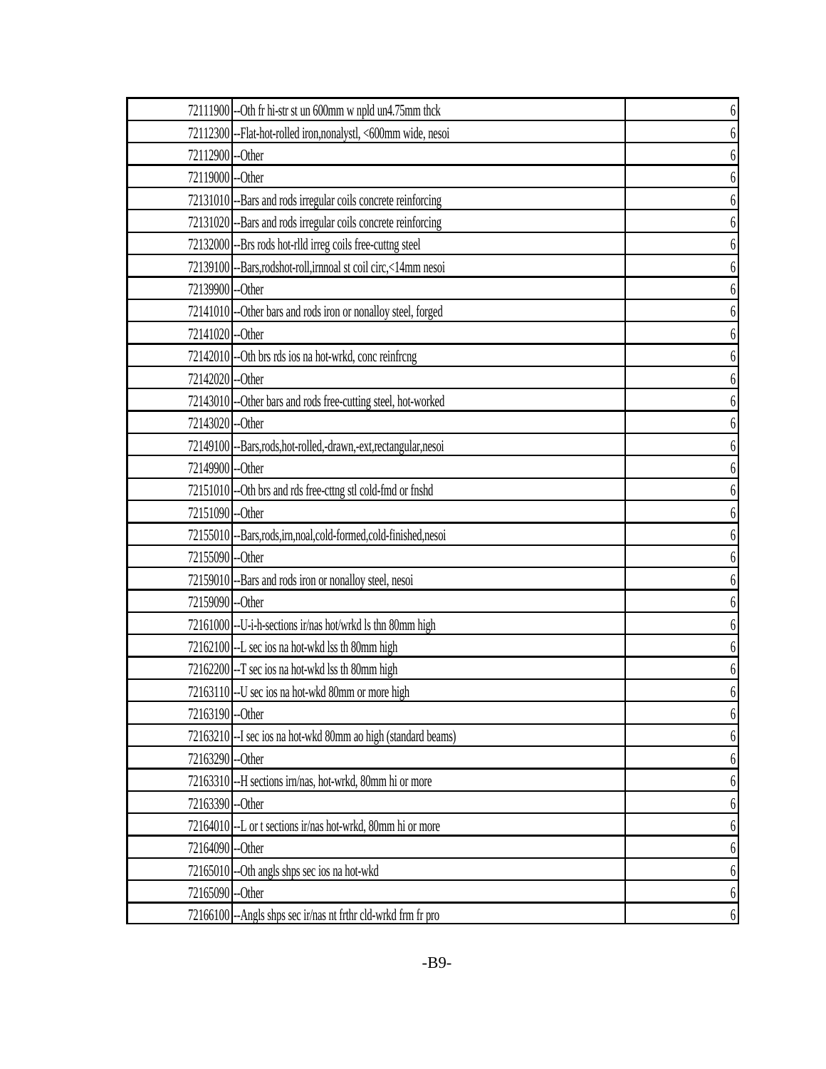| | | | |
|---|---|---|---|
| | 72111900 | --Oth fr hi-str st un 600mm w npld un4.75mm thck | 6 |
| | 72112300 | --Flat-hot-rolled iron,nonalystl, <600mm wide, nesoi | 6 |
| | 72112900 | --Other | 6 |
| | 72119000 | --Other | 6 |
| | 72131010 | --Bars and rods irregular coils concrete reinforcing | 6 |
| | 72131020 | --Bars and rods irregular coils concrete reinforcing | 6 |
| | 72132000 | --Brs rods hot-rlld irreg coils free-cuttng steel | 6 |
| | 72139100 | --Bars,rodshot-roll,irnnoal st coil circ,<14mm nesoi | 6 |
| | 72139900 | --Other | 6 |
| | 72141010 | --Other bars and rods iron or nonalloy steel, forged | 6 |
| | 72141020 | --Other | 6 |
| | 72142010 | --Oth brs rds ios na hot-wrkd, conc reinfrcng | 6 |
| | 72142020 | --Other | 6 |
| | 72143010 | --Other bars and rods free-cutting steel, hot-worked | 6 |
| | 72143020 | --Other | 6 |
| | 72149100 | --Bars,rods,hot-rolled,-drawn,-ext,rectangular,nesoi | 6 |
| | 72149900 | --Other | 6 |
| | 72151010 | --Oth brs and rds free-cttng stl cold-fmd or fnshd | 6 |
| | 72151090 | --Other | 6 |
| | 72155010 | --Bars,rods,irn,noal,cold-formed,cold-finished,nesoi | 6 |
| | 72155090 | --Other | 6 |
| | 72159010 | --Bars and rods iron or nonalloy steel, nesoi | 6 |
| | 72159090 | --Other | 6 |
| | 72161000 | --U-i-h-sections ir/nas hot/wrkd ls thn 80mm high | 6 |
| | 72162100 | --L sec ios na hot-wkd lss th 80mm high | 6 |
| | 72162200 | --T sec ios na hot-wkd lss th 80mm high | 6 |
| | 72163110 | --U sec ios na hot-wkd 80mm or more high | 6 |
| | 72163190 | --Other | 6 |
| | 72163210 | --I sec ios na hot-wkd 80mm ao high (standard beams) | 6 |
| | 72163290 | --Other | 6 |
| | 72163310 | --H sections irn/nas, hot-wrkd, 80mm hi or more | 6 |
| | 72163390 | --Other | 6 |
| | 72164010 | --L or t sections ir/nas hot-wrkd, 80mm hi or more | 6 |
| | 72164090 | --Other | 6 |
| | 72165010 | --Oth angls shps sec ios na hot-wkd | 6 |
| | 72165090 | --Other | 6 |
| | 72166100 | --Angls shps sec ir/nas nt frthr cld-wrkd frm fr pro | 6 |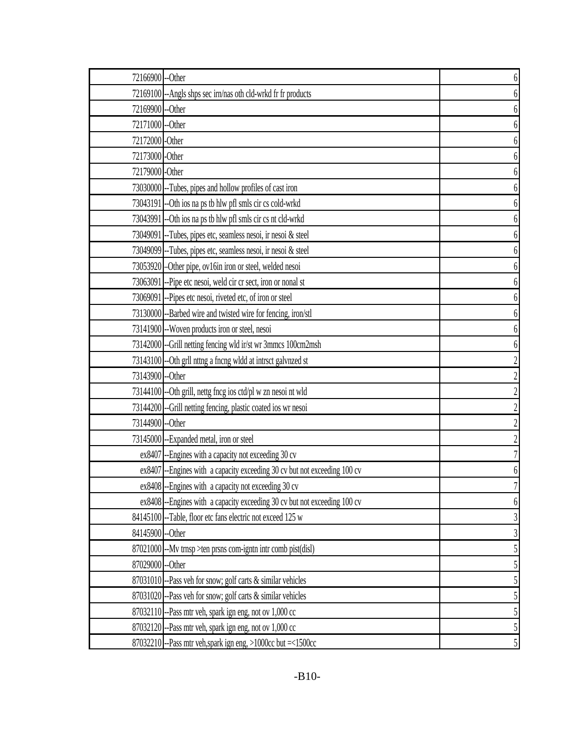| | | |
|---|---|---|
| 72166900 | --Other | 6 |
| 72169100 | --Angls shps sec irn/nas oth cld-wrkd fr fr products | 6 |
| 72169900 | --Other | 6 |
| 72171000 | --Other | 6 |
| 72172000 | -Other | 6 |
| 72173000 | -Other | 6 |
| 72179000 | -Other | 6 |
| 73030000 | --Tubes, pipes and hollow profiles of cast iron | 6 |
| 73043191 | --Oth ios na ps tb hlw pfl smls cir cs cold-wrkd | 6 |
| 73043991 | --Oth ios na ps tb hlw pfl smls cir cs nt cld-wrkd | 6 |
| 73049091 | --Tubes, pipes etc, seamless nesoi, ir nesoi & steel | 6 |
| 73049099 | --Tubes, pipes etc, seamless nesoi, ir nesoi & steel | 6 |
| 73053920 | –Other pipe, ov16in iron or steel, welded nesoi | 6 |
| 73063091 | --Pipe etc nesoi, weld cir cr sect, iron or nonal st | 6 |
| 73069091 | --Pipes etc nesoi, riveted etc, of iron or steel | 6 |
| 73130000 | --Barbed wire and twisted wire for fencing, iron/stl | 6 |
| 73141900 | --Woven products iron or steel, nesoi | 6 |
| 73142000 | --Grill netting fencing wld ir/st wr 3mmcs 100cm2msh | 6 |
| 73143100 | --Oth grll nttng a fncng wldd at intrsct galvnzed st | 2 |
| 73143900 | --Other | 2 |
| 73144100 | --Oth grill, nettg fncg ios ctd/pl w zn nesoi nt wld | 2 |
| 73144200 | --Grill netting fencing, plastic coated ios wr nesoi | 2 |
| 73144900 | --Other | 2 |
| 73145000 | --Expanded metal, iron or steel | 2 |
| ex8407 | --Engines with a capacity not exceeding 30 cv | 7 |
| ex8407 | --Engines with a capacity exceeding 30 cv but not exceeding 100 cv | 6 |
| ex8408 | --Engines with a capacity not exceeding 30 cv | 7 |
| ex8408 | --Engines with a capacity exceeding 30 cv but not exceeding 100 cv | 6 |
| 84145100 | --Table, floor etc fans electric not exceed 125 w | 3 |
| 84145900 | --Other | 3 |
| 87021000 | --Mv trnsp >ten prsns com-igntn intr comb pist(disl) | 5 |
| 87029000 | --Other | 5 |
| 87031010 | --Pass veh for snow; golf carts & similar vehicles | 5 |
| 87031020 | --Pass veh for snow; golf carts & similar vehicles | 5 |
| 87032110 | --Pass mtr veh, spark ign eng, not ov 1,000 cc | 5 |
| 87032120 | --Pass mtr veh, spark ign eng, not ov 1,000 cc | 5 |
| 87032210 | --Pass mtr veh,spark ign eng, >1000cc but =<1500cc | 5 |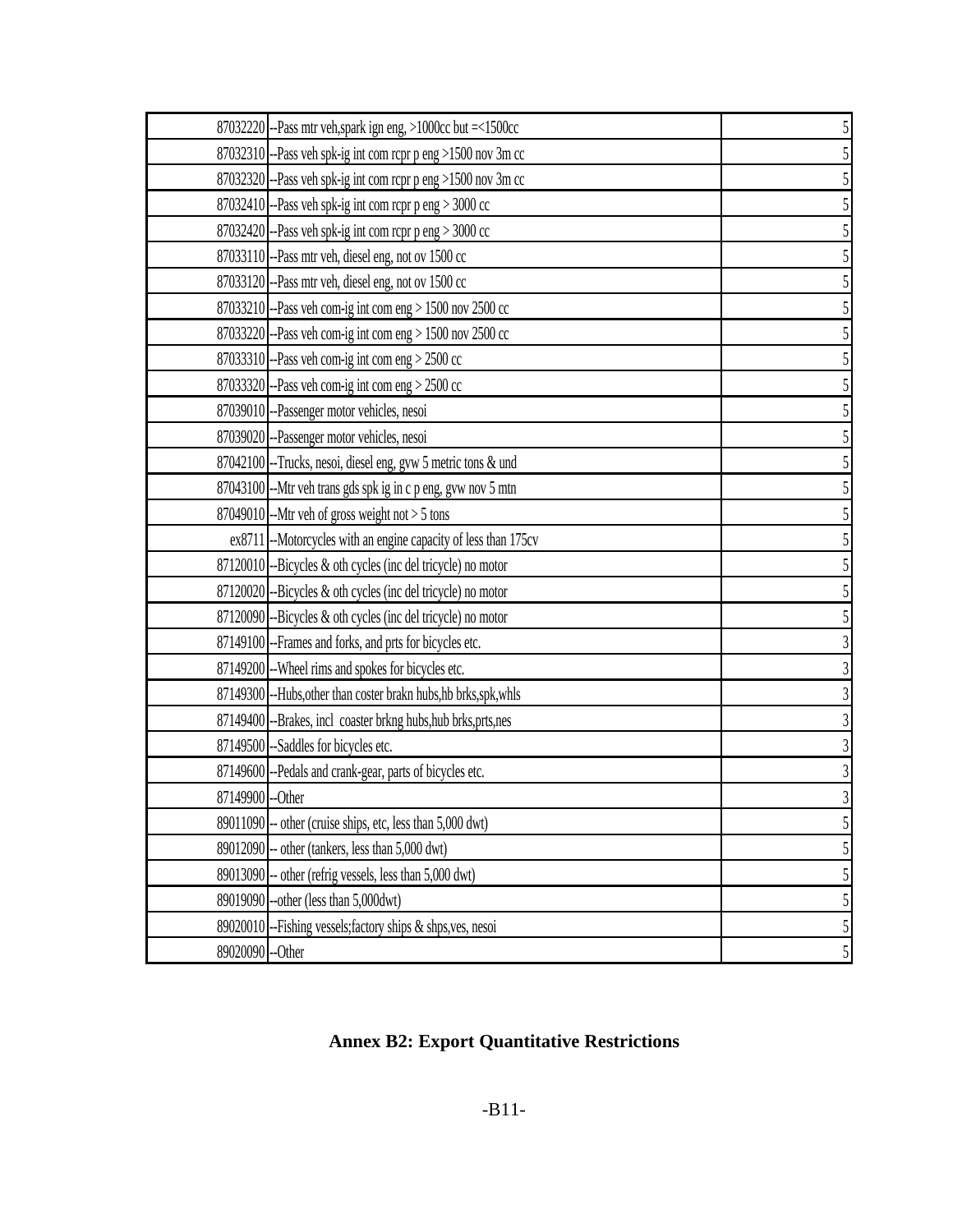| | | |
|---|---|---|
| 87032220 | --Pass mtr veh,spark ign eng, >1000cc but =<1500cc | 5 |
| 87032310 | --Pass veh spk-ig int com rcpr p eng >1500 nov 3m cc | 5 |
| 87032320 | --Pass veh spk-ig int com rcpr p eng >1500 nov 3m cc | 5 |
| 87032410 | --Pass veh spk-ig int com rcpr p eng > 3000 cc | 5 |
| 87032420 | --Pass veh spk-ig int com rcpr p eng > 3000 cc | 5 |
| 87033110 | --Pass mtr veh, diesel eng, not ov 1500 cc | 5 |
| 87033120 | --Pass mtr veh, diesel eng, not ov 1500 cc | 5 |
| 87033210 | --Pass veh com-ig int com eng > 1500 nov 2500 cc | 5 |
| 87033220 | --Pass veh com-ig int com eng > 1500 nov 2500 cc | 5 |
| 87033310 | --Pass veh com-ig int com eng > 2500 cc | 5 |
| 87033320 | --Pass veh com-ig int com eng > 2500 cc | 5 |
| 87039010 | --Passenger motor vehicles, nesoi | 5 |
| 87039020 | --Passenger motor vehicles, nesoi | 5 |
| 87042100 | --Trucks, nesoi, diesel eng, gvw 5 metric tons & und | 5 |
| 87043100 | --Mtr veh trans gds spk ig in c p eng, gvw nov 5 mtn | 5 |
| 87049010 | --Mtr veh of gross weight not > 5 tons | 5 |
| ex8711 | --Motorcycles with an engine capacity of less than 175cv | 5 |
| 87120010 | --Bicycles & oth cycles (inc del tricycle) no motor | 5 |
| 87120020 | --Bicycles & oth cycles (inc del tricycle) no motor | 5 |
| 87120090 | --Bicycles & oth cycles (inc del tricycle) no motor | 5 |
| 87149100 | --Frames and forks, and prts for bicycles etc. | 3 |
| 87149200 | --Wheel rims and spokes for bicycles etc. | 3 |
| 87149300 | --Hubs,other than coster brakn hubs,hb brks,spk,whls | 3 |
| 87149400 | --Brakes, incl coaster brkng hubs,hub brks,prts,nes | 3 |
| 87149500 | --Saddles for bicycles etc. | 3 |
| 87149600 | --Pedals and crank-gear, parts of bicycles etc. | 3 |
| 87149900 | --Other | 3 |
| 89011090 | -- other (cruise ships, etc, less than 5,000 dwt) | 5 |
| 89012090 | -- other (tankers, less than 5,000 dwt) | 5 |
| 89013090 | -- other (refrig vessels, less than 5,000 dwt) | 5 |
| 89019090 | --other (less than 5,000dwt) | 5 |
| 89020010 | --Fishing vessels;factory ships & shps,ves, nesoi | 5 |
| 89020090 | --Other | 5 |

## Annex B2: Export Quantitative Restrictions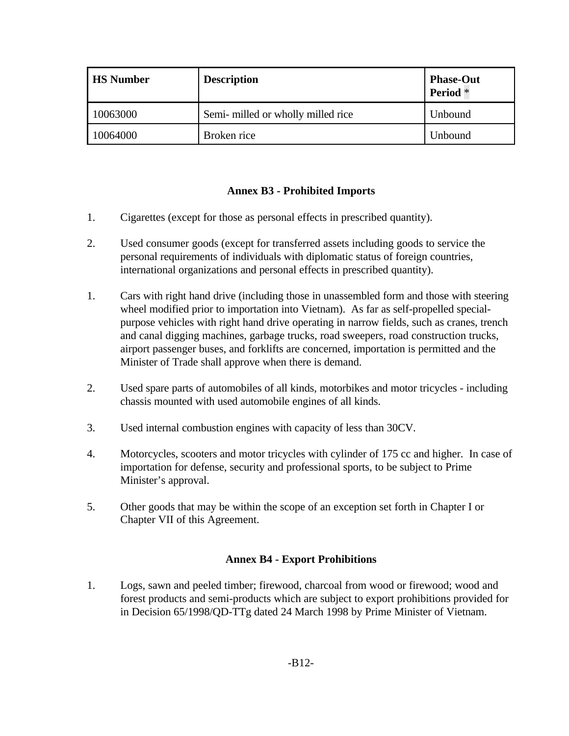| HS Number | Description | Phase-Out Period * |
|---|---|---|
| 10063000 | Semi- milled or wholly milled rice | Unbound |
| 10064000 | Broken rice | Unbound |

### Annex B3 - Prohibited Imports

1. Cigarettes (except for those as personal effects in prescribed quantity).

2. Used consumer goods (except for transferred assets including goods to service the personal requirements of individuals with diplomatic status of foreign countries, international organizations and personal effects in prescribed quantity).

1. Cars with right hand drive (including those in unassembled form and those with steering wheel modified prior to importation into Vietnam). As far as self-propelled special-purpose vehicles with right hand drive operating in narrow fields, such as cranes, trench and canal digging machines, garbage trucks, road sweepers, road construction trucks, airport passenger buses, and forklifts are concerned, importation is permitted and the Minister of Trade shall approve when there is demand.

2. Used spare parts of automobiles of all kinds, motorbikes and motor tricycles - including chassis mounted with used automobile engines of all kinds.

3. Used internal combustion engines with capacity of less than 30CV.

4. Motorcycles, scooters and motor tricycles with cylinder of 175 cc and higher. In case of importation for defense, security and professional sports, to be subject to Prime Minister's approval.

5. Other goods that may be within the scope of an exception set forth in Chapter I or Chapter VII of this Agreement.

### Annex B4 - Export Prohibitions

1. Logs, sawn and peeled timber; firewood, charcoal from wood or firewood; wood and forest products and semi-products which are subject to export prohibitions provided for in Decision 65/1998/QD-TTg dated 24 March 1998 by Prime Minister of Vietnam.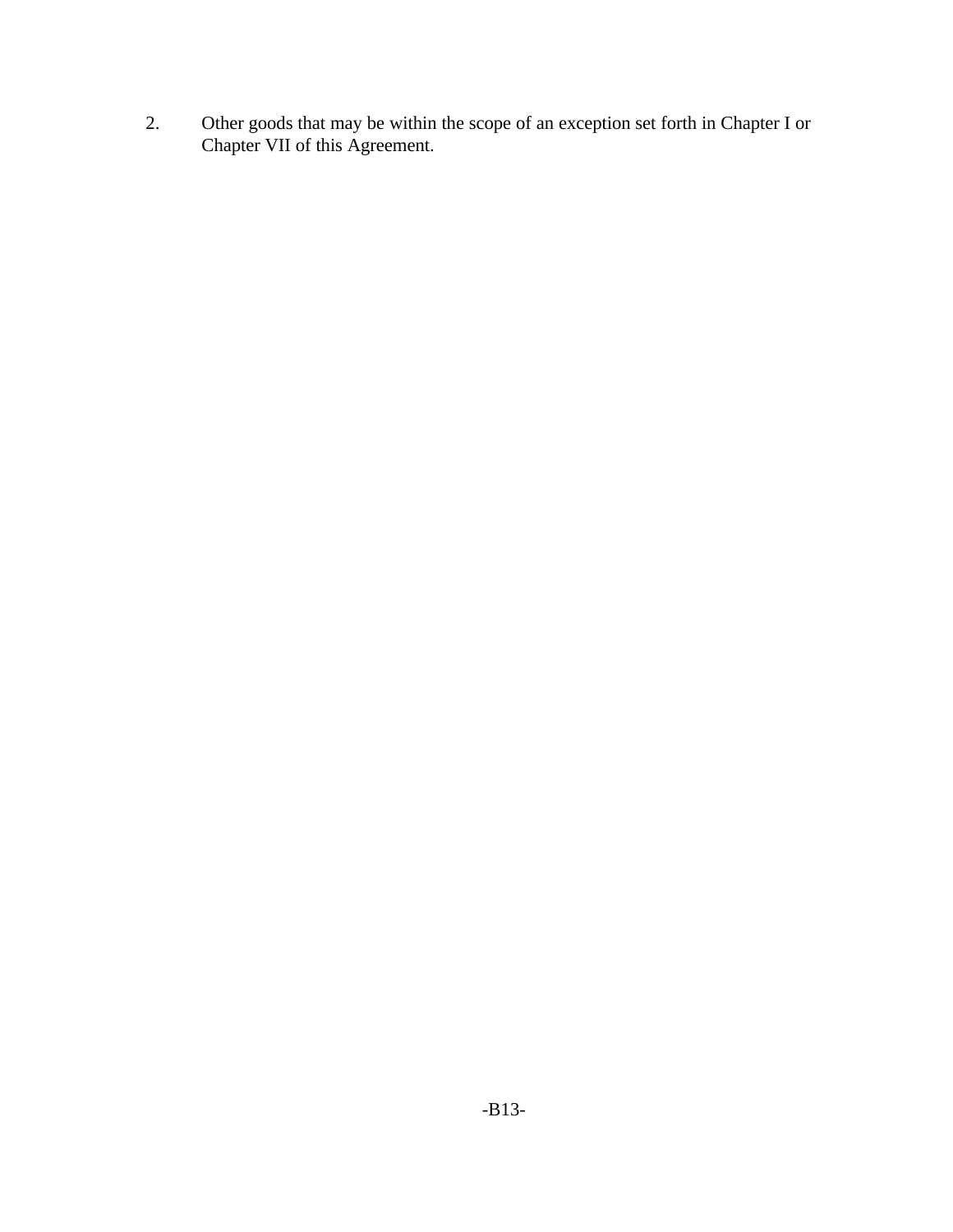2. Other goods that may be within the scope of an exception set forth in Chapter I or Chapter VII of this Agreement.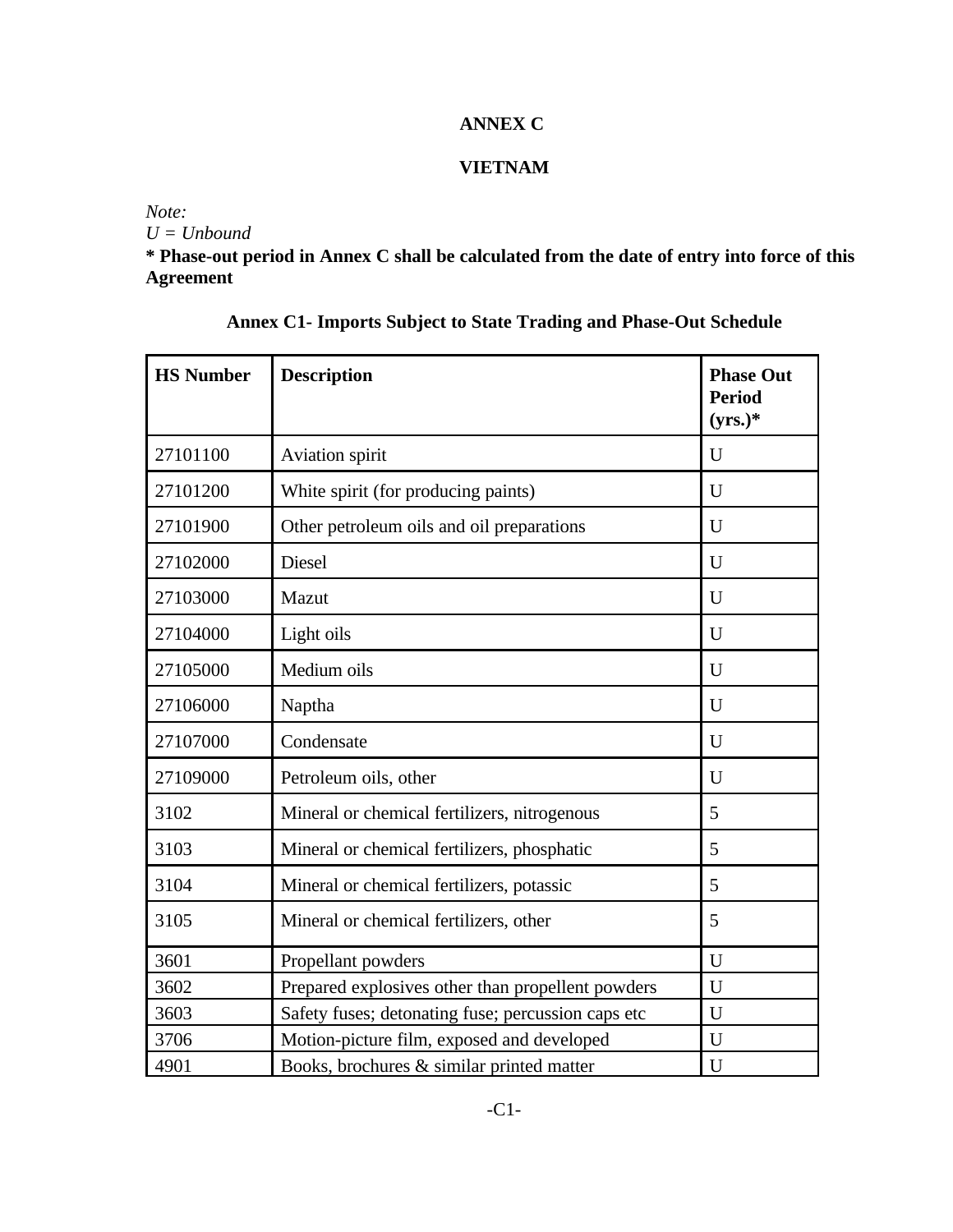# ANNEX C

## VIETNAM

*Note:*
*U = Unbound*
**\* Phase-out period in Annex C shall be calculated from the date of entry into force of this Agreement**

### Annex C1- Imports Subject to State Trading and Phase-Out Schedule

| HS Number | Description | Phase Out Period (yrs.)* |
|---|---|---|
| 27101100 | Aviation spirit | U |
| 27101200 | White spirit (for producing paints) | U |
| 27101900 | Other petroleum oils and oil preparations | U |
| 27102000 | Diesel | U |
| 27103000 | Mazut | U |
| 27104000 | Light oils | U |
| 27105000 | Medium oils | U |
| 27106000 | Naptha | U |
| 27107000 | Condensate | U |
| 27109000 | Petroleum oils, other | U |
| 3102 | Mineral or chemical fertilizers, nitrogenous | 5 |
| 3103 | Mineral or chemical fertilizers, phosphatic | 5 |
| 3104 | Mineral or chemical fertilizers, potassic | 5 |
| 3105 | Mineral or chemical fertilizers, other | 5 |
| 3601 | Propellant powders | U |
| 3602 | Prepared explosives other than propellent powders | U |
| 3603 | Safety fuses; detonating fuse; percussion caps etc | U |
| 3706 | Motion-picture film, exposed and developed | U |
| 4901 | Books, brochures & similar printed matter | U |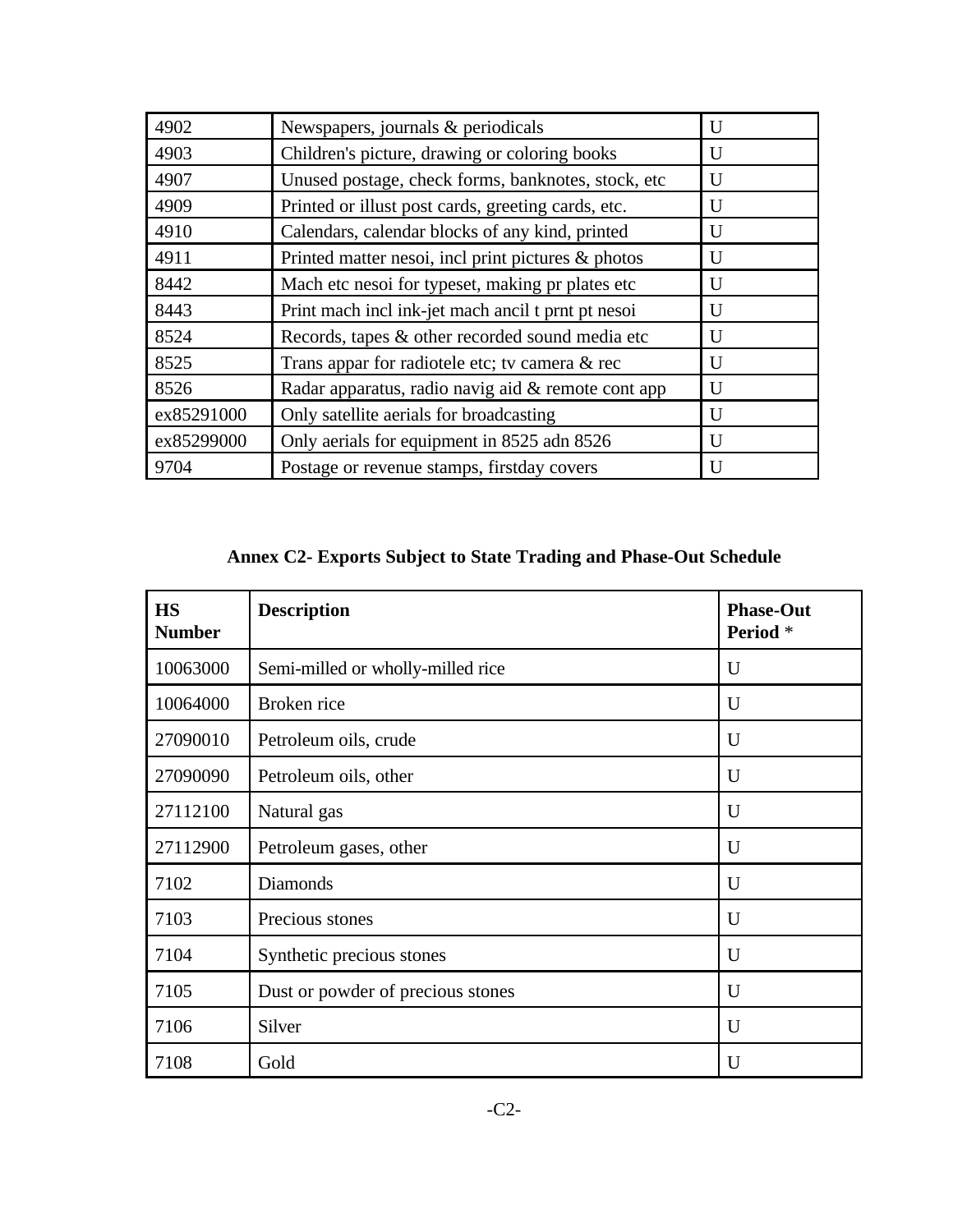| | | |
|---|---|---|
| 4902 | Newspapers, journals & periodicals | U |
| 4903 | Children's picture, drawing or coloring books | U |
| 4907 | Unused postage, check forms, banknotes, stock, etc | U |
| 4909 | Printed or illust post cards, greeting cards, etc. | U |
| 4910 | Calendars, calendar blocks of any kind, printed | U |
| 4911 | Printed matter nesoi, incl print pictures & photos | U |
| 8442 | Mach etc nesoi for typeset, making pr plates etc | U |
| 8443 | Print mach incl ink-jet mach ancil t prnt pt nesoi | U |
| 8524 | Records, tapes & other recorded sound media etc | U |
| 8525 | Trans appar for radiotele etc; tv camera & rec | U |
| 8526 | Radar apparatus, radio navig aid & remote cont app | U |
| ex85291000 | Only satellite aerials for broadcasting | U |
| ex85299000 | Only aerials for equipment in 8525 adn 8526 | U |
| 9704 | Postage or revenue stamps, firstday covers | U |

## Annex C2- Exports Subject to State Trading and Phase-Out Schedule

| HS Number | Description | Phase-Out Period * |
|---|---|---|
| 10063000 | Semi-milled or wholly-milled rice | U |
| 10064000 | Broken rice | U |
| 27090010 | Petroleum oils, crude | U |
| 27090090 | Petroleum oils, other | U |
| 27112100 | Natural gas | U |
| 27112900 | Petroleum gases, other | U |
| 7102 | Diamonds | U |
| 7103 | Precious stones | U |
| 7104 | Synthetic precious stones | U |
| 7105 | Dust or powder of precious stones | U |
| 7106 | Silver | U |
| 7108 | Gold | U |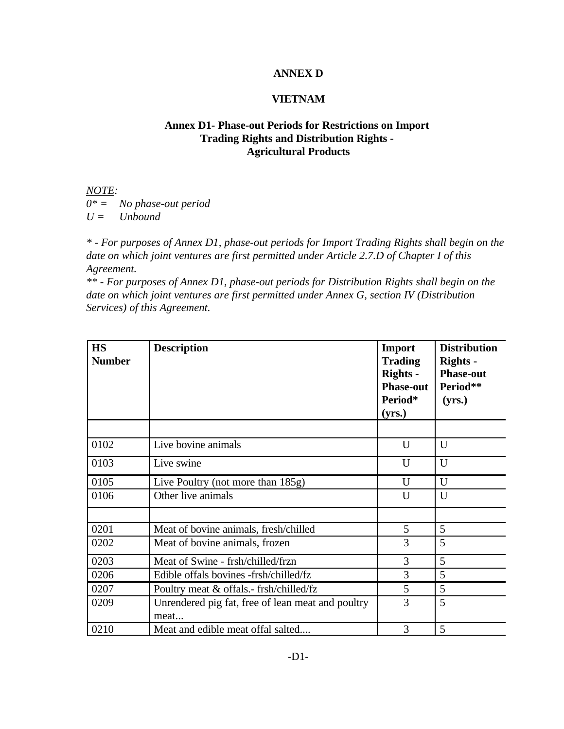## ANNEX D

## VIETNAM

### Annex D1- Phase-out Periods for Restrictions on Import Trading Rights and Distribution Rights - Agricultural Products

*NOTE:*
*0* = No phase-out period*
*U = Unbound*

** - For purposes of Annex D1, phase-out periods for Import Trading Rights shall begin on the date on which joint ventures are first permitted under Article 2.7.D of Chapter I of this Agreement.*
*** - For purposes of Annex D1, phase-out periods for Distribution Rights shall begin on the date on which joint ventures are first permitted under Annex G, section IV (Distribution Services) of this Agreement.*

| HS Number | Description | Import Trading Rights - Phase-out Period* (yrs.) | Distribution Rights - Phase-out Period** (yrs.) |
|---|---|---|---|
| | | | |
| 0102 | Live bovine animals | U | U |
| 0103 | Live swine | U | U |
| 0105 | Live Poultry (not more than 185g) | U | U |
| 0106 | Other live animals | U | U |
| | | | |
| 0201 | Meat of bovine animals, fresh/chilled | 5 | 5 |
| 0202 | Meat of bovine animals, frozen | 3 | 5 |
| 0203 | Meat of Swine - frsh/chilled/frzn | 3 | 5 |
| 0206 | Edible offals bovines -frsh/chilled/fz | 3 | 5 |
| 0207 | Poultry meat & offals.- frsh/chilled/fz | 5 | 5 |
| 0209 | Unrendered pig fat, free of lean meat and poultry meat... | 3 | 5 |
| 0210 | Meat and edible meat offal salted.... | 3 | 5 |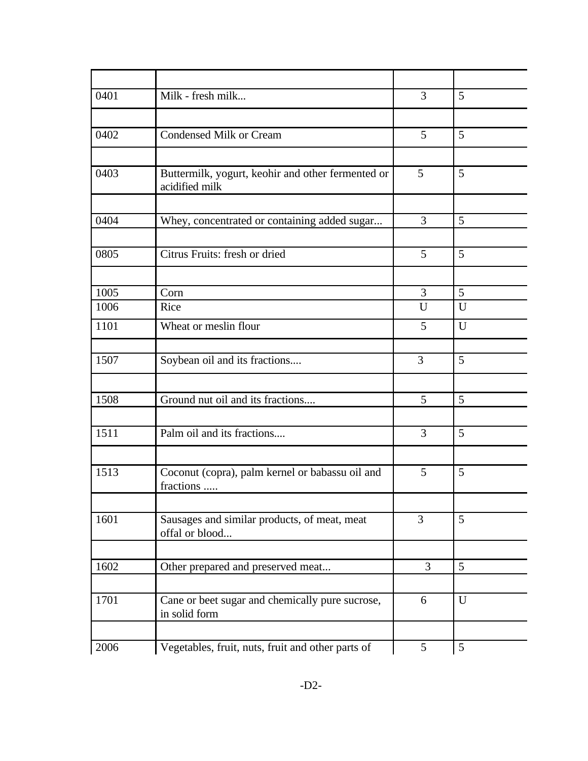| | | | |
|---|---|---|---|
| 0401 | Milk - fresh milk... | 3 | 5 |
| 0402 | Condensed Milk or Cream | 5 | 5 |
| 0403 | Buttermilk, yogurt, keohir and other fermented or acidified milk | 5 | 5 |
| 0404 | Whey, concentrated or containing added sugar... | 3 | 5 |
| 0805 | Citrus Fruits: fresh or dried | 5 | 5 |
| 1005 | Corn | 3 | 5 |
| 1006 | Rice | U | U |
| 1101 | Wheat or meslin flour | 5 | U |
| 1507 | Soybean oil and its fractions.... | 3 | 5 |
| 1508 | Ground nut oil and its fractions.... | 5 | 5 |
| 1511 | Palm oil and its fractions.... | 3 | 5 |
| 1513 | Coconut (copra), palm kernel or babassu oil and fractions ..... | 5 | 5 |
| 1601 | Sausages and similar products, of meat, meat offal or blood... | 3 | 5 |
| 1602 | Other prepared and preserved meat... | 3 | 5 |
| 1701 | Cane or beet sugar and chemically pure sucrose, in solid form | 6 | U |
| 2006 | Vegetables, fruit, nuts, fruit and other parts of | 5 | 5 |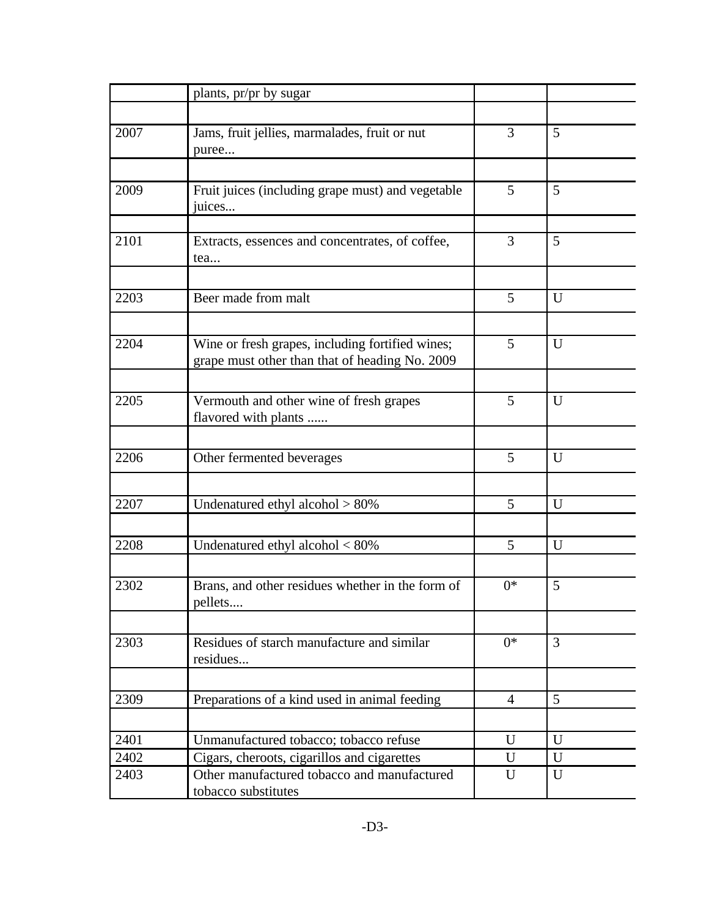| | | | |
|---|---|---|---|
| | plants, pr/pr by sugar | | |
| | | | |
| 2007 | Jams, fruit jellies, marmalades, fruit or nut puree... | 3 | 5 |
| | | | |
| 2009 | Fruit juices (including grape must) and vegetable juices... | 5 | 5 |
| | | | |
| 2101 | Extracts, essences and concentrates, of coffee, tea... | 3 | 5 |
| | | | |
| 2203 | Beer made from malt | 5 | U |
| | | | |
| 2204 | Wine or fresh grapes, including fortified wines; grape must other than that of heading No. 2009 | 5 | U |
| | | | |
| 2205 | Vermouth and other wine of fresh grapes flavored with plants ...... | 5 | U |
| | | | |
| 2206 | Other fermented beverages | 5 | U |
| | | | |
| 2207 | Undenatured ethyl alcohol > 80% | 5 | U |
| | | | |
| 2208 | Undenatured ethyl alcohol < 80% | 5 | U |
| | | | |
| 2302 | Brans, and other residues whether in the form of pellets.... | 0* | 5 |
| | | | |
| 2303 | Residues of starch manufacture and similar residues... | 0* | 3 |
| | | | |
| 2309 | Preparations of a kind used in animal feeding | 4 | 5 |
| | | | |
| 2401 | Unmanufactured tobacco; tobacco refuse | U | U |
| 2402 | Cigars, cheroots, cigarillos and cigarettes | U | U |
| 2403 | Other manufactured tobacco and manufactured tobacco substitutes | U | U |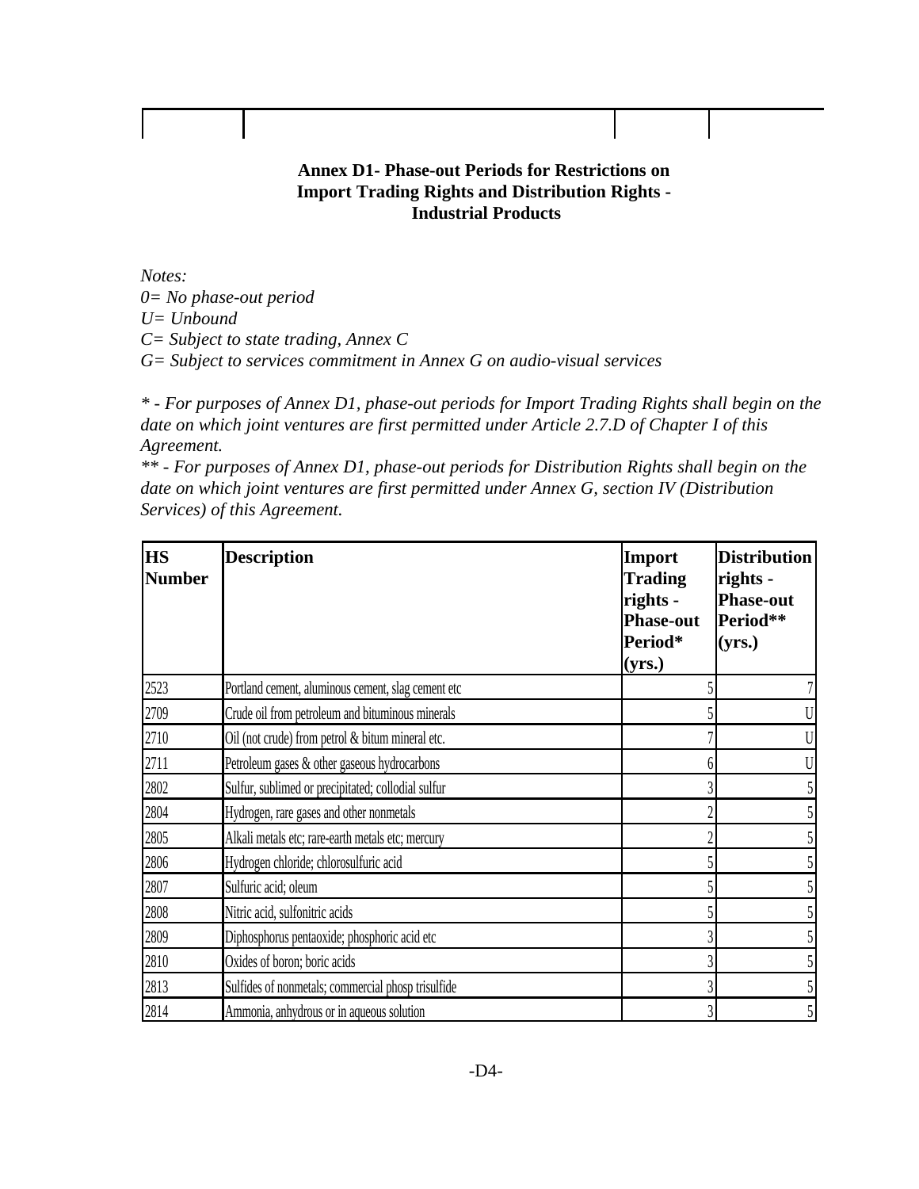## Annex D1- Phase-out Periods for Restrictions on Import Trading Rights and Distribution Rights - Industrial Products

*Notes:*
*0= No phase-out period*
*U= Unbound*
*C= Subject to state trading, Annex C*
*G= Subject to services commitment in Annex G on audio-visual services*

*\* - For purposes of Annex D1, phase-out periods for Import Trading Rights shall begin on the date on which joint ventures are first permitted under Article 2.7.D of Chapter I of this Agreement.*
*\*\* - For purposes of Annex D1, phase-out periods for Distribution Rights shall begin on the date on which joint ventures are first permitted under Annex G, section IV (Distribution Services) of this Agreement.*

| HS Number | Description | Import Trading rights - Phase-out Period* (yrs.) | Distribution rights - Phase-out Period** (yrs.) |
|---|---|---|---|
| 2523 | Portland cement, aluminous cement, slag cement etc | 5 | 7 |
| 2709 | Crude oil from petroleum and bituminous minerals | 5 | U |
| 2710 | Oil (not crude) from petrol & bitum mineral etc. | 7 | U |
| 2711 | Petroleum gases & other gaseous hydrocarbons | 6 | U |
| 2802 | Sulfur, sublimed or precipitated; collodial sulfur | 3 | 5 |
| 2804 | Hydrogen, rare gases and other nonmetals | 2 | 5 |
| 2805 | Alkali metals etc; rare-earth metals etc; mercury | 2 | 5 |
| 2806 | Hydrogen chloride; chlorosulfuric acid | 5 | 5 |
| 2807 | Sulfuric acid; oleum | 5 | 5 |
| 2808 | Nitric acid, sulfonitric acids | 5 | 5 |
| 2809 | Diphosphorus pentaoxide; phosphoric acid etc | 3 | 5 |
| 2810 | Oxides of boron; boric acids | 3 | 5 |
| 2813 | Sulfides of nonmetals; commercial phosp trisulfide | 3 | 5 |
| 2814 | Ammonia, anhydrous or in aqueous solution | 3 | 5 |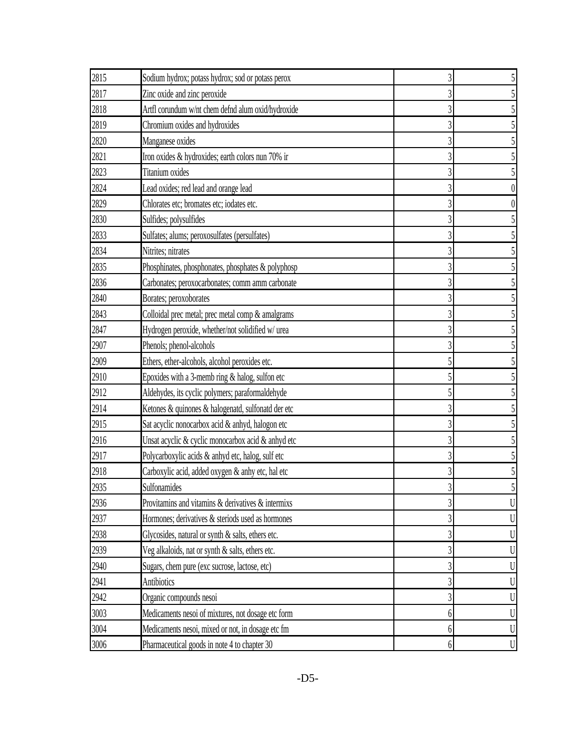| | | | |
|---|---|---|---|
| 2815 | Sodium hydrox; potass hydrox; sod or potass perox | 3 | 5 |
| 2817 | Zinc oxide and zinc peroxide | 3 | 5 |
| 2818 | Artfl corundum w/nt chem defnd alum oxid/hydroxide | 3 | 5 |
| 2819 | Chromium oxides and hydroxides | 3 | 5 |
| 2820 | Manganese oxides | 3 | 5 |
| 2821 | Iron oxides & hydroxides; earth colors nun 70% ir | 3 | 5 |
| 2823 | Titanium oxides | 3 | 5 |
| 2824 | Lead oxides; red lead and orange lead | 3 | 0 |
| 2829 | Chlorates etc; bromates etc; iodates etc. | 3 | 0 |
| 2830 | Sulfides; polysulfides | 3 | 5 |
| 2833 | Sulfates; alums; peroxosulfates (persulfates) | 3 | 5 |
| 2834 | Nitrites; nitrates | 3 | 5 |
| 2835 | Phosphinates, phosphonates, phosphates & polyphosp | 3 | 5 |
| 2836 | Carbonates; peroxocarbonates; comm amm carbonate | 3 | 5 |
| 2840 | Borates; peroxoborates | 3 | 5 |
| 2843 | Colloidal prec metal; prec metal comp & amalgrams | 3 | 5 |
| 2847 | Hydrogen peroxide, whether/not solidified w/ urea | 3 | 5 |
| 2907 | Phenols; phenol-alcohols | 3 | 5 |
| 2909 | Ethers, ether-alcohols, alcohol peroxides etc. | 5 | 5 |
| 2910 | Epoxides with a 3-memb ring & halog, sulfon etc | 5 | 5 |
| 2912 | Aldehydes, its cyclic polymers; paraformaldehyde | 5 | 5 |
| 2914 | Ketones & quinones & halogenatd, sulfonatd der etc | 3 | 5 |
| 2915 | Sat acyclic nonocarbox acid & anhyd, halogon etc | 3 | 5 |
| 2916 | Unsat acyclic & cyclic monocarbox acid & anhyd etc | 3 | 5 |
| 2917 | Polycarboxylic acids & anhyd etc, halog, sulf etc | 3 | 5 |
| 2918 | Carboxylic acid, added oxygen & anhy etc, hal etc | 3 | 5 |
| 2935 | Sulfonamides | 3 | 5 |
| 2936 | Provitamins and vitamins & derivatives & intermixs | 3 | U |
| 2937 | Hormones; derivatives & steriods used as hormones | 3 | U |
| 2938 | Glycosides, natural or synth & salts, ethers etc. | 3 | U |
| 2939 | Veg alkaloids, nat or synth & salts, ethers etc. | 3 | U |
| 2940 | Sugars, chem pure (exc sucrose, lactose, etc) | 3 | U |
| 2941 | Antibiotics | 3 | U |
| 2942 | Organic compounds nesoi | 3 | U |
| 3003 | Medicaments nesoi of mixtures, not dosage etc form | 6 | U |
| 3004 | Medicaments nesoi, mixed or not, in dosage etc fm | 6 | U |
| 3006 | Pharmaceutical goods in note 4 to chapter 30 | 6 | U |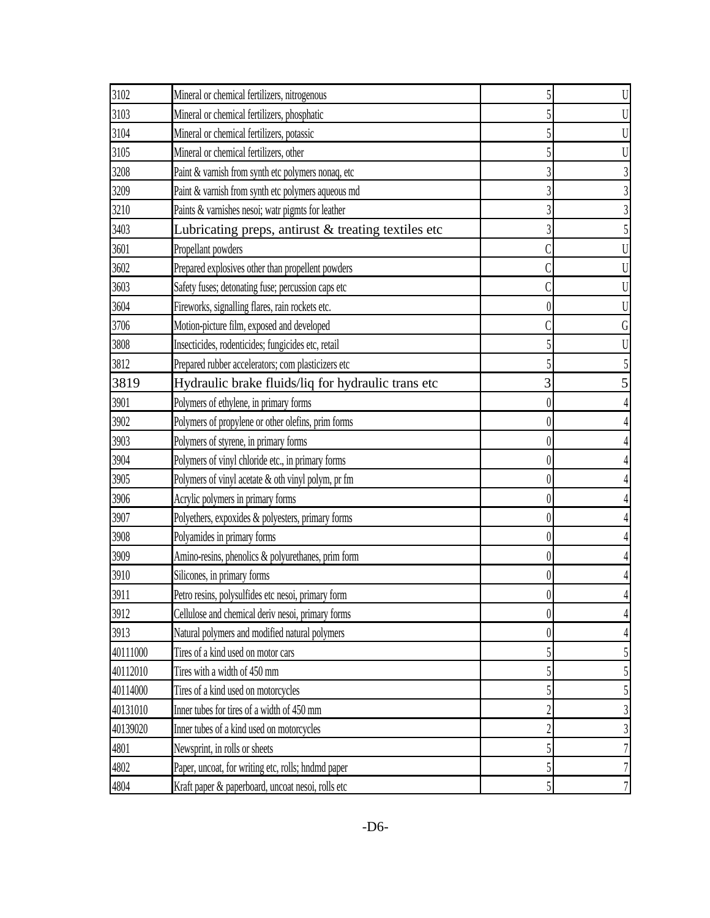| | | | |
|---|---|---|---|
| 3102 | Mineral or chemical fertilizers, nitrogenous | 5 | U |
| 3103 | Mineral or chemical fertilizers, phosphatic | 5 | U |
| 3104 | Mineral or chemical fertilizers, potassic | 5 | U |
| 3105 | Mineral or chemical fertilizers, other | 5 | U |
| 3208 | Paint & varnish from synth etc polymers nonaq, etc | 3 | 3 |
| 3209 | Paint & varnish from synth etc polymers aqueous md | 3 | 3 |
| 3210 | Paints & varnishes nesoi; watr pigmts for leather | 3 | 3 |
| 3403 | Lubricating preps, antirust & treating textiles etc | 3 | 5 |
| 3601 | Propellant powders | C | U |
| 3602 | Prepared explosives other than propellent powders | C | U |
| 3603 | Safety fuses; detonating fuse; percussion caps etc | C | U |
| 3604 | Fireworks, signalling flares, rain rockets etc. | 0 | U |
| 3706 | Motion-picture film, exposed and developed | C | G |
| 3808 | Insecticides, rodenticides; fungicides etc, retail | 5 | U |
| 3812 | Prepared rubber accelerators; com plasticizers etc | 5 | 5 |
| 3819 | Hydraulic brake fluids/liq for hydraulic trans etc | 3 | 5 |
| 3901 | Polymers of ethylene, in primary forms | 0 | 4 |
| 3902 | Polymers of propylene or other olefins, prim forms | 0 | 4 |
| 3903 | Polymers of styrene, in primary forms | 0 | 4 |
| 3904 | Polymers of vinyl chloride etc., in primary forms | 0 | 4 |
| 3905 | Polymers of vinyl acetate & oth vinyl polym, pr fm | 0 | 4 |
| 3906 | Acrylic polymers in primary forms | 0 | 4 |
| 3907 | Polyethers, expoxides & polyesters, primary forms | 0 | 4 |
| 3908 | Polyamides in primary forms | 0 | 4 |
| 3909 | Amino-resins, phenolics & polyurethanes, prim form | 0 | 4 |
| 3910 | Silicones, in primary forms | 0 | 4 |
| 3911 | Petro resins, polysulfides etc nesoi, primary form | 0 | 4 |
| 3912 | Cellulose and chemical deriv nesoi, primary forms | 0 | 4 |
| 3913 | Natural polymers and modified natural polymers | 0 | 4 |
| 40111000 | Tires of a kind used on motor cars | 5 | 5 |
| 40112010 | Tires with a width of 450 mm | 5 | 5 |
| 40114000 | Tires of a kind used on motorcycles | 5 | 5 |
| 40131010 | Inner tubes for tires of a width of 450 mm | 2 | 3 |
| 40139020 | Inner tubes of a kind used on motorcycles | 2 | 3 |
| 4801 | Newsprint, in rolls or sheets | 5 | 7 |
| 4802 | Paper, uncoat, for writing etc, rolls; hndmd paper | 5 | 7 |
| 4804 | Kraft paper & paperboard, uncoat nesoi, rolls etc | 5 | 7 |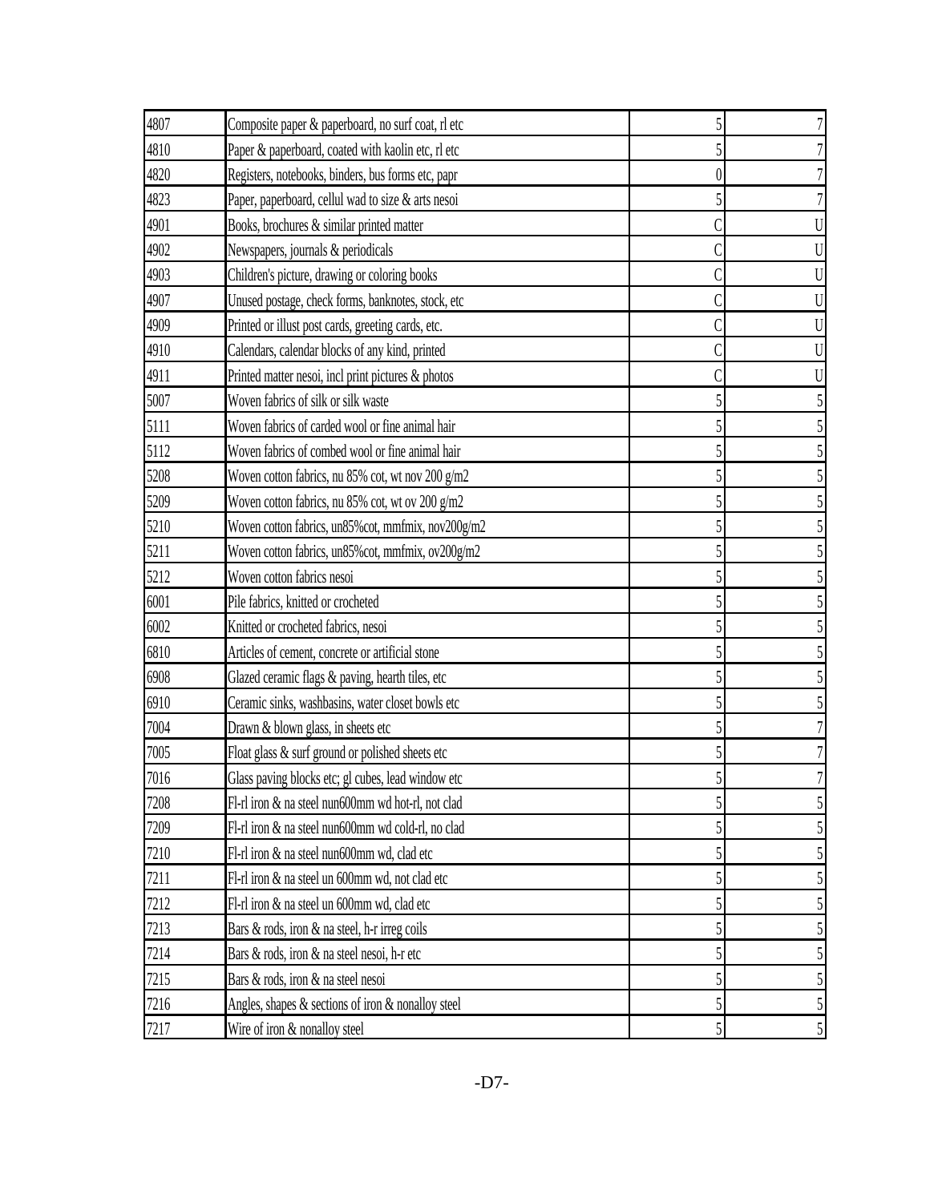| | | | |
|---|---|---|---|
| 4807 | Composite paper & paperboard, no surf coat, rl etc | 5 | 7 |
| 4810 | Paper & paperboard, coated with kaolin etc, rl etc | 5 | 7 |
| 4820 | Registers, notebooks, binders, bus forms etc, papr | 0 | 7 |
| 4823 | Paper, paperboard, cellul wad to size & arts nesoi | 5 | 7 |
| 4901 | Books, brochures & similar printed matter | C | U |
| 4902 | Newspapers, journals & periodicals | C | U |
| 4903 | Children's picture, drawing or coloring books | C | U |
| 4907 | Unused postage, check forms, banknotes, stock, etc | C | U |
| 4909 | Printed or illust post cards, greeting cards, etc. | C | U |
| 4910 | Calendars, calendar blocks of any kind, printed | C | U |
| 4911 | Printed matter nesoi, incl print pictures & photos | C | U |
| 5007 | Woven fabrics of silk or silk waste | 5 | 5 |
| 5111 | Woven fabrics of carded wool or fine animal hair | 5 | 5 |
| 5112 | Woven fabrics of combed wool or fine animal hair | 5 | 5 |
| 5208 | Woven cotton fabrics, nu 85% cot, wt nov 200 g/m2 | 5 | 5 |
| 5209 | Woven cotton fabrics, nu 85% cot, wt ov 200 g/m2 | 5 | 5 |
| 5210 | Woven cotton fabrics, un85%cot, mmfmix, nov200g/m2 | 5 | 5 |
| 5211 | Woven cotton fabrics, un85%cot, mmfmix, ov200g/m2 | 5 | 5 |
| 5212 | Woven cotton fabrics nesoi | 5 | 5 |
| 6001 | Pile fabrics, knitted or crocheted | 5 | 5 |
| 6002 | Knitted or crocheted fabrics, nesoi | 5 | 5 |
| 6810 | Articles of cement, concrete or artificial stone | 5 | 5 |
| 6908 | Glazed ceramic flags & paving, hearth tiles, etc | 5 | 5 |
| 6910 | Ceramic sinks, washbasins, water closet bowls etc | 5 | 5 |
| 7004 | Drawn & blown glass, in sheets etc | 5 | 7 |
| 7005 | Float glass & surf ground or polished sheets etc | 5 | 7 |
| 7016 | Glass paving blocks etc; gl cubes, lead window etc | 5 | 7 |
| 7208 | Fl-rl iron & na steel nun600mm wd hot-rl, not clad | 5 | 5 |
| 7209 | Fl-rl iron & na steel nun600mm wd cold-rl, no clad | 5 | 5 |
| 7210 | Fl-rl iron & na steel nun600mm wd, clad etc | 5 | 5 |
| 7211 | Fl-rl iron & na steel un 600mm wd, not clad etc | 5 | 5 |
| 7212 | Fl-rl iron & na steel un 600mm wd, clad etc | 5 | 5 |
| 7213 | Bars & rods, iron & na steel, h-r irreg coils | 5 | 5 |
| 7214 | Bars & rods, iron & na steel nesoi, h-r etc | 5 | 5 |
| 7215 | Bars & rods, iron & na steel nesoi | 5 | 5 |
| 7216 | Angles, shapes & sections of iron & nonalloy steel | 5 | 5 |
| 7217 | Wire of iron & nonalloy steel | 5 | 5 |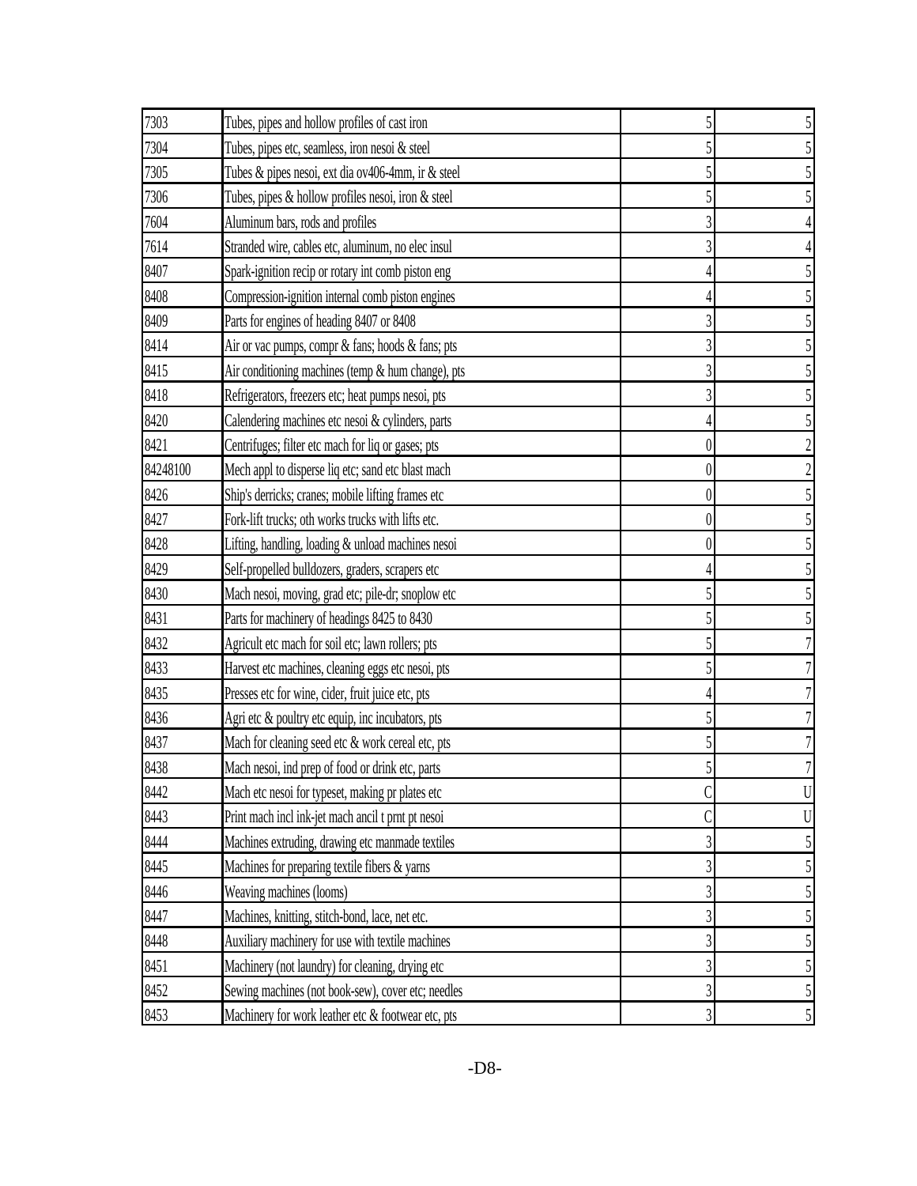| | | | |
|---|---|---|---|
| 7303 | Tubes, pipes and hollow profiles of cast iron | 5 | 5 |
| 7304 | Tubes, pipes etc, seamless, iron nesoi & steel | 5 | 5 |
| 7305 | Tubes & pipes nesoi, ext dia ov406-4mm, ir & steel | 5 | 5 |
| 7306 | Tubes, pipes & hollow profiles nesoi, iron & steel | 5 | 5 |
| 7604 | Aluminum bars, rods and profiles | 3 | 4 |
| 7614 | Stranded wire, cables etc, aluminum, no elec insul | 3 | 4 |
| 8407 | Spark-ignition recip or rotary int comb piston eng | 4 | 5 |
| 8408 | Compression-ignition internal comb piston engines | 4 | 5 |
| 8409 | Parts for engines of heading 8407 or 8408 | 3 | 5 |
| 8414 | Air or vac pumps, compr & fans; hoods & fans; pts | 3 | 5 |
| 8415 | Air conditioning machines (temp & hum change), pts | 3 | 5 |
| 8418 | Refrigerators, freezers etc; heat pumps nesoi, pts | 3 | 5 |
| 8420 | Calendering machines etc nesoi & cylinders, parts | 4 | 5 |
| 8421 | Centrifuges; filter etc mach for liq or gases; pts | 0 | 2 |
| 84248100 | Mech appl to disperse liq etc; sand etc blast mach | 0 | 2 |
| 8426 | Ship's derricks; cranes; mobile lifting frames etc | 0 | 5 |
| 8427 | Fork-lift trucks; oth works trucks with lifts etc. | 0 | 5 |
| 8428 | Lifting, handling, loading & unload machines nesoi | 0 | 5 |
| 8429 | Self-propelled bulldozers, graders, scrapers etc | 4 | 5 |
| 8430 | Mach nesoi, moving, grad etc; pile-dr; snoplow etc | 5 | 5 |
| 8431 | Parts for machinery of headings 8425 to 8430 | 5 | 5 |
| 8432 | Agricult etc mach for soil etc; lawn rollers; pts | 5 | 7 |
| 8433 | Harvest etc machines, cleaning eggs etc nesoi, pts | 5 | 7 |
| 8435 | Presses etc for wine, cider, fruit juice etc, pts | 4 | 7 |
| 8436 | Agri etc & poultry etc equip, inc incubators, pts | 5 | 7 |
| 8437 | Mach for cleaning seed etc & work cereal etc, pts | 5 | 7 |
| 8438 | Mach nesoi, ind prep of food or drink etc, parts | 5 | 7 |
| 8442 | Mach etc nesoi for typeset, making pr plates etc | C | U |
| 8443 | Print mach incl ink-jet mach ancil t prnt pt nesoi | C | U |
| 8444 | Machines extruding, drawing etc manmade textiles | 3 | 5 |
| 8445 | Machines for preparing textile fibers & yarns | 3 | 5 |
| 8446 | Weaving machines (looms) | 3 | 5 |
| 8447 | Machines, knitting, stitch-bond, lace, net etc. | 3 | 5 |
| 8448 | Auxiliary machinery for use with textile machines | 3 | 5 |
| 8451 | Machinery (not laundry) for cleaning, drying etc | 3 | 5 |
| 8452 | Sewing machines (not book-sew), cover etc; needles | 3 | 5 |
| 8453 | Machinery for work leather etc & footwear etc, pts | 3 | 5 |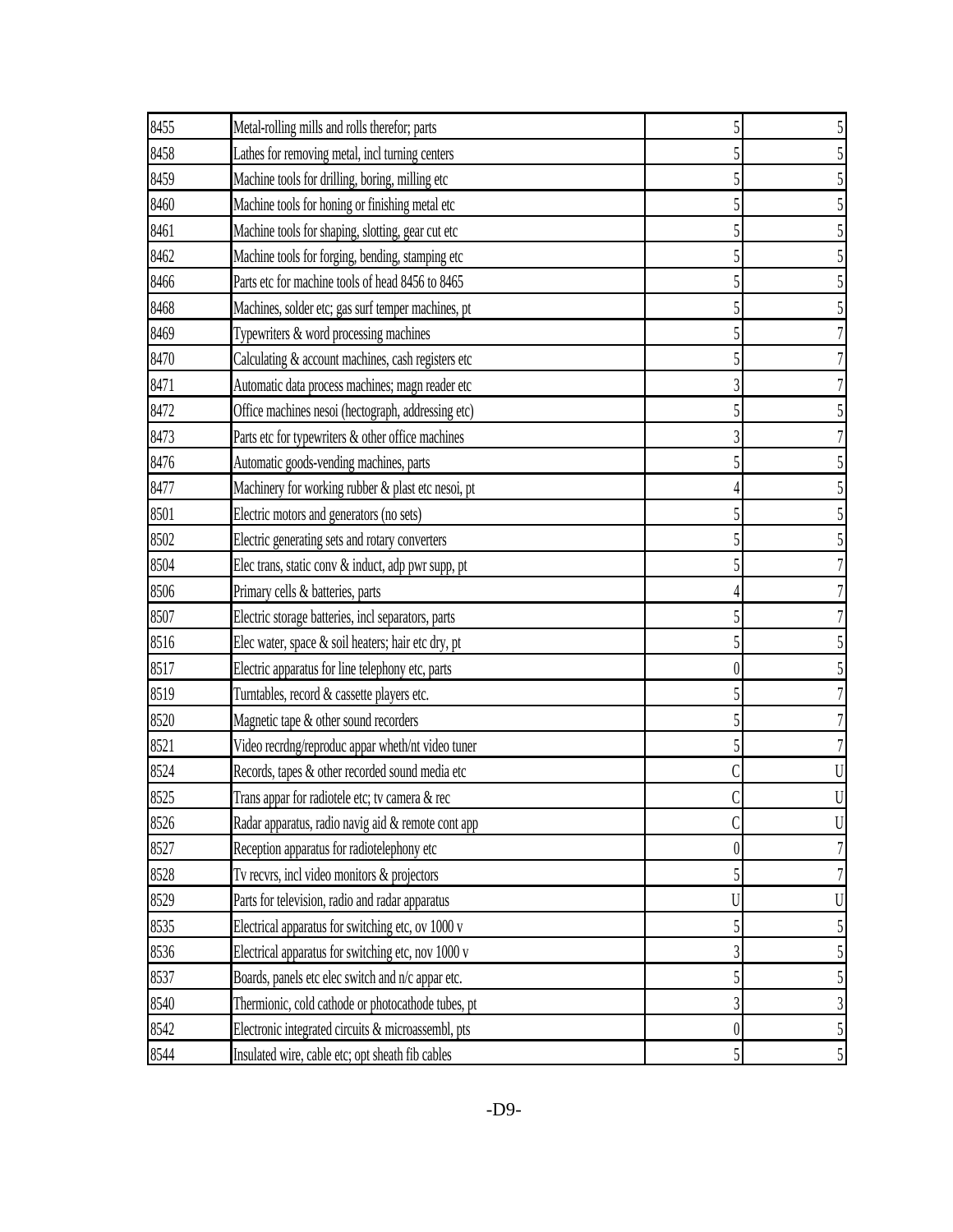| | | | |
|---|---|---|---|
| 8455 | Metal-rolling mills and rolls therefor; parts | 5 | 5 |
| 8458 | Lathes for removing metal, incl turning centers | 5 | 5 |
| 8459 | Machine tools for drilling, boring, milling etc | 5 | 5 |
| 8460 | Machine tools for honing or finishing metal etc | 5 | 5 |
| 8461 | Machine tools for shaping, slotting, gear cut etc | 5 | 5 |
| 8462 | Machine tools for forging, bending, stamping etc | 5 | 5 |
| 8466 | Parts etc for machine tools of head 8456 to 8465 | 5 | 5 |
| 8468 | Machines, solder etc; gas surf temper machines, pt | 5 | 5 |
| 8469 | Typewriters & word processing machines | 5 | 7 |
| 8470 | Calculating & account machines, cash registers etc | 5 | 7 |
| 8471 | Automatic data process machines; magn reader etc | 3 | 7 |
| 8472 | Office machines nesoi (hectograph, addressing etc) | 5 | 5 |
| 8473 | Parts etc for typewriters & other office machines | 3 | 7 |
| 8476 | Automatic goods-vending machines, parts | 5 | 5 |
| 8477 | Machinery for working rubber & plast etc nesoi, pt | 4 | 5 |
| 8501 | Electric motors and generators (no sets) | 5 | 5 |
| 8502 | Electric generating sets and rotary converters | 5 | 5 |
| 8504 | Elec trans, static conv & induct, adp pwr supp, pt | 5 | 7 |
| 8506 | Primary cells & batteries, parts | 4 | 7 |
| 8507 | Electric storage batteries, incl separators, parts | 5 | 7 |
| 8516 | Elec water, space & soil heaters; hair etc dry, pt | 5 | 5 |
| 8517 | Electric apparatus for line telephony etc, parts | 0 | 5 |
| 8519 | Turntables, record & cassette players etc. | 5 | 7 |
| 8520 | Magnetic tape & other sound recorders | 5 | 7 |
| 8521 | Video recrdng/reproduc appar wheth/nt video tuner | 5 | 7 |
| 8524 | Records, tapes & other recorded sound media etc | C | U |
| 8525 | Trans appar for radiotele etc; tv camera & rec | C | U |
| 8526 | Radar apparatus, radio navig aid & remote cont app | C | U |
| 8527 | Reception apparatus for radiotelephony etc | 0 | 7 |
| 8528 | Tv recvrs, incl video monitors & projectors | 5 | 7 |
| 8529 | Parts for television, radio and radar apparatus | U | U |
| 8535 | Electrical apparatus for switching etc, ov 1000 v | 5 | 5 |
| 8536 | Electrical apparatus for switching etc, nov 1000 v | 3 | 5 |
| 8537 | Boards, panels etc elec switch and n/c appar etc. | 5 | 5 |
| 8540 | Thermionic, cold cathode or photocathode tubes, pt | 3 | 3 |
| 8542 | Electronic integrated circuits & microassembl, pts | 0 | 5 |
| 8544 | Insulated wire, cable etc; opt sheath fib cables | 5 | 5 |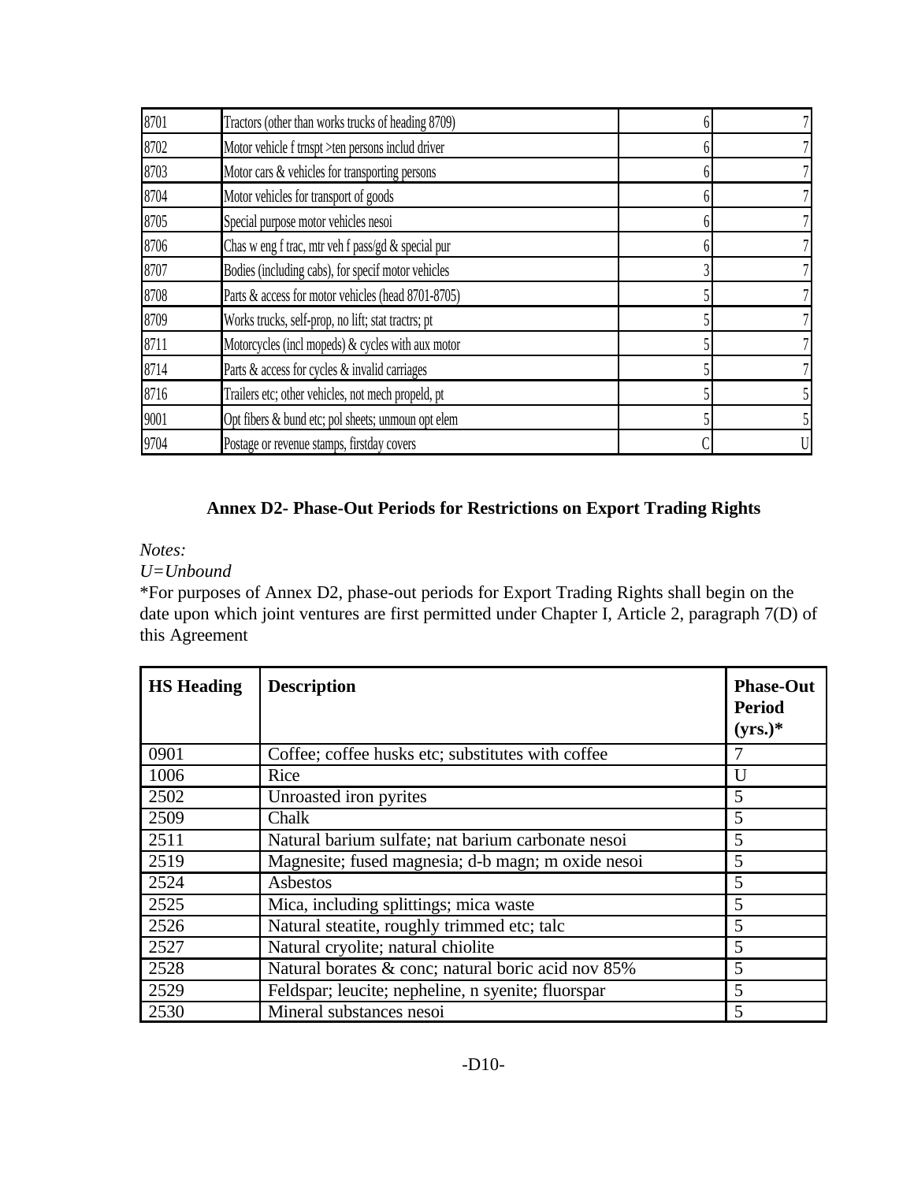| | | | |
|---|---|---|---|
| 8701 | Tractors (other than works trucks of heading 8709) | 6 | 7 |
| 8702 | Motor vehicle f trnspt >ten persons includ driver | 6 | 7 |
| 8703 | Motor cars & vehicles for transporting persons | 6 | 7 |
| 8704 | Motor vehicles for transport of goods | 6 | 7 |
| 8705 | Special purpose motor vehicles nesoi | 6 | 7 |
| 8706 | Chas w eng f trac, mtr veh f pass/gd & special pur | 6 | 7 |
| 8707 | Bodies (including cabs), for specif motor vehicles | 3 | 7 |
| 8708 | Parts & access for motor vehicles (head 8701-8705) | 5 | 7 |
| 8709 | Works trucks, self-prop, no lift; stat tractrs; pt | 5 | 7 |
| 8711 | Motorcycles (incl mopeds) & cycles with aux motor | 5 | 7 |
| 8714 | Parts & access for cycles & invalid carriages | 5 | 7 |
| 8716 | Trailers etc; other vehicles, not mech propeld, pt | 5 | 5 |
| 9001 | Opt fibers & bund etc; pol sheets; unmoun opt elem | 5 | 5 |
| 9704 | Postage or revenue stamps, firstday covers | C | U |

## Annex D2- Phase-Out Periods for Restrictions on Export Trading Rights

*Notes:*

*U=Unbound*

*For purposes of Annex D2, phase-out periods for Export Trading Rights shall begin on the date upon which joint ventures are first permitted under Chapter I, Article 2, paragraph 7(D) of this Agreement

| HS Heading | Description | Phase-Out Period (yrs.)* |
|---|---|---|
| 0901 | Coffee; coffee husks etc; substitutes with coffee | 7 |
| 1006 | Rice | U |
| 2502 | Unroasted iron pyrites | 5 |
| 2509 | Chalk | 5 |
| 2511 | Natural barium sulfate; nat barium carbonate nesoi | 5 |
| 2519 | Magnesite; fused magnesia; d-b magn; m oxide nesoi | 5 |
| 2524 | Asbestos | 5 |
| 2525 | Mica, including splittings; mica waste | 5 |
| 2526 | Natural steatite, roughly trimmed etc; talc | 5 |
| 2527 | Natural cryolite; natural chiolite | 5 |
| 2528 | Natural borates & conc; natural boric acid nov 85% | 5 |
| 2529 | Feldspar; leucite; nepheline, n syenite; fluorspar | 5 |
| 2530 | Mineral substances nesoi | 5 |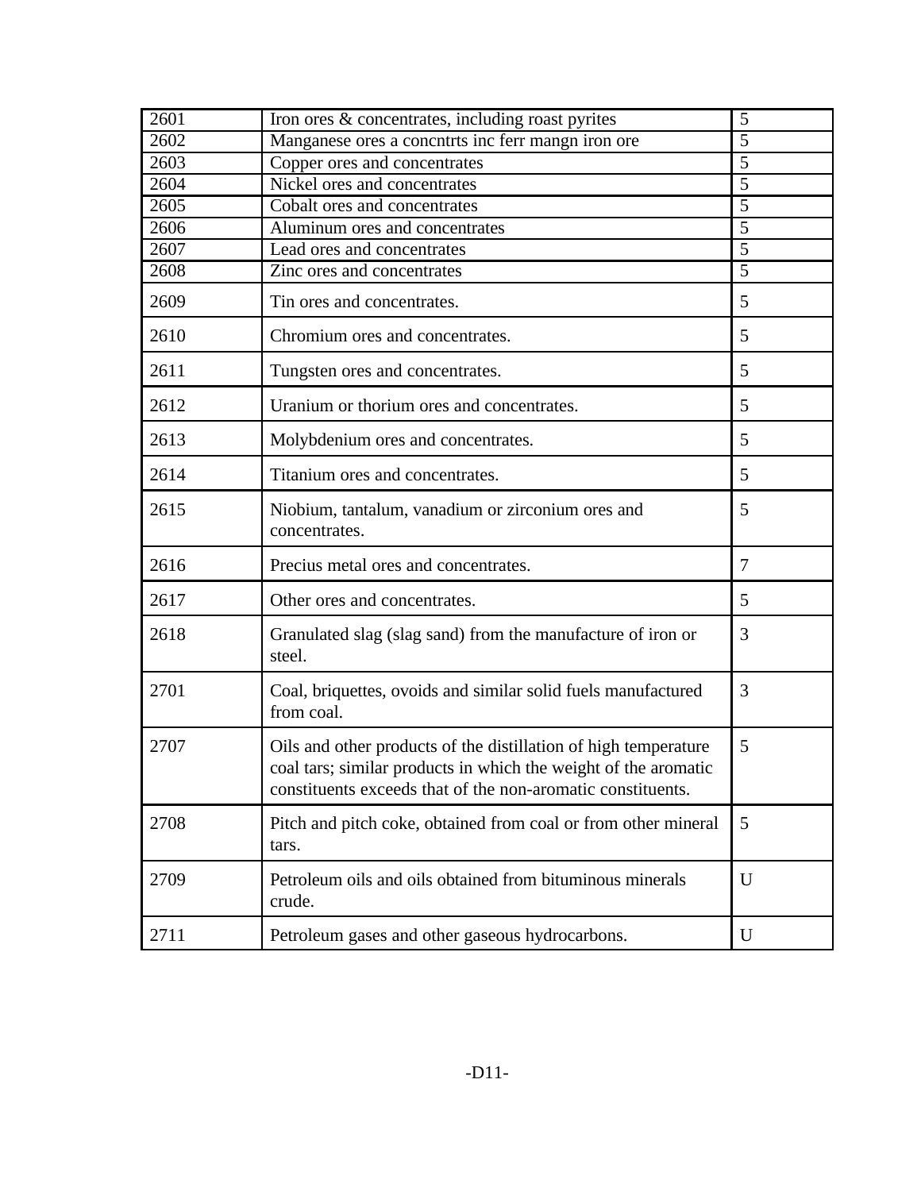| 2601 | Iron ores & concentrates, including roast pyrites | 5 |
|---|---|---|
| 2602 | Manganese ores a concntrts inc ferr mangn iron ore | 5 |
| 2603 | Copper ores and concentrates | 5 |
| 2604 | Nickel ores and concentrates | 5 |
| 2605 | Cobalt ores and concentrates | 5 |
| 2606 | Aluminum ores and concentrates | 5 |
| 2607 | Lead ores and concentrates | 5 |
| 2608 | Zinc ores and concentrates | 5 |
| 2609 | Tin ores and concentrates. | 5 |
| 2610 | Chromium ores and concentrates. | 5 |
| 2611 | Tungsten ores and concentrates. | 5 |
| 2612 | Uranium or thorium ores and concentrates. | 5 |
| 2613 | Molybdenium ores and concentrates. | 5 |
| 2614 | Titanium ores and concentrates. | 5 |
| 2615 | Niobium, tantalum, vanadium or zirconium ores and concentrates. | 5 |
| 2616 | Precius metal ores and concentrates. | 7 |
| 2617 | Other ores and concentrates. | 5 |
| 2618 | Granulated slag (slag sand) from the manufacture of iron or steel. | 3 |
| 2701 | Coal, briquettes, ovoids and similar solid fuels manufactured from coal. | 3 |
| 2707 | Oils and other products of the distillation of high temperature coal tars; similar products in which the weight of the aromatic constituents exceeds that of the non-aromatic constituents. | 5 |
| 2708 | Pitch and pitch coke, obtained from coal or from other mineral tars. | 5 |
| 2709 | Petroleum oils and oils obtained from bituminous minerals crude. | U |
| 2711 | Petroleum gases and other gaseous hydrocarbons. | U |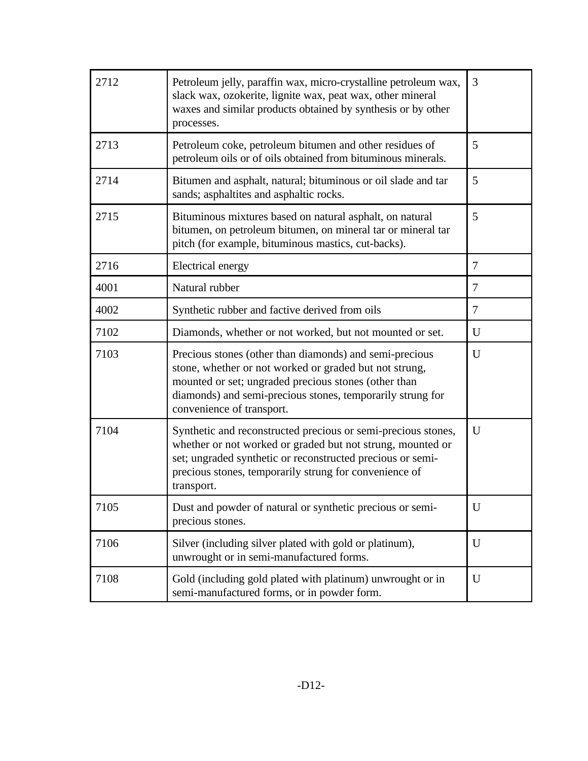| 2712 | Petroleum jelly, paraffin wax, micro-crystalline petroleum wax, slack wax, ozokerite, lignite wax, peat wax, other mineral waxes and similar products obtained by synthesis or by other processes. | 3 |
|---|---|---|
| 2713 | Petroleum coke, petroleum bitumen and other residues of petroleum oils or of oils obtained from bituminous minerals. | 5 |
| 2714 | Bitumen and asphalt, natural; bituminous or oil slade and tar sands; asphaltites and asphaltic rocks. | 5 |
| 2715 | Bituminous mixtures based on natural asphalt, on natural bitumen, on petroleum bitumen, on mineral tar or mineral tar pitch (for example, bituminous mastics, cut-backs). | 5 |
| 2716 | Electrical energy | 7 |
| 4001 | Natural rubber | 7 |
| 4002 | Synthetic rubber and factive derived from oils | 7 |
| 7102 | Diamonds, whether or not worked, but not mounted or set. | U |
| 7103 | Precious stones (other than diamonds) and semi-precious stone, whether or not worked or graded but not strung, mounted or set; ungraded precious stones (other than diamonds) and semi-precious stones, temporarily strung for convenience of transport. | U |
| 7104 | Synthetic and reconstructed precious or semi-precious stones, whether or not worked or graded but not strung, mounted or set; ungraded synthetic or reconstructed precious or semi-precious stones, temporarily strung for convenience of transport. | U |
| 7105 | Dust and powder of natural or synthetic precious or semi-precious stones. | U |
| 7106 | Silver (including silver plated with gold or platinum), unwrought or in semi-manufactured forms. | U |
| 7108 | Gold (including gold plated with platinum) unwrought or in semi-manufactured forms, or in powder form. | U |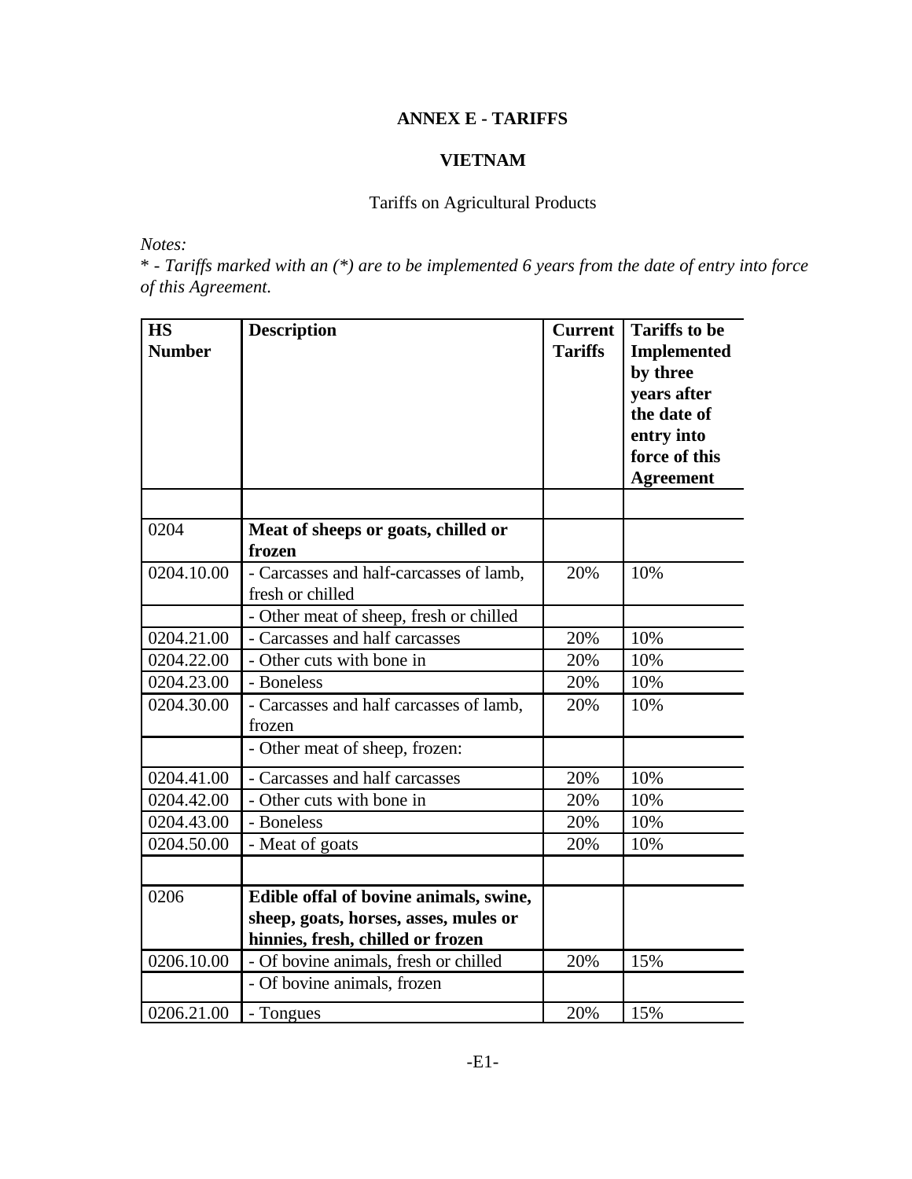# ANNEX E - TARIFFS

## VIETNAM

Tariffs on Agricultural Products

*Notes:*
*\* - Tariffs marked with an (\*) are to be implemented 6 years from the date of entry into force of this Agreement.*

| HS Number | Description | Current Tariffs | Tariffs to be Implemented by three years after the date of entry into force of this Agreement |
|---|---|---|---|
| | | | |
| 0204 | **Meat of sheeps or goats, chilled or frozen** | | |
| 0204.10.00 | - Carcasses and half-carcasses of lamb, fresh or chilled | 20% | 10% |
| | - Other meat of sheep, fresh or chilled | | |
| 0204.21.00 | - Carcasses and half carcasses | 20% | 10% |
| 0204.22.00 | - Other cuts with bone in | 20% | 10% |
| 0204.23.00 | - Boneless | 20% | 10% |
| 0204.30.00 | - Carcasses and half carcasses of lamb, frozen | 20% | 10% |
| | - Other meat of sheep, frozen: | | |
| 0204.41.00 | - Carcasses and half carcasses | 20% | 10% |
| 0204.42.00 | - Other cuts with bone in | 20% | 10% |
| 0204.43.00 | - Boneless | 20% | 10% |
| 0204.50.00 | - Meat of goats | 20% | 10% |
| | | | |
| 0206 | **Edible offal of bovine animals, swine, sheep, goats, horses, asses, mules or hinnies, fresh, chilled or frozen** | | |
| 0206.10.00 | - Of bovine animals, fresh or chilled | 20% | 15% |
| | - Of bovine animals, frozen | | |
| 0206.21.00 | - Tongues | 20% | 15% |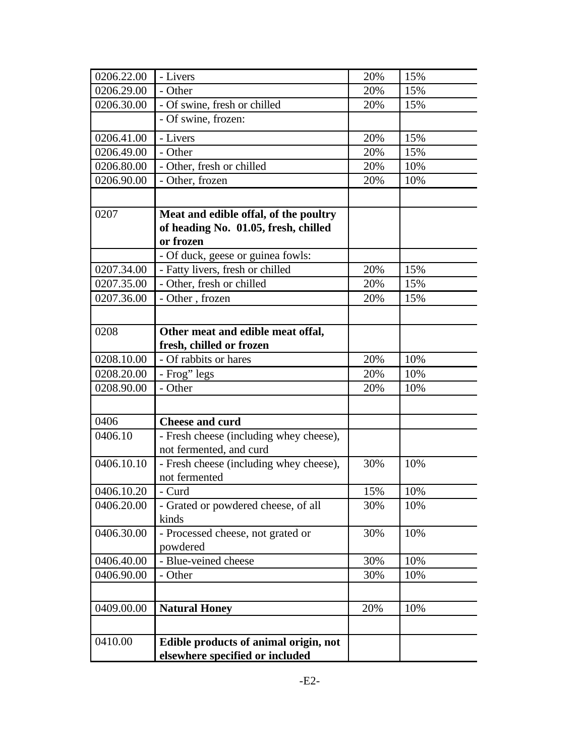| | | | |
|---|---|---|---|
| 0206.22.00 | - Livers | 20% | 15% |
| 0206.29.00 | - Other | 20% | 15% |
| 0206.30.00 | - Of swine, fresh or chilled | 20% | 15% |
| | - Of swine, frozen: | | |
| 0206.41.00 | - Livers | 20% | 15% |
| 0206.49.00 | - Other | 20% | 15% |
| 0206.80.00 | - Other, fresh or chilled | 20% | 10% |
| 0206.90.00 | - Other, frozen | 20% | 10% |
| | | | |
| 0207 | **Meat and edible offal, of the poultry of heading No. 01.05, fresh, chilled or frozen** | | |
| | - Of duck, geese or guinea fowls: | | |
| 0207.34.00 | - Fatty livers, fresh or chilled | 20% | 15% |
| 0207.35.00 | - Other, fresh or chilled | 20% | 15% |
| 0207.36.00 | - Other , frozen | 20% | 15% |
| | | | |
| 0208 | **Other meat and edible meat offal, fresh, chilled or frozen** | | |
| 0208.10.00 | - Of rabbits or hares | 20% | 10% |
| 0208.20.00 | - Frog" legs | 20% | 10% |
| 0208.90.00 | - Other | 20% | 10% |
| | | | |
| 0406 | **Cheese and curd** | | |
| 0406.10 | - Fresh cheese (including whey cheese), not fermented, and curd | | |
| 0406.10.10 | - Fresh cheese (including whey cheese), not fermented | 30% | 10% |
| 0406.10.20 | - Curd | 15% | 10% |
| 0406.20.00 | - Grated or powdered cheese, of all kinds | 30% | 10% |
| 0406.30.00 | - Processed cheese, not grated or powdered | 30% | 10% |
| 0406.40.00 | - Blue-veined cheese | 30% | 10% |
| 0406.90.00 | - Other | 30% | 10% |
| | | | |
| 0409.00.00 | **Natural Honey** | 20% | 10% |
| | | | |
| 0410.00 | **Edible products of animal origin, not elsewhere specified or included** | | |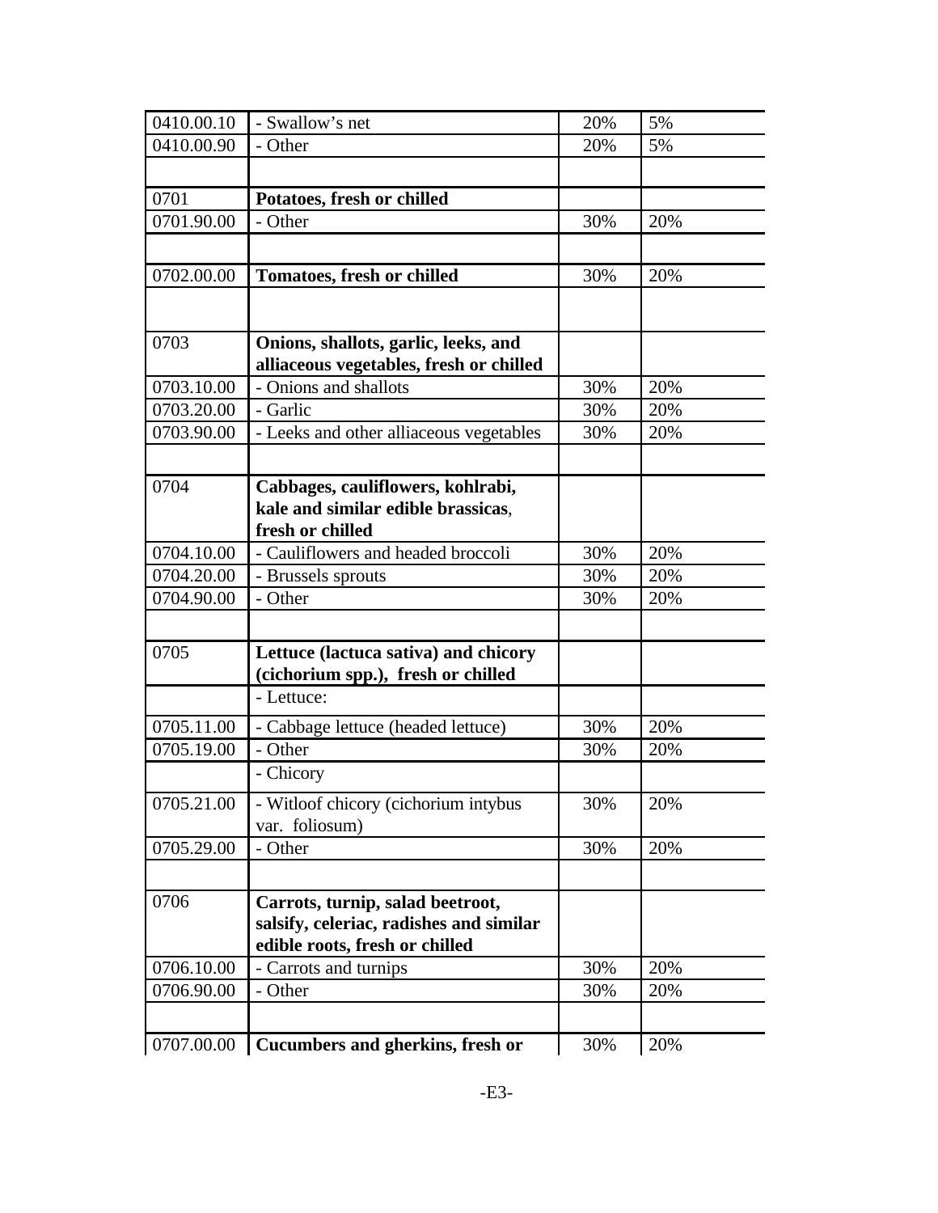| 0410.00.10 | - Swallow’s net | 20% | 5% |
|---|---|---|---|
| 0410.00.90 | - Other | 20% | 5% |
| | | | |
| 0701 | **Potatoes, fresh or chilled** | | |
| 0701.90.00 | - Other | 30% | 20% |
| | | | |
| 0702.00.00 | **Tomatoes, fresh or chilled** | 30% | 20% |
| | | | |
| 0703 | **Onions, shallots, garlic, leeks, and alliaceous vegetables, fresh or chilled** | | |
| 0703.10.00 | - Onions and shallots | 30% | 20% |
| 0703.20.00 | - Garlic | 30% | 20% |
| 0703.90.00 | - Leeks and other alliaceous vegetables | 30% | 20% |
| | | | |
| 0704 | **Cabbages, cauliflowers, kohlrabi, kale and similar edible brassicas, fresh or chilled** | | |
| 0704.10.00 | - Cauliflowers and headed broccoli | 30% | 20% |
| 0704.20.00 | - Brussels sprouts | 30% | 20% |
| 0704.90.00 | - Other | 30% | 20% |
| | | | |
| 0705 | **Lettuce (lactuca sativa) and chicory (cichorium spp.), fresh or chilled** | | |
| | - Lettuce: | | |
| 0705.11.00 | - Cabbage lettuce (headed lettuce) | 30% | 20% |
| 0705.19.00 | - Other | 30% | 20% |
| | - Chicory | | |
| 0705.21.00 | - Witloof chicory (cichorium intybus var. foliosum) | 30% | 20% |
| 0705.29.00 | - Other | 30% | 20% |
| | | | |
| 0706 | **Carrots, turnip, salad beetroot, salsify, celeriac, radishes and similar edible roots, fresh or chilled** | | |
| 0706.10.00 | - Carrots and turnips | 30% | 20% |
| 0706.90.00 | - Other | 30% | 20% |
| | | | |
| 0707.00.00 | **Cucumbers and gherkins, fresh or** | 30% | 20% |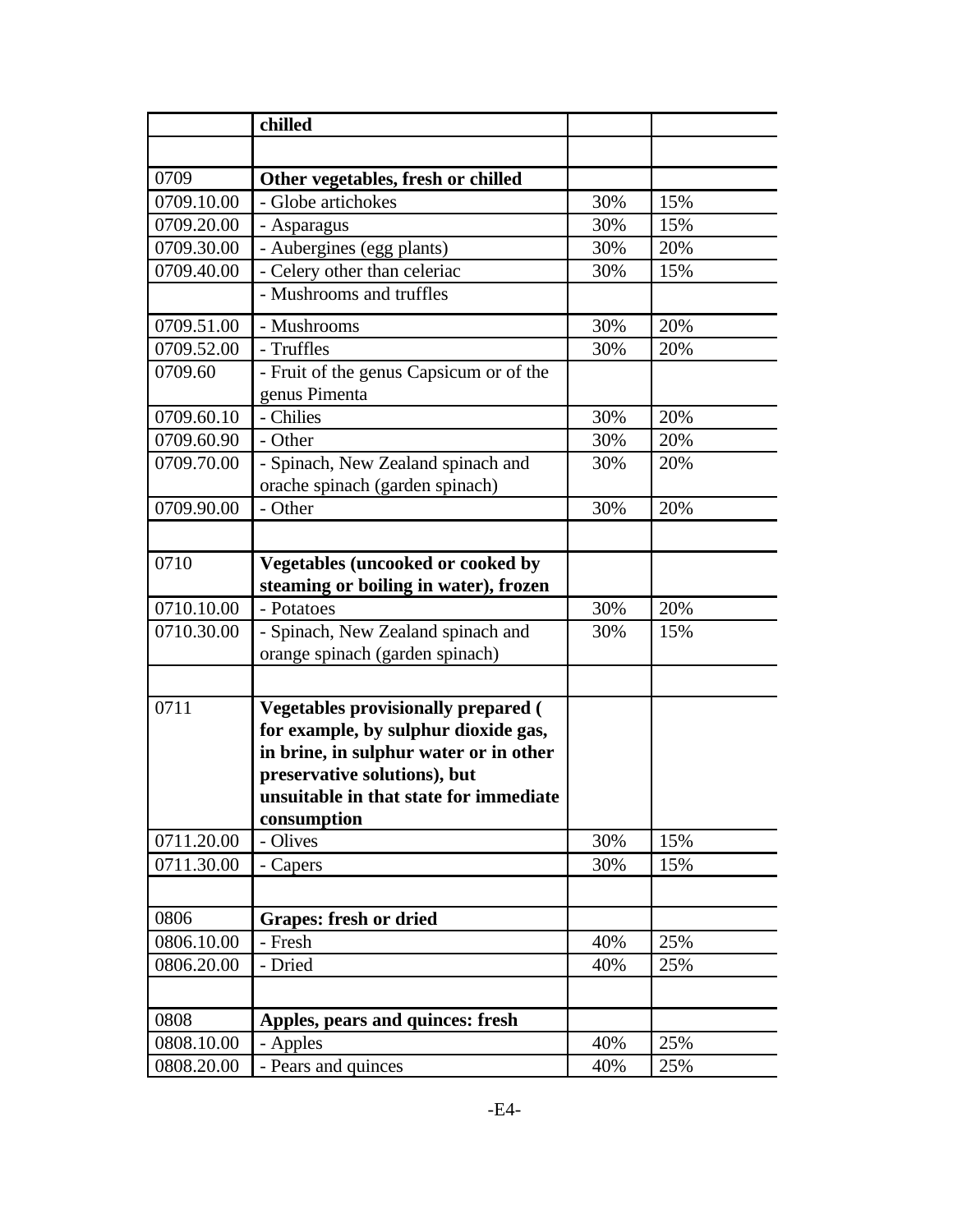| | | | |
|---|---|---|---|
| | **chilled** | | |
| | | | |
| 0709 | **Other vegetables, fresh or chilled** | | |
| 0709.10.00 | - Globe artichokes | 30% | 15% |
| 0709.20.00 | - Asparagus | 30% | 15% |
| 0709.30.00 | - Aubergines (egg plants) | 30% | 20% |
| 0709.40.00 | - Celery other than celeriac | 30% | 15% |
| | - Mushrooms and truffles | | |
| 0709.51.00 | - Mushrooms | 30% | 20% |
| 0709.52.00 | - Truffles | 30% | 20% |
| 0709.60 | - Fruit of the genus Capsicum or of the genus Pimenta | | |
| 0709.60.10 | - Chilies | 30% | 20% |
| 0709.60.90 | - Other | 30% | 20% |
| 0709.70.00 | - Spinach, New Zealand spinach and orache spinach (garden spinach) | 30% | 20% |
| 0709.90.00 | - Other | 30% | 20% |
| | | | |
| 0710 | **Vegetables (uncooked or cooked by steaming or boiling in water), frozen** | | |
| 0710.10.00 | - Potatoes | 30% | 20% |
| 0710.30.00 | - Spinach, New Zealand spinach and orange spinach (garden spinach) | 30% | 15% |
| | | | |
| 0711 | **Vegetables provisionally prepared ( for example, by sulphur dioxide gas, in brine, in sulphur water or in other preservative solutions), but unsuitable in that state for immediate consumption** | | |
| 0711.20.00 | - Olives | 30% | 15% |
| 0711.30.00 | - Capers | 30% | 15% |
| | | | |
| 0806 | **Grapes: fresh or dried** | | |
| 0806.10.00 | - Fresh | 40% | 25% |
| 0806.20.00 | - Dried | 40% | 25% |
| | | | |
| 0808 | **Apples, pears and quinces: fresh** | | |
| 0808.10.00 | - Apples | 40% | 25% |
| 0808.20.00 | - Pears and quinces | 40% | 25% |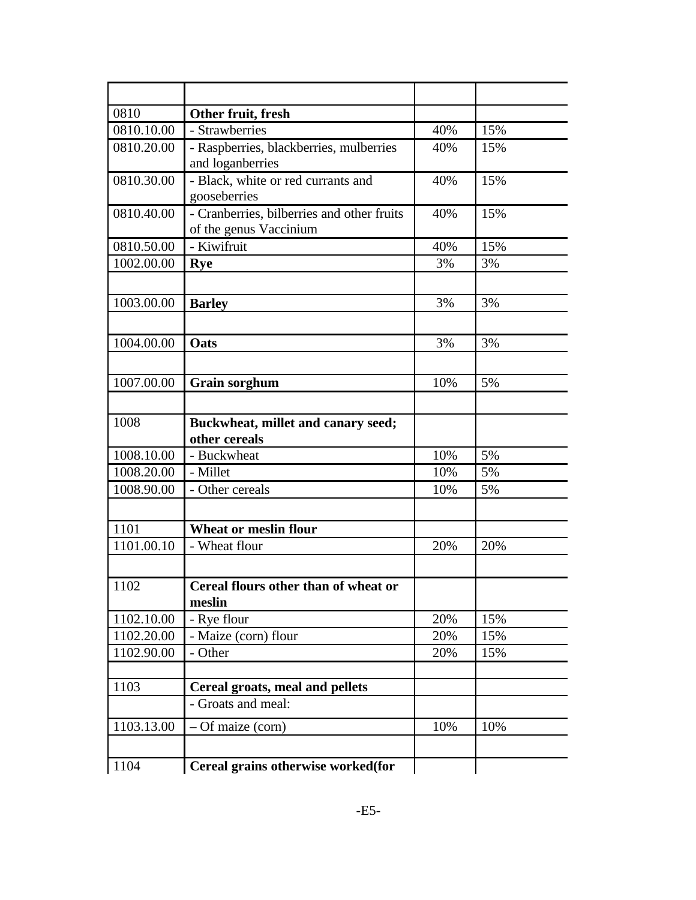| | | | |
|---|---|---|---|
| 0810 | **Other fruit, fresh** | | |
| 0810.10.00 | - Strawberries | 40% | 15% |
| 0810.20.00 | - Raspberries, blackberries, mulberries and loganberries | 40% | 15% |
| 0810.30.00 | - Black, white or red currants and gooseberries | 40% | 15% |
| 0810.40.00 | - Cranberries, bilberries and other fruits of the genus Vaccinium | 40% | 15% |
| 0810.50.00 | - Kiwifruit | 40% | 15% |
| 1002.00.00 | **Rye** | 3% | 3% |
| | | | |
| 1003.00.00 | **Barley** | 3% | 3% |
| | | | |
| 1004.00.00 | **Oats** | 3% | 3% |
| | | | |
| 1007.00.00 | **Grain sorghum** | 10% | 5% |
| | | | |
| 1008 | **Buckwheat, millet and canary seed; other cereals** | | |
| 1008.10.00 | - Buckwheat | 10% | 5% |
| 1008.20.00 | - Millet | 10% | 5% |
| 1008.90.00 | - Other cereals | 10% | 5% |
| | | | |
| 1101 | **Wheat or meslin flour** | | |
| 1101.00.10 | - Wheat flour | 20% | 20% |
| | | | |
| 1102 | **Cereal flours other than of wheat or meslin** | | |
| 1102.10.00 | - Rye flour | 20% | 15% |
| 1102.20.00 | - Maize (corn) flour | 20% | 15% |
| 1102.90.00 | - Other | 20% | 15% |
| | | | |
| 1103 | **Cereal groats, meal and pellets** | | |
| | - Groats and meal: | | |
| 1103.13.00 | – Of maize (corn) | 10% | 10% |
| | | | |
| 1104 | **Cereal grains otherwise worked(for** | | |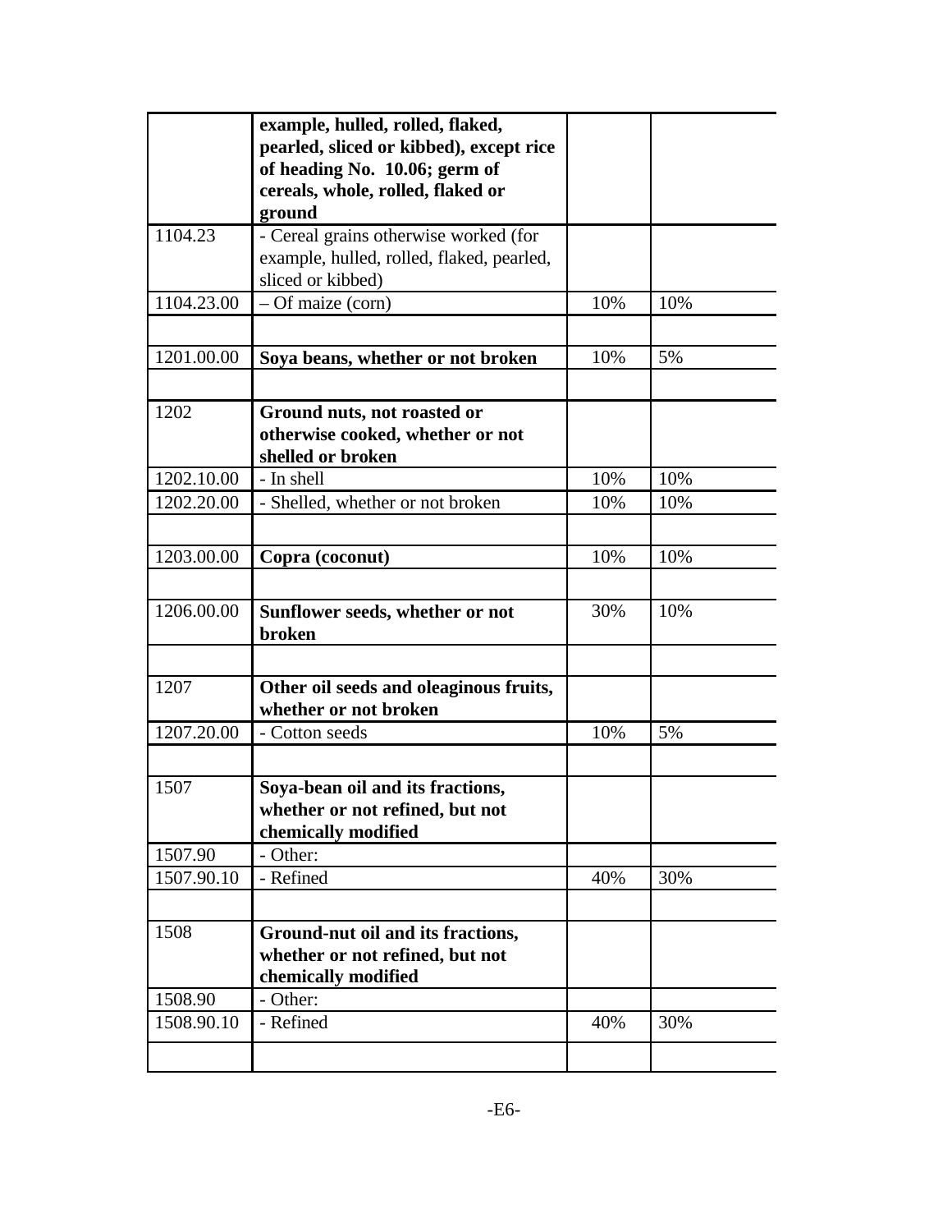| | | | |
|---|---|---|---|
| | **example, hulled, rolled, flaked, pearled, sliced or kibbed), except rice of heading No. 10.06; germ of cereals, whole, rolled, flaked or ground** | | |
| 1104.23 | - Cereal grains otherwise worked (for example, hulled, rolled, flaked, pearled, sliced or kibbed) | | |
| 1104.23.00 | – Of maize (corn) | 10% | 10% |
| | | | |
| 1201.00.00 | **Soya beans, whether or not broken** | 10% | 5% |
| | | | |
| 1202 | **Ground nuts, not roasted or otherwise cooked, whether or not shelled or broken** | | |
| 1202.10.00 | - In shell | 10% | 10% |
| 1202.20.00 | - Shelled, whether or not broken | 10% | 10% |
| | | | |
| 1203.00.00 | **Copra (coconut)** | 10% | 10% |
| | | | |
| 1206.00.00 | **Sunflower seeds, whether or not broken** | 30% | 10% |
| | | | |
| 1207 | **Other oil seeds and oleaginous fruits, whether or not broken** | | |
| 1207.20.00 | - Cotton seeds | 10% | 5% |
| | | | |
| 1507 | **Soya-bean oil and its fractions, whether or not refined, but not chemically modified** | | |
| 1507.90 | - Other: | | |
| 1507.90.10 | - Refined | 40% | 30% |
| | | | |
| 1508 | **Ground-nut oil and its fractions, whether or not refined, but not chemically modified** | | |
| 1508.90 | - Other: | | |
| 1508.90.10 | - Refined | 40% | 30% |
| | | | |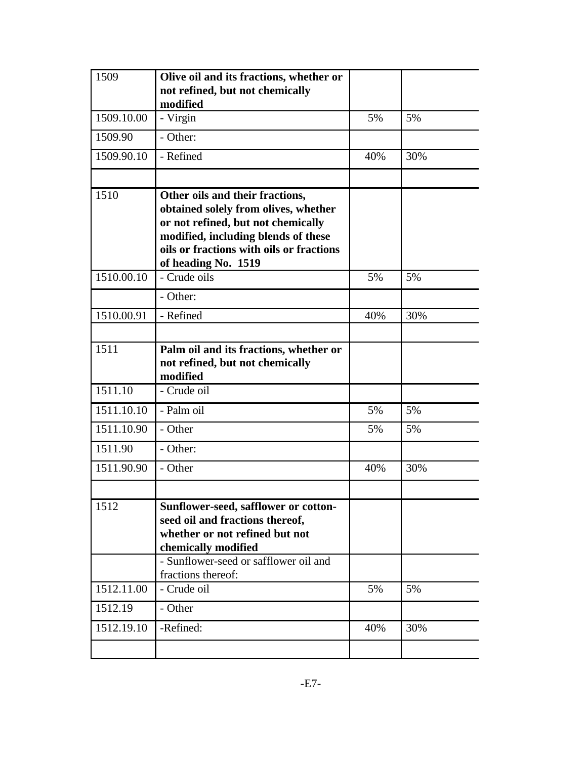| | | | |
|---|---|---|---|
| 1509 | **Olive oil and its fractions, whether or not refined, but not chemically modified** | | |
| 1509.10.00 | - Virgin | 5% | 5% |
| 1509.90 | - Other: | | |
| 1509.90.10 | - Refined | 40% | 30% |
| | | | |
| 1510 | **Other oils and their fractions, obtained solely from olives, whether or not refined, but not chemically modified, including blends of these oils or fractions with oils or fractions of heading No. 1519** | | |
| 1510.00.10 | - Crude oils | 5% | 5% |
| | - Other: | | |
| 1510.00.91 | - Refined | 40% | 30% |
| | | | |
| 1511 | **Palm oil and its fractions, whether or not refined, but not chemically modified** | | |
| 1511.10 | - Crude oil | | |
| 1511.10.10 | - Palm oil | 5% | 5% |
| 1511.10.90 | - Other | 5% | 5% |
| 1511.90 | - Other: | | |
| 1511.90.90 | - Other | 40% | 30% |
| | | | |
| 1512 | **Sunflower-seed, safflower or cotton-seed oil and fractions thereof, whether or not refined but not chemically modified** | | |
| | - Sunflower-seed or safflower oil and fractions thereof: | | |
| 1512.11.00 | - Crude oil | 5% | 5% |
| 1512.19 | - Other | | |
| 1512.19.10 | -Refined: | 40% | 30% |
| | | | |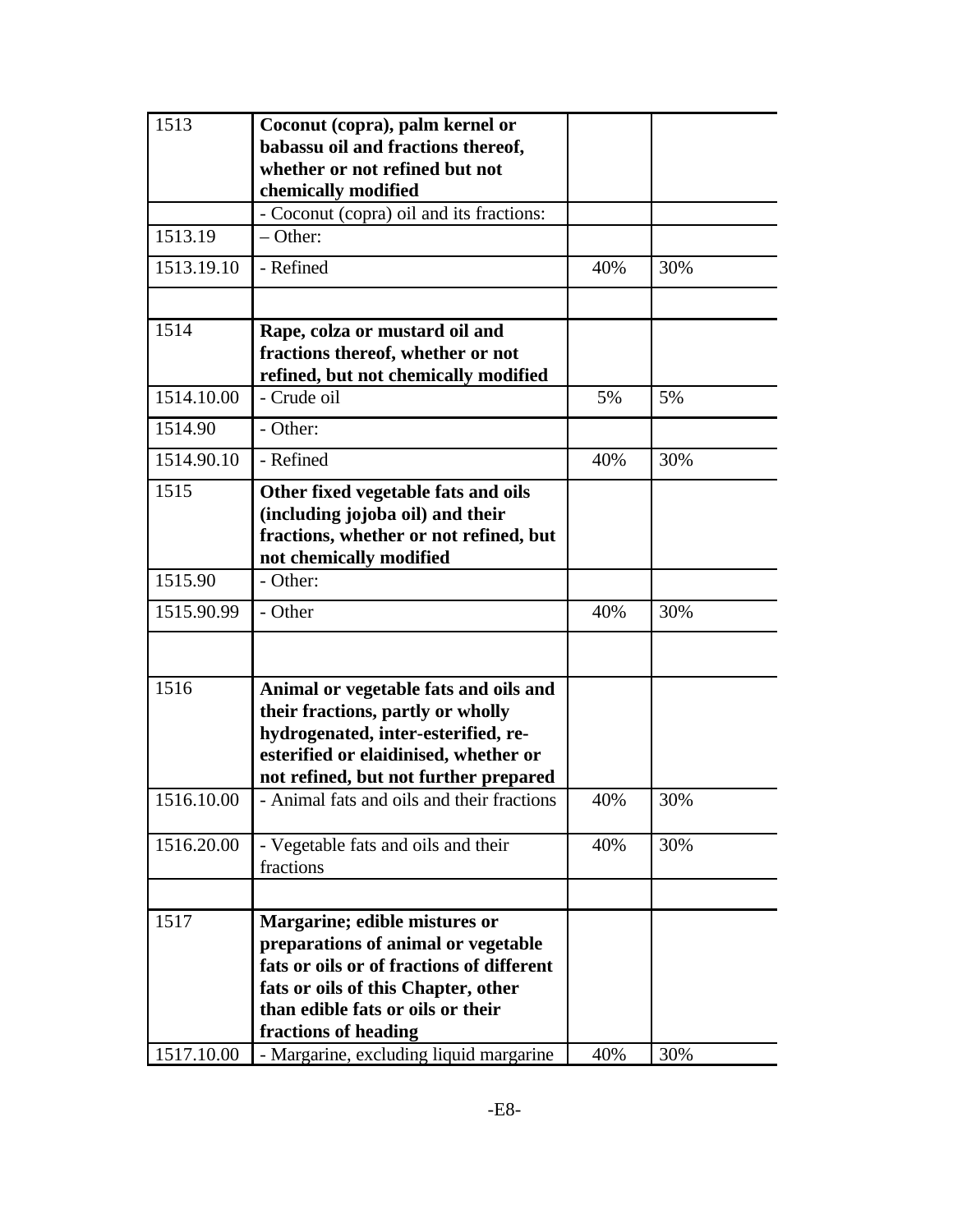| | | | |
|---|---|---|---|
| 1513 | **Coconut (copra), palm kernel or babassu oil and fractions thereof, whether or not refined but not chemically modified** | | |
| | - Coconut (copra) oil and its fractions: | | |
| 1513.19 | – Other: | | |
| 1513.19.10 | - Refined | 40% | 30% |
| | | | |
| 1514 | **Rape, colza or mustard oil and fractions thereof, whether or not refined, but not chemically modified** | | |
| 1514.10.00 | - Crude oil | 5% | 5% |
| 1514.90 | - Other: | | |
| 1514.90.10 | - Refined | 40% | 30% |
| 1515 | **Other fixed vegetable fats and oils (including jojoba oil) and their fractions, whether or not refined, but not chemically modified** | | |
| 1515.90 | - Other: | | |
| 1515.90.99 | - Other | 40% | 30% |
| | | | |
| 1516 | **Animal or vegetable fats and oils and their fractions, partly or wholly hydrogenated, inter-esterified, re-esterified or elaidinised, whether or not refined, but not further prepared** | | |
| 1516.10.00 | - Animal fats and oils and their fractions | 40% | 30% |
| 1516.20.00 | - Vegetable fats and oils and their fractions | 40% | 30% |
| | | | |
| 1517 | **Margarine; edible mistures or preparations of animal or vegetable fats or oils or of fractions of different fats or oils of this Chapter, other than edible fats or oils or their fractions of heading** | | |
| 1517.10.00 | - Margarine, excluding liquid margarine | 40% | 30% |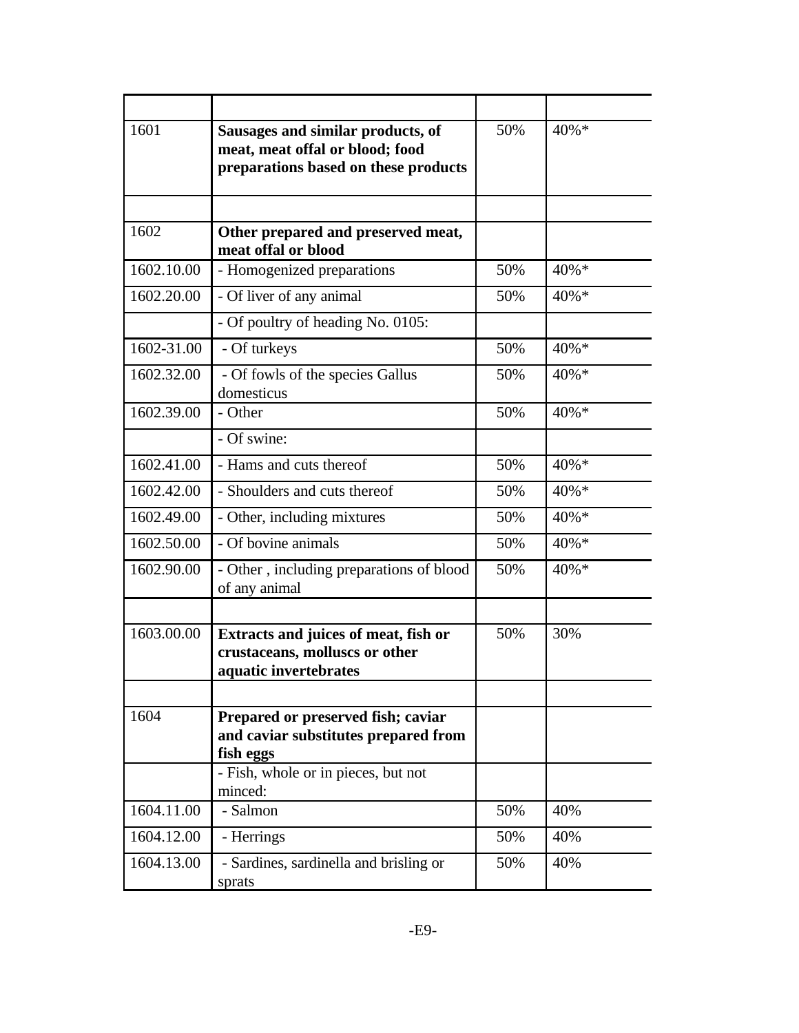| | | | |
|---|---|---|---|
| 1601 | **Sausages and similar products, of meat, meat offal or blood; food preparations based on these products** | 50% | 40%* |
| | | | |
| 1602 | **Other prepared and preserved meat, meat offal or blood** | | |
| 1602.10.00 | - Homogenized preparations | 50% | 40%* |
| 1602.20.00 | - Of liver of any animal | 50% | 40%* |
| | - Of poultry of heading No. 0105: | | |
| 1602-31.00 | - Of turkeys | 50% | 40%* |
| 1602.32.00 | - Of fowls of the species Gallus domesticus | 50% | 40%* |
| 1602.39.00 | - Other | 50% | 40%* |
| | - Of swine: | | |
| 1602.41.00 | - Hams and cuts thereof | 50% | 40%* |
| 1602.42.00 | - Shoulders and cuts thereof | 50% | 40%* |
| 1602.49.00 | - Other, including mixtures | 50% | 40%* |
| 1602.50.00 | - Of bovine animals | 50% | 40%* |
| 1602.90.00 | - Other , including preparations of blood of any animal | 50% | 40%* |
| | | | |
| 1603.00.00 | **Extracts and juices of meat, fish or crustaceans, molluscs or other aquatic invertebrates** | 50% | 30% |
| | | | |
| 1604 | **Prepared or preserved fish; caviar and caviar substitutes prepared from fish eggs** | | |
| | - Fish, whole or in pieces, but not minced: | | |
| 1604.11.00 | - Salmon | 50% | 40% |
| 1604.12.00 | - Herrings | 50% | 40% |
| 1604.13.00 | - Sardines, sardinella and brisling or sprats | 50% | 40% |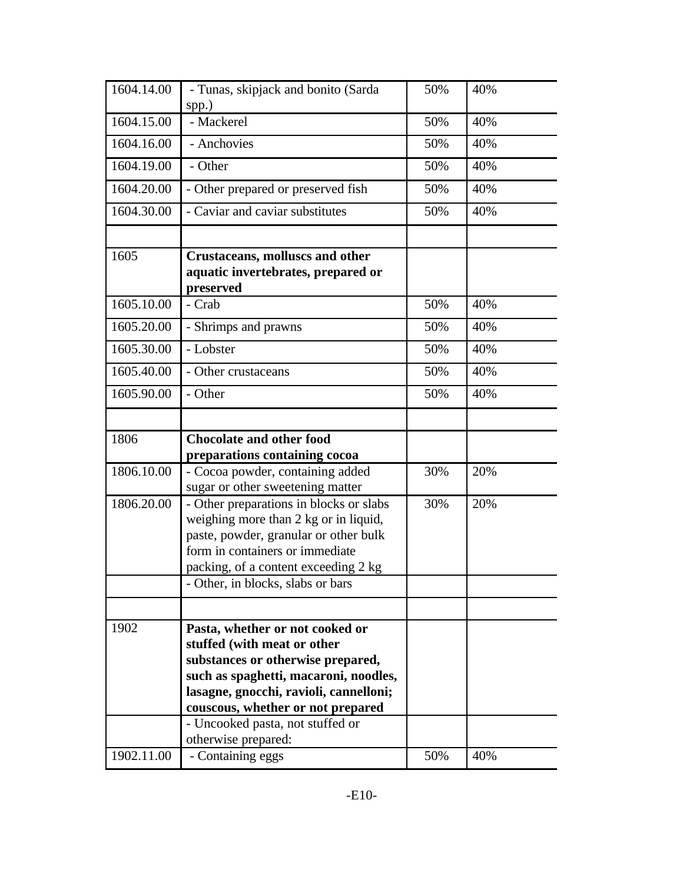| | | | |
|---|---|---|---|
| 1604.14.00 | - Tunas, skipjack and bonito (Sarda spp.) | 50% | 40% |
| 1604.15.00 | - Mackerel | 50% | 40% |
| 1604.16.00 | - Anchovies | 50% | 40% |
| 1604.19.00 | - Other | 50% | 40% |
| 1604.20.00 | - Other prepared or preserved fish | 50% | 40% |
| 1604.30.00 | - Caviar and caviar substitutes | 50% | 40% |
| | | | |
| 1605 | **Crustaceans, molluscs and other aquatic invertebrates, prepared or preserved** | | |
| 1605.10.00 | - Crab | 50% | 40% |
| 1605.20.00 | - Shrimps and prawns | 50% | 40% |
| 1605.30.00 | - Lobster | 50% | 40% |
| 1605.40.00 | - Other crustaceans | 50% | 40% |
| 1605.90.00 | - Other | 50% | 40% |
| | | | |
| 1806 | **Chocolate and other food preparations containing cocoa** | | |
| 1806.10.00 | - Cocoa powder, containing added sugar or other sweetening matter | 30% | 20% |
| 1806.20.00 | - Other preparations in blocks or slabs weighing more than 2 kg or in liquid, paste, powder, granular or other bulk form in containers or immediate packing, of a content exceeding 2 kg | 30% | 20% |
| | - Other, in blocks, slabs or bars | | |
| | | | |
| 1902 | **Pasta, whether or not cooked or stuffed (with meat or other substances or otherwise prepared, such as spaghetti, macaroni, noodles, lasagne, gnocchi, ravioli, cannelloni; couscous, whether or not prepared** | | |
| | - Uncooked pasta, not stuffed or otherwise prepared: | | |
| 1902.11.00 | - Containing eggs | 50% | 40% |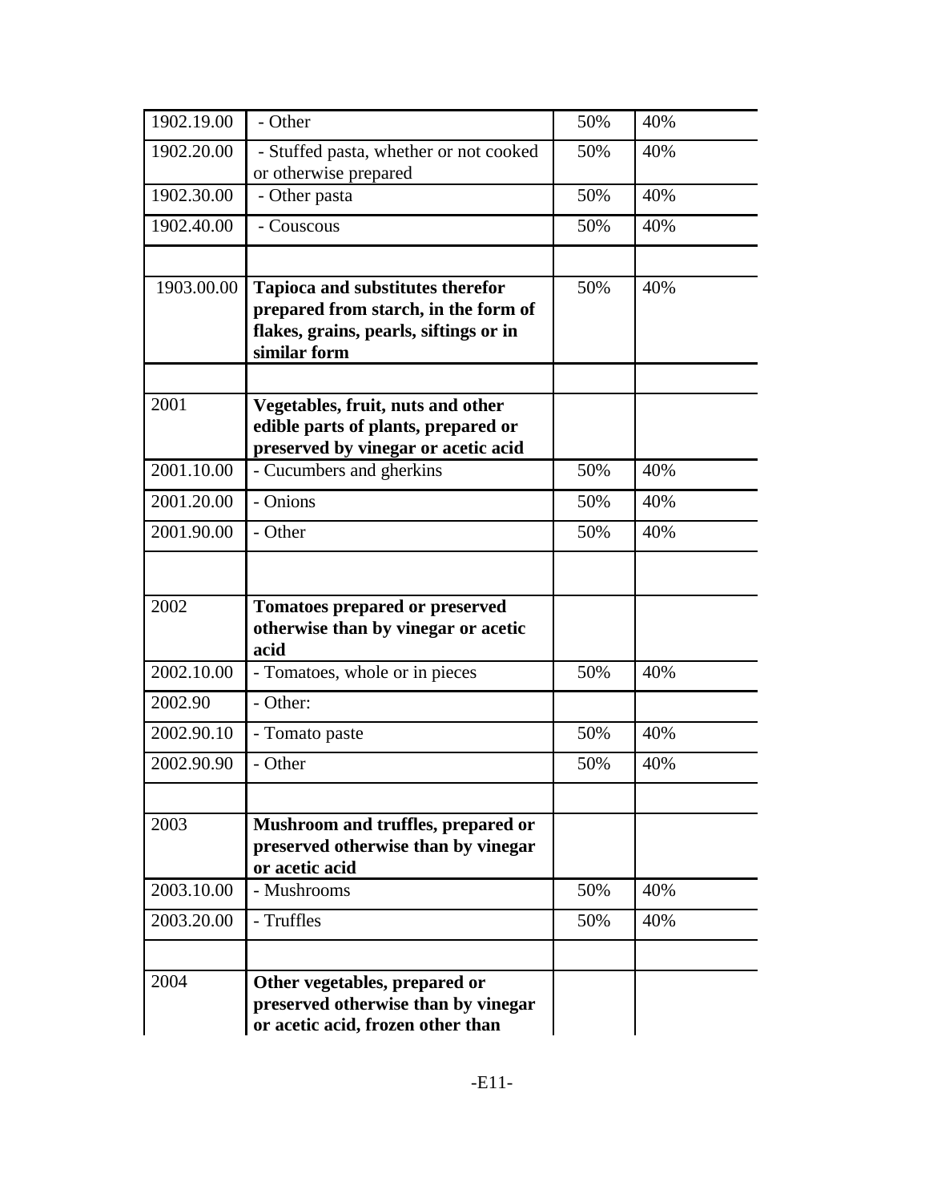| | | | |
|---|---|---|---|
| 1902.19.00 | - Other | 50% | 40% |
| 1902.20.00 | - Stuffed pasta, whether or not cooked or otherwise prepared | 50% | 40% |
| 1902.30.00 | - Other pasta | 50% | 40% |
| 1902.40.00 | - Couscous | 50% | 40% |
| | | | |
| 1903.00.00 | **Tapioca and substitutes therefor prepared from starch, in the form of flakes, grains, pearls, siftings or in similar form** | 50% | 40% |
| | | | |
| 2001 | **Vegetables, fruit, nuts and other edible parts of plants, prepared or preserved by vinegar or acetic acid** | | |
| 2001.10.00 | - Cucumbers and gherkins | 50% | 40% |
| 2001.20.00 | - Onions | 50% | 40% |
| 2001.90.00 | - Other | 50% | 40% |
| | | | |
| 2002 | **Tomatoes prepared or preserved otherwise than by vinegar or acetic acid** | | |
| 2002.10.00 | - Tomatoes, whole or in pieces | 50% | 40% |
| 2002.90 | - Other: | | |
| 2002.90.10 | - Tomato paste | 50% | 40% |
| 2002.90.90 | - Other | 50% | 40% |
| | | | |
| 2003 | **Mushroom and truffles, prepared or preserved otherwise than by vinegar or acetic acid** | | |
| 2003.10.00 | - Mushrooms | 50% | 40% |
| 2003.20.00 | - Truffles | 50% | 40% |
| | | | |
| 2004 | **Other vegetables, prepared or preserved otherwise than by vinegar or acetic acid, frozen other than** | | |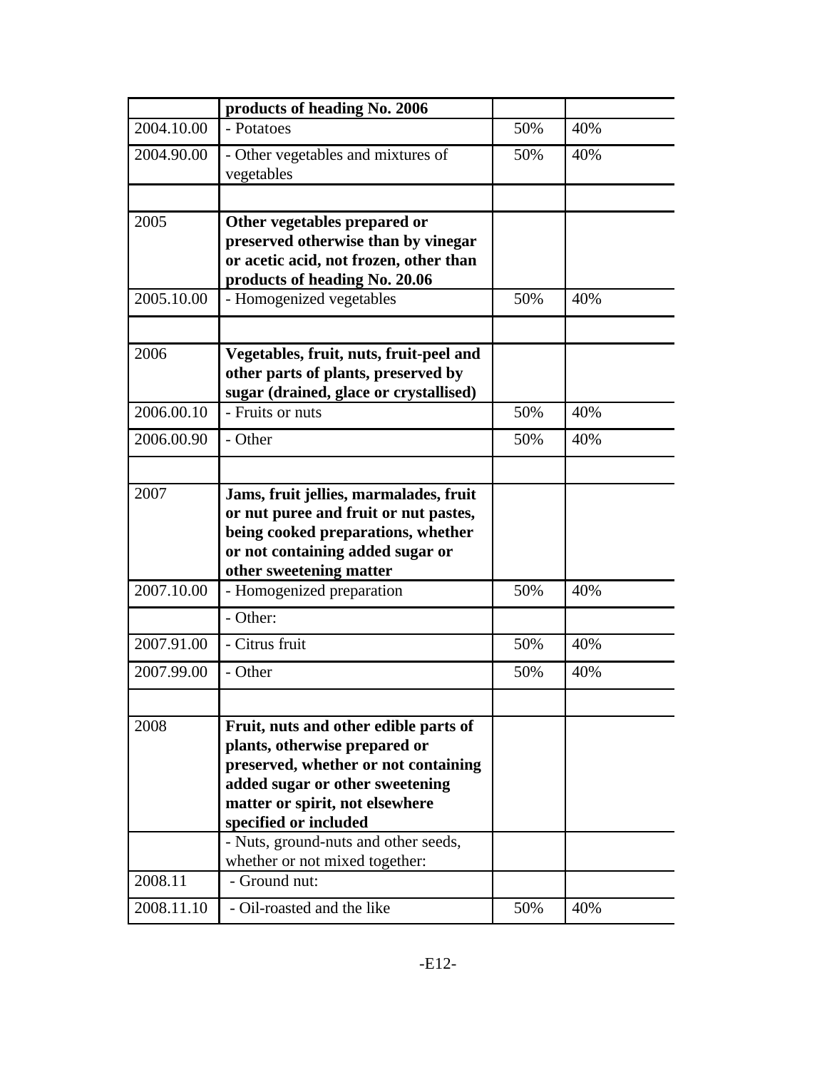|  | **products of heading No. 2006** |  |  |
|---|---|---|---|
| 2004.10.00 | - Potatoes | 50% | 40% |
| 2004.90.00 | - Other vegetables and mixtures of vegetables | 50% | 40% |
|  |  |  |  |
| 2005 | **Other vegetables prepared or preserved otherwise than by vinegar or acetic acid, not frozen, other than products of heading No. 20.06** |  |  |
| 2005.10.00 | - Homogenized vegetables | 50% | 40% |
|  |  |  |  |
| 2006 | **Vegetables, fruit, nuts, fruit-peel and other parts of plants, preserved by sugar (drained, glace or crystallised)** |  |  |
| 2006.00.10 | - Fruits or nuts | 50% | 40% |
| 2006.00.90 | - Other | 50% | 40% |
|  |  |  |  |
| 2007 | **Jams, fruit jellies, marmalades, fruit or nut puree and fruit or nut pastes, being cooked preparations, whether or not containing added sugar or other sweetening matter** |  |  |
| 2007.10.00 | - Homogenized preparation | 50% | 40% |
|  | - Other: |  |  |
| 2007.91.00 | - Citrus fruit | 50% | 40% |
| 2007.99.00 | - Other | 50% | 40% |
|  |  |  |  |
| 2008 | **Fruit, nuts and other edible parts of plants, otherwise prepared or preserved, whether or not containing added sugar or other sweetening matter or spirit, not elsewhere specified or included** |  |  |
|  | - Nuts, ground-nuts and other seeds, whether or not mixed together: |  |  |
| 2008.11 | - Ground nut: |  |  |
| 2008.11.10 | - Oil-roasted and the like | 50% | 40% |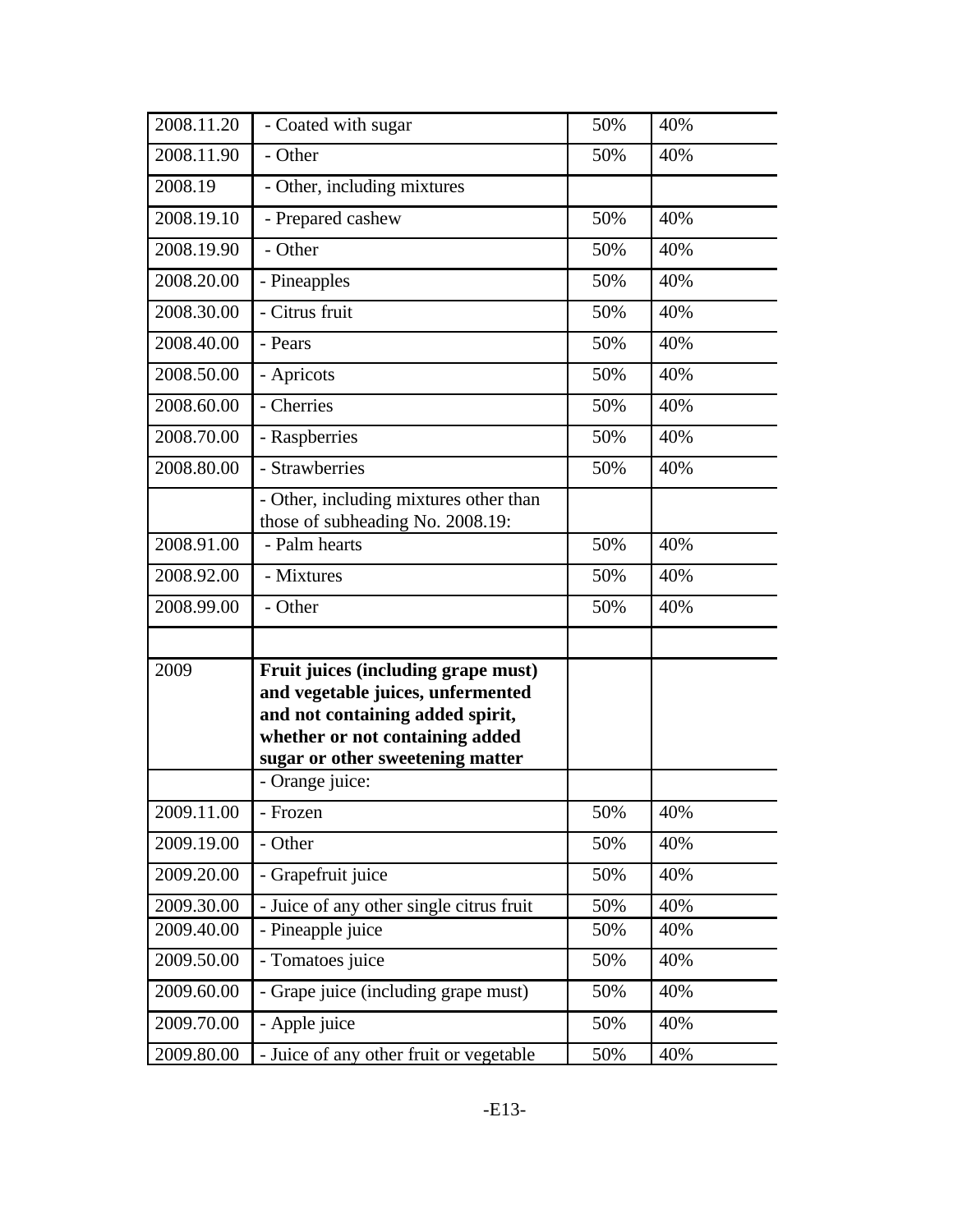| | | | |
|---|---|---|---|
| 2008.11.20 | - Coated with sugar | 50% | 40% |
| 2008.11.90 | - Other | 50% | 40% |
| 2008.19 | - Other, including mixtures | | |
| 2008.19.10 | - Prepared cashew | 50% | 40% |
| 2008.19.90 | - Other | 50% | 40% |
| 2008.20.00 | - Pineapples | 50% | 40% |
| 2008.30.00 | - Citrus fruit | 50% | 40% |
| 2008.40.00 | - Pears | 50% | 40% |
| 2008.50.00 | - Apricots | 50% | 40% |
| 2008.60.00 | - Cherries | 50% | 40% |
| 2008.70.00 | - Raspberries | 50% | 40% |
| 2008.80.00 | - Strawberries | 50% | 40% |
| | - Other, including mixtures other than those of subheading No. 2008.19: | | |
| 2008.91.00 | - Palm hearts | 50% | 40% |
| 2008.92.00 | - Mixtures | 50% | 40% |
| 2008.99.00 | - Other | 50% | 40% |
| | | | |
| 2009 | **Fruit juices (including grape must) and vegetable juices, unfermented and not containing added spirit, whether or not containing added sugar or other sweetening matter** | | |
| | - Orange juice: | | |
| 2009.11.00 | - Frozen | 50% | 40% |
| 2009.19.00 | - Other | 50% | 40% |
| 2009.20.00 | - Grapefruit juice | 50% | 40% |
| 2009.30.00 | - Juice of any other single citrus fruit | 50% | 40% |
| 2009.40.00 | - Pineapple juice | 50% | 40% |
| 2009.50.00 | - Tomatoes juice | 50% | 40% |
| 2009.60.00 | - Grape juice (including grape must) | 50% | 40% |
| 2009.70.00 | - Apple juice | 50% | 40% |
| 2009.80.00 | - Juice of any other fruit or vegetable | 50% | 40% |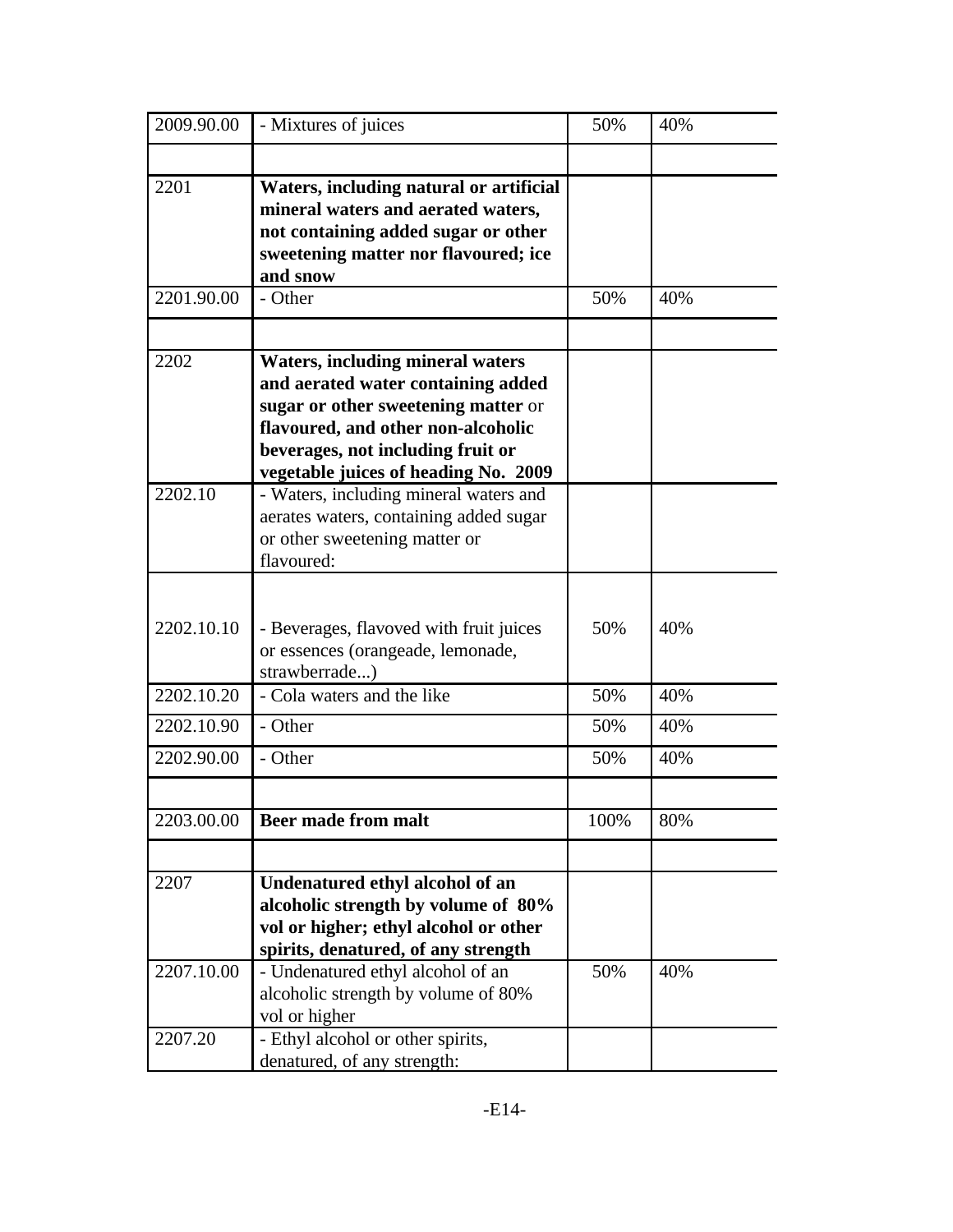| | | | |
|---|---|---|---|
| 2009.90.00 | - Mixtures of juices | 50% | 40% |
| | | | |
| 2201 | **Waters, including natural or artificial mineral waters and aerated waters, not containing added sugar or other sweetening matter nor flavoured; ice and snow** | | |
| 2201.90.00 | - Other | 50% | 40% |
| | | | |
| 2202 | **Waters, including mineral waters and aerated water containing added sugar or other sweetening matter** or **flavoured, and other non-alcoholic beverages, not including fruit or vegetable juices of heading No. 2009** | | |
| 2202.10 | - Waters, including mineral waters and aerates waters, containing added sugar or other sweetening matter or flavoured: | | |
| 2202.10.10 | - Beverages, flavoved with fruit juices or essences (orangeade, lemonade, strawberrade...) | 50% | 40% |
| 2202.10.20 | - Cola waters and the like | 50% | 40% |
| 2202.10.90 | - Other | 50% | 40% |
| 2202.90.00 | - Other | 50% | 40% |
| | | | |
| 2203.00.00 | **Beer made from malt** | 100% | 80% |
| | | | |
| 2207 | **Undenatured ethyl alcohol of an alcoholic strength by volume of 80% vol or higher; ethyl alcohol or other spirits, denatured, of any strength** | | |
| 2207.10.00 | - Undenatured ethyl alcohol of an alcoholic strength by volume of 80% vol or higher | 50% | 40% |
| 2207.20 | - Ethyl alcohol or other spirits, denatured, of any strength: | | |

-E14-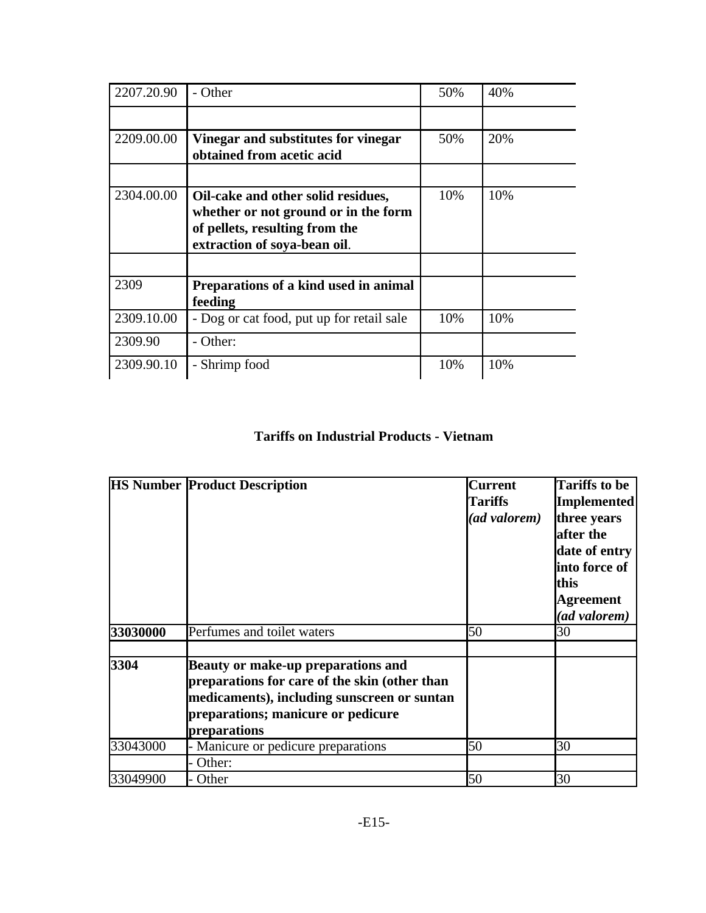| | | | |
|---|---|---|---|
| 2207.20.90 | - Other | 50% | 40% |
| | | | |
| 2209.00.00 | **Vinegar and substitutes for vinegar obtained from acetic acid** | 50% | 20% |
| | | | |
| 2304.00.00 | **Oil-cake and other solid residues, whether or not ground or in the form of pellets, resulting from the extraction of soya-bean oil**. | 10% | 10% |
| | | | |
| 2309 | **Preparations of a kind used in animal feeding** | | |
| 2309.10.00 | - Dog or cat food, put up for retail sale | 10% | 10% |
| 2309.90 | - Other: | | |
| 2309.90.10 | - Shrimp food | 10% | 10% |

**Tariffs on Industrial Products - Vietnam**

| HS Number | Product Description | Current Tariffs *(ad valorem)* | Tariffs to be Implemented three years after the date of entry into force of this Agreement *(ad valorem)* |
|---|---|---|---|
| **33030000** | Perfumes and toilet waters | 50 | 30 |
| | | | |
| **3304** | **Beauty or make-up preparations and preparations for care of the skin (other than medicaments), including sunscreen or suntan preparations; manicure or pedicure preparations** | | |
| 33043000 | - Manicure or pedicure preparations | 50 | 30 |
| | - Other: | | |
| 33049900 | - Other | 50 | 30 |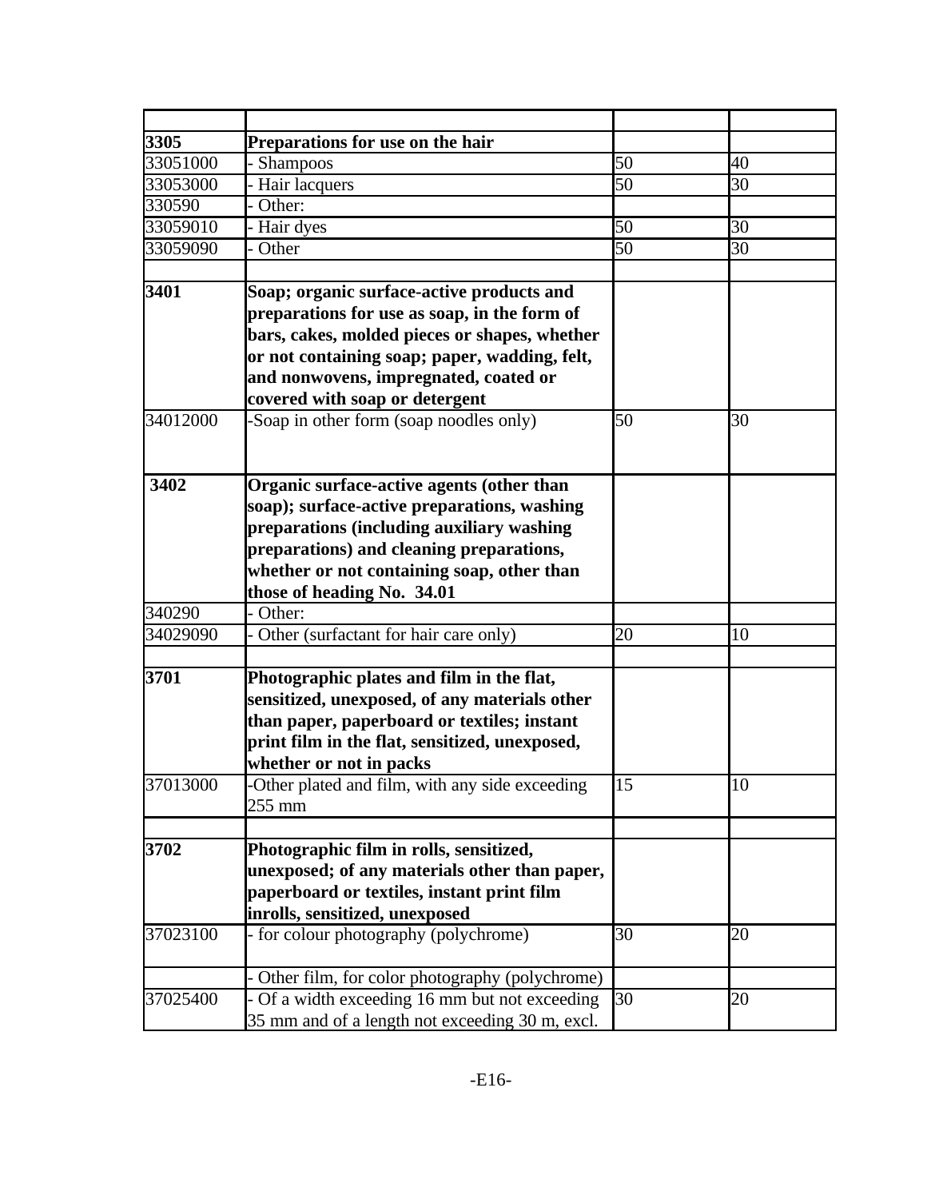| | | | |
|---|---|---|---|
| **3305** | **Preparations for use on the hair** | | |
| 33051000 | - Shampoos | 50 | 40 |
| 33053000 | - Hair lacquers | 50 | 30 |
| 330590 | - Other: | | |
| 33059010 | - Hair dyes | 50 | 30 |
| 33059090 | - Other | 50 | 30 |
| | | | |
| **3401** | **Soap; organic surface-active products and preparations for use as soap, in the form of bars, cakes, molded pieces or shapes, whether or not containing soap; paper, wadding, felt, and nonwovens, impregnated, coated or covered with soap or detergent** | | |
| 34012000 | -Soap in other form (soap noodles only) | 50 | 30 |
| **3402** | **Organic surface-active agents (other than soap); surface-active preparations, washing preparations (including auxiliary washing preparations) and cleaning preparations, whether or not containing soap, other than those of heading No. 34.01** | | |
| 340290 | - Other: | | |
| 34029090 | - Other (surfactant for hair care only) | 20 | 10 |
| | | | |
| **3701** | **Photographic plates and film in the flat, sensitized, unexposed, of any materials other than paper, paperboard or textiles; instant print film in the flat, sensitized, unexposed, whether or not in packs** | | |
| 37013000 | -Other plated and film, with any side exceeding 255 mm | 15 | 10 |
| | | | |
| **3702** | **Photographic film in rolls, sensitized, unexposed; of any materials other than paper, paperboard or textiles, instant print film inrolls, sensitized, unexposed** | | |
| 37023100 | - for colour photography (polychrome) | 30 | 20 |
| | - Other film, for color photography (polychrome) | | |
| 37025400 | - Of a width exceeding 16 mm but not exceeding 35 mm and of a length not exceeding 30 m, excl. | 30 | 20 |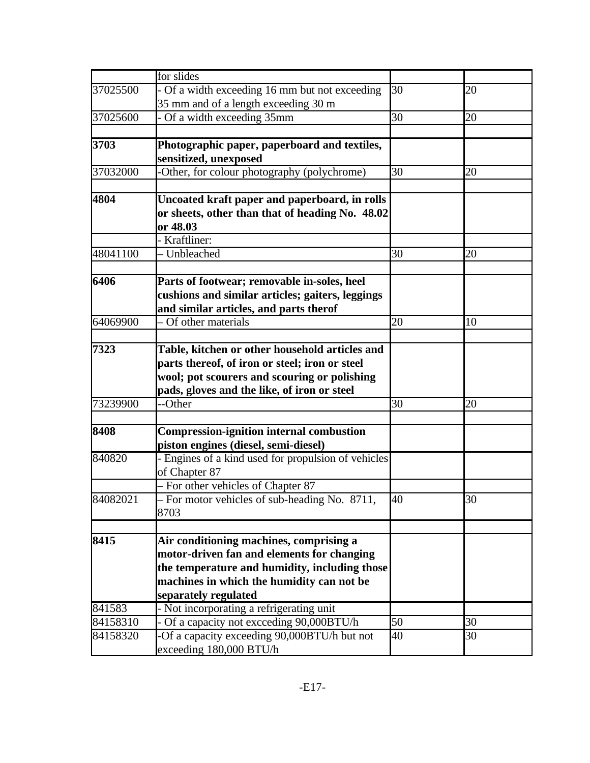| | | | |
|---|---|---|---|
| | for slides | | |
| 37025500 | - Of a width exceeding 16 mm but not exceeding 35 mm and of a length exceeding 30 m | 30 | 20 |
| 37025600 | - Of a width exceeding 35mm | 30 | 20 |
| | | | |
| **3703** | **Photographic paper, paperboard and textiles, sensitized, unexposed** | | |
| 37032000 | -Other, for colour photography (polychrome) | 30 | 20 |
| | | | |
| **4804** | **Uncoated kraft paper and paperboard, in rolls or sheets, other than that of heading No. 48.02 or 48.03** | | |
| | - Kraftliner: | | |
| 48041100 | – Unbleached | 30 | 20 |
| | | | |
| **6406** | **Parts of footwear; removable in-soles, heel cushions and similar articles; gaiters, leggings and similar articles, and parts therof** | | |
| 64069900 | – Of other materials | 20 | 10 |
| | | | |
| **7323** | **Table, kitchen or other household articles and parts thereof, of iron or steel; iron or steel wool; pot scourers and scouring or polishing pads, gloves and the like, of iron or steel** | | |
| 73239900 | --Other | 30 | 20 |
| | | | |
| **8408** | **Compression-ignition internal combustion piston engines (diesel, semi-diesel)** | | |
| 840820 | - Engines of a kind used for propulsion of vehicles of Chapter 87 | | |
| | – For other vehicles of Chapter 87 | | |
| 84082021 | – For motor vehicles of sub-heading No. 8711, 8703 | 40 | 30 |
| | | | |
| **8415** | **Air conditioning machines, comprising a motor-driven fan and elements for changing the temperature and humidity, including those machines in which the humidity can not be separately regulated** | | |
| 841583 | - Not incorporating a refrigerating unit | | |
| 84158310 | - Of a capacity not excceding 90,000BTU/h | 50 | 30 |
| 84158320 | -Of a capacity exceeding 90,000BTU/h but not exceeding 180,000 BTU/h | 40 | 30 |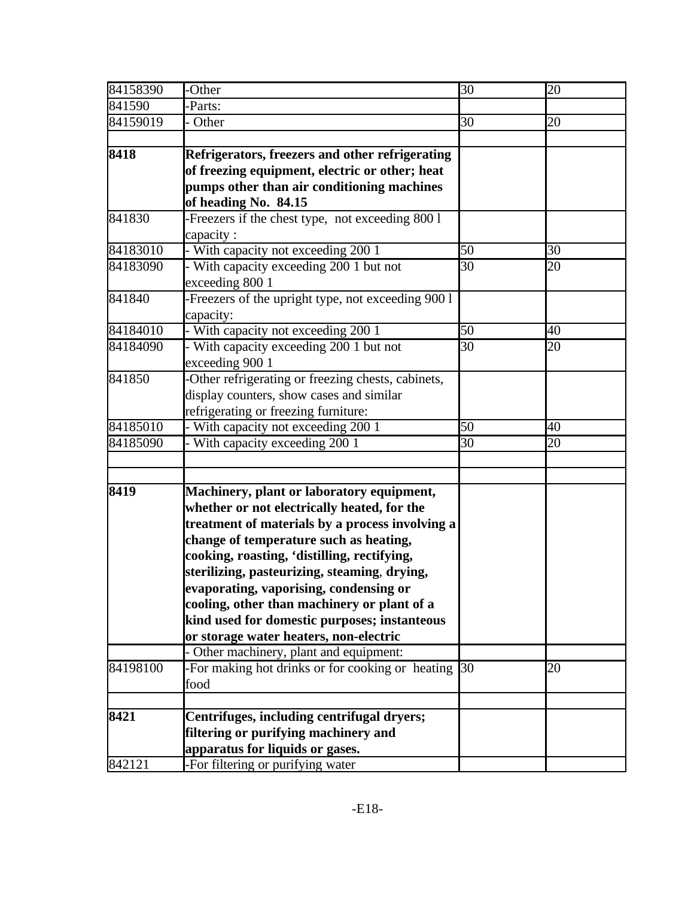| 84158390 | -Other | 30 | 20 |
|---|---|---|---|
| 841590 | -Parts: | | |
| 84159019 | - Other | 30 | 20 |
| | | | |
| **8418** | **Refrigerators, freezers and other refrigerating of freezing equipment, electric or other; heat pumps other than air conditioning machines of heading No. 84.15** | | |
| 841830 | -Freezers if the chest type, not exceeding 800 l capacity : | | |
| 84183010 | - With capacity not exceeding 200 1 | 50 | 30 |
| 84183090 | - With capacity exceeding 200 1 but not exceeding 800 1 | 30 | 20 |
| 841840 | -Freezers of the upright type, not exceeding 900 l capacity: | | |
| 84184010 | - With capacity not exceeding 200 1 | 50 | 40 |
| 84184090 | - With capacity exceeding 200 1 but not exceeding 900 1 | 30 | 20 |
| 841850 | -Other refrigerating or freezing chests, cabinets, display counters, show cases and similar refrigerating or freezing furniture: | | |
| 84185010 | - With capacity not exceeding 200 1 | 50 | 40 |
| 84185090 | - With capacity exceeding 200 1 | 30 | 20 |
| | | | |
| | | | |
| **8419** | **Machinery, plant or laboratory equipment, whether or not electrically heated, for the treatment of materials by a process involving a change of temperature such as heating, cooking, roasting, 'distilling, rectifying, sterilizing, pasteurizing, steaming, drying, evaporating, vaporising, condensing or cooling, other than machinery or plant of a kind used for domestic purposes; instanteous or storage water heaters, non-electric** | | |
| | - Other machinery, plant and equipment: | | |
| 84198100 | -For making hot drinks or for cooking or heating food | 30 | 20 |
| | | | |
| **8421** | **Centrifuges, including centrifugal dryers; filtering or purifying machinery and apparatus for liquids or gases.** | | |
| 842121 | -For filtering or purifying water | | |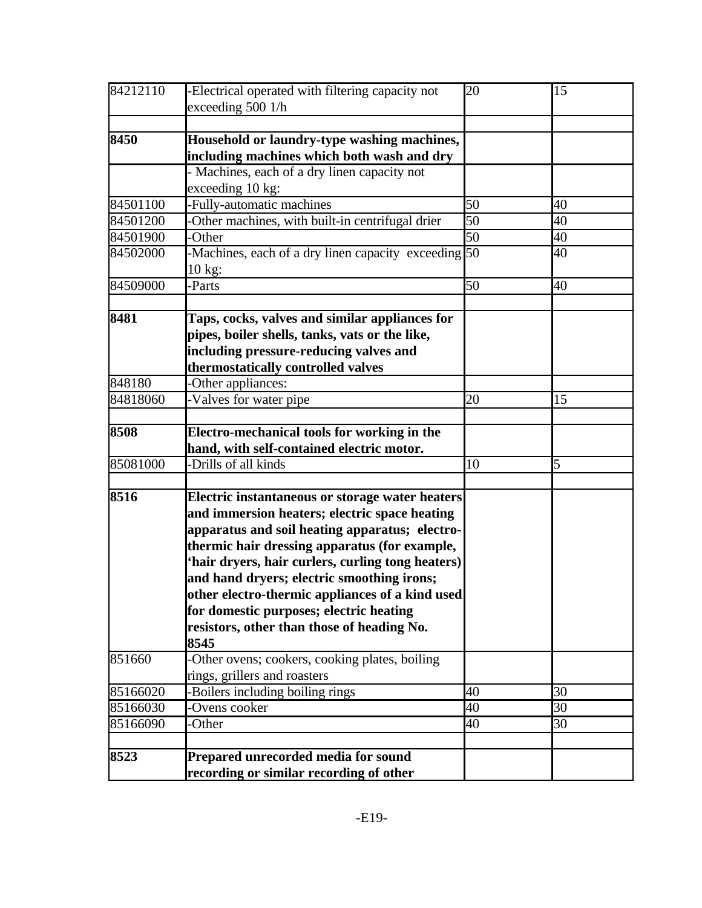| | | | |
|---|---|---|---|
| 84212110 | -Electrical operated with filtering capacity not exceeding 500 1/h | 20 | 15 |
| | | | |
| **8450** | **Household or laundry-type washing machines, including machines which both wash and dry** | | |
| | - Machines, each of a dry linen capacity not exceeding 10 kg: | | |
| 84501100 | -Fully-automatic machines | 50 | 40 |
| 84501200 | -Other machines, with built-in centrifugal drier | 50 | 40 |
| 84501900 | -Other | 50 | 40 |
| 84502000 | -Machines, each of a dry linen capacity exceeding 10 kg: | 50 | 40 |
| 84509000 | -Parts | 50 | 40 |
| | | | |
| **8481** | **Taps, cocks, valves and similar appliances for pipes, boiler shells, tanks, vats or the like, including pressure-reducing valves and thermostatically controlled valves** | | |
| 848180 | -Other appliances: | | |
| 84818060 | -Valves for water pipe | 20 | 15 |
| | | | |
| **8508** | **Electro-mechanical tools for working in the hand, with self-contained electric motor.** | | |
| 85081000 | -Drills of all kinds | 10 | 5 |
| | | | |
| **8516** | **Electric instantaneous or storage water heaters and immersion heaters; electric space heating apparatus and soil heating apparatus; electro-thermic hair dressing apparatus (for example, 'hair dryers, hair curlers, curling tong heaters) and hand dryers; electric smoothing irons; other electro-thermic appliances of a kind used for domestic purposes; electric heating resistors, other than those of heading No. 8545** | | |
| 851660 | -Other ovens; cookers, cooking plates, boiling rings, grillers and roasters | | |
| 85166020 | -Boilers including boiling rings | 40 | 30 |
| 85166030 | -Ovens cooker | 40 | 30 |
| 85166090 | -Other | 40 | 30 |
| | | | |
| **8523** | **Prepared unrecorded media for sound recording or similar recording of other** | | |

-E19-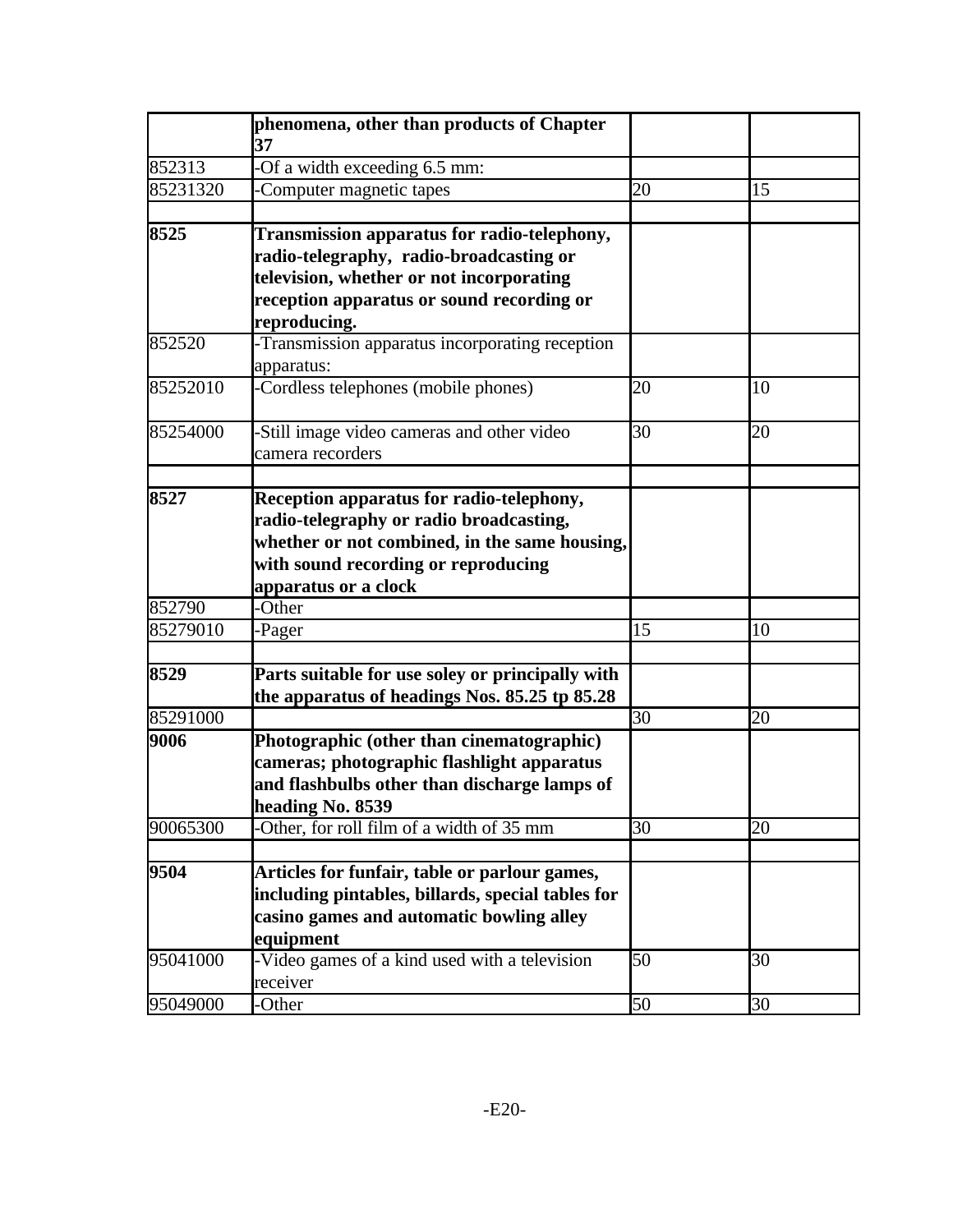| | | | |
|---|---|---|---|
| | **phenomena, other than products of Chapter 37** | | |
| 852313 | -Of a width exceeding 6.5 mm: | | |
| 85231320 | -Computer magnetic tapes | 20 | 15 |
| | | | |
| **8525** | **Transmission apparatus for radio-telephony, radio-telegraphy, radio-broadcasting or television, whether or not incorporating reception apparatus or sound recording or reproducing.** | | |
| 852520 | -Transmission apparatus incorporating reception apparatus: | | |
| 85252010 | -Cordless telephones (mobile phones) | 20 | 10 |
| 85254000 | -Still image video cameras and other video camera recorders | 30 | 20 |
| | | | |
| **8527** | **Reception apparatus for radio-telephony, radio-telegraphy or radio broadcasting, whether or not combined, in the same housing, with sound recording or reproducing apparatus or a clock** | | |
| 852790 | -Other | | |
| 85279010 | -Pager | 15 | 10 |
| | | | |
| **8529** | **Parts suitable for use soley or principally with the apparatus of headings Nos. 85.25 tp 85.28** | | |
| 85291000 | | 30 | 20 |
| **9006** | **Photographic (other than cinematographic) cameras; photographic flashlight apparatus and flashbulbs other than discharge lamps of heading No. 8539** | | |
| 90065300 | -Other, for roll film of a width of 35 mm | 30 | 20 |
| | | | |
| **9504** | **Articles for funfair, table or parlour games, including pintables, billards, special tables for casino games and automatic bowling alley equipment** | | |
| 95041000 | -Video games of a kind used with a television receiver | 50 | 30 |
| 95049000 | -Other | 50 | 30 |

-E20-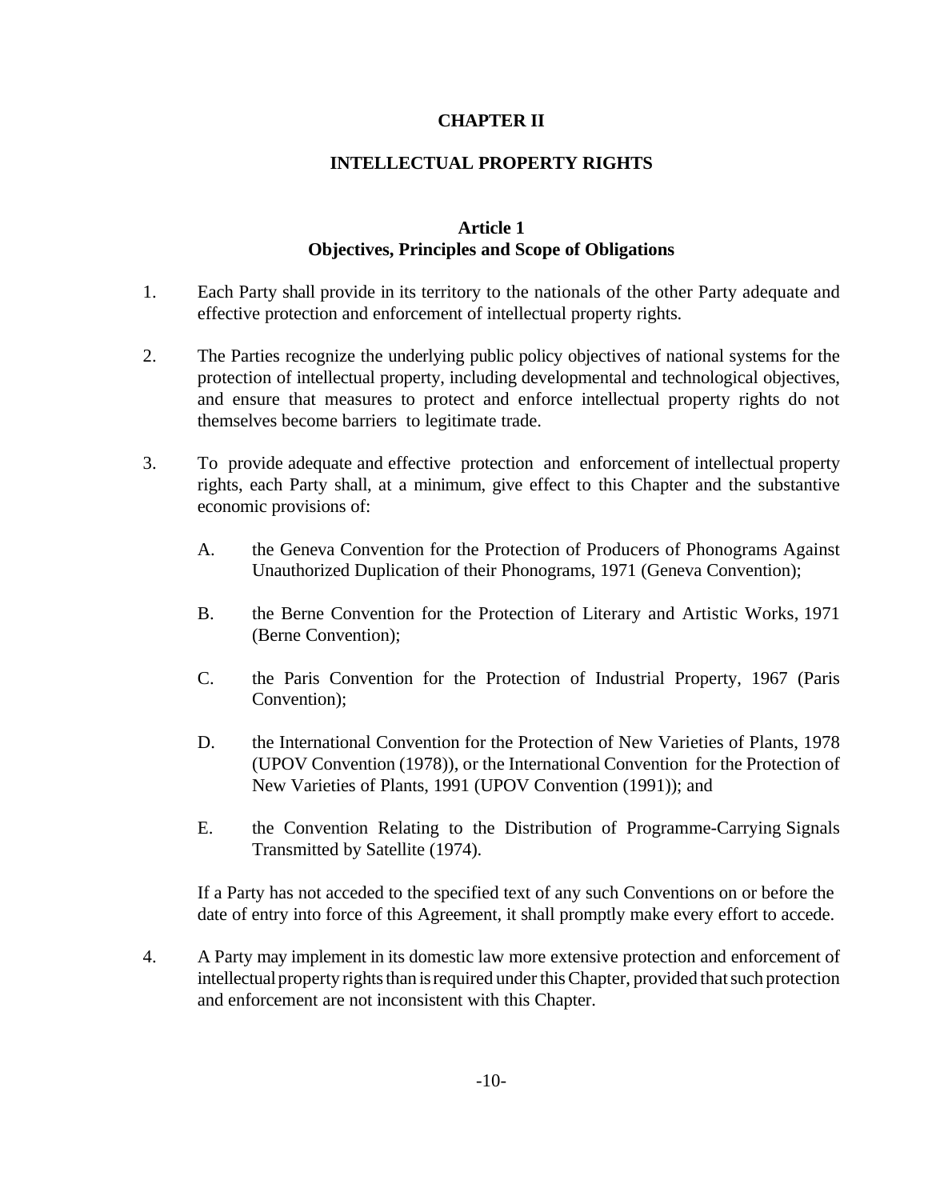# CHAPTER II

# INTELLECTUAL PROPERTY RIGHTS

## Article 1
## Objectives, Principles and Scope of Obligations

1. Each Party shall provide in its territory to the nationals of the other Party adequate and effective protection and enforcement of intellectual property rights.

2. The Parties recognize the underlying public policy objectives of national systems for the protection of intellectual property, including developmental and technological objectives, and ensure that measures to protect and enforce intellectual property rights do not themselves become barriers to legitimate trade.

3. To provide adequate and effective protection and enforcement of intellectual property rights, each Party shall, at a minimum, give effect to this Chapter and the substantive economic provisions of:

   A. the Geneva Convention for the Protection of Producers of Phonograms Against Unauthorized Duplication of their Phonograms, 1971 (Geneva Convention);

   B. the Berne Convention for the Protection of Literary and Artistic Works, 1971 (Berne Convention);

   C. the Paris Convention for the Protection of Industrial Property, 1967 (Paris Convention);

   D. the International Convention for the Protection of New Varieties of Plants, 1978 (UPOV Convention (1978)), or the International Convention for the Protection of New Varieties of Plants, 1991 (UPOV Convention (1991)); and

   E. the Convention Relating to the Distribution of Programme-Carrying Signals Transmitted by Satellite (1974).

   If a Party has not acceded to the specified text of any such Conventions on or before the date of entry into force of this Agreement, it shall promptly make every effort to accede.

4. A Party may implement in its domestic law more extensive protection and enforcement of intellectual property rights than is required under this Chapter, provided that such protection and enforcement are not inconsistent with this Chapter.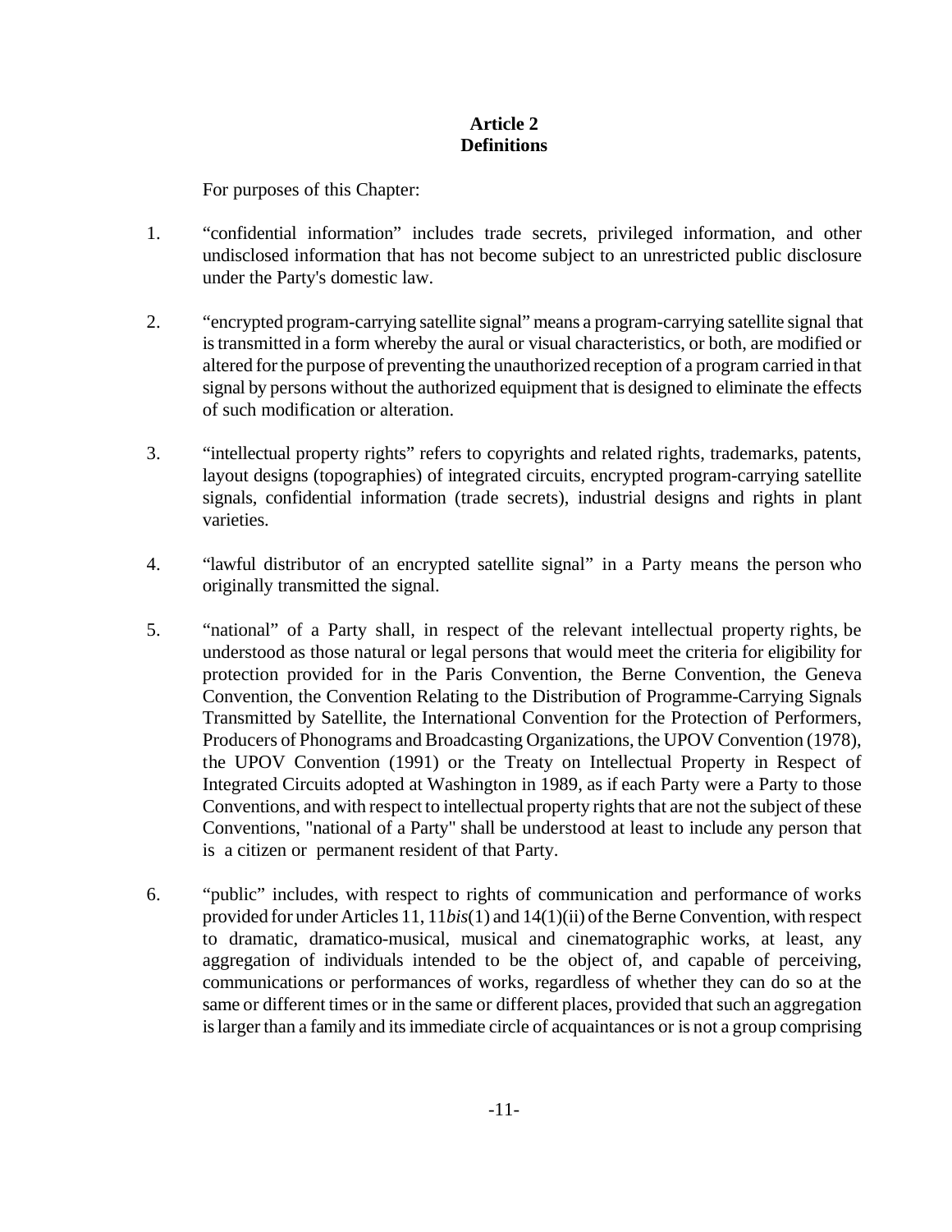## Article 2
## Definitions

For purposes of this Chapter:

1. "confidential information" includes trade secrets, privileged information, and other undisclosed information that has not become subject to an unrestricted public disclosure under the Party's domestic law.

2. "encrypted program-carrying satellite signal" means a program-carrying satellite signal that is transmitted in a form whereby the aural or visual characteristics, or both, are modified or altered for the purpose of preventing the unauthorized reception of a program carried in that signal by persons without the authorized equipment that is designed to eliminate the effects of such modification or alteration.

3. "intellectual property rights" refers to copyrights and related rights, trademarks, patents, layout designs (topographies) of integrated circuits, encrypted program-carrying satellite signals, confidential information (trade secrets), industrial designs and rights in plant varieties.

4. "lawful distributor of an encrypted satellite signal" in a Party means the person who originally transmitted the signal.

5. "national" of a Party shall, in respect of the relevant intellectual property rights, be understood as those natural or legal persons that would meet the criteria for eligibility for protection provided for in the Paris Convention, the Berne Convention, the Geneva Convention, the Convention Relating to the Distribution of Programme-Carrying Signals Transmitted by Satellite, the International Convention for the Protection of Performers, Producers of Phonograms and Broadcasting Organizations, the UPOV Convention (1978), the UPOV Convention (1991) or the Treaty on Intellectual Property in Respect of Integrated Circuits adopted at Washington in 1989, as if each Party were a Party to those Conventions, and with respect to intellectual property rights that are not the subject of these Conventions, "national of a Party" shall be understood at least to include any person that is a citizen or permanent resident of that Party.

6. "public" includes, with respect to rights of communication and performance of works provided for under Articles 11, 11*bis*(1) and 14(1)(ii) of the Berne Convention, with respect to dramatic, dramatico-musical, musical and cinematographic works, at least, any aggregation of individuals intended to be the object of, and capable of perceiving, communications or performances of works, regardless of whether they can do so at the same or different times or in the same or different places, provided that such an aggregation is larger than a family and its immediate circle of acquaintances or is not a group comprising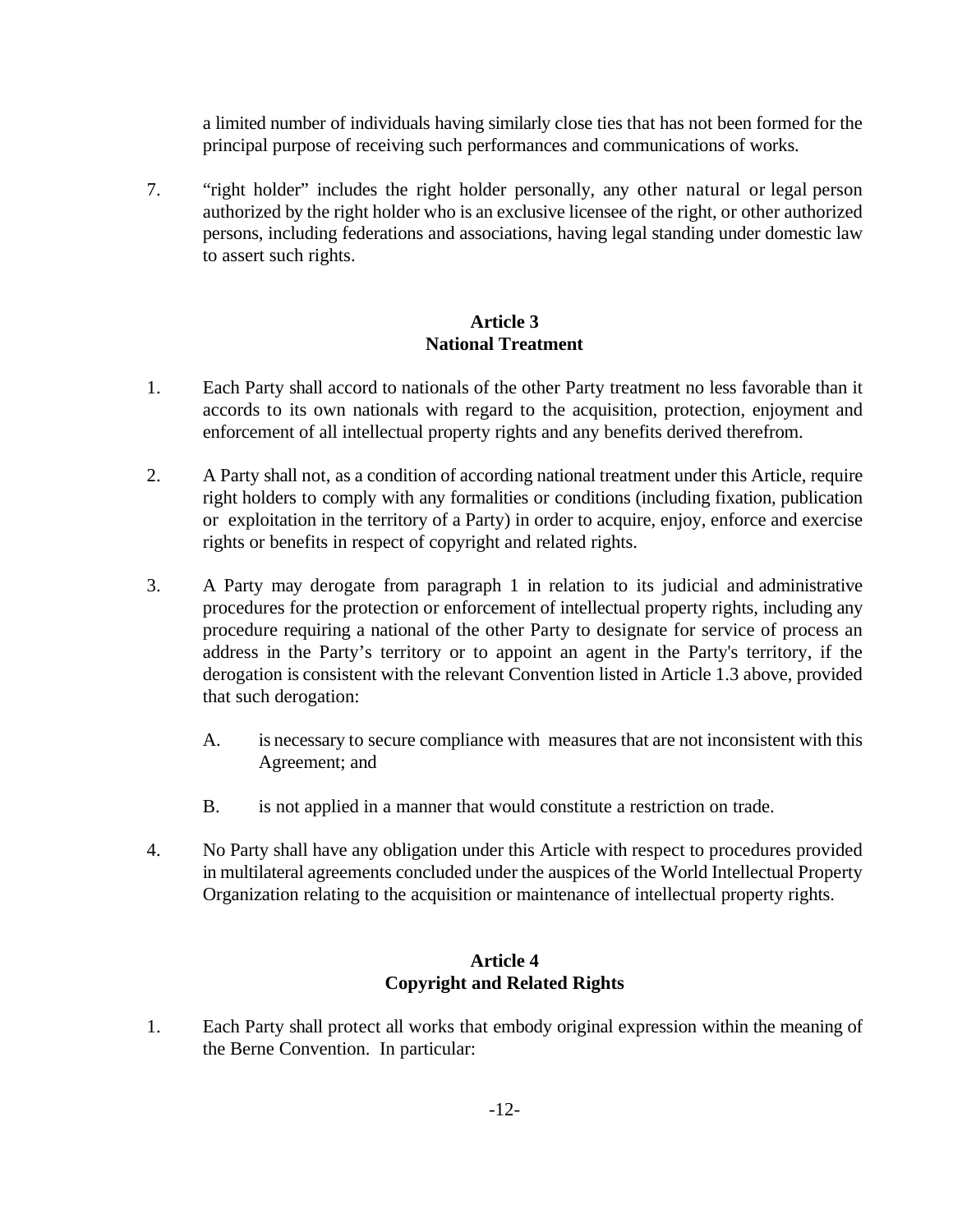a limited number of individuals having similarly close ties that has not been formed for the principal purpose of receiving such performances and communications of works.

7. "right holder" includes the right holder personally, any other natural or legal person authorized by the right holder who is an exclusive licensee of the right, or other authorized persons, including federations and associations, having legal standing under domestic law to assert such rights.

## Article 3
## National Treatment

1. Each Party shall accord to nationals of the other Party treatment no less favorable than it accords to its own nationals with regard to the acquisition, protection, enjoyment and enforcement of all intellectual property rights and any benefits derived therefrom.

2. A Party shall not, as a condition of according national treatment under this Article, require right holders to comply with any formalities or conditions (including fixation, publication or exploitation in the territory of a Party) in order to acquire, enjoy, enforce and exercise rights or benefits in respect of copyright and related rights.

3. A Party may derogate from paragraph 1 in relation to its judicial and administrative procedures for the protection or enforcement of intellectual property rights, including any procedure requiring a national of the other Party to designate for service of process an address in the Party's territory or to appoint an agent in the Party's territory, if the derogation is consistent with the relevant Convention listed in Article 1.3 above, provided that such derogation:

   A. is necessary to secure compliance with measures that are not inconsistent with this Agreement; and

   B. is not applied in a manner that would constitute a restriction on trade.

4. No Party shall have any obligation under this Article with respect to procedures provided in multilateral agreements concluded under the auspices of the World Intellectual Property Organization relating to the acquisition or maintenance of intellectual property rights.

## Article 4
## Copyright and Related Rights

1. Each Party shall protect all works that embody original expression within the meaning of the Berne Convention. In particular: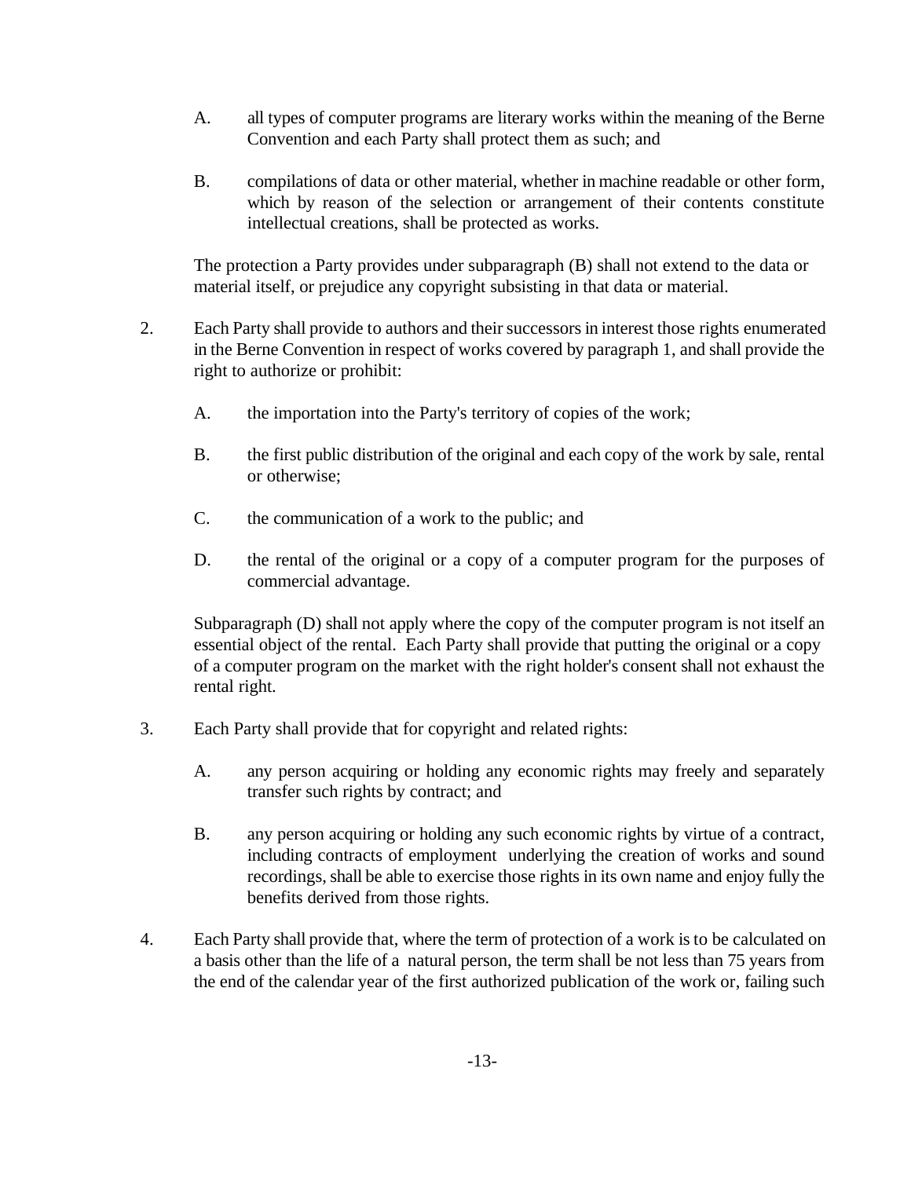A. all types of computer programs are literary works within the meaning of the Berne Convention and each Party shall protect them as such; and

B. compilations of data or other material, whether in machine readable or other form, which by reason of the selection or arrangement of their contents constitute intellectual creations, shall be protected as works.

The protection a Party provides under subparagraph (B) shall not extend to the data or material itself, or prejudice any copyright subsisting in that data or material.

2. Each Party shall provide to authors and their successors in interest those rights enumerated in the Berne Convention in respect of works covered by paragraph 1, and shall provide the right to authorize or prohibit:

A. the importation into the Party's territory of copies of the work;

B. the first public distribution of the original and each copy of the work by sale, rental or otherwise;

C. the communication of a work to the public; and

D. the rental of the original or a copy of a computer program for the purposes of commercial advantage.

Subparagraph (D) shall not apply where the copy of the computer program is not itself an essential object of the rental. Each Party shall provide that putting the original or a copy of a computer program on the market with the right holder's consent shall not exhaust the rental right.

3. Each Party shall provide that for copyright and related rights:

A. any person acquiring or holding any economic rights may freely and separately transfer such rights by contract; and

B. any person acquiring or holding any such economic rights by virtue of a contract, including contracts of employment underlying the creation of works and sound recordings, shall be able to exercise those rights in its own name and enjoy fully the benefits derived from those rights.

4. Each Party shall provide that, where the term of protection of a work is to be calculated on a basis other than the life of a natural person, the term shall be not less than 75 years from the end of the calendar year of the first authorized publication of the work or, failing such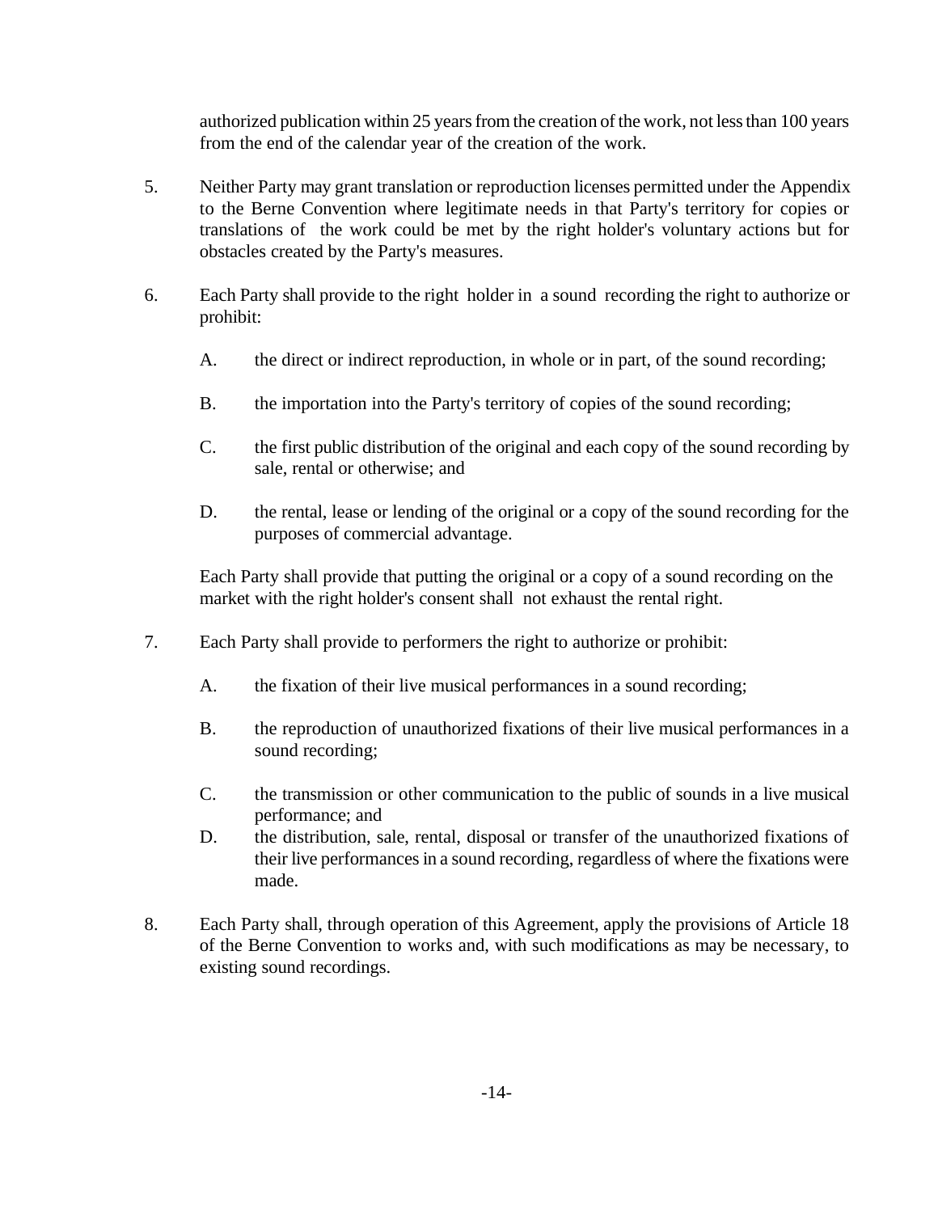authorized publication within 25 years from the creation of the work, not less than 100 years from the end of the calendar year of the creation of the work.

5. Neither Party may grant translation or reproduction licenses permitted under the Appendix to the Berne Convention where legitimate needs in that Party's territory for copies or translations of the work could be met by the right holder's voluntary actions but for obstacles created by the Party's measures.

6. Each Party shall provide to the right holder in a sound recording the right to authorize or prohibit:

   A. the direct or indirect reproduction, in whole or in part, of the sound recording;

   B. the importation into the Party's territory of copies of the sound recording;

   C. the first public distribution of the original and each copy of the sound recording by sale, rental or otherwise; and

   D. the rental, lease or lending of the original or a copy of the sound recording for the purposes of commercial advantage.

   Each Party shall provide that putting the original or a copy of a sound recording on the market with the right holder's consent shall not exhaust the rental right.

7. Each Party shall provide to performers the right to authorize or prohibit:

   A. the fixation of their live musical performances in a sound recording;

   B. the reproduction of unauthorized fixations of their live musical performances in a sound recording;

   C. the transmission or other communication to the public of sounds in a live musical performance; and

   D. the distribution, sale, rental, disposal or transfer of the unauthorized fixations of their live performances in a sound recording, regardless of where the fixations were made.

8. Each Party shall, through operation of this Agreement, apply the provisions of Article 18 of the Berne Convention to works and, with such modifications as may be necessary, to existing sound recordings.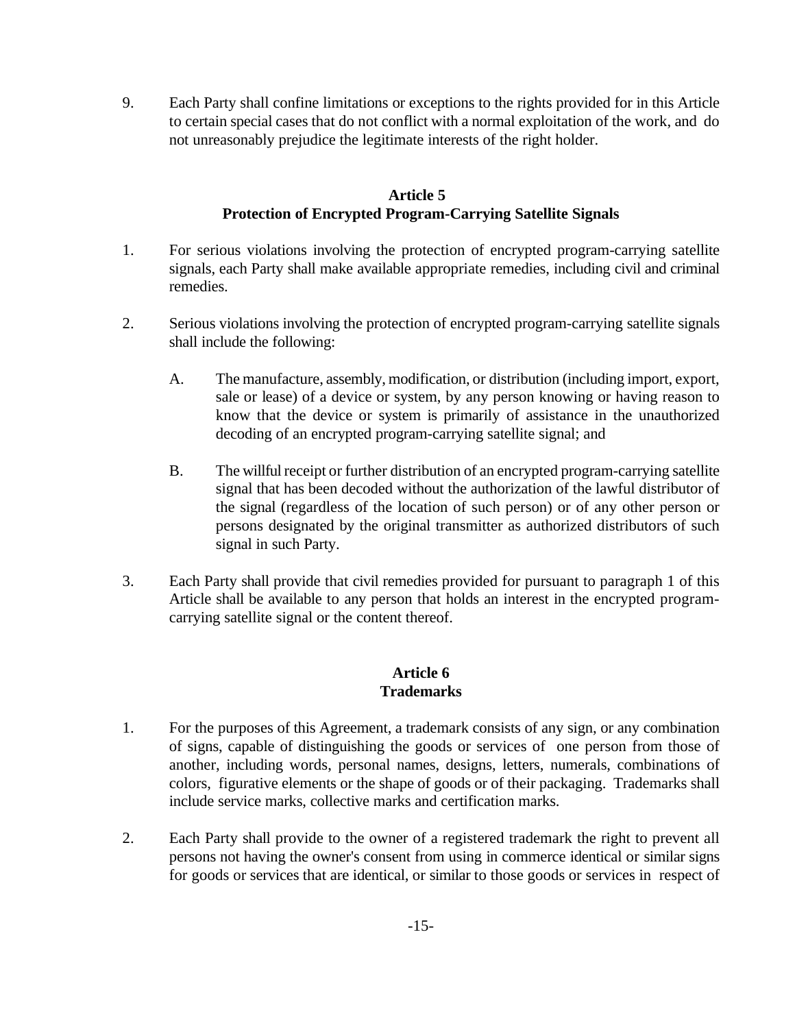9. Each Party shall confine limitations or exceptions to the rights provided for in this Article to certain special cases that do not conflict with a normal exploitation of the work, and do not unreasonably prejudice the legitimate interests of the right holder.

## Article 5
## Protection of Encrypted Program-Carrying Satellite Signals

1. For serious violations involving the protection of encrypted program-carrying satellite signals, each Party shall make available appropriate remedies, including civil and criminal remedies.

2. Serious violations involving the protection of encrypted program-carrying satellite signals shall include the following:

   A. The manufacture, assembly, modification, or distribution (including import, export, sale or lease) of a device or system, by any person knowing or having reason to know that the device or system is primarily of assistance in the unauthorized decoding of an encrypted program-carrying satellite signal; and

   B. The willful receipt or further distribution of an encrypted program-carrying satellite signal that has been decoded without the authorization of the lawful distributor of the signal (regardless of the location of such person) or of any other person or persons designated by the original transmitter as authorized distributors of such signal in such Party.

3. Each Party shall provide that civil remedies provided for pursuant to paragraph 1 of this Article shall be available to any person that holds an interest in the encrypted program-carrying satellite signal or the content thereof.

## Article 6
## Trademarks

1. For the purposes of this Agreement, a trademark consists of any sign, or any combination of signs, capable of distinguishing the goods or services of one person from those of another, including words, personal names, designs, letters, numerals, combinations of colors, figurative elements or the shape of goods or of their packaging. Trademarks shall include service marks, collective marks and certification marks.

2. Each Party shall provide to the owner of a registered trademark the right to prevent all persons not having the owner's consent from using in commerce identical or similar signs for goods or services that are identical, or similar to those goods or services in respect of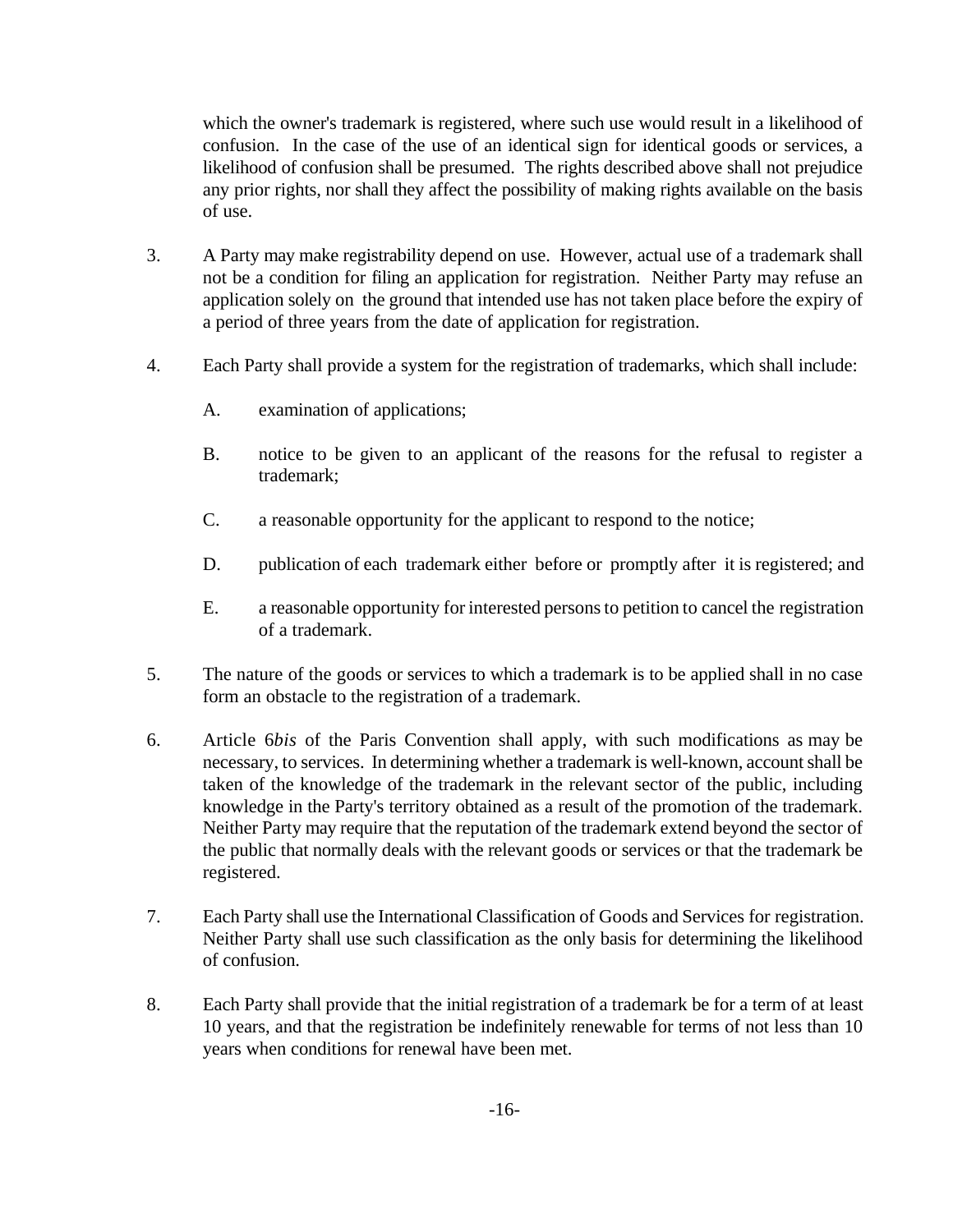which the owner's trademark is registered, where such use would result in a likelihood of confusion. In the case of the use of an identical sign for identical goods or services, a likelihood of confusion shall be presumed. The rights described above shall not prejudice any prior rights, nor shall they affect the possibility of making rights available on the basis of use.

3. A Party may make registrability depend on use. However, actual use of a trademark shall not be a condition for filing an application for registration. Neither Party may refuse an application solely on the ground that intended use has not taken place before the expiry of a period of three years from the date of application for registration.

4. Each Party shall provide a system for the registration of trademarks, which shall include:

   A. examination of applications;

   B. notice to be given to an applicant of the reasons for the refusal to register a trademark;

   C. a reasonable opportunity for the applicant to respond to the notice;

   D. publication of each trademark either before or promptly after it is registered; and

   E. a reasonable opportunity for interested persons to petition to cancel the registration of a trademark.

5. The nature of the goods or services to which a trademark is to be applied shall in no case form an obstacle to the registration of a trademark.

6. Article 6*bis* of the Paris Convention shall apply, with such modifications as may be necessary, to services. In determining whether a trademark is well-known, account shall be taken of the knowledge of the trademark in the relevant sector of the public, including knowledge in the Party's territory obtained as a result of the promotion of the trademark. Neither Party may require that the reputation of the trademark extend beyond the sector of the public that normally deals with the relevant goods or services or that the trademark be registered.

7. Each Party shall use the International Classification of Goods and Services for registration. Neither Party shall use such classification as the only basis for determining the likelihood of confusion.

8. Each Party shall provide that the initial registration of a trademark be for a term of at least 10 years, and that the registration be indefinitely renewable for terms of not less than 10 years when conditions for renewal have been met.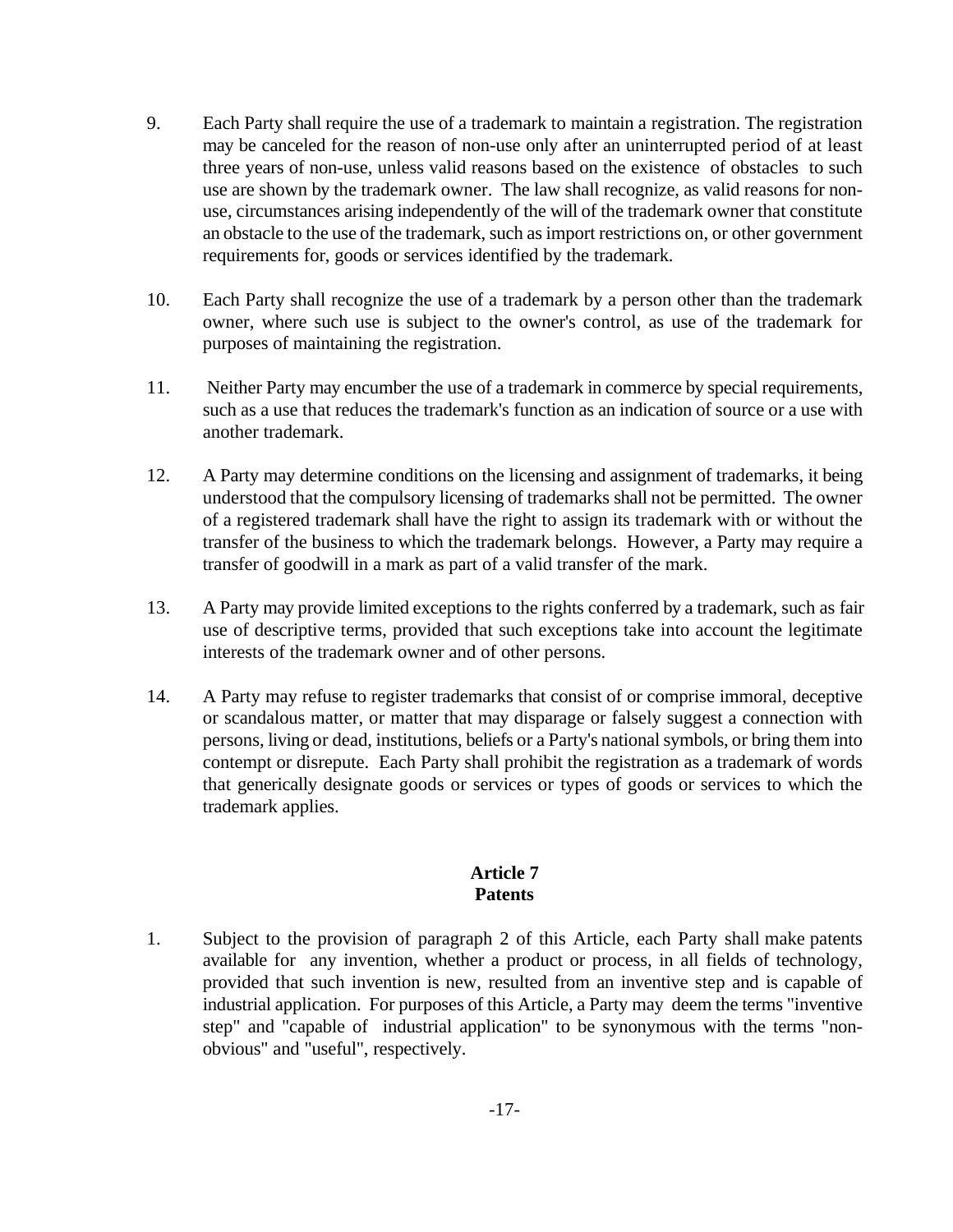9. Each Party shall require the use of a trademark to maintain a registration. The registration may be canceled for the reason of non-use only after an uninterrupted period of at least three years of non-use, unless valid reasons based on the existence of obstacles to such use are shown by the trademark owner. The law shall recognize, as valid reasons for non-use, circumstances arising independently of the will of the trademark owner that constitute an obstacle to the use of the trademark, such as import restrictions on, or other government requirements for, goods or services identified by the trademark.

10. Each Party shall recognize the use of a trademark by a person other than the trademark owner, where such use is subject to the owner's control, as use of the trademark for purposes of maintaining the registration.

11. Neither Party may encumber the use of a trademark in commerce by special requirements, such as a use that reduces the trademark's function as an indication of source or a use with another trademark.

12. A Party may determine conditions on the licensing and assignment of trademarks, it being understood that the compulsory licensing of trademarks shall not be permitted. The owner of a registered trademark shall have the right to assign its trademark with or without the transfer of the business to which the trademark belongs. However, a Party may require a transfer of goodwill in a mark as part of a valid transfer of the mark.

13. A Party may provide limited exceptions to the rights conferred by a trademark, such as fair use of descriptive terms, provided that such exceptions take into account the legitimate interests of the trademark owner and of other persons.

14. A Party may refuse to register trademarks that consist of or comprise immoral, deceptive or scandalous matter, or matter that may disparage or falsely suggest a connection with persons, living or dead, institutions, beliefs or a Party's national symbols, or bring them into contempt or disrepute. Each Party shall prohibit the registration as a trademark of words that generically designate goods or services or types of goods or services to which the trademark applies.

## Article 7
## Patents

1. Subject to the provision of paragraph 2 of this Article, each Party shall make patents available for any invention, whether a product or process, in all fields of technology, provided that such invention is new, resulted from an inventive step and is capable of industrial application. For purposes of this Article, a Party may deem the terms "inventive step" and "capable of industrial application" to be synonymous with the terms "non-obvious" and "useful", respectively.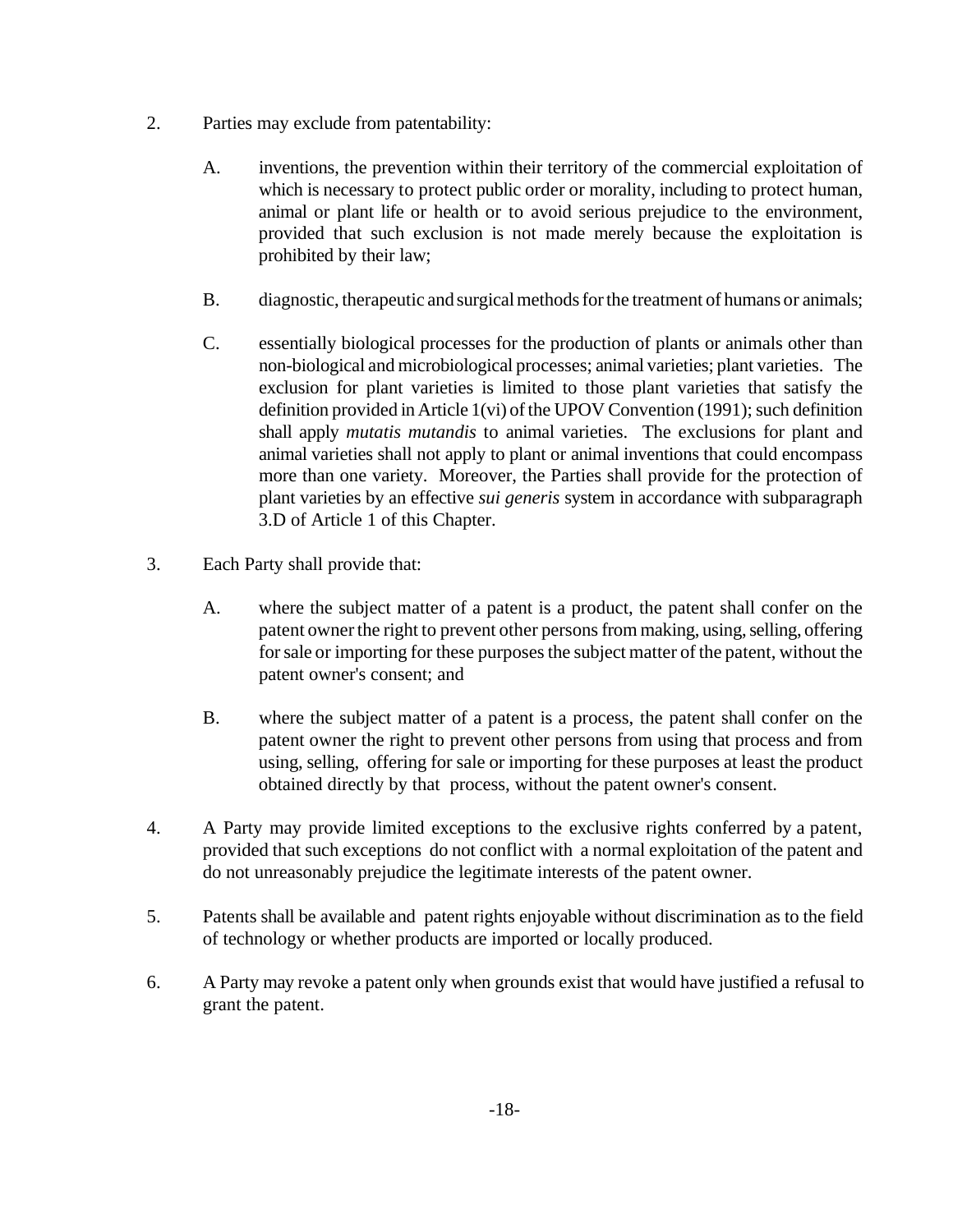2. Parties may exclude from patentability:

   A. inventions, the prevention within their territory of the commercial exploitation of which is necessary to protect public order or morality, including to protect human, animal or plant life or health or to avoid serious prejudice to the environment, provided that such exclusion is not made merely because the exploitation is prohibited by their law;

   B. diagnostic, therapeutic and surgical methods for the treatment of humans or animals;

   C. essentially biological processes for the production of plants or animals other than non-biological and microbiological processes; animal varieties; plant varieties. The exclusion for plant varieties is limited to those plant varieties that satisfy the definition provided in Article 1(vi) of the UPOV Convention (1991); such definition shall apply *mutatis mutandis* to animal varieties. The exclusions for plant and animal varieties shall not apply to plant or animal inventions that could encompass more than one variety. Moreover, the Parties shall provide for the protection of plant varieties by an effective *sui generis* system in accordance with subparagraph 3.D of Article 1 of this Chapter.

3. Each Party shall provide that:

   A. where the subject matter of a patent is a product, the patent shall confer on the patent owner the right to prevent other persons from making, using, selling, offering for sale or importing for these purposes the subject matter of the patent, without the patent owner's consent; and

   B. where the subject matter of a patent is a process, the patent shall confer on the patent owner the right to prevent other persons from using that process and from using, selling, offering for sale or importing for these purposes at least the product obtained directly by that process, without the patent owner's consent.

4. A Party may provide limited exceptions to the exclusive rights conferred by a patent, provided that such exceptions do not conflict with a normal exploitation of the patent and do not unreasonably prejudice the legitimate interests of the patent owner.

5. Patents shall be available and patent rights enjoyable without discrimination as to the field of technology or whether products are imported or locally produced.

6. A Party may revoke a patent only when grounds exist that would have justified a refusal to grant the patent.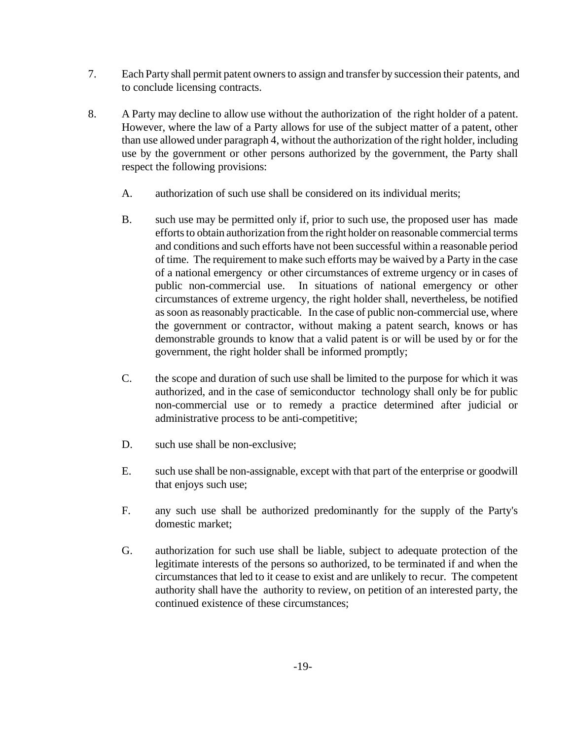7. Each Party shall permit patent owners to assign and transfer by succession their patents, and to conclude licensing contracts.

8. A Party may decline to allow use without the authorization of the right holder of a patent. However, where the law of a Party allows for use of the subject matter of a patent, other than use allowed under paragraph 4, without the authorization of the right holder, including use by the government or other persons authorized by the government, the Party shall respect the following provisions:

   A. authorization of such use shall be considered on its individual merits;

   B. such use may be permitted only if, prior to such use, the proposed user has made efforts to obtain authorization from the right holder on reasonable commercial terms and conditions and such efforts have not been successful within a reasonable period of time. The requirement to make such efforts may be waived by a Party in the case of a national emergency or other circumstances of extreme urgency or in cases of public non-commercial use. In situations of national emergency or other circumstances of extreme urgency, the right holder shall, nevertheless, be notified as soon as reasonably practicable. In the case of public non-commercial use, where the government or contractor, without making a patent search, knows or has demonstrable grounds to know that a valid patent is or will be used by or for the government, the right holder shall be informed promptly;

   C. the scope and duration of such use shall be limited to the purpose for which it was authorized, and in the case of semiconductor technology shall only be for public non-commercial use or to remedy a practice determined after judicial or administrative process to be anti-competitive;

   D. such use shall be non-exclusive;

   E. such use shall be non-assignable, except with that part of the enterprise or goodwill that enjoys such use;

   F. any such use shall be authorized predominantly for the supply of the Party's domestic market;

   G. authorization for such use shall be liable, subject to adequate protection of the legitimate interests of the persons so authorized, to be terminated if and when the circumstances that led to it cease to exist and are unlikely to recur. The competent authority shall have the authority to review, on petition of an interested party, the continued existence of these circumstances;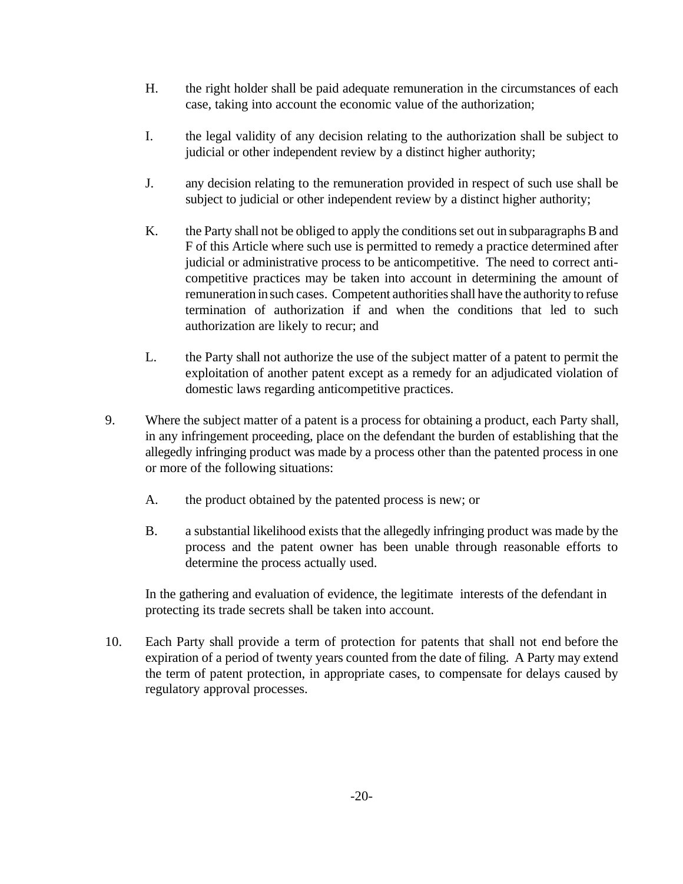H. the right holder shall be paid adequate remuneration in the circumstances of each case, taking into account the economic value of the authorization;

I. the legal validity of any decision relating to the authorization shall be subject to judicial or other independent review by a distinct higher authority;

J. any decision relating to the remuneration provided in respect of such use shall be subject to judicial or other independent review by a distinct higher authority;

K. the Party shall not be obliged to apply the conditions set out in subparagraphs B and F of this Article where such use is permitted to remedy a practice determined after judicial or administrative process to be anticompetitive. The need to correct anti-competitive practices may be taken into account in determining the amount of remuneration in such cases. Competent authorities shall have the authority to refuse termination of authorization if and when the conditions that led to such authorization are likely to recur; and

L. the Party shall not authorize the use of the subject matter of a patent to permit the exploitation of another patent except as a remedy for an adjudicated violation of domestic laws regarding anticompetitive practices.

9. Where the subject matter of a patent is a process for obtaining a product, each Party shall, in any infringement proceeding, place on the defendant the burden of establishing that the allegedly infringing product was made by a process other than the patented process in one or more of the following situations:

   A. the product obtained by the patented process is new; or

   B. a substantial likelihood exists that the allegedly infringing product was made by the process and the patent owner has been unable through reasonable efforts to determine the process actually used.

   In the gathering and evaluation of evidence, the legitimate interests of the defendant in protecting its trade secrets shall be taken into account.

10. Each Party shall provide a term of protection for patents that shall not end before the expiration of a period of twenty years counted from the date of filing. A Party may extend the term of patent protection, in appropriate cases, to compensate for delays caused by regulatory approval processes.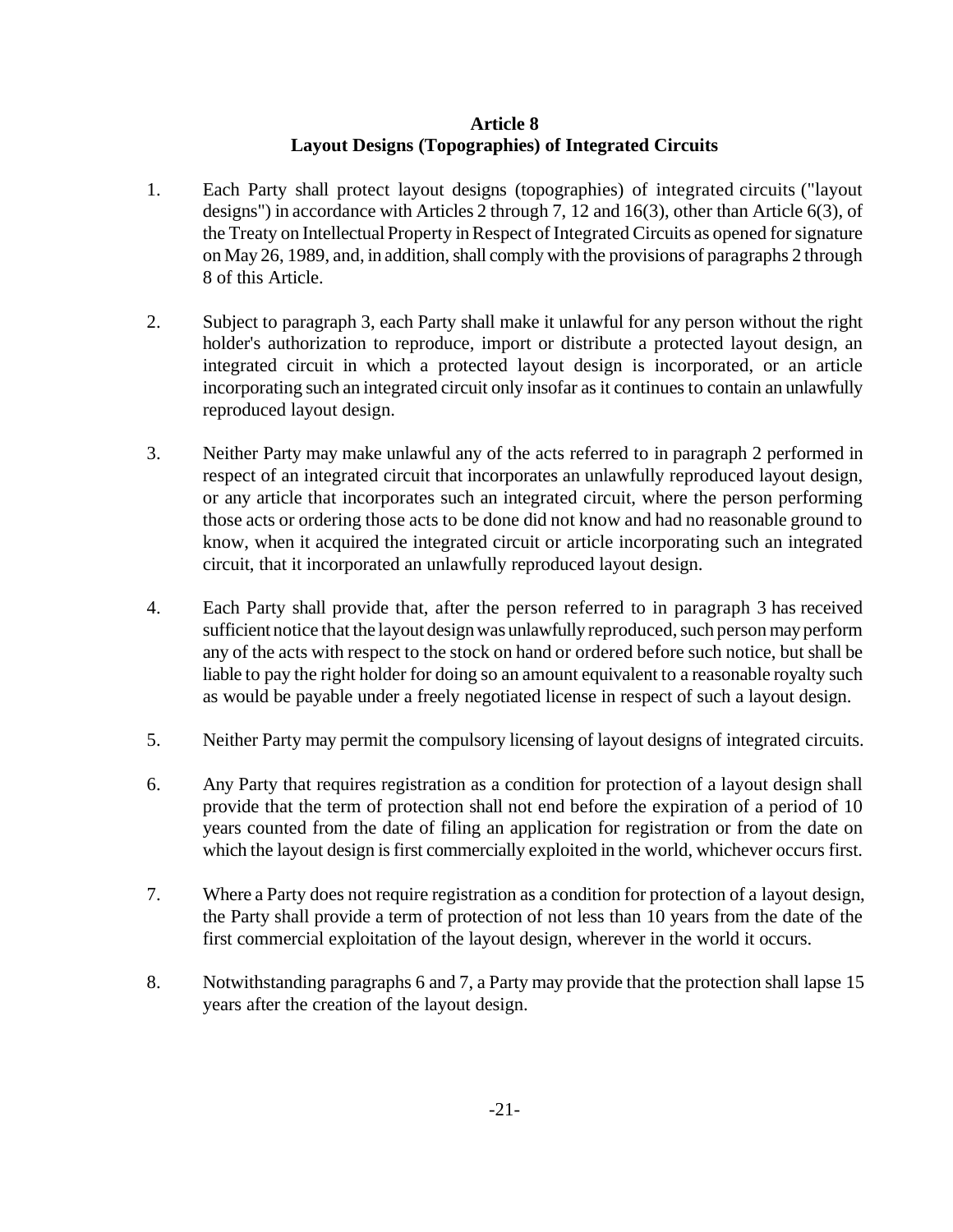## Article 8
## Layout Designs (Topographies) of Integrated Circuits

1. Each Party shall protect layout designs (topographies) of integrated circuits ("layout designs") in accordance with Articles 2 through 7, 12 and 16(3), other than Article 6(3), of the Treaty on Intellectual Property in Respect of Integrated Circuits as opened for signature on May 26, 1989, and, in addition, shall comply with the provisions of paragraphs 2 through 8 of this Article.

2. Subject to paragraph 3, each Party shall make it unlawful for any person without the right holder's authorization to reproduce, import or distribute a protected layout design, an integrated circuit in which a protected layout design is incorporated, or an article incorporating such an integrated circuit only insofar as it continues to contain an unlawfully reproduced layout design.

3. Neither Party may make unlawful any of the acts referred to in paragraph 2 performed in respect of an integrated circuit that incorporates an unlawfully reproduced layout design, or any article that incorporates such an integrated circuit, where the person performing those acts or ordering those acts to be done did not know and had no reasonable ground to know, when it acquired the integrated circuit or article incorporating such an integrated circuit, that it incorporated an unlawfully reproduced layout design.

4. Each Party shall provide that, after the person referred to in paragraph 3 has received sufficient notice that the layout design was unlawfully reproduced, such person may perform any of the acts with respect to the stock on hand or ordered before such notice, but shall be liable to pay the right holder for doing so an amount equivalent to a reasonable royalty such as would be payable under a freely negotiated license in respect of such a layout design.

5. Neither Party may permit the compulsory licensing of layout designs of integrated circuits.

6. Any Party that requires registration as a condition for protection of a layout design shall provide that the term of protection shall not end before the expiration of a period of 10 years counted from the date of filing an application for registration or from the date on which the layout design is first commercially exploited in the world, whichever occurs first.

7. Where a Party does not require registration as a condition for protection of a layout design, the Party shall provide a term of protection of not less than 10 years from the date of the first commercial exploitation of the layout design, wherever in the world it occurs.

8. Notwithstanding paragraphs 6 and 7, a Party may provide that the protection shall lapse 15 years after the creation of the layout design.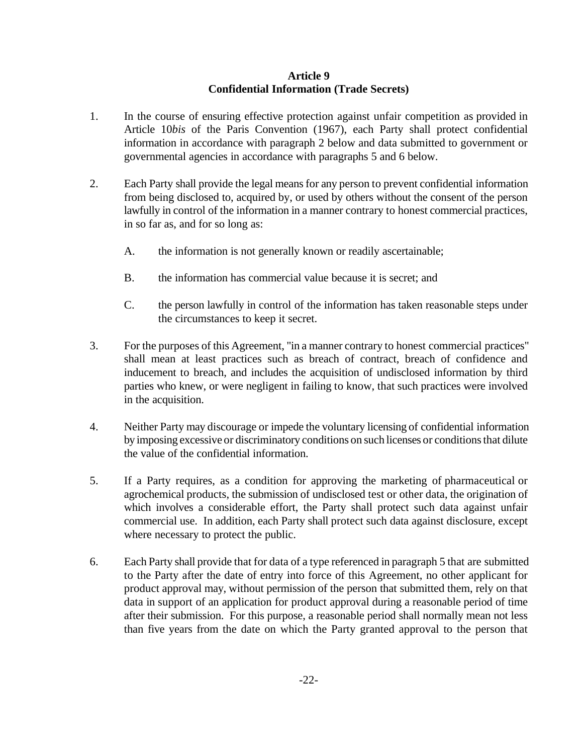## Article 9
## Confidential Information (Trade Secrets)

1. In the course of ensuring effective protection against unfair competition as provided in Article 10*bis* of the Paris Convention (1967), each Party shall protect confidential information in accordance with paragraph 2 below and data submitted to government or governmental agencies in accordance with paragraphs 5 and 6 below.

2. Each Party shall provide the legal means for any person to prevent confidential information from being disclosed to, acquired by, or used by others without the consent of the person lawfully in control of the information in a manner contrary to honest commercial practices, in so far as, and for so long as:

   A. the information is not generally known or readily ascertainable;

   B. the information has commercial value because it is secret; and

   C. the person lawfully in control of the information has taken reasonable steps under the circumstances to keep it secret.

3. For the purposes of this Agreement, "in a manner contrary to honest commercial practices" shall mean at least practices such as breach of contract, breach of confidence and inducement to breach, and includes the acquisition of undisclosed information by third parties who knew, or were negligent in failing to know, that such practices were involved in the acquisition.

4. Neither Party may discourage or impede the voluntary licensing of confidential information by imposing excessive or discriminatory conditions on such licenses or conditions that dilute the value of the confidential information.

5. If a Party requires, as a condition for approving the marketing of pharmaceutical or agrochemical products, the submission of undisclosed test or other data, the origination of which involves a considerable effort, the Party shall protect such data against unfair commercial use. In addition, each Party shall protect such data against disclosure, except where necessary to protect the public.

6. Each Party shall provide that for data of a type referenced in paragraph 5 that are submitted to the Party after the date of entry into force of this Agreement, no other applicant for product approval may, without permission of the person that submitted them, rely on that data in support of an application for product approval during a reasonable period of time after their submission. For this purpose, a reasonable period shall normally mean not less than five years from the date on which the Party granted approval to the person that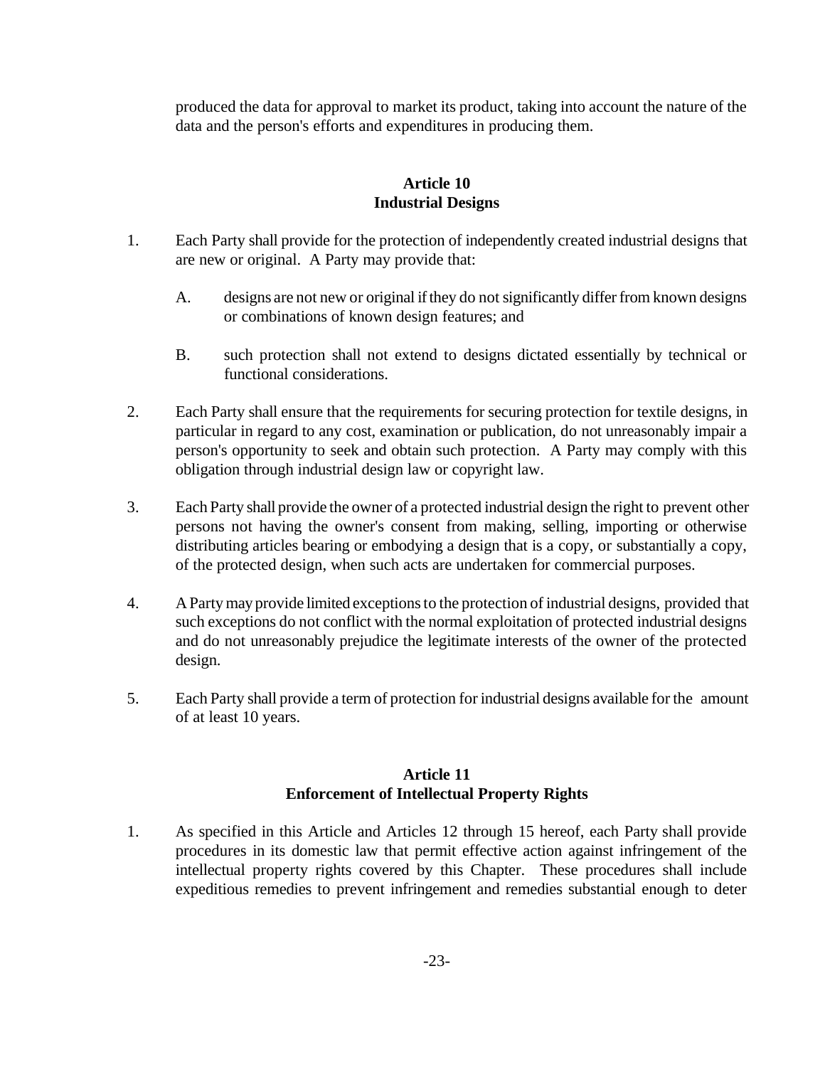produced the data for approval to market its product, taking into account the nature of the data and the person's efforts and expenditures in producing them.

## Article 10
## Industrial Designs

1. Each Party shall provide for the protection of independently created industrial designs that are new or original. A Party may provide that:

   A. designs are not new or original if they do not significantly differ from known designs or combinations of known design features; and

   B. such protection shall not extend to designs dictated essentially by technical or functional considerations.

2. Each Party shall ensure that the requirements for securing protection for textile designs, in particular in regard to any cost, examination or publication, do not unreasonably impair a person's opportunity to seek and obtain such protection. A Party may comply with this obligation through industrial design law or copyright law.

3. Each Party shall provide the owner of a protected industrial design the right to prevent other persons not having the owner's consent from making, selling, importing or otherwise distributing articles bearing or embodying a design that is a copy, or substantially a copy, of the protected design, when such acts are undertaken for commercial purposes.

4. A Party may provide limited exceptions to the protection of industrial designs, provided that such exceptions do not conflict with the normal exploitation of protected industrial designs and do not unreasonably prejudice the legitimate interests of the owner of the protected design.

5. Each Party shall provide a term of protection for industrial designs available for the amount of at least 10 years.

## Article 11
## Enforcement of Intellectual Property Rights

1. As specified in this Article and Articles 12 through 15 hereof, each Party shall provide procedures in its domestic law that permit effective action against infringement of the intellectual property rights covered by this Chapter. These procedures shall include expeditious remedies to prevent infringement and remedies substantial enough to deter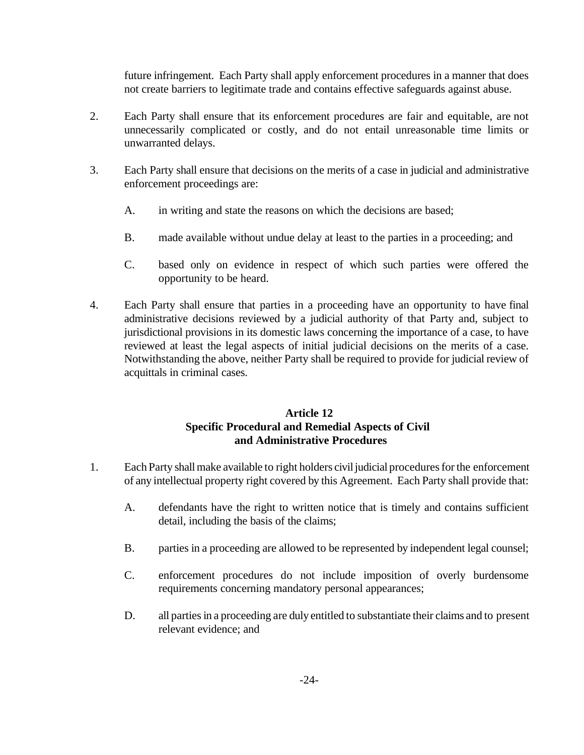future infringement. Each Party shall apply enforcement procedures in a manner that does not create barriers to legitimate trade and contains effective safeguards against abuse.

2. Each Party shall ensure that its enforcement procedures are fair and equitable, are not unnecessarily complicated or costly, and do not entail unreasonable time limits or unwarranted delays.

3. Each Party shall ensure that decisions on the merits of a case in judicial and administrative enforcement proceedings are:

   A. in writing and state the reasons on which the decisions are based;

   B. made available without undue delay at least to the parties in a proceeding; and

   C. based only on evidence in respect of which such parties were offered the opportunity to be heard.

4. Each Party shall ensure that parties in a proceeding have an opportunity to have final administrative decisions reviewed by a judicial authority of that Party and, subject to jurisdictional provisions in its domestic laws concerning the importance of a case, to have reviewed at least the legal aspects of initial judicial decisions on the merits of a case. Notwithstanding the above, neither Party shall be required to provide for judicial review of acquittals in criminal cases.

### Article 12
### Specific Procedural and Remedial Aspects of Civil and Administrative Procedures

1. Each Party shall make available to right holders civil judicial procedures for the enforcement of any intellectual property right covered by this Agreement. Each Party shall provide that:

   A. defendants have the right to written notice that is timely and contains sufficient detail, including the basis of the claims;

   B. parties in a proceeding are allowed to be represented by independent legal counsel;

   C. enforcement procedures do not include imposition of overly burdensome requirements concerning mandatory personal appearances;

   D. all parties in a proceeding are duly entitled to substantiate their claims and to present relevant evidence; and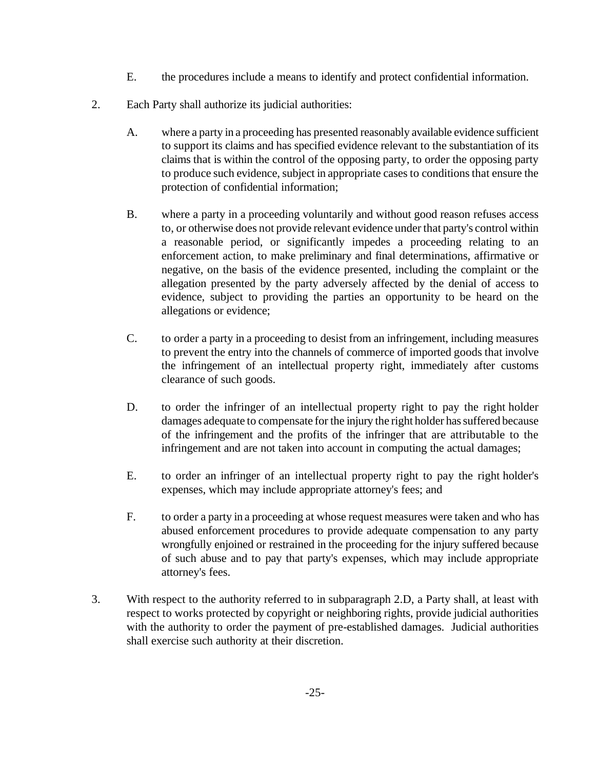E. the procedures include a means to identify and protect confidential information.

2. Each Party shall authorize its judicial authorities:

   A. where a party in a proceeding has presented reasonably available evidence sufficient to support its claims and has specified evidence relevant to the substantiation of its claims that is within the control of the opposing party, to order the opposing party to produce such evidence, subject in appropriate cases to conditions that ensure the protection of confidential information;

   B. where a party in a proceeding voluntarily and without good reason refuses access to, or otherwise does not provide relevant evidence under that party's control within a reasonable period, or significantly impedes a proceeding relating to an enforcement action, to make preliminary and final determinations, affirmative or negative, on the basis of the evidence presented, including the complaint or the allegation presented by the party adversely affected by the denial of access to evidence, subject to providing the parties an opportunity to be heard on the allegations or evidence;

   C. to order a party in a proceeding to desist from an infringement, including measures to prevent the entry into the channels of commerce of imported goods that involve the infringement of an intellectual property right, immediately after customs clearance of such goods.

   D. to order the infringer of an intellectual property right to pay the right holder damages adequate to compensate for the injury the right holder has suffered because of the infringement and the profits of the infringer that are attributable to the infringement and are not taken into account in computing the actual damages;

   E. to order an infringer of an intellectual property right to pay the right holder's expenses, which may include appropriate attorney's fees; and

   F. to order a party in a proceeding at whose request measures were taken and who has abused enforcement procedures to provide adequate compensation to any party wrongfully enjoined or restrained in the proceeding for the injury suffered because of such abuse and to pay that party's expenses, which may include appropriate attorney's fees.

3. With respect to the authority referred to in subparagraph 2.D, a Party shall, at least with respect to works protected by copyright or neighboring rights, provide judicial authorities with the authority to order the payment of pre-established damages. Judicial authorities shall exercise such authority at their discretion.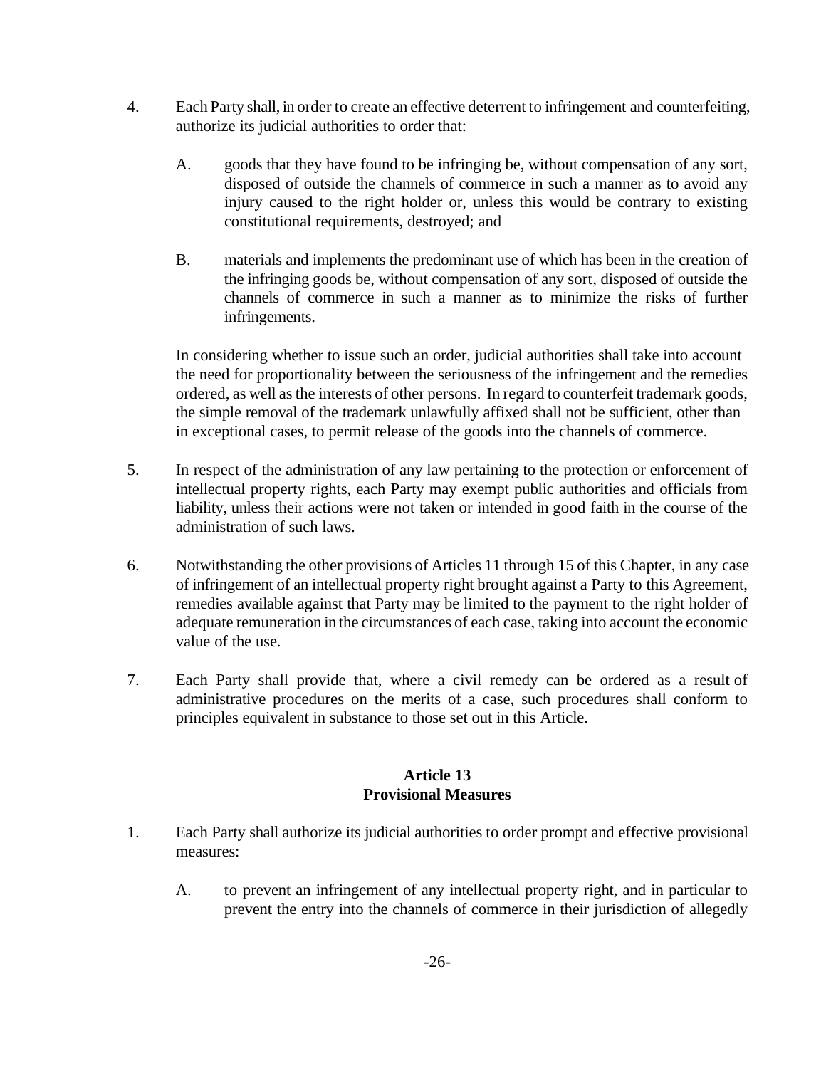4. Each Party shall, in order to create an effective deterrent to infringement and counterfeiting, authorize its judicial authorities to order that:

   A. goods that they have found to be infringing be, without compensation of any sort, disposed of outside the channels of commerce in such a manner as to avoid any injury caused to the right holder or, unless this would be contrary to existing constitutional requirements, destroyed; and

   B. materials and implements the predominant use of which has been in the creation of the infringing goods be, without compensation of any sort, disposed of outside the channels of commerce in such a manner as to minimize the risks of further infringements.

   In considering whether to issue such an order, judicial authorities shall take into account the need for proportionality between the seriousness of the infringement and the remedies ordered, as well as the interests of other persons. In regard to counterfeit trademark goods, the simple removal of the trademark unlawfully affixed shall not be sufficient, other than in exceptional cases, to permit release of the goods into the channels of commerce.

5. In respect of the administration of any law pertaining to the protection or enforcement of intellectual property rights, each Party may exempt public authorities and officials from liability, unless their actions were not taken or intended in good faith in the course of the administration of such laws.

6. Notwithstanding the other provisions of Articles 11 through 15 of this Chapter, in any case of infringement of an intellectual property right brought against a Party to this Agreement, remedies available against that Party may be limited to the payment to the right holder of adequate remuneration in the circumstances of each case, taking into account the economic value of the use.

7. Each Party shall provide that, where a civil remedy can be ordered as a result of administrative procedures on the merits of a case, such procedures shall conform to principles equivalent in substance to those set out in this Article.

## Article 13
## Provisional Measures

1. Each Party shall authorize its judicial authorities to order prompt and effective provisional measures:

   A. to prevent an infringement of any intellectual property right, and in particular to prevent the entry into the channels of commerce in their jurisdiction of allegedly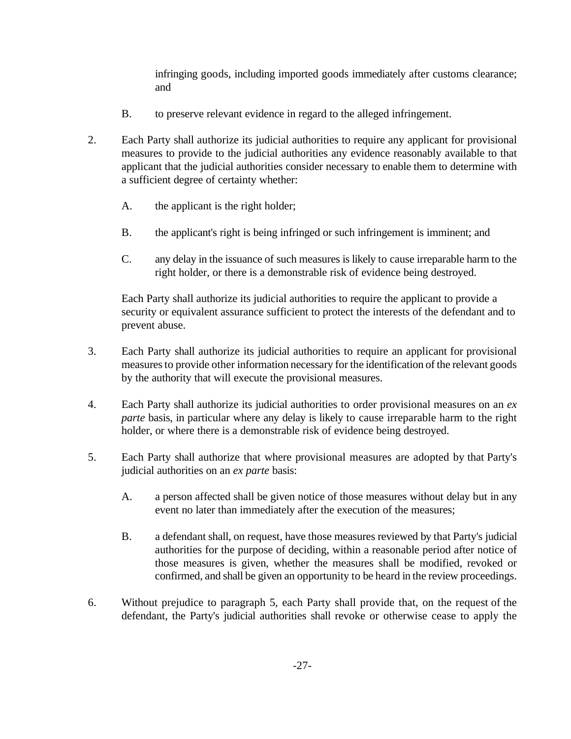infringing goods, including imported goods immediately after customs clearance; and

B. to preserve relevant evidence in regard to the alleged infringement.

2. Each Party shall authorize its judicial authorities to require any applicant for provisional measures to provide to the judicial authorities any evidence reasonably available to that applicant that the judicial authorities consider necessary to enable them to determine with a sufficient degree of certainty whether:

   A. the applicant is the right holder;

   B. the applicant's right is being infringed or such infringement is imminent; and

   C. any delay in the issuance of such measures is likely to cause irreparable harm to the right holder, or there is a demonstrable risk of evidence being destroyed.

   Each Party shall authorize its judicial authorities to require the applicant to provide a security or equivalent assurance sufficient to protect the interests of the defendant and to prevent abuse.

3. Each Party shall authorize its judicial authorities to require an applicant for provisional measures to provide other information necessary for the identification of the relevant goods by the authority that will execute the provisional measures.

4. Each Party shall authorize its judicial authorities to order provisional measures on an *ex parte* basis, in particular where any delay is likely to cause irreparable harm to the right holder, or where there is a demonstrable risk of evidence being destroyed.

5. Each Party shall authorize that where provisional measures are adopted by that Party's judicial authorities on an *ex parte* basis:

   A. a person affected shall be given notice of those measures without delay but in any event no later than immediately after the execution of the measures;

   B. a defendant shall, on request, have those measures reviewed by that Party's judicial authorities for the purpose of deciding, within a reasonable period after notice of those measures is given, whether the measures shall be modified, revoked or confirmed, and shall be given an opportunity to be heard in the review proceedings.

6. Without prejudice to paragraph 5, each Party shall provide that, on the request of the defendant, the Party's judicial authorities shall revoke or otherwise cease to apply the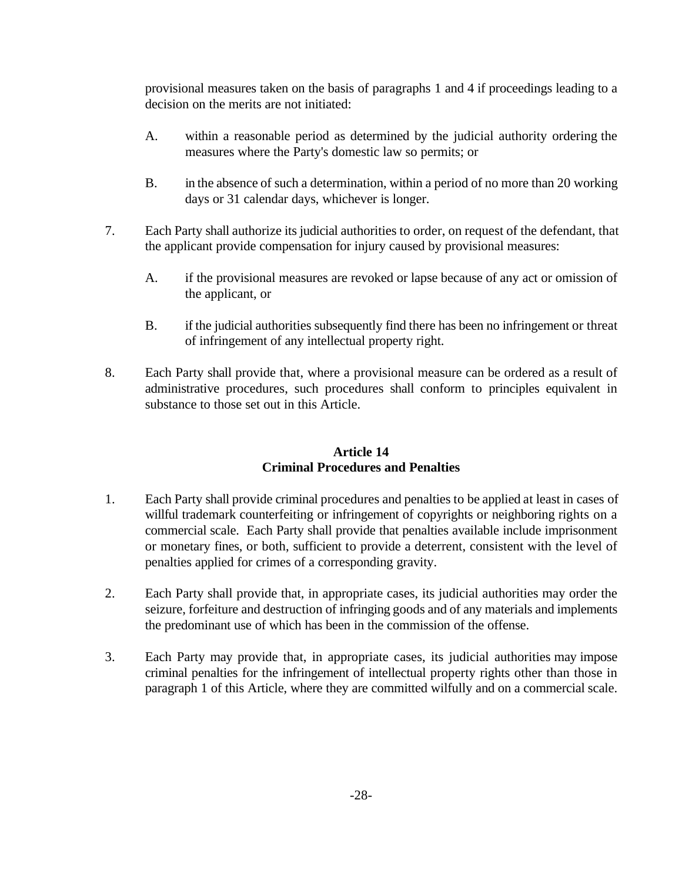provisional measures taken on the basis of paragraphs 1 and 4 if proceedings leading to a decision on the merits are not initiated:

A. within a reasonable period as determined by the judicial authority ordering the measures where the Party's domestic law so permits; or

B. in the absence of such a determination, within a period of no more than 20 working days or 31 calendar days, whichever is longer.

7. Each Party shall authorize its judicial authorities to order, on request of the defendant, that the applicant provide compensation for injury caused by provisional measures:

A. if the provisional measures are revoked or lapse because of any act or omission of the applicant, or

B. if the judicial authorities subsequently find there has been no infringement or threat of infringement of any intellectual property right.

8. Each Party shall provide that, where a provisional measure can be ordered as a result of administrative procedures, such procedures shall conform to principles equivalent in substance to those set out in this Article.

## Article 14
## Criminal Procedures and Penalties

1. Each Party shall provide criminal procedures and penalties to be applied at least in cases of willful trademark counterfeiting or infringement of copyrights or neighboring rights on a commercial scale. Each Party shall provide that penalties available include imprisonment or monetary fines, or both, sufficient to provide a deterrent, consistent with the level of penalties applied for crimes of a corresponding gravity.

2. Each Party shall provide that, in appropriate cases, its judicial authorities may order the seizure, forfeiture and destruction of infringing goods and of any materials and implements the predominant use of which has been in the commission of the offense.

3. Each Party may provide that, in appropriate cases, its judicial authorities may impose criminal penalties for the infringement of intellectual property rights other than those in paragraph 1 of this Article, where they are committed wilfully and on a commercial scale.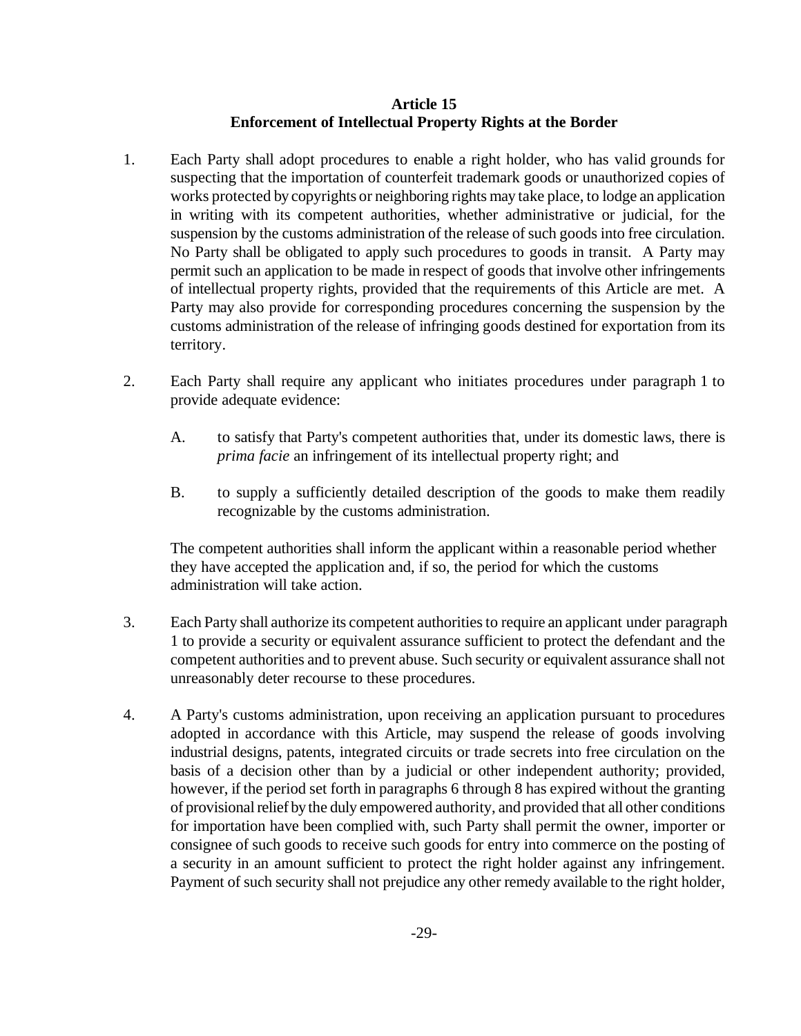**Article 15**
**Enforcement of Intellectual Property Rights at the Border**

1. Each Party shall adopt procedures to enable a right holder, who has valid grounds for suspecting that the importation of counterfeit trademark goods or unauthorized copies of works protected by copyrights or neighboring rights may take place, to lodge an application in writing with its competent authorities, whether administrative or judicial, for the suspension by the customs administration of the release of such goods into free circulation. No Party shall be obligated to apply such procedures to goods in transit. A Party may permit such an application to be made in respect of goods that involve other infringements of intellectual property rights, provided that the requirements of this Article are met. A Party may also provide for corresponding procedures concerning the suspension by the customs administration of the release of infringing goods destined for exportation from its territory.

2. Each Party shall require any applicant who initiates procedures under paragraph 1 to provide adequate evidence:

   A. to satisfy that Party's competent authorities that, under its domestic laws, there is *prima facie* an infringement of its intellectual property right; and

   B. to supply a sufficiently detailed description of the goods to make them readily recognizable by the customs administration.

   The competent authorities shall inform the applicant within a reasonable period whether they have accepted the application and, if so, the period for which the customs administration will take action.

3. Each Party shall authorize its competent authorities to require an applicant under paragraph 1 to provide a security or equivalent assurance sufficient to protect the defendant and the competent authorities and to prevent abuse. Such security or equivalent assurance shall not unreasonably deter recourse to these procedures.

4. A Party's customs administration, upon receiving an application pursuant to procedures adopted in accordance with this Article, may suspend the release of goods involving industrial designs, patents, integrated circuits or trade secrets into free circulation on the basis of a decision other than by a judicial or other independent authority; provided, however, if the period set forth in paragraphs 6 through 8 has expired without the granting of provisional relief by the duly empowered authority, and provided that all other conditions for importation have been complied with, such Party shall permit the owner, importer or consignee of such goods to receive such goods for entry into commerce on the posting of a security in an amount sufficient to protect the right holder against any infringement. Payment of such security shall not prejudice any other remedy available to the right holder,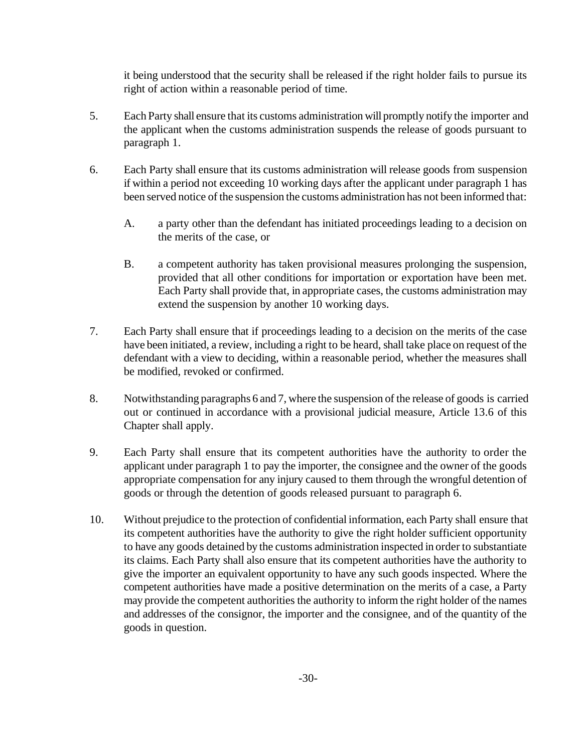it being understood that the security shall be released if the right holder fails to pursue its right of action within a reasonable period of time.

5. Each Party shall ensure that its customs administration will promptly notify the importer and the applicant when the customs administration suspends the release of goods pursuant to paragraph 1.

6. Each Party shall ensure that its customs administration will release goods from suspension if within a period not exceeding 10 working days after the applicant under paragraph 1 has been served notice of the suspension the customs administration has not been informed that:

   A. a party other than the defendant has initiated proceedings leading to a decision on the merits of the case, or

   B. a competent authority has taken provisional measures prolonging the suspension, provided that all other conditions for importation or exportation have been met. Each Party shall provide that, in appropriate cases, the customs administration may extend the suspension by another 10 working days.

7. Each Party shall ensure that if proceedings leading to a decision on the merits of the case have been initiated, a review, including a right to be heard, shall take place on request of the defendant with a view to deciding, within a reasonable period, whether the measures shall be modified, revoked or confirmed.

8. Notwithstanding paragraphs 6 and 7, where the suspension of the release of goods is carried out or continued in accordance with a provisional judicial measure, Article 13.6 of this Chapter shall apply.

9. Each Party shall ensure that its competent authorities have the authority to order the applicant under paragraph 1 to pay the importer, the consignee and the owner of the goods appropriate compensation for any injury caused to them through the wrongful detention of goods or through the detention of goods released pursuant to paragraph 6.

10. Without prejudice to the protection of confidential information, each Party shall ensure that its competent authorities have the authority to give the right holder sufficient opportunity to have any goods detained by the customs administration inspected in order to substantiate its claims. Each Party shall also ensure that its competent authorities have the authority to give the importer an equivalent opportunity to have any such goods inspected. Where the competent authorities have made a positive determination on the merits of a case, a Party may provide the competent authorities the authority to inform the right holder of the names and addresses of the consignor, the importer and the consignee, and of the quantity of the goods in question.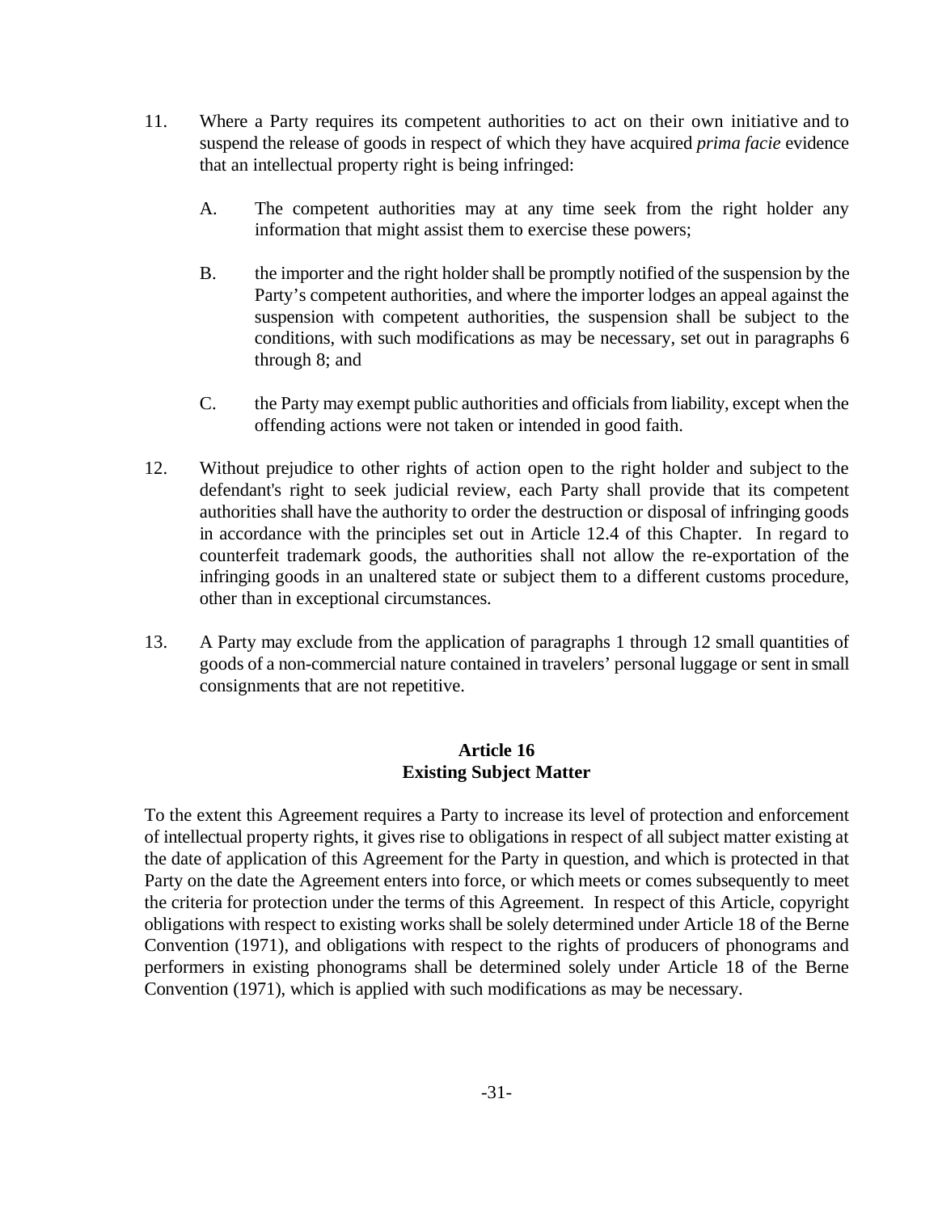11. Where a Party requires its competent authorities to act on their own initiative and to suspend the release of goods in respect of which they have acquired *prima facie* evidence that an intellectual property right is being infringed:

    A. The competent authorities may at any time seek from the right holder any information that might assist them to exercise these powers;

    B. the importer and the right holder shall be promptly notified of the suspension by the Party's competent authorities, and where the importer lodges an appeal against the suspension with competent authorities, the suspension shall be subject to the conditions, with such modifications as may be necessary, set out in paragraphs 6 through 8; and

    C. the Party may exempt public authorities and officials from liability, except when the offending actions were not taken or intended in good faith.

12. Without prejudice to other rights of action open to the right holder and subject to the defendant's right to seek judicial review, each Party shall provide that its competent authorities shall have the authority to order the destruction or disposal of infringing goods in accordance with the principles set out in Article 12.4 of this Chapter. In regard to counterfeit trademark goods, the authorities shall not allow the re-exportation of the infringing goods in an unaltered state or subject them to a different customs procedure, other than in exceptional circumstances.

13. A Party may exclude from the application of paragraphs 1 through 12 small quantities of goods of a non-commercial nature contained in travelers' personal luggage or sent in small consignments that are not repetitive.

## Article 16
## Existing Subject Matter

To the extent this Agreement requires a Party to increase its level of protection and enforcement of intellectual property rights, it gives rise to obligations in respect of all subject matter existing at the date of application of this Agreement for the Party in question, and which is protected in that Party on the date the Agreement enters into force, or which meets or comes subsequently to meet the criteria for protection under the terms of this Agreement. In respect of this Article, copyright obligations with respect to existing works shall be solely determined under Article 18 of the Berne Convention (1971), and obligations with respect to the rights of producers of phonograms and performers in existing phonograms shall be determined solely under Article 18 of the Berne Convention (1971), which is applied with such modifications as may be necessary.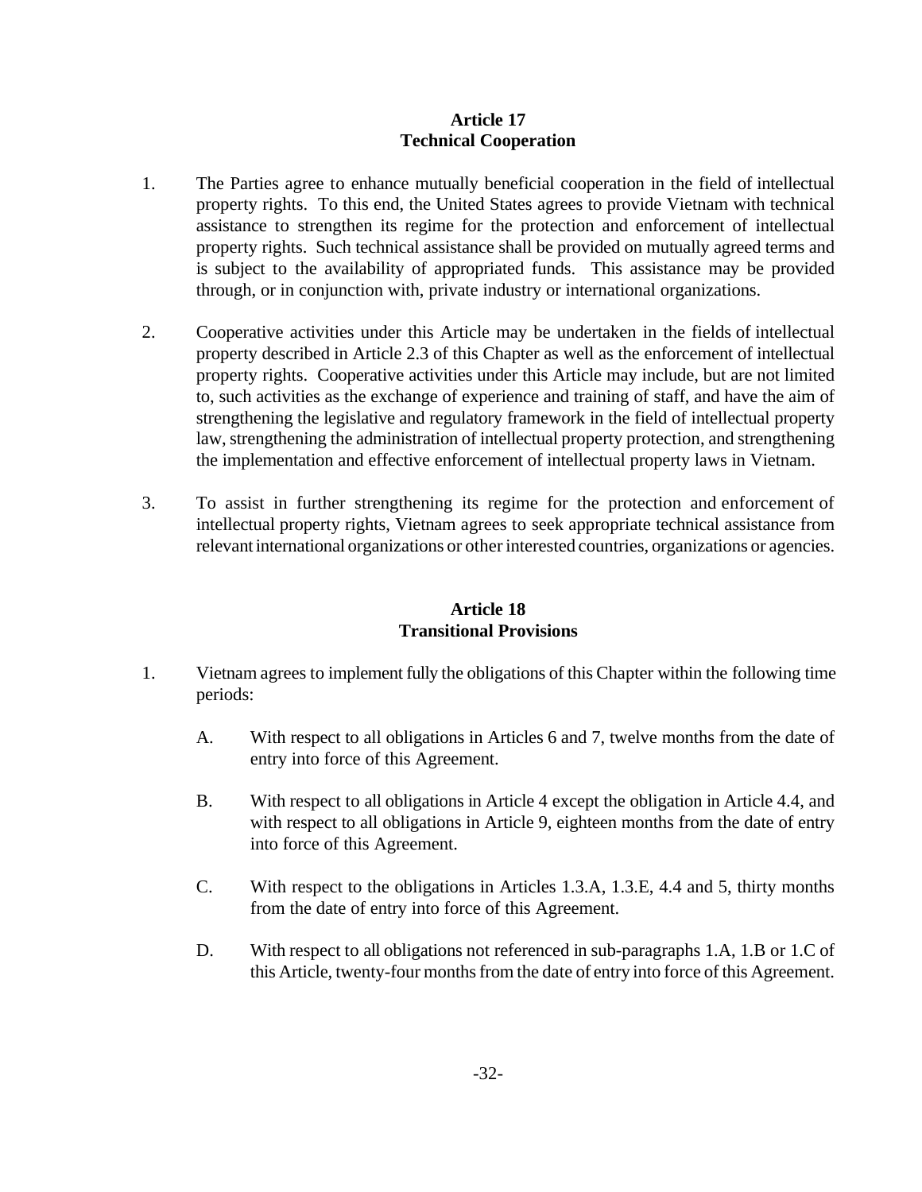## Article 17
## Technical Cooperation

1. The Parties agree to enhance mutually beneficial cooperation in the field of intellectual property rights. To this end, the United States agrees to provide Vietnam with technical assistance to strengthen its regime for the protection and enforcement of intellectual property rights. Such technical assistance shall be provided on mutually agreed terms and is subject to the availability of appropriated funds. This assistance may be provided through, or in conjunction with, private industry or international organizations.

2. Cooperative activities under this Article may be undertaken in the fields of intellectual property described in Article 2.3 of this Chapter as well as the enforcement of intellectual property rights. Cooperative activities under this Article may include, but are not limited to, such activities as the exchange of experience and training of staff, and have the aim of strengthening the legislative and regulatory framework in the field of intellectual property law, strengthening the administration of intellectual property protection, and strengthening the implementation and effective enforcement of intellectual property laws in Vietnam.

3. To assist in further strengthening its regime for the protection and enforcement of intellectual property rights, Vietnam agrees to seek appropriate technical assistance from relevant international organizations or other interested countries, organizations or agencies.

## Article 18
## Transitional Provisions

1. Vietnam agrees to implement fully the obligations of this Chapter within the following time periods:

   A. With respect to all obligations in Articles 6 and 7, twelve months from the date of entry into force of this Agreement.

   B. With respect to all obligations in Article 4 except the obligation in Article 4.4, and with respect to all obligations in Article 9, eighteen months from the date of entry into force of this Agreement.

   C. With respect to the obligations in Articles 1.3.A, 1.3.E, 4.4 and 5, thirty months from the date of entry into force of this Agreement.

   D. With respect to all obligations not referenced in sub-paragraphs 1.A, 1.B or 1.C of this Article, twenty-four months from the date of entry into force of this Agreement.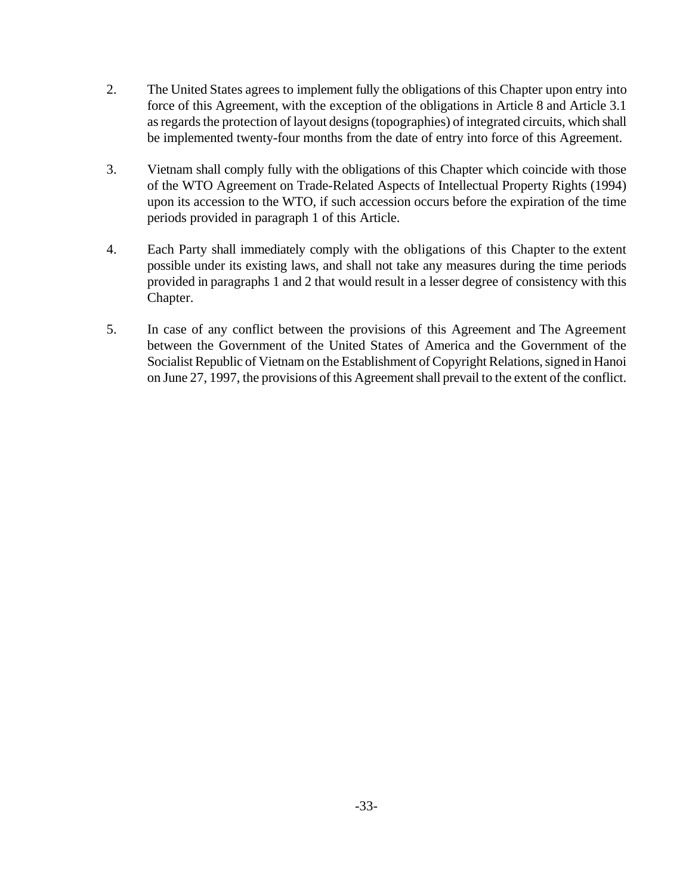2. The United States agrees to implement fully the obligations of this Chapter upon entry into force of this Agreement, with the exception of the obligations in Article 8 and Article 3.1 as regards the protection of layout designs (topographies) of integrated circuits, which shall be implemented twenty-four months from the date of entry into force of this Agreement.

3. Vietnam shall comply fully with the obligations of this Chapter which coincide with those of the WTO Agreement on Trade-Related Aspects of Intellectual Property Rights (1994) upon its accession to the WTO, if such accession occurs before the expiration of the time periods provided in paragraph 1 of this Article.

4. Each Party shall immediately comply with the obligations of this Chapter to the extent possible under its existing laws, and shall not take any measures during the time periods provided in paragraphs 1 and 2 that would result in a lesser degree of consistency with this Chapter.

5. In case of any conflict between the provisions of this Agreement and The Agreement between the Government of the United States of America and the Government of the Socialist Republic of Vietnam on the Establishment of Copyright Relations, signed in Hanoi on June 27, 1997, the provisions of this Agreement shall prevail to the extent of the conflict.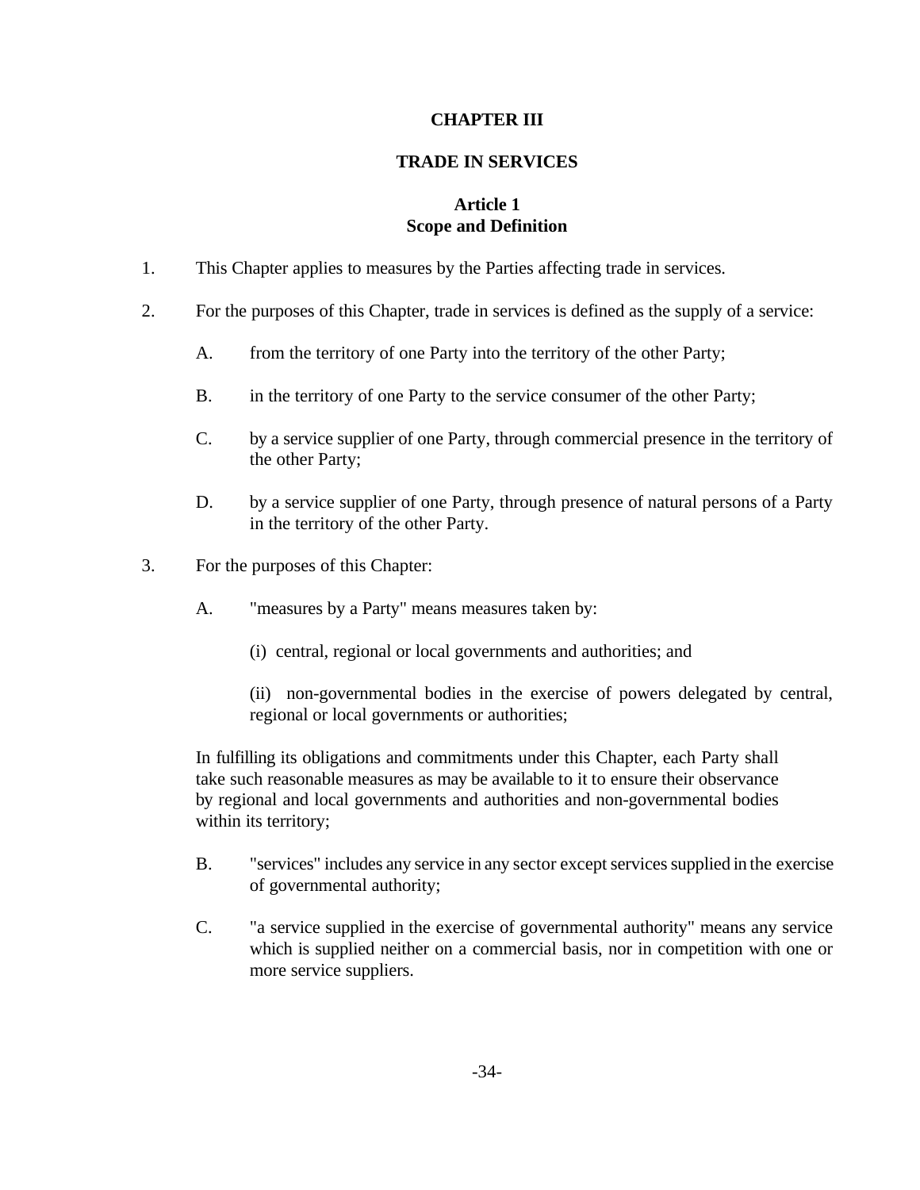# CHAPTER III

## TRADE IN SERVICES

### Article 1
### Scope and Definition

1. This Chapter applies to measures by the Parties affecting trade in services.

2. For the purposes of this Chapter, trade in services is defined as the supply of a service:

   A. from the territory of one Party into the territory of the other Party;

   B. in the territory of one Party to the service consumer of the other Party;

   C. by a service supplier of one Party, through commercial presence in the territory of the other Party;

   D. by a service supplier of one Party, through presence of natural persons of a Party in the territory of the other Party.

3. For the purposes of this Chapter:

   A. "measures by a Party" means measures taken by:

      (i) central, regional or local governments and authorities; and

      (ii) non-governmental bodies in the exercise of powers delegated by central, regional or local governments or authorities;

   In fulfilling its obligations and commitments under this Chapter, each Party shall take such reasonable measures as may be available to it to ensure their observance by regional and local governments and authorities and non-governmental bodies within its territory;

   B. "services" includes any service in any sector except services supplied in the exercise of governmental authority;

   C. "a service supplied in the exercise of governmental authority" means any service which is supplied neither on a commercial basis, nor in competition with one or more service suppliers.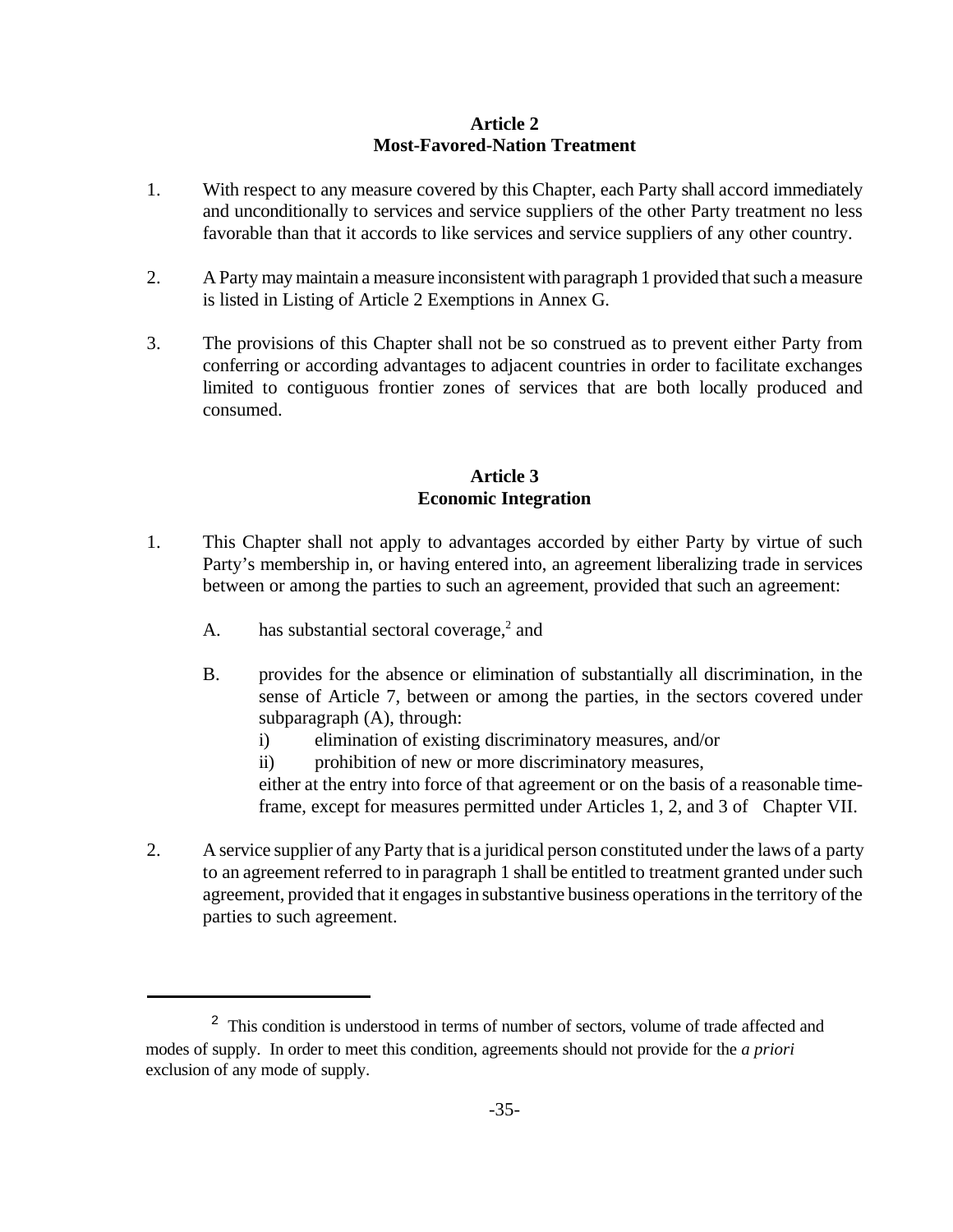## Article 2
## Most-Favored-Nation Treatment

1. With respect to any measure covered by this Chapter, each Party shall accord immediately and unconditionally to services and service suppliers of the other Party treatment no less favorable than that it accords to like services and service suppliers of any other country.

2. A Party may maintain a measure inconsistent with paragraph 1 provided that such a measure is listed in Listing of Article 2 Exemptions in Annex G.

3. The provisions of this Chapter shall not be so construed as to prevent either Party from conferring or according advantages to adjacent countries in order to facilitate exchanges limited to contiguous frontier zones of services that are both locally produced and consumed.

## Article 3
## Economic Integration

1. This Chapter shall not apply to advantages accorded by either Party by virtue of such Party's membership in, or having entered into, an agreement liberalizing trade in services between or among the parties to such an agreement, provided that such an agreement:

   A. has substantial sectoral coverage,[2] and

   B. provides for the absence or elimination of substantially all discrimination, in the sense of Article 7, between or among the parties, in the sectors covered under subparagraph (A), through:
      i) elimination of existing discriminatory measures, and/or
      ii) prohibition of new or more discriminatory measures,

      either at the entry into force of that agreement or on the basis of a reasonable time-frame, except for measures permitted under Articles 1, 2, and 3 of Chapter VII.

2. A service supplier of any Party that is a juridical person constituted under the laws of a party to an agreement referred to in paragraph 1 shall be entitled to treatment granted under such agreement, provided that it engages in substantive business operations in the territory of the parties to such agreement.

---

[2] This condition is understood in terms of number of sectors, volume of trade affected and modes of supply. In order to meet this condition, agreements should not provide for the *a priori* exclusion of any mode of supply.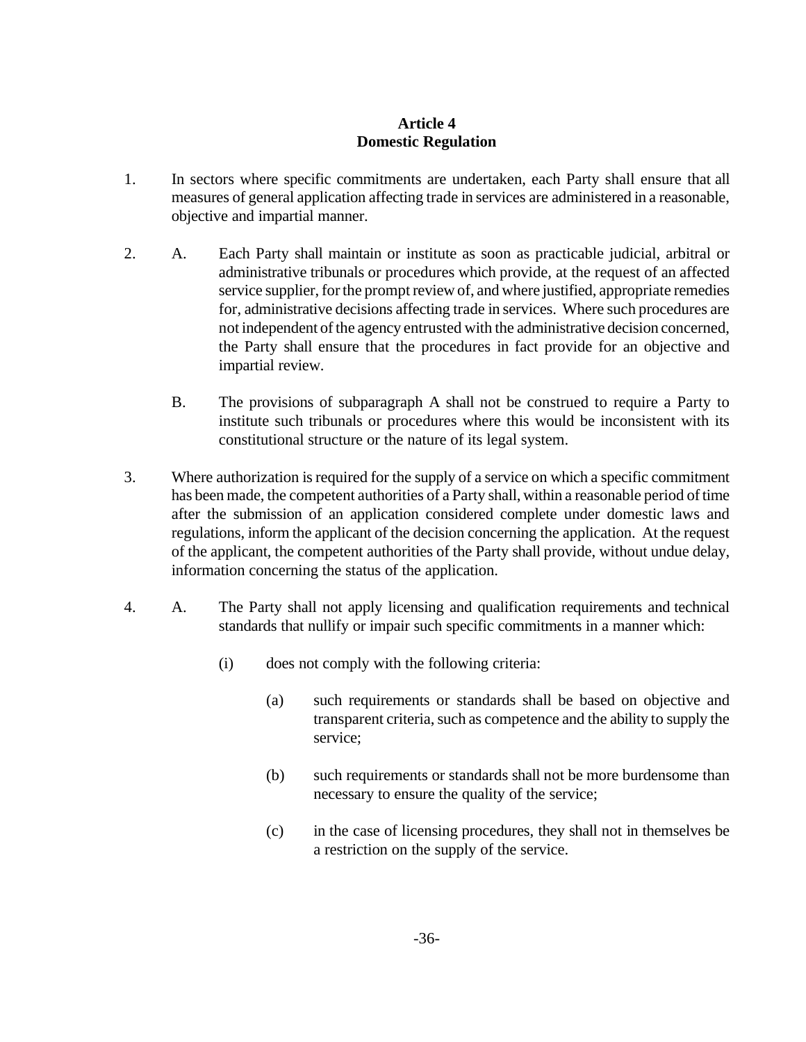## Article 4
## Domestic Regulation

1. In sectors where specific commitments are undertaken, each Party shall ensure that all measures of general application affecting trade in services are administered in a reasonable, objective and impartial manner.

2. A. Each Party shall maintain or institute as soon as practicable judicial, arbitral or administrative tribunals or procedures which provide, at the request of an affected service supplier, for the prompt review of, and where justified, appropriate remedies for, administrative decisions affecting trade in services. Where such procedures are not independent of the agency entrusted with the administrative decision concerned, the Party shall ensure that the procedures in fact provide for an objective and impartial review.

   B. The provisions of subparagraph A shall not be construed to require a Party to institute such tribunals or procedures where this would be inconsistent with its constitutional structure or the nature of its legal system.

3. Where authorization is required for the supply of a service on which a specific commitment has been made, the competent authorities of a Party shall, within a reasonable period of time after the submission of an application considered complete under domestic laws and regulations, inform the applicant of the decision concerning the application. At the request of the applicant, the competent authorities of the Party shall provide, without undue delay, information concerning the status of the application.

4. A. The Party shall not apply licensing and qualification requirements and technical standards that nullify or impair such specific commitments in a manner which:

   (i) does not comply with the following criteria:

   (a) such requirements or standards shall be based on objective and transparent criteria, such as competence and the ability to supply the service;

   (b) such requirements or standards shall not be more burdensome than necessary to ensure the quality of the service;

   (c) in the case of licensing procedures, they shall not in themselves be a restriction on the supply of the service.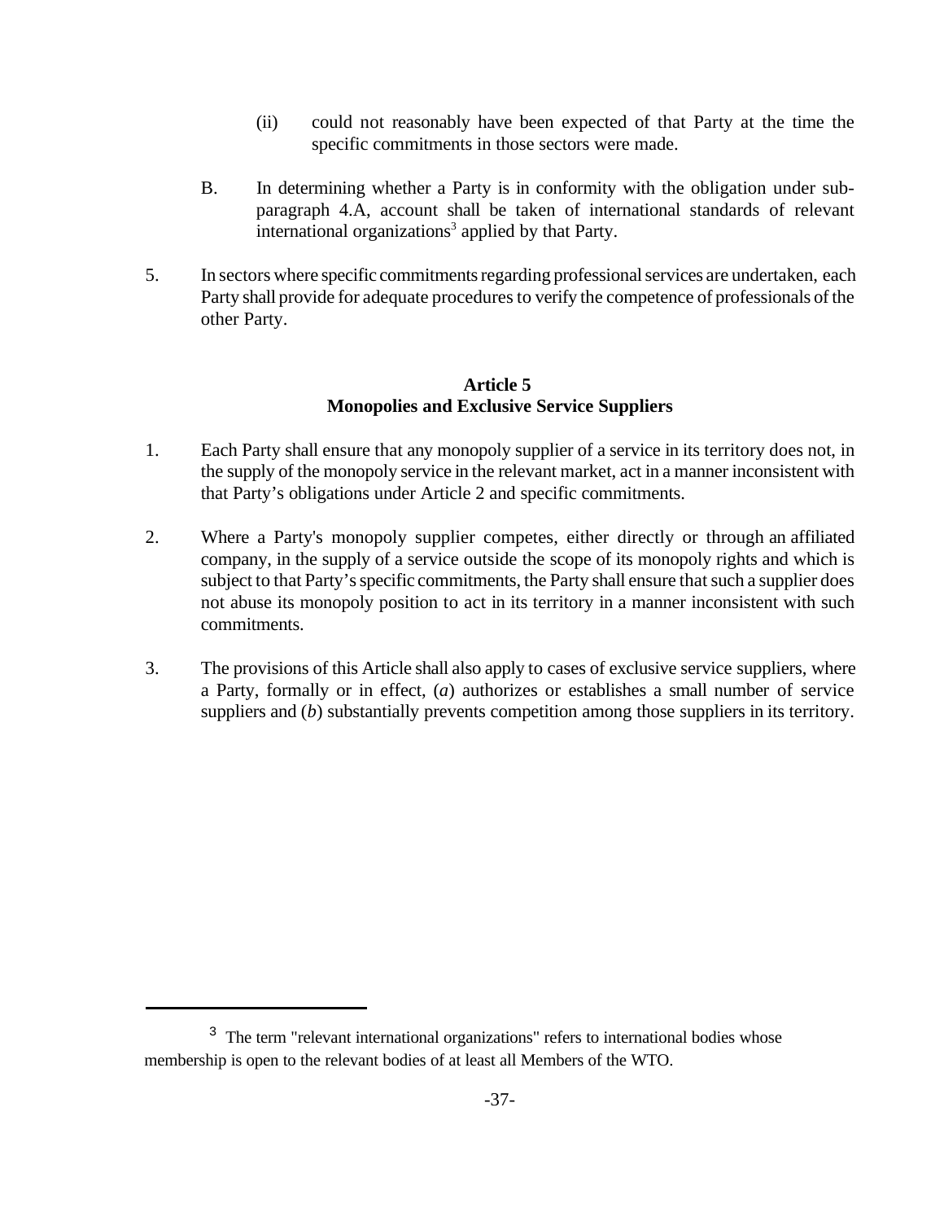(ii) could not reasonably have been expected of that Party at the time the specific commitments in those sectors were made.

B. In determining whether a Party is in conformity with the obligation under sub-paragraph 4.A, account shall be taken of international standards of relevant international organizations[3] applied by that Party.

5. In sectors where specific commitments regarding professional services are undertaken, each Party shall provide for adequate procedures to verify the competence of professionals of the other Party.

**Article 5**
**Monopolies and Exclusive Service Suppliers**

1. Each Party shall ensure that any monopoly supplier of a service in its territory does not, in the supply of the monopoly service in the relevant market, act in a manner inconsistent with that Party's obligations under Article 2 and specific commitments.

2. Where a Party's monopoly supplier competes, either directly or through an affiliated company, in the supply of a service outside the scope of its monopoly rights and which is subject to that Party's specific commitments, the Party shall ensure that such a supplier does not abuse its monopoly position to act in its territory in a manner inconsistent with such commitments.

3. The provisions of this Article shall also apply to cases of exclusive service suppliers, where a Party, formally or in effect, (*a*) authorizes or establishes a small number of service suppliers and (*b*) substantially prevents competition among those suppliers in its territory.

---

[3] The term "relevant international organizations" refers to international bodies whose membership is open to the relevant bodies of at least all Members of the WTO.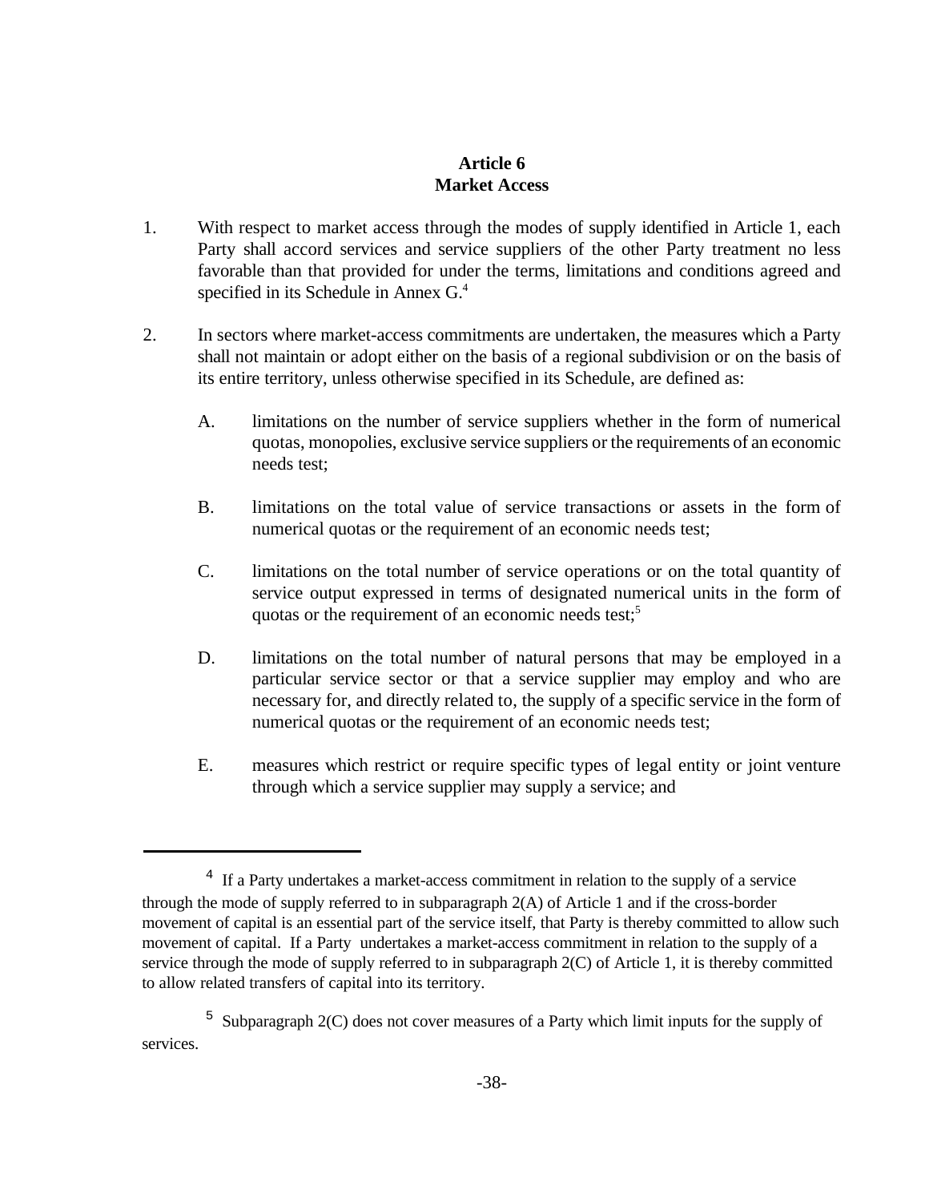## Article 6
## Market Access

1. With respect to market access through the modes of supply identified in Article 1, each Party shall accord services and service suppliers of the other Party treatment no less favorable than that provided for under the terms, limitations and conditions agreed and specified in its Schedule in Annex G.[4]

2. In sectors where market-access commitments are undertaken, the measures which a Party shall not maintain or adopt either on the basis of a regional subdivision or on the basis of its entire territory, unless otherwise specified in its Schedule, are defined as:

   A. limitations on the number of service suppliers whether in the form of numerical quotas, monopolies, exclusive service suppliers or the requirements of an economic needs test;

   B. limitations on the total value of service transactions or assets in the form of numerical quotas or the requirement of an economic needs test;

   C. limitations on the total number of service operations or on the total quantity of service output expressed in terms of designated numerical units in the form of quotas or the requirement of an economic needs test;[5]

   D. limitations on the total number of natural persons that may be employed in a particular service sector or that a service supplier may employ and who are necessary for, and directly related to, the supply of a specific service in the form of numerical quotas or the requirement of an economic needs test;

   E. measures which restrict or require specific types of legal entity or joint venture through which a service supplier may supply a service; and

---

[4] If a Party undertakes a market-access commitment in relation to the supply of a service through the mode of supply referred to in subparagraph 2(A) of Article 1 and if the cross-border movement of capital is an essential part of the service itself, that Party is thereby committed to allow such movement of capital. If a Party undertakes a market-access commitment in relation to the supply of a service through the mode of supply referred to in subparagraph 2(C) of Article 1, it is thereby committed to allow related transfers of capital into its territory.

[5] Subparagraph 2(C) does not cover measures of a Party which limit inputs for the supply of services.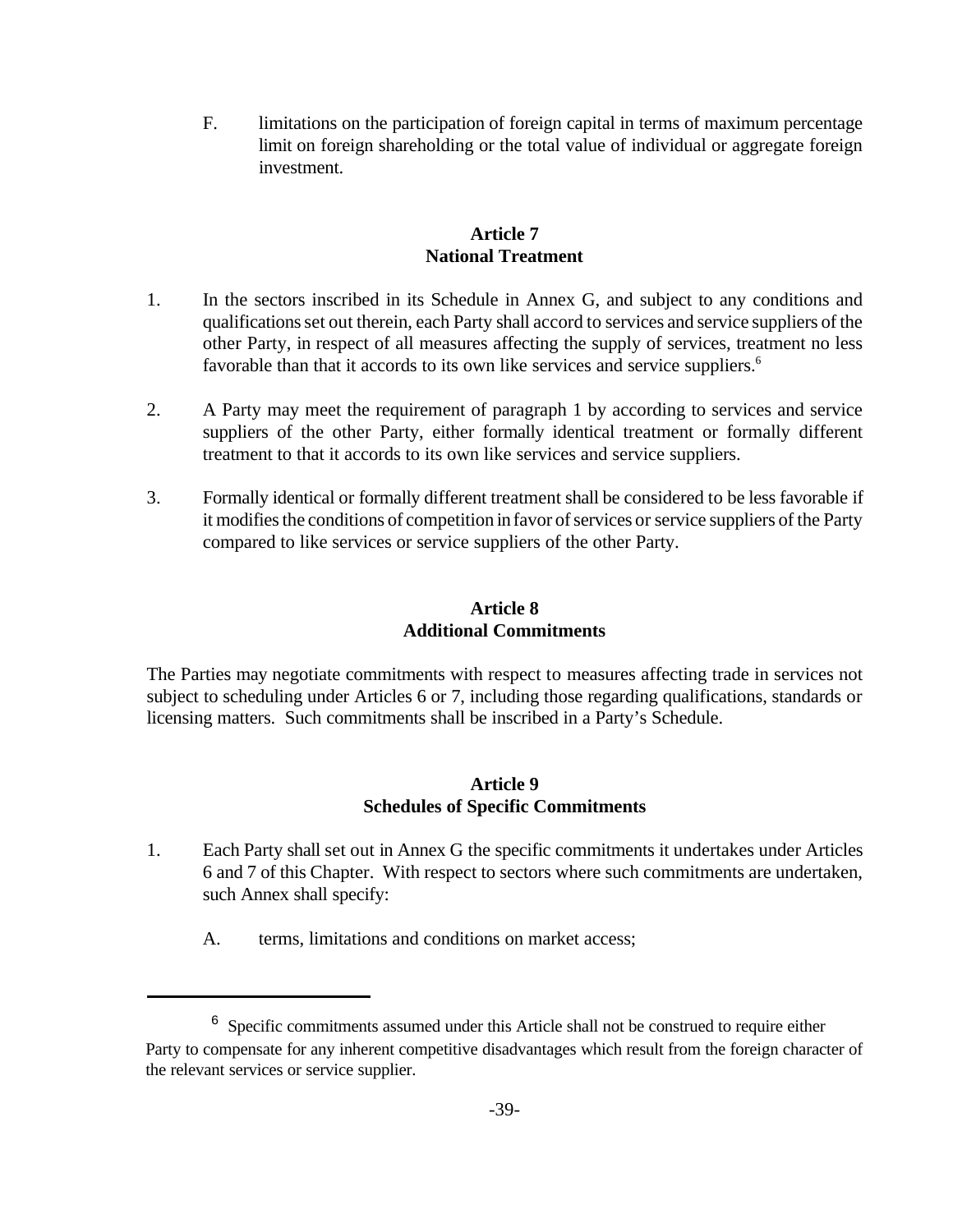F. limitations on the participation of foreign capital in terms of maximum percentage limit on foreign shareholding or the total value of individual or aggregate foreign investment.

## Article 7
## National Treatment

1. In the sectors inscribed in its Schedule in Annex G, and subject to any conditions and qualifications set out therein, each Party shall accord to services and service suppliers of the other Party, in respect of all measures affecting the supply of services, treatment no less favorable than that it accords to its own like services and service suppliers.[6]

2. A Party may meet the requirement of paragraph 1 by according to services and service suppliers of the other Party, either formally identical treatment or formally different treatment to that it accords to its own like services and service suppliers.

3. Formally identical or formally different treatment shall be considered to be less favorable if it modifies the conditions of competition in favor of services or service suppliers of the Party compared to like services or service suppliers of the other Party.

## Article 8
## Additional Commitments

The Parties may negotiate commitments with respect to measures affecting trade in services not subject to scheduling under Articles 6 or 7, including those regarding qualifications, standards or licensing matters. Such commitments shall be inscribed in a Party's Schedule.

## Article 9
## Schedules of Specific Commitments

1. Each Party shall set out in Annex G the specific commitments it undertakes under Articles 6 and 7 of this Chapter. With respect to sectors where such commitments are undertaken, such Annex shall specify:

   A. terms, limitations and conditions on market access;

---

[6] Specific commitments assumed under this Article shall not be construed to require either Party to compensate for any inherent competitive disadvantages which result from the foreign character of the relevant services or service supplier.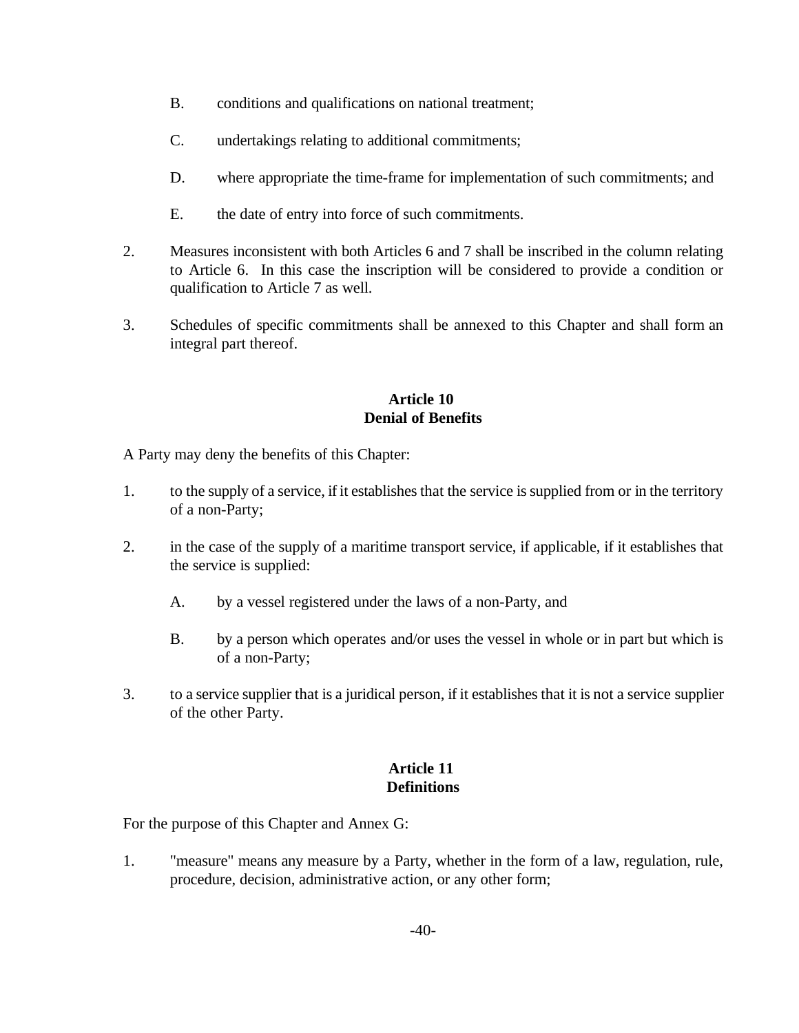B. conditions and qualifications on national treatment;

C. undertakings relating to additional commitments;

D. where appropriate the time-frame for implementation of such commitments; and

E. the date of entry into force of such commitments.

2. Measures inconsistent with both Articles 6 and 7 shall be inscribed in the column relating to Article 6. In this case the inscription will be considered to provide a condition or qualification to Article 7 as well.

3. Schedules of specific commitments shall be annexed to this Chapter and shall form an integral part thereof.

## Article 10
## Denial of Benefits

A Party may deny the benefits of this Chapter:

1. to the supply of a service, if it establishes that the service is supplied from or in the territory of a non-Party;

2. in the case of the supply of a maritime transport service, if applicable, if it establishes that the service is supplied:

   A. by a vessel registered under the laws of a non-Party, and

   B. by a person which operates and/or uses the vessel in whole or in part but which is of a non-Party;

3. to a service supplier that is a juridical person, if it establishes that it is not a service supplier of the other Party.

## Article 11
## Definitions

For the purpose of this Chapter and Annex G:

1. "measure" means any measure by a Party, whether in the form of a law, regulation, rule, procedure, decision, administrative action, or any other form;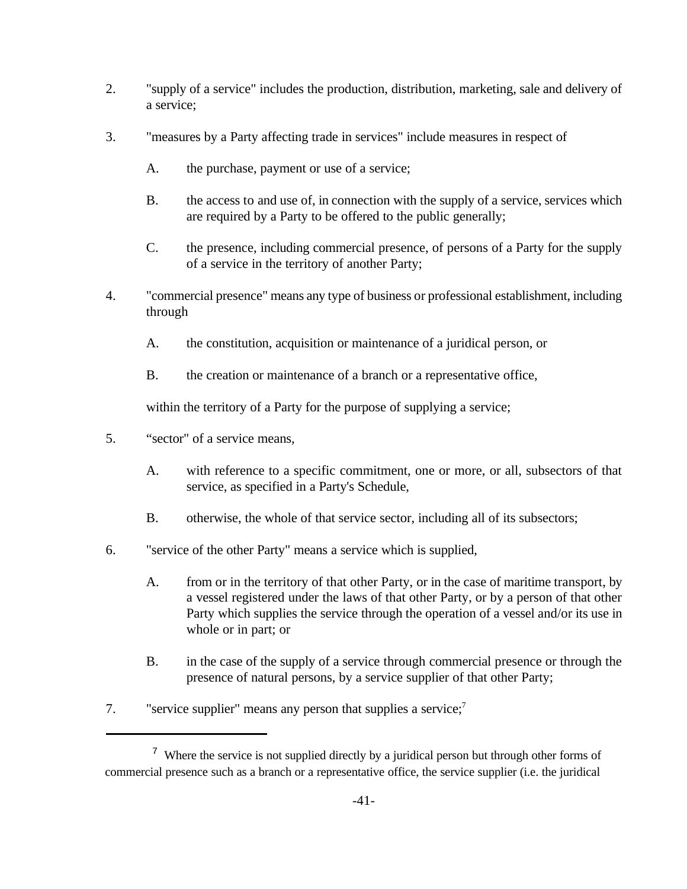2. "supply of a service" includes the production, distribution, marketing, sale and delivery of a service;

3. "measures by a Party affecting trade in services" include measures in respect of

   A. the purchase, payment or use of a service;

   B. the access to and use of, in connection with the supply of a service, services which are required by a Party to be offered to the public generally;

   C. the presence, including commercial presence, of persons of a Party for the supply of a service in the territory of another Party;

4. "commercial presence" means any type of business or professional establishment, including through

   A. the constitution, acquisition or maintenance of a juridical person, or

   B. the creation or maintenance of a branch or a representative office,

   within the territory of a Party for the purpose of supplying a service;

5. "sector" of a service means,

   A. with reference to a specific commitment, one or more, or all, subsectors of that service, as specified in a Party's Schedule,

   B. otherwise, the whole of that service sector, including all of its subsectors;

6. "service of the other Party" means a service which is supplied,

   A. from or in the territory of that other Party, or in the case of maritime transport, by a vessel registered under the laws of that other Party, or by a person of that other Party which supplies the service through the operation of a vessel and/or its use in whole or in part; or

   B. in the case of the supply of a service through commercial presence or through the presence of natural persons, by a service supplier of that other Party;

7. "service supplier" means any person that supplies a service;[7]

---

[7] Where the service is not supplied directly by a juridical person but through other forms of commercial presence such as a branch or a representative office, the service supplier (i.e. the juridical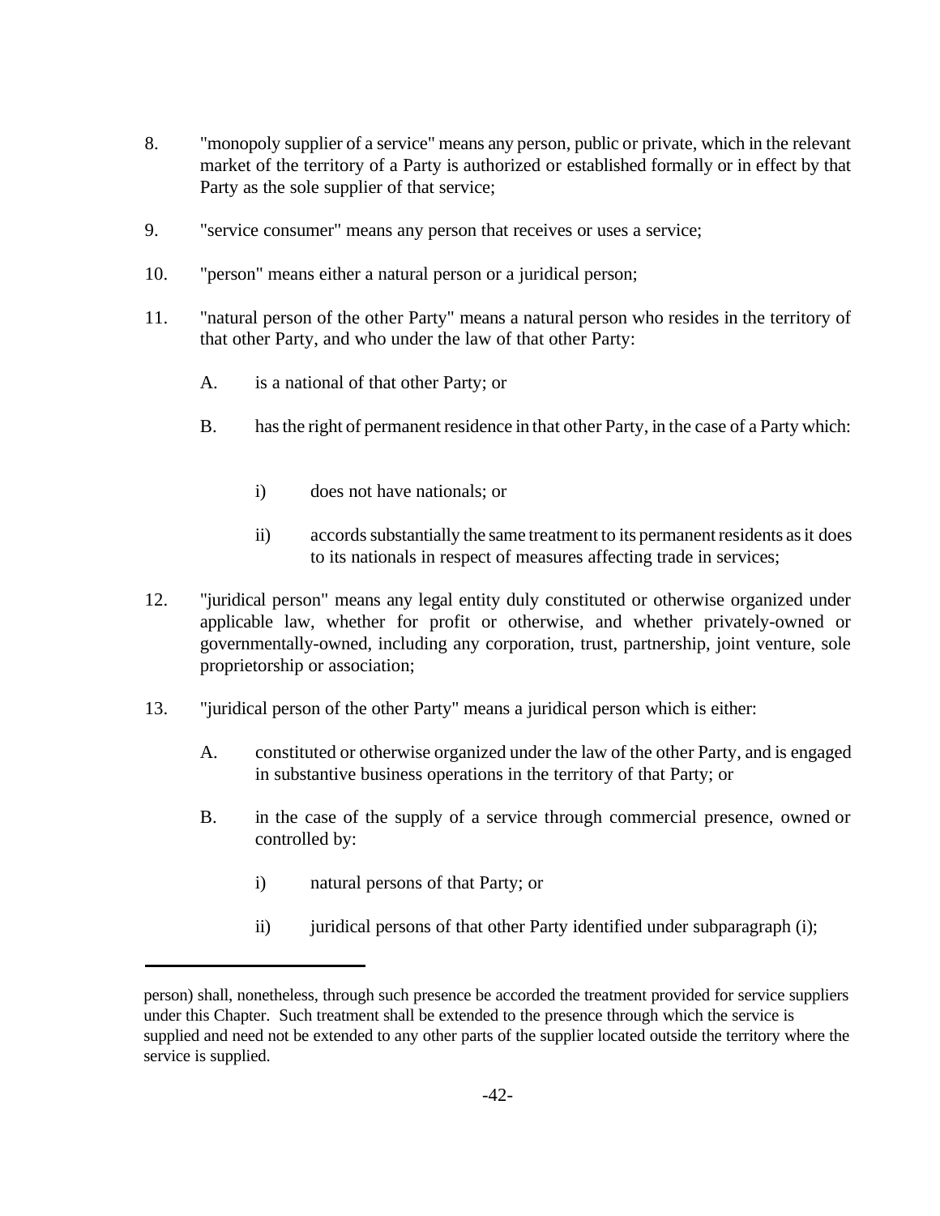8. "monopoly supplier of a service" means any person, public or private, which in the relevant market of the territory of a Party is authorized or established formally or in effect by that Party as the sole supplier of that service;

9. "service consumer" means any person that receives or uses a service;

10. "person" means either a natural person or a juridical person;

11. "natural person of the other Party" means a natural person who resides in the territory of that other Party, and who under the law of that other Party:

   A. is a national of that other Party; or

   B. has the right of permanent residence in that other Party, in the case of a Party which:

      i) does not have nationals; or

      ii) accords substantially the same treatment to its permanent residents as it does to its nationals in respect of measures affecting trade in services;

12. "juridical person" means any legal entity duly constituted or otherwise organized under applicable law, whether for profit or otherwise, and whether privately-owned or governmentally-owned, including any corporation, trust, partnership, joint venture, sole proprietorship or association;

13. "juridical person of the other Party" means a juridical person which is either:

   A. constituted or otherwise organized under the law of the other Party, and is engaged in substantive business operations in the territory of that Party; or

   B. in the case of the supply of a service through commercial presence, owned or controlled by:

      i) natural persons of that Party; or

      ii) juridical persons of that other Party identified under subparagraph (i);

---

person) shall, nonetheless, through such presence be accorded the treatment provided for service suppliers under this Chapter. Such treatment shall be extended to the presence through which the service is supplied and need not be extended to any other parts of the supplier located outside the territory where the service is supplied.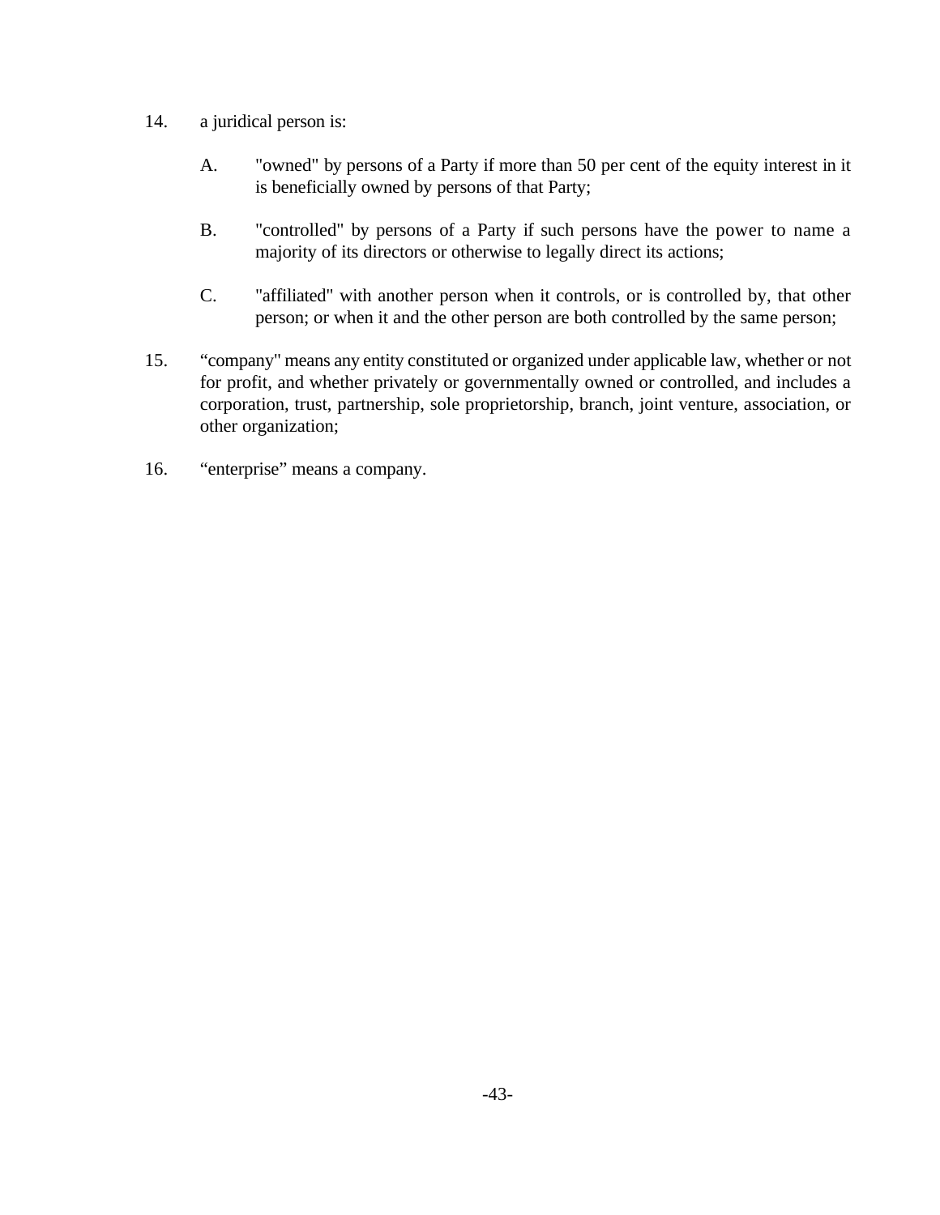14. a juridical person is:

    A. "owned" by persons of a Party if more than 50 per cent of the equity interest in it is beneficially owned by persons of that Party;

    B. "controlled" by persons of a Party if such persons have the power to name a majority of its directors or otherwise to legally direct its actions;

    C. "affiliated" with another person when it controls, or is controlled by, that other person; or when it and the other person are both controlled by the same person;

15. “company" means any entity constituted or organized under applicable law, whether or not for profit, and whether privately or governmentally owned or controlled, and includes a corporation, trust, partnership, sole proprietorship, branch, joint venture, association, or other organization;

16. “enterprise” means a company.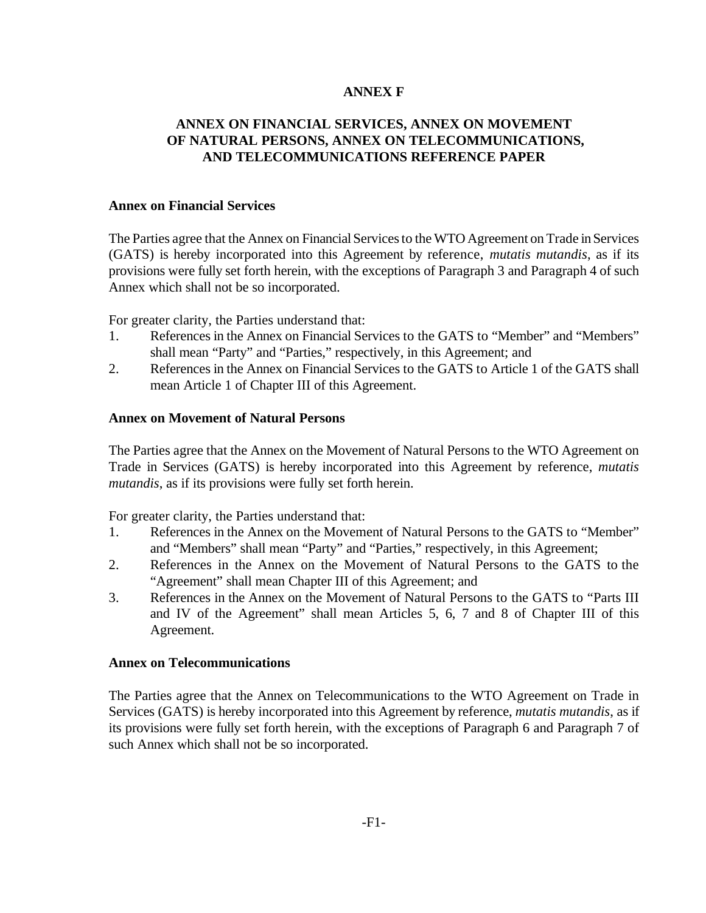# ANNEX F

## ANNEX ON FINANCIAL SERVICES, ANNEX ON MOVEMENT OF NATURAL PERSONS, ANNEX ON TELECOMMUNICATIONS, AND TELECOMMUNICATIONS REFERENCE PAPER

### Annex on Financial Services

The Parties agree that the Annex on Financial Services to the WTO Agreement on Trade in Services (GATS) is hereby incorporated into this Agreement by reference, *mutatis mutandis*, as if its provisions were fully set forth herein, with the exceptions of Paragraph 3 and Paragraph 4 of such Annex which shall not be so incorporated.

For greater clarity, the Parties understand that:

1. References in the Annex on Financial Services to the GATS to "Member" and "Members" shall mean "Party" and "Parties," respectively, in this Agreement; and
2. References in the Annex on Financial Services to the GATS to Article 1 of the GATS shall mean Article 1 of Chapter III of this Agreement.

### Annex on Movement of Natural Persons

The Parties agree that the Annex on the Movement of Natural Persons to the WTO Agreement on Trade in Services (GATS) is hereby incorporated into this Agreement by reference, *mutatis mutandis*, as if its provisions were fully set forth herein.

For greater clarity, the Parties understand that:

1. References in the Annex on the Movement of Natural Persons to the GATS to "Member" and "Members" shall mean "Party" and "Parties," respectively, in this Agreement;
2. References in the Annex on the Movement of Natural Persons to the GATS to the "Agreement" shall mean Chapter III of this Agreement; and
3. References in the Annex on the Movement of Natural Persons to the GATS to "Parts III and IV of the Agreement" shall mean Articles 5, 6, 7 and 8 of Chapter III of this Agreement.

### Annex on Telecommunications

The Parties agree that the Annex on Telecommunications to the WTO Agreement on Trade in Services (GATS) is hereby incorporated into this Agreement by reference, *mutatis mutandis*, as if its provisions were fully set forth herein, with the exceptions of Paragraph 6 and Paragraph 7 of such Annex which shall not be so incorporated.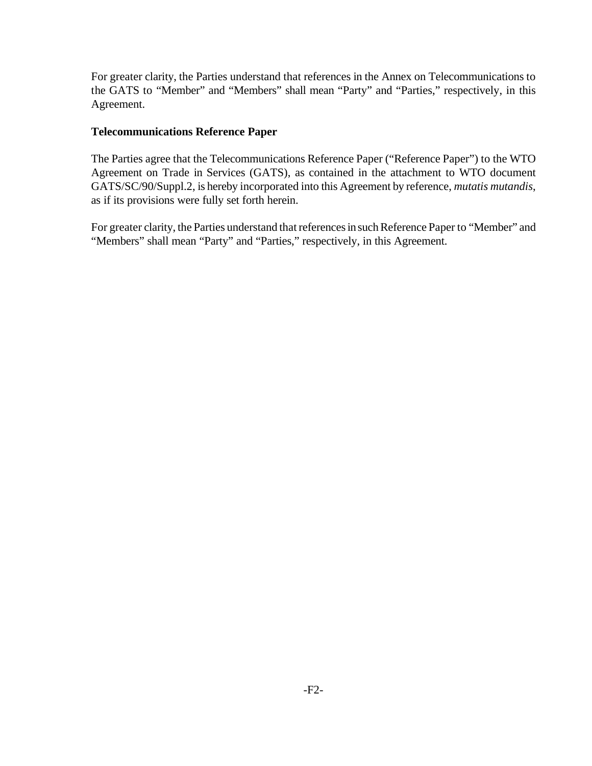For greater clarity, the Parties understand that references in the Annex on Telecommunications to the GATS to "Member" and "Members" shall mean "Party" and "Parties," respectively, in this Agreement.

**Telecommunications Reference Paper**

The Parties agree that the Telecommunications Reference Paper ("Reference Paper") to the WTO Agreement on Trade in Services (GATS), as contained in the attachment to WTO document GATS/SC/90/Suppl.2, is hereby incorporated into this Agreement by reference, *mutatis mutandis*, as if its provisions were fully set forth herein.

For greater clarity, the Parties understand that references in such Reference Paper to "Member" and "Members" shall mean "Party" and "Parties," respectively, in this Agreement.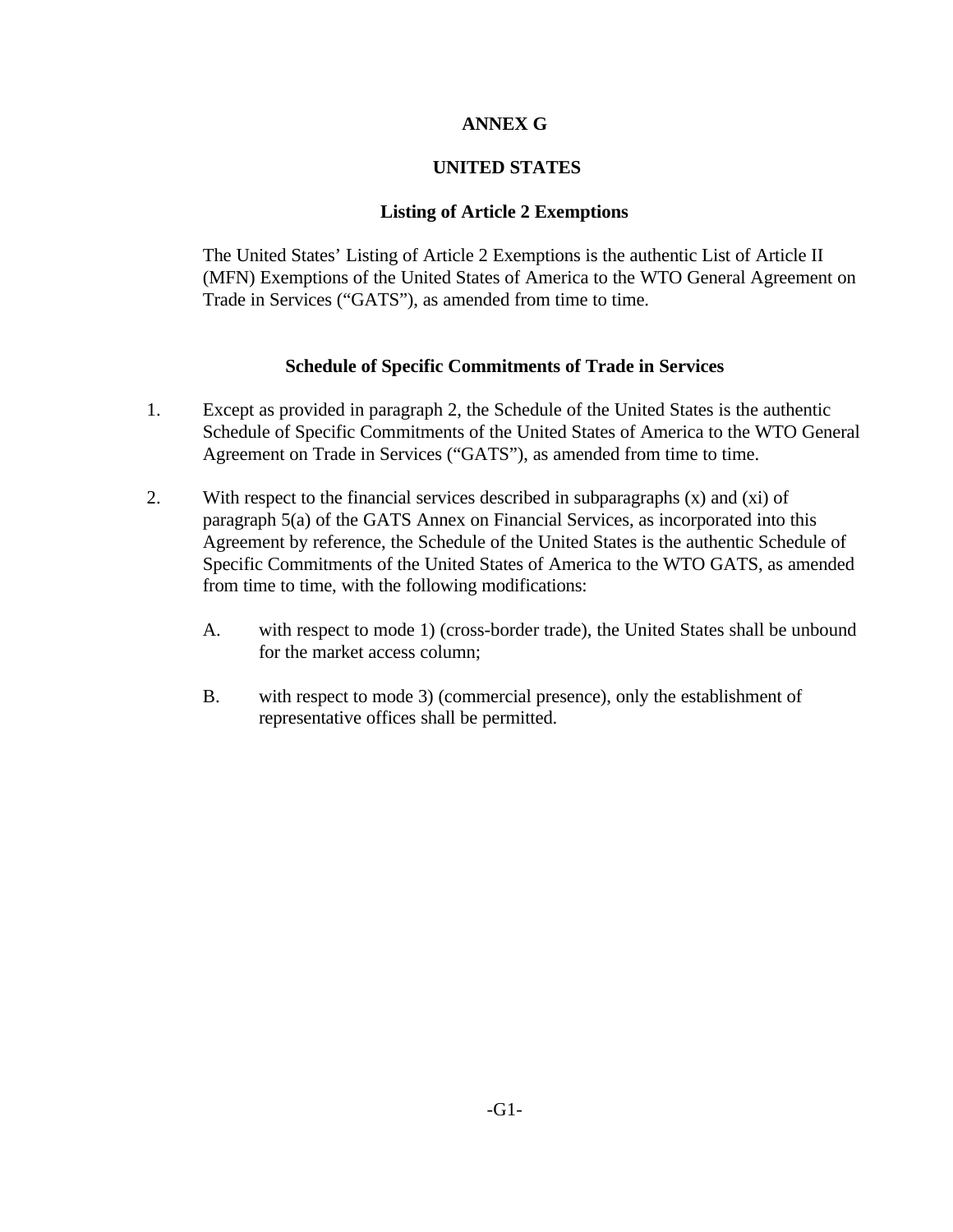# ANNEX G

## UNITED STATES

### Listing of Article 2 Exemptions

The United States' Listing of Article 2 Exemptions is the authentic List of Article II (MFN) Exemptions of the United States of America to the WTO General Agreement on Trade in Services ("GATS"), as amended from time to time.

### Schedule of Specific Commitments of Trade in Services

1. Except as provided in paragraph 2, the Schedule of the United States is the authentic Schedule of Specific Commitments of the United States of America to the WTO General Agreement on Trade in Services ("GATS"), as amended from time to time.

2. With respect to the financial services described in subparagraphs (x) and (xi) of paragraph 5(a) of the GATS Annex on Financial Services, as incorporated into this Agreement by reference, the Schedule of the United States is the authentic Schedule of Specific Commitments of the United States of America to the WTO GATS, as amended from time to time, with the following modifications:

   A. with respect to mode 1) (cross-border trade), the United States shall be unbound for the market access column;

   B. with respect to mode 3) (commercial presence), only the establishment of representative offices shall be permitted.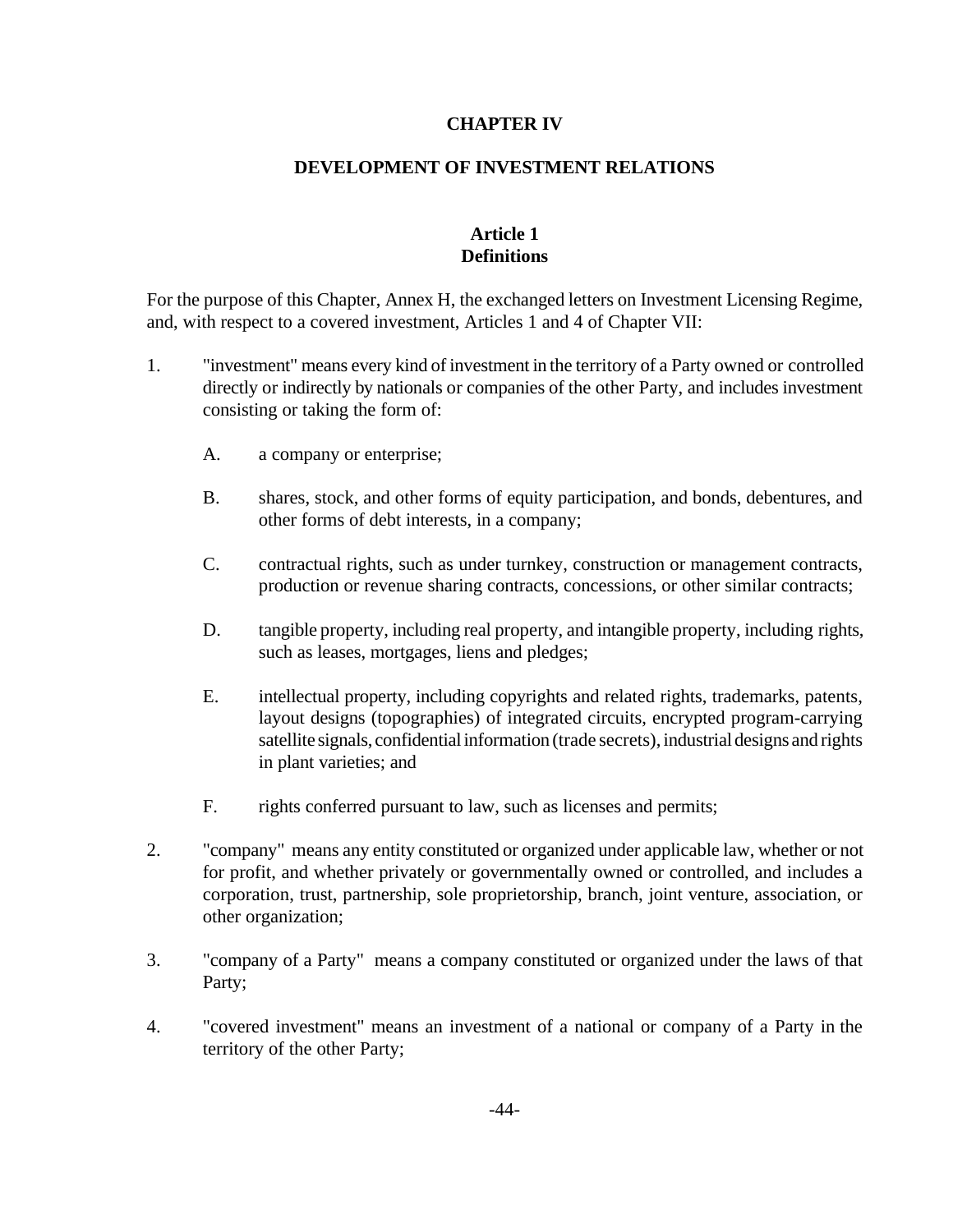# CHAPTER IV

## DEVELOPMENT OF INVESTMENT RELATIONS

### Article 1
### Definitions

For the purpose of this Chapter, Annex H, the exchanged letters on Investment Licensing Regime, and, with respect to a covered investment, Articles 1 and 4 of Chapter VII:

1. "investment" means every kind of investment in the territory of a Party owned or controlled directly or indirectly by nationals or companies of the other Party, and includes investment consisting or taking the form of:

   A. a company or enterprise;

   B. shares, stock, and other forms of equity participation, and bonds, debentures, and other forms of debt interests, in a company;

   C. contractual rights, such as under turnkey, construction or management contracts, production or revenue sharing contracts, concessions, or other similar contracts;

   D. tangible property, including real property, and intangible property, including rights, such as leases, mortgages, liens and pledges;

   E. intellectual property, including copyrights and related rights, trademarks, patents, layout designs (topographies) of integrated circuits, encrypted program-carrying satellite signals, confidential information (trade secrets), industrial designs and rights in plant varieties; and

   F. rights conferred pursuant to law, such as licenses and permits;

2. "company" means any entity constituted or organized under applicable law, whether or not for profit, and whether privately or governmentally owned or controlled, and includes a corporation, trust, partnership, sole proprietorship, branch, joint venture, association, or other organization;

3. "company of a Party" means a company constituted or organized under the laws of that Party;

4. "covered investment" means an investment of a national or company of a Party in the territory of the other Party;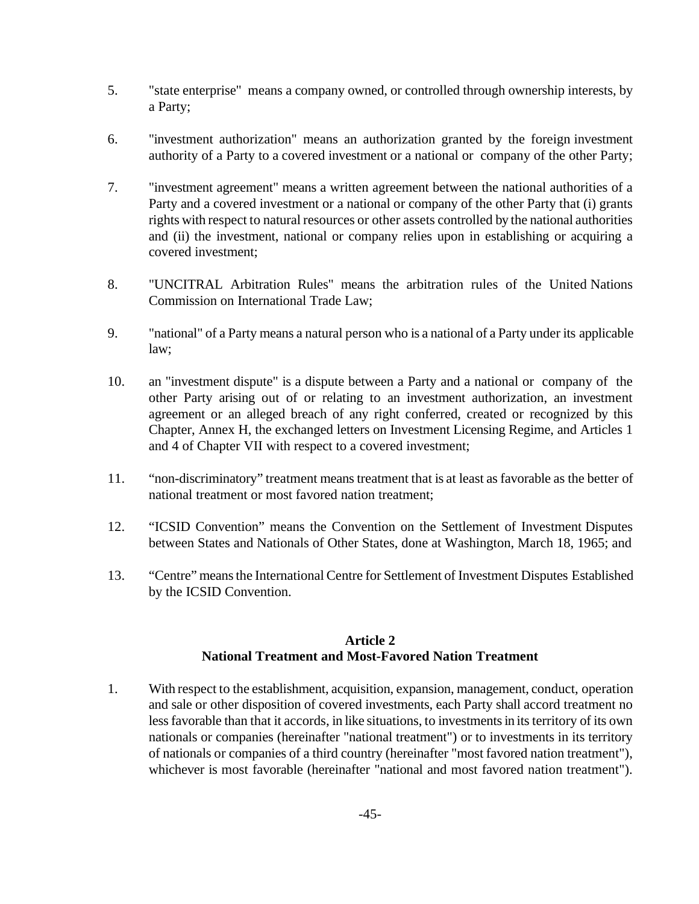5. "state enterprise" means a company owned, or controlled through ownership interests, by a Party;

6. "investment authorization" means an authorization granted by the foreign investment authority of a Party to a covered investment or a national or company of the other Party;

7. "investment agreement" means a written agreement between the national authorities of a Party and a covered investment or a national or company of the other Party that (i) grants rights with respect to natural resources or other assets controlled by the national authorities and (ii) the investment, national or company relies upon in establishing or acquiring a covered investment;

8. "UNCITRAL Arbitration Rules" means the arbitration rules of the United Nations Commission on International Trade Law;

9. "national" of a Party means a natural person who is a national of a Party under its applicable law;

10. an "investment dispute" is a dispute between a Party and a national or company of the other Party arising out of or relating to an investment authorization, an investment agreement or an alleged breach of any right conferred, created or recognized by this Chapter, Annex H, the exchanged letters on Investment Licensing Regime, and Articles 1 and 4 of Chapter VII with respect to a covered investment;

11. "non-discriminatory" treatment means treatment that is at least as favorable as the better of national treatment or most favored nation treatment;

12. "ICSID Convention" means the Convention on the Settlement of Investment Disputes between States and Nationals of Other States, done at Washington, March 18, 1965; and

13. "Centre" means the International Centre for Settlement of Investment Disputes Established by the ICSID Convention.

### Article 2
### National Treatment and Most-Favored Nation Treatment

1. With respect to the establishment, acquisition, expansion, management, conduct, operation and sale or other disposition of covered investments, each Party shall accord treatment no less favorable than that it accords, in like situations, to investments in its territory of its own nationals or companies (hereinafter "national treatment") or to investments in its territory of nationals or companies of a third country (hereinafter "most favored nation treatment"), whichever is most favorable (hereinafter "national and most favored nation treatment").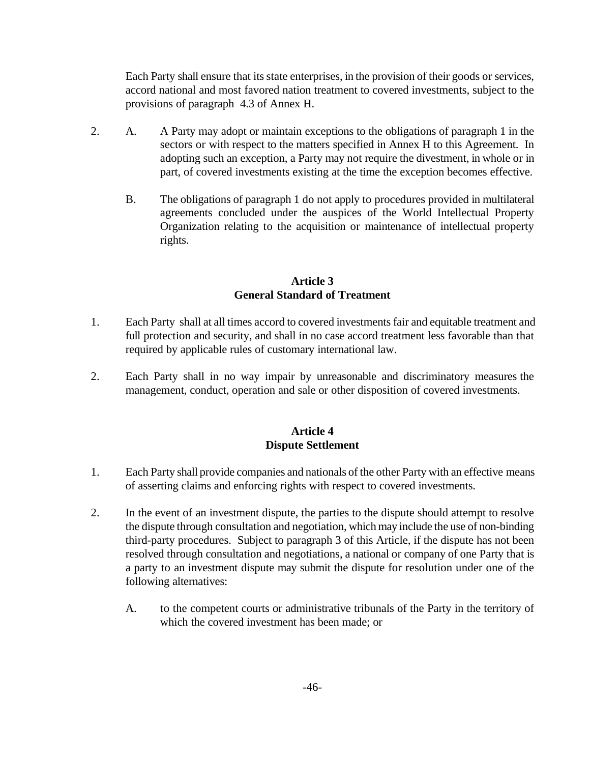Each Party shall ensure that its state enterprises, in the provision of their goods or services, accord national and most favored nation treatment to covered investments, subject to the provisions of paragraph 4.3 of Annex H.

2. A. A Party may adopt or maintain exceptions to the obligations of paragraph 1 in the sectors or with respect to the matters specified in Annex H to this Agreement. In adopting such an exception, a Party may not require the divestment, in whole or in part, of covered investments existing at the time the exception becomes effective.

   B. The obligations of paragraph 1 do not apply to procedures provided in multilateral agreements concluded under the auspices of the World Intellectual Property Organization relating to the acquisition or maintenance of intellectual property rights.

## Article 3
## General Standard of Treatment

1. Each Party shall at all times accord to covered investments fair and equitable treatment and full protection and security, and shall in no case accord treatment less favorable than that required by applicable rules of customary international law.

2. Each Party shall in no way impair by unreasonable and discriminatory measures the management, conduct, operation and sale or other disposition of covered investments.

## Article 4
## Dispute Settlement

1. Each Party shall provide companies and nationals of the other Party with an effective means of asserting claims and enforcing rights with respect to covered investments.

2. In the event of an investment dispute, the parties to the dispute should attempt to resolve the dispute through consultation and negotiation, which may include the use of non-binding third-party procedures. Subject to paragraph 3 of this Article, if the dispute has not been resolved through consultation and negotiations, a national or company of one Party that is a party to an investment dispute may submit the dispute for resolution under one of the following alternatives:

   A. to the competent courts or administrative tribunals of the Party in the territory of which the covered investment has been made; or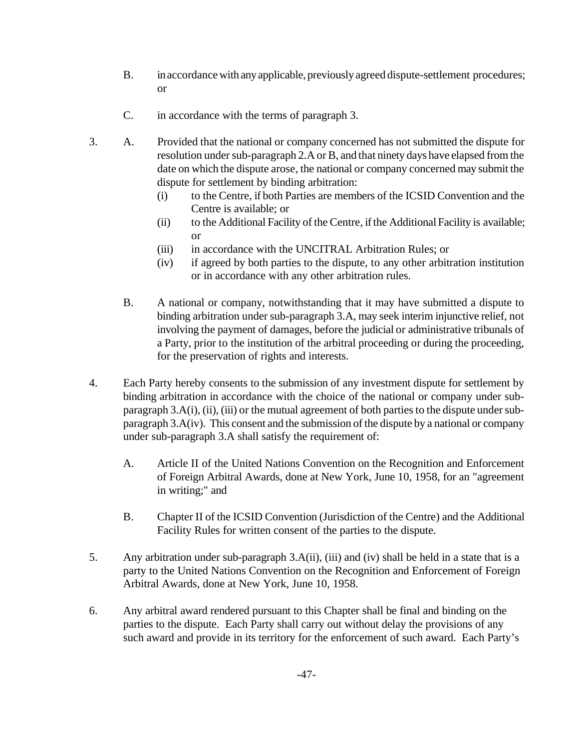B. in accordance with any applicable, previously agreed dispute-settlement procedures; or

C. in accordance with the terms of paragraph 3.

3. A. Provided that the national or company concerned has not submitted the dispute for resolution under sub-paragraph 2.A or B, and that ninety days have elapsed from the date on which the dispute arose, the national or company concerned may submit the dispute for settlement by binding arbitration:
   (i) to the Centre, if both Parties are members of the ICSID Convention and the Centre is available; or
   (ii) to the Additional Facility of the Centre, if the Additional Facility is available; or
   (iii) in accordance with the UNCITRAL Arbitration Rules; or
   (iv) if agreed by both parties to the dispute, to any other arbitration institution or in accordance with any other arbitration rules.

   B. A national or company, notwithstanding that it may have submitted a dispute to binding arbitration under sub-paragraph 3.A, may seek interim injunctive relief, not involving the payment of damages, before the judicial or administrative tribunals of a Party, prior to the institution of the arbitral proceeding or during the proceeding, for the preservation of rights and interests.

4. Each Party hereby consents to the submission of any investment dispute for settlement by binding arbitration in accordance with the choice of the national or company under sub-paragraph 3.A(i), (ii), (iii) or the mutual agreement of both parties to the dispute under sub-paragraph 3.A(iv). This consent and the submission of the dispute by a national or company under sub-paragraph 3.A shall satisfy the requirement of:

   A. Article II of the United Nations Convention on the Recognition and Enforcement of Foreign Arbitral Awards, done at New York, June 10, 1958, for an "agreement in writing;" and

   B. Chapter II of the ICSID Convention (Jurisdiction of the Centre) and the Additional Facility Rules for written consent of the parties to the dispute.

5. Any arbitration under sub-paragraph 3.A(ii), (iii) and (iv) shall be held in a state that is a party to the United Nations Convention on the Recognition and Enforcement of Foreign Arbitral Awards, done at New York, June 10, 1958.

6. Any arbitral award rendered pursuant to this Chapter shall be final and binding on the parties to the dispute. Each Party shall carry out without delay the provisions of any such award and provide in its territory for the enforcement of such award. Each Party's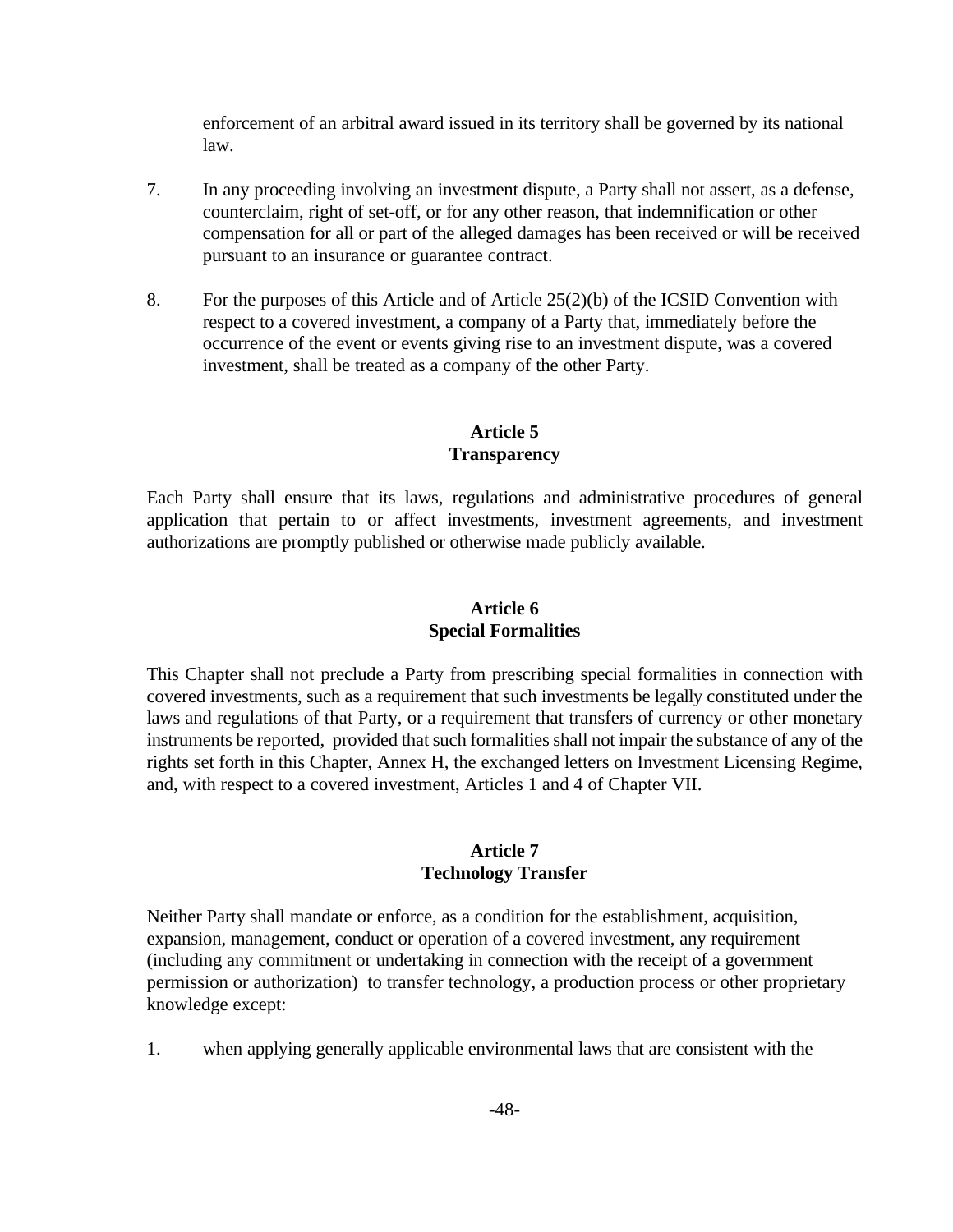enforcement of an arbitral award issued in its territory shall be governed by its national law.

7. In any proceeding involving an investment dispute, a Party shall not assert, as a defense, counterclaim, right of set-off, or for any other reason, that indemnification or other compensation for all or part of the alleged damages has been received or will be received pursuant to an insurance or guarantee contract.

8. For the purposes of this Article and of Article 25(2)(b) of the ICSID Convention with respect to a covered investment, a company of a Party that, immediately before the occurrence of the event or events giving rise to an investment dispute, was a covered investment, shall be treated as a company of the other Party.

### Article 5
### Transparency

Each Party shall ensure that its laws, regulations and administrative procedures of general application that pertain to or affect investments, investment agreements, and investment authorizations are promptly published or otherwise made publicly available.

### Article 6
### Special Formalities

This Chapter shall not preclude a Party from prescribing special formalities in connection with covered investments, such as a requirement that such investments be legally constituted under the laws and regulations of that Party, or a requirement that transfers of currency or other monetary instruments be reported, provided that such formalities shall not impair the substance of any of the rights set forth in this Chapter, Annex H, the exchanged letters on Investment Licensing Regime, and, with respect to a covered investment, Articles 1 and 4 of Chapter VII.

### Article 7
### Technology Transfer

Neither Party shall mandate or enforce, as a condition for the establishment, acquisition, expansion, management, conduct or operation of a covered investment, any requirement (including any commitment or undertaking in connection with the receipt of a government permission or authorization) to transfer technology, a production process or other proprietary knowledge except:

1. when applying generally applicable environmental laws that are consistent with the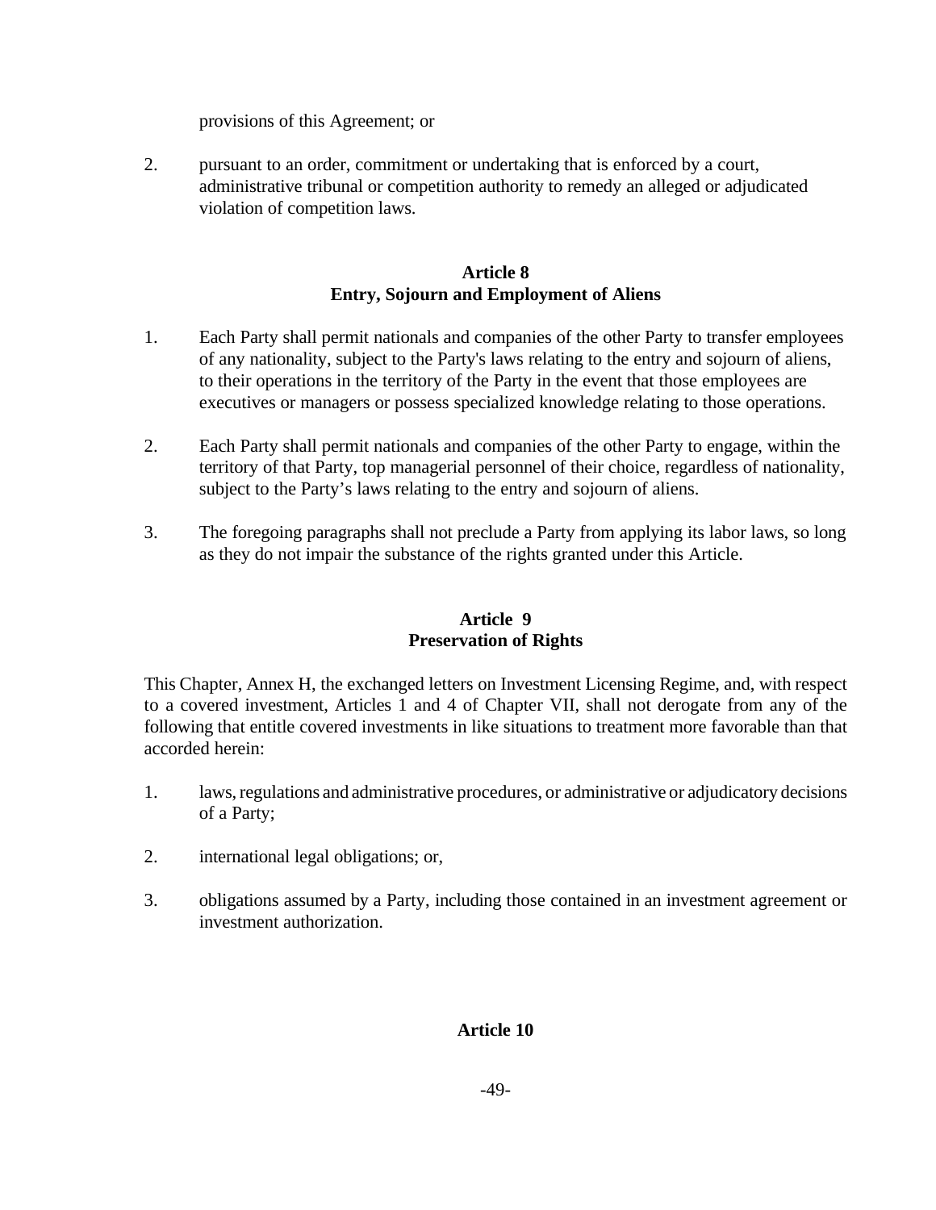provisions of this Agreement; or

2. pursuant to an order, commitment or undertaking that is enforced by a court, administrative tribunal or competition authority to remedy an alleged or adjudicated violation of competition laws.

### Article 8
### Entry, Sojourn and Employment of Aliens

1. Each Party shall permit nationals and companies of the other Party to transfer employees of any nationality, subject to the Party's laws relating to the entry and sojourn of aliens, to their operations in the territory of the Party in the event that those employees are executives or managers or possess specialized knowledge relating to those operations.

2. Each Party shall permit nationals and companies of the other Party to engage, within the territory of that Party, top managerial personnel of their choice, regardless of nationality, subject to the Party's laws relating to the entry and sojourn of aliens.

3. The foregoing paragraphs shall not preclude a Party from applying its labor laws, so long as they do not impair the substance of the rights granted under this Article.

### Article 9
### Preservation of Rights

This Chapter, Annex H, the exchanged letters on Investment Licensing Regime, and, with respect to a covered investment, Articles 1 and 4 of Chapter VII, shall not derogate from any of the following that entitle covered investments in like situations to treatment more favorable than that accorded herein:

1. laws, regulations and administrative procedures, or administrative or adjudicatory decisions of a Party;

2. international legal obligations; or,

3. obligations assumed by a Party, including those contained in an investment agreement or investment authorization.

### Article 10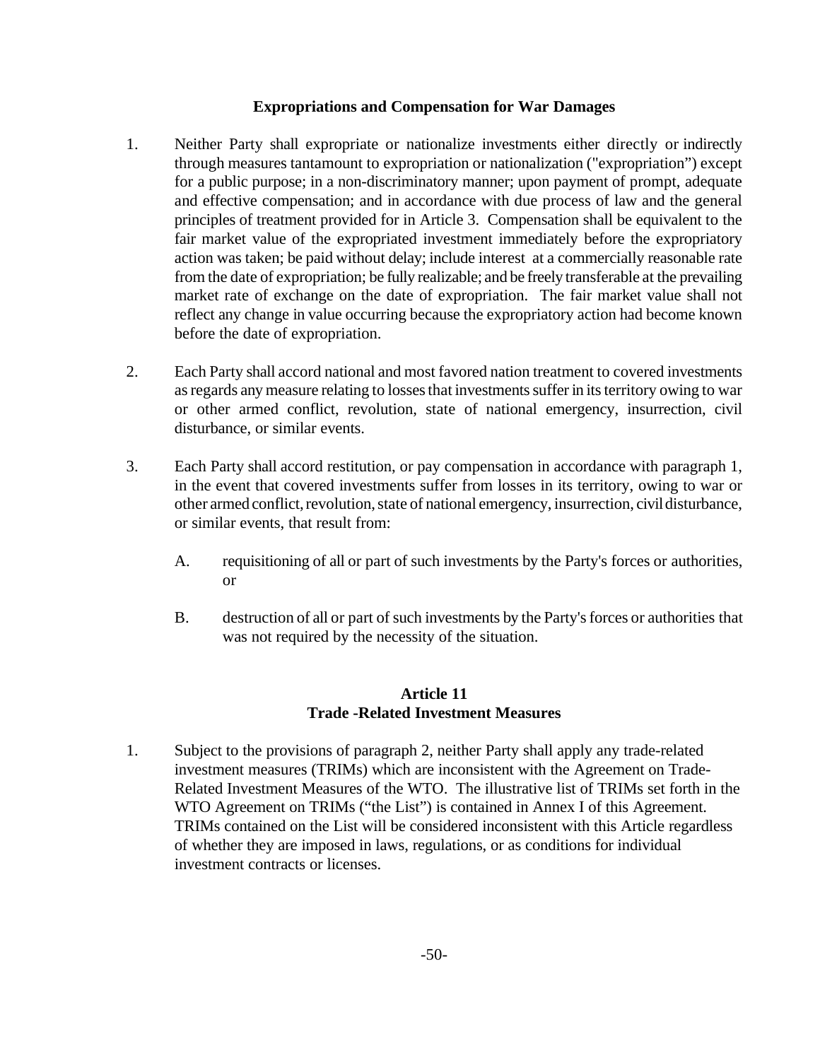**Expropriations and Compensation for War Damages**

1. Neither Party shall expropriate or nationalize investments either directly or indirectly through measures tantamount to expropriation or nationalization ("expropriation") except for a public purpose; in a non-discriminatory manner; upon payment of prompt, adequate and effective compensation; and in accordance with due process of law and the general principles of treatment provided for in Article 3. Compensation shall be equivalent to the fair market value of the expropriated investment immediately before the expropriatory action was taken; be paid without delay; include interest at a commercially reasonable rate from the date of expropriation; be fully realizable; and be freely transferable at the prevailing market rate of exchange on the date of expropriation. The fair market value shall not reflect any change in value occurring because the expropriatory action had become known before the date of expropriation.

2. Each Party shall accord national and most favored nation treatment to covered investments as regards any measure relating to losses that investments suffer in its territory owing to war or other armed conflict, revolution, state of national emergency, insurrection, civil disturbance, or similar events.

3. Each Party shall accord restitution, or pay compensation in accordance with paragraph 1, in the event that covered investments suffer from losses in its territory, owing to war or other armed conflict, revolution, state of national emergency, insurrection, civil disturbance, or similar events, that result from:

   A. requisitioning of all or part of such investments by the Party's forces or authorities, or

   B. destruction of all or part of such investments by the Party's forces or authorities that was not required by the necessity of the situation.

## Article 11
## Trade -Related Investment Measures

1. Subject to the provisions of paragraph 2, neither Party shall apply any trade-related investment measures (TRIMs) which are inconsistent with the Agreement on Trade-Related Investment Measures of the WTO. The illustrative list of TRIMs set forth in the WTO Agreement on TRIMs ("the List") is contained in Annex I of this Agreement. TRIMs contained on the List will be considered inconsistent with this Article regardless of whether they are imposed in laws, regulations, or as conditions for individual investment contracts or licenses.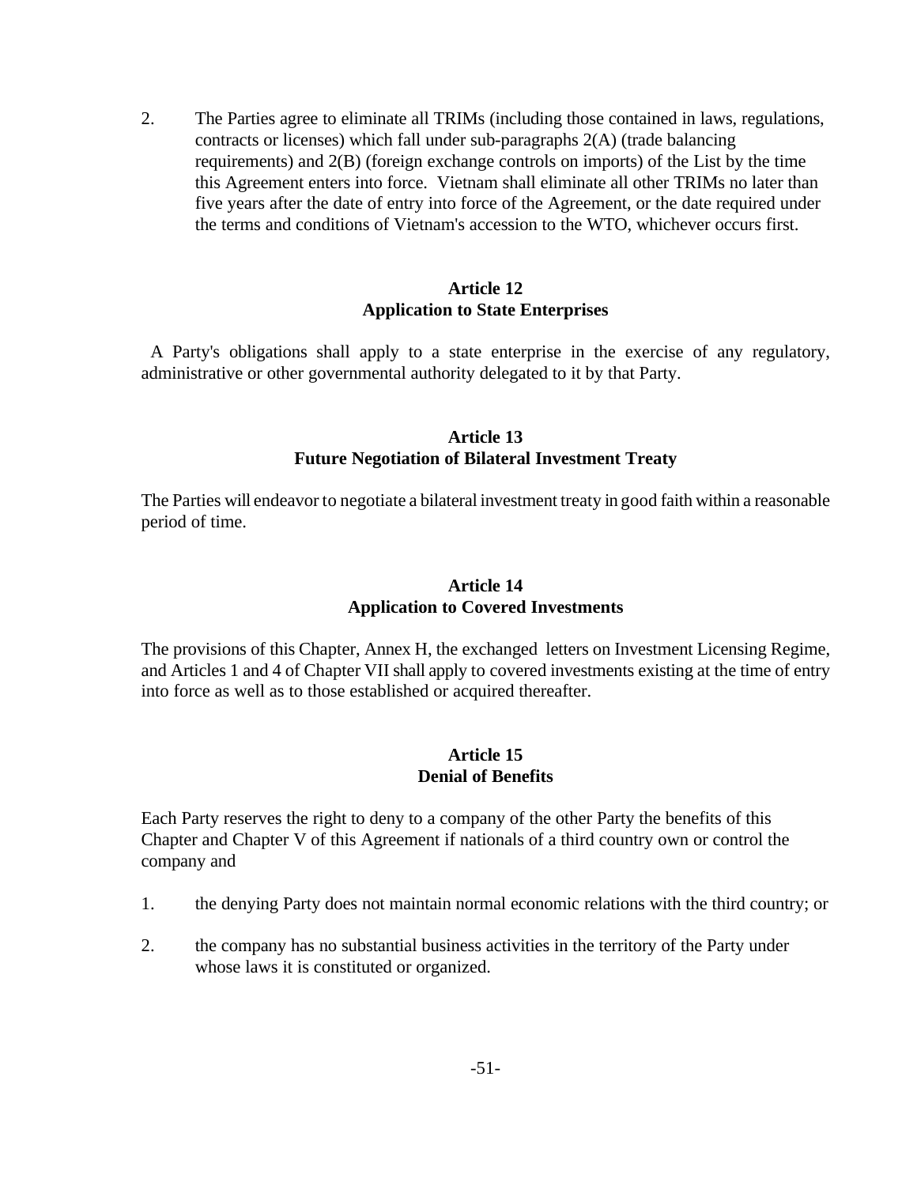2. The Parties agree to eliminate all TRIMs (including those contained in laws, regulations, contracts or licenses) which fall under sub-paragraphs 2(A) (trade balancing requirements) and 2(B) (foreign exchange controls on imports) of the List by the time this Agreement enters into force. Vietnam shall eliminate all other TRIMs no later than five years after the date of entry into force of the Agreement, or the date required under the terms and conditions of Vietnam's accession to the WTO, whichever occurs first.

## Article 12
## Application to State Enterprises

A Party's obligations shall apply to a state enterprise in the exercise of any regulatory, administrative or other governmental authority delegated to it by that Party.

## Article 13
## Future Negotiation of Bilateral Investment Treaty

The Parties will endeavor to negotiate a bilateral investment treaty in good faith within a reasonable period of time.

## Article 14
## Application to Covered Investments

The provisions of this Chapter, Annex H, the exchanged letters on Investment Licensing Regime, and Articles 1 and 4 of Chapter VII shall apply to covered investments existing at the time of entry into force as well as to those established or acquired thereafter.

## Article 15
## Denial of Benefits

Each Party reserves the right to deny to a company of the other Party the benefits of this Chapter and Chapter V of this Agreement if nationals of a third country own or control the company and

1. the denying Party does not maintain normal economic relations with the third country; or

2. the company has no substantial business activities in the territory of the Party under whose laws it is constituted or organized.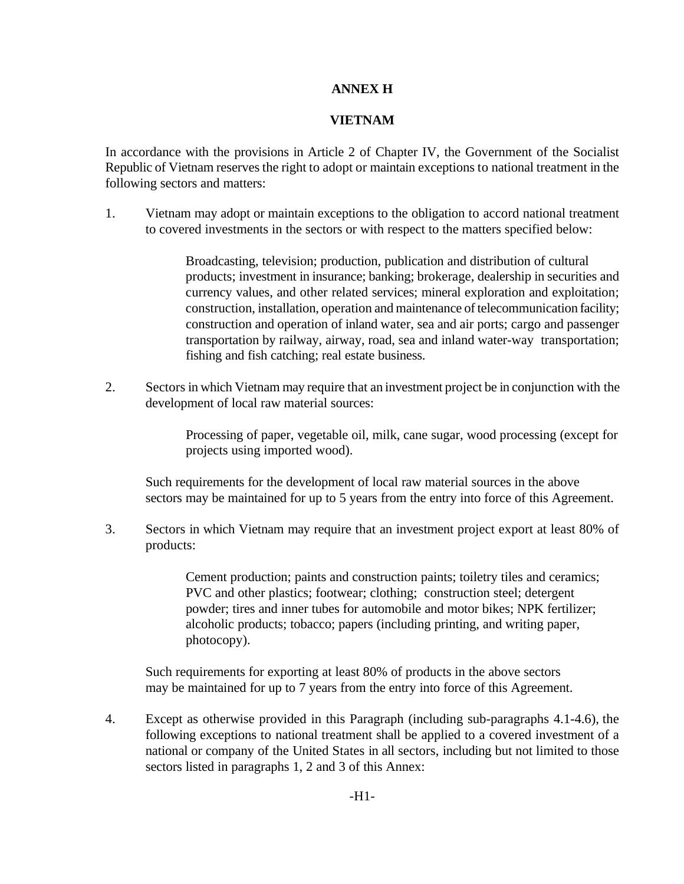# ANNEX H

## VIETNAM

In accordance with the provisions in Article 2 of Chapter IV, the Government of the Socialist Republic of Vietnam reserves the right to adopt or maintain exceptions to national treatment in the following sectors and matters:

1. Vietnam may adopt or maintain exceptions to the obligation to accord national treatment to covered investments in the sectors or with respect to the matters specified below:

   Broadcasting, television; production, publication and distribution of cultural products; investment in insurance; banking; brokerage, dealership in securities and currency values, and other related services; mineral exploration and exploitation; construction, installation, operation and maintenance of telecommunication facility; construction and operation of inland water, sea and air ports; cargo and passenger transportation by railway, airway, road, sea and inland water-way transportation; fishing and fish catching; real estate business.

2. Sectors in which Vietnam may require that an investment project be in conjunction with the development of local raw material sources:

   Processing of paper, vegetable oil, milk, cane sugar, wood processing (except for projects using imported wood).

   Such requirements for the development of local raw material sources in the above sectors may be maintained for up to 5 years from the entry into force of this Agreement.

3. Sectors in which Vietnam may require that an investment project export at least 80% of products:

   Cement production; paints and construction paints; toiletry tiles and ceramics; PVC and other plastics; footwear; clothing; construction steel; detergent powder; tires and inner tubes for automobile and motor bikes; NPK fertilizer; alcoholic products; tobacco; papers (including printing, and writing paper, photocopy).

   Such requirements for exporting at least 80% of products in the above sectors may be maintained for up to 7 years from the entry into force of this Agreement.

4. Except as otherwise provided in this Paragraph (including sub-paragraphs 4.1-4.6), the following exceptions to national treatment shall be applied to a covered investment of a national or company of the United States in all sectors, including but not limited to those sectors listed in paragraphs 1, 2 and 3 of this Annex: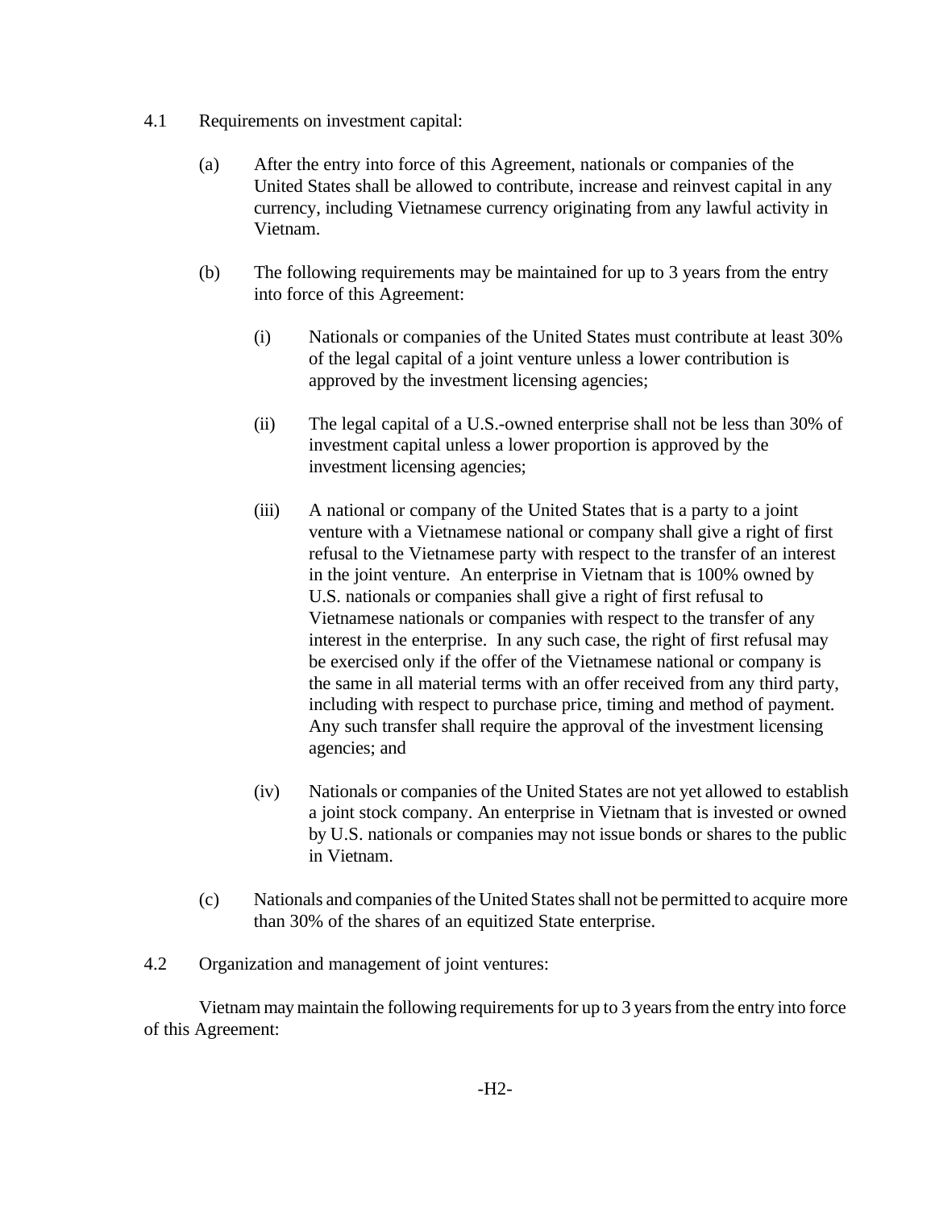4.1 Requirements on investment capital:

(a) After the entry into force of this Agreement, nationals or companies of the United States shall be allowed to contribute, increase and reinvest capital in any currency, including Vietnamese currency originating from any lawful activity in Vietnam.

(b) The following requirements may be maintained for up to 3 years from the entry into force of this Agreement:

(i) Nationals or companies of the United States must contribute at least 30% of the legal capital of a joint venture unless a lower contribution is approved by the investment licensing agencies;

(ii) The legal capital of a U.S.-owned enterprise shall not be less than 30% of investment capital unless a lower proportion is approved by the investment licensing agencies;

(iii) A national or company of the United States that is a party to a joint venture with a Vietnamese national or company shall give a right of first refusal to the Vietnamese party with respect to the transfer of an interest in the joint venture. An enterprise in Vietnam that is 100% owned by U.S. nationals or companies shall give a right of first refusal to Vietnamese nationals or companies with respect to the transfer of any interest in the enterprise. In any such case, the right of first refusal may be exercised only if the offer of the Vietnamese national or company is the same in all material terms with an offer received from any third party, including with respect to purchase price, timing and method of payment. Any such transfer shall require the approval of the investment licensing agencies; and

(iv) Nationals or companies of the United States are not yet allowed to establish a joint stock company. An enterprise in Vietnam that is invested or owned by U.S. nationals or companies may not issue bonds or shares to the public in Vietnam.

(c) Nationals and companies of the United States shall not be permitted to acquire more than 30% of the shares of an equitized State enterprise.

4.2 Organization and management of joint ventures:

Vietnam may maintain the following requirements for up to 3 years from the entry into force of this Agreement: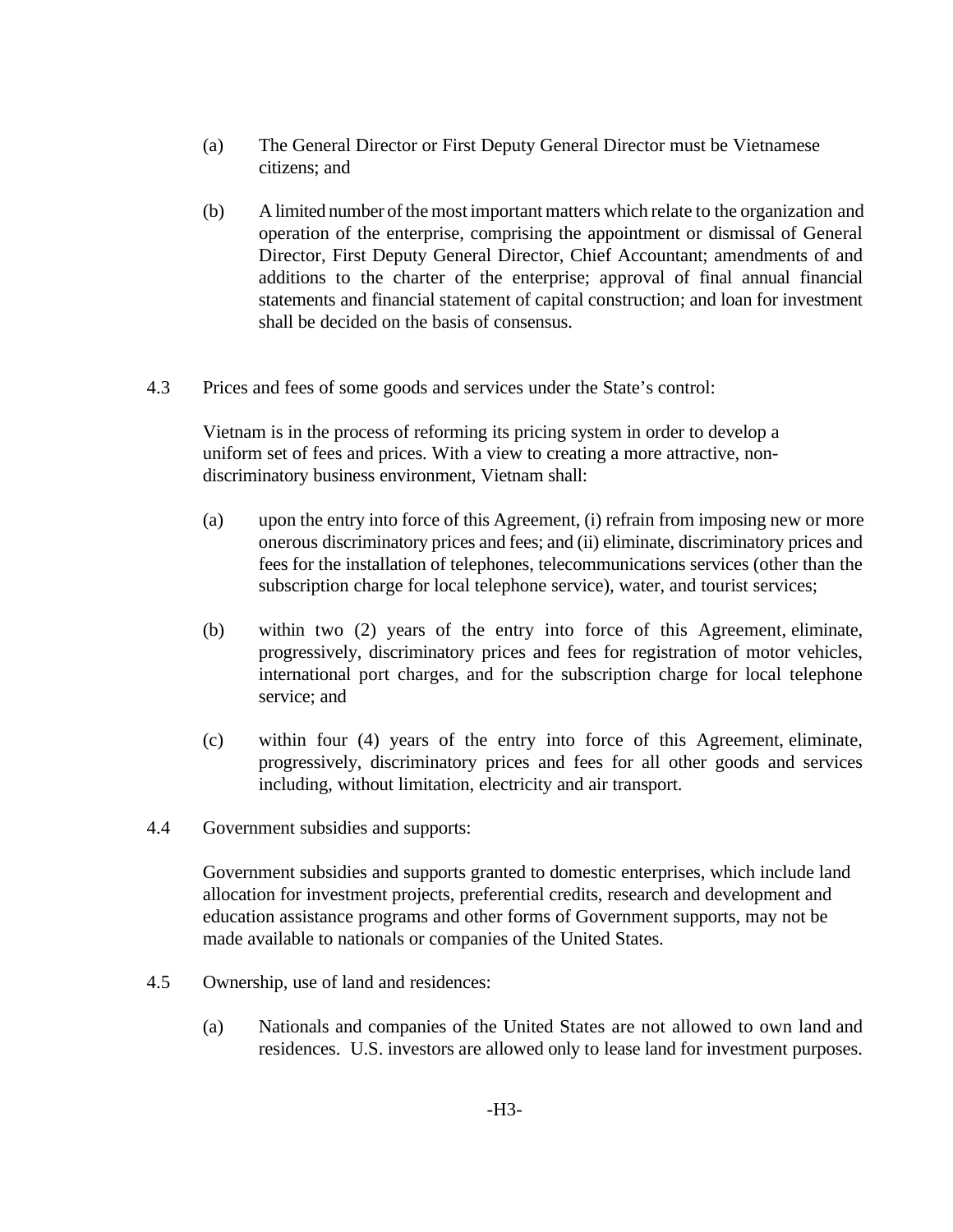(a) The General Director or First Deputy General Director must be Vietnamese citizens; and

(b) A limited number of the most important matters which relate to the organization and operation of the enterprise, comprising the appointment or dismissal of General Director, First Deputy General Director, Chief Accountant; amendments of and additions to the charter of the enterprise; approval of final annual financial statements and financial statement of capital construction; and loan for investment shall be decided on the basis of consensus.

4.3 Prices and fees of some goods and services under the State's control:

Vietnam is in the process of reforming its pricing system in order to develop a uniform set of fees and prices. With a view to creating a more attractive, non-discriminatory business environment, Vietnam shall:

(a) upon the entry into force of this Agreement, (i) refrain from imposing new or more onerous discriminatory prices and fees; and (ii) eliminate, discriminatory prices and fees for the installation of telephones, telecommunications services (other than the subscription charge for local telephone service), water, and tourist services;

(b) within two (2) years of the entry into force of this Agreement, eliminate, progressively, discriminatory prices and fees for registration of motor vehicles, international port charges, and for the subscription charge for local telephone service; and

(c) within four (4) years of the entry into force of this Agreement, eliminate, progressively, discriminatory prices and fees for all other goods and services including, without limitation, electricity and air transport.

4.4 Government subsidies and supports:

Government subsidies and supports granted to domestic enterprises, which include land allocation for investment projects, preferential credits, research and development and education assistance programs and other forms of Government supports, may not be made available to nationals or companies of the United States.

4.5 Ownership, use of land and residences:

(a) Nationals and companies of the United States are not allowed to own land and residences. U.S. investors are allowed only to lease land for investment purposes.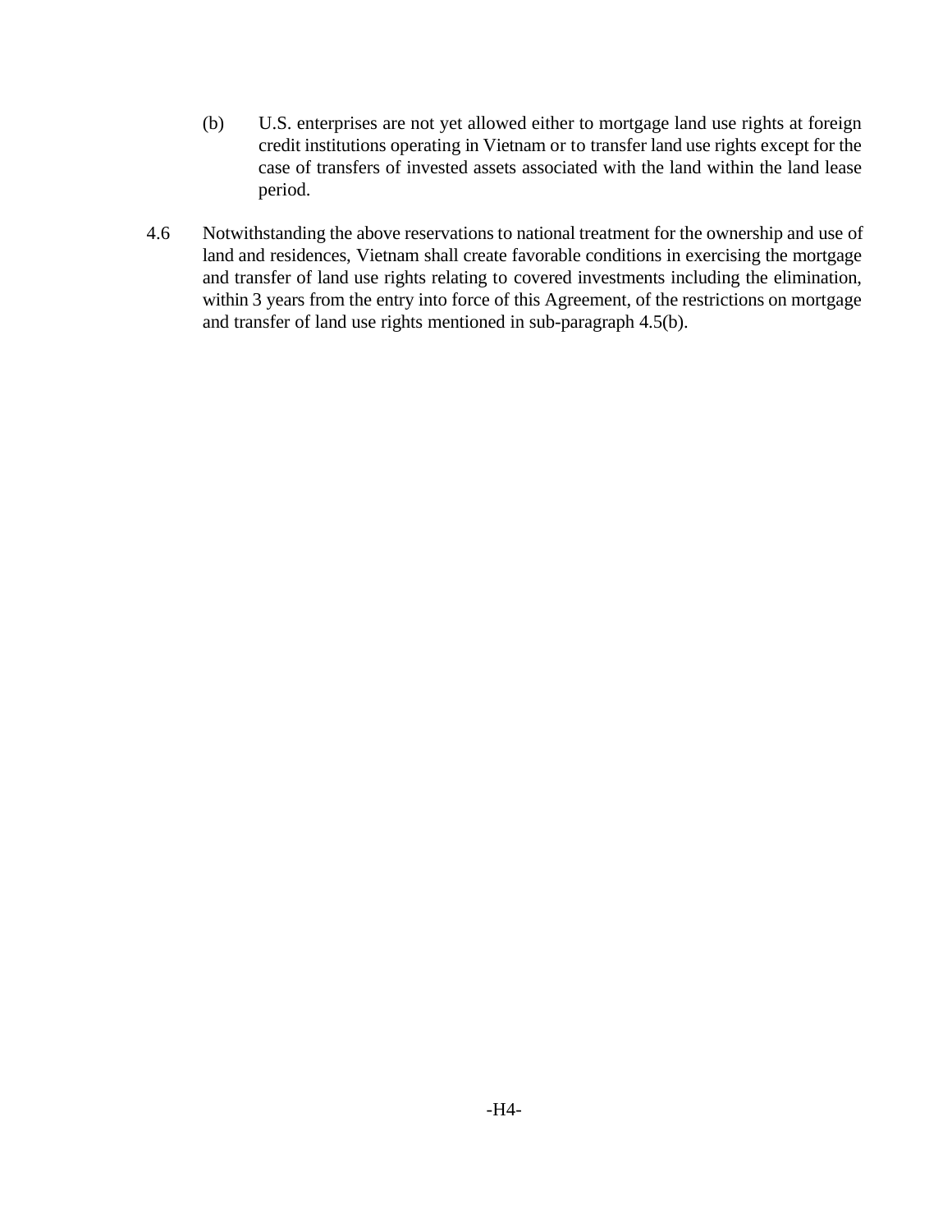(b) U.S. enterprises are not yet allowed either to mortgage land use rights at foreign credit institutions operating in Vietnam or to transfer land use rights except for the case of transfers of invested assets associated with the land within the land lease period.

4.6 Notwithstanding the above reservations to national treatment for the ownership and use of land and residences, Vietnam shall create favorable conditions in exercising the mortgage and transfer of land use rights relating to covered investments including the elimination, within 3 years from the entry into force of this Agreement, of the restrictions on mortgage and transfer of land use rights mentioned in sub-paragraph 4.5(b).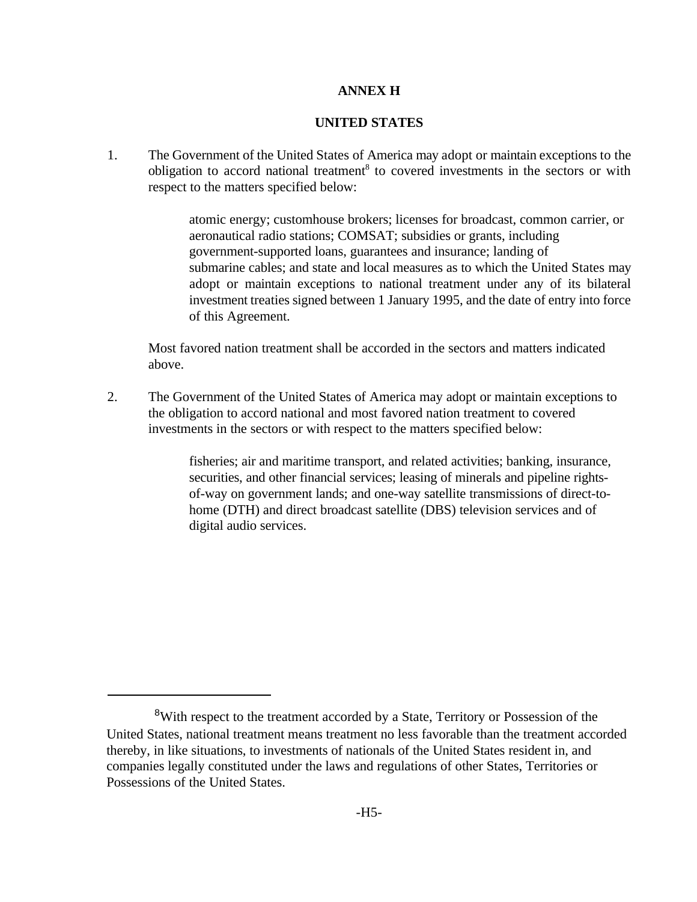## ANNEX H

## UNITED STATES

1. The Government of the United States of America may adopt or maintain exceptions to the obligation to accord national treatment[8] to covered investments in the sectors or with respect to the matters specified below:

   atomic energy; customhouse brokers; licenses for broadcast, common carrier, or aeronautical radio stations; COMSAT; subsidies or grants, including government-supported loans, guarantees and insurance; landing of submarine cables; and state and local measures as to which the United States may adopt or maintain exceptions to national treatment under any of its bilateral investment treaties signed between 1 January 1995, and the date of entry into force of this Agreement.

   Most favored nation treatment shall be accorded in the sectors and matters indicated above.

2. The Government of the United States of America may adopt or maintain exceptions to the obligation to accord national and most favored nation treatment to covered investments in the sectors or with respect to the matters specified below:

   fisheries; air and maritime transport, and related activities; banking, insurance, securities, and other financial services; leasing of minerals and pipeline rights-of-way on government lands; and one-way satellite transmissions of direct-to-home (DTH) and direct broadcast satellite (DBS) television services and of digital audio services.

---

[8] With respect to the treatment accorded by a State, Territory or Possession of the United States, national treatment means treatment no less favorable than the treatment accorded thereby, in like situations, to investments of nationals of the United States resident in, and companies legally constituted under the laws and regulations of other States, Territories or Possessions of the United States.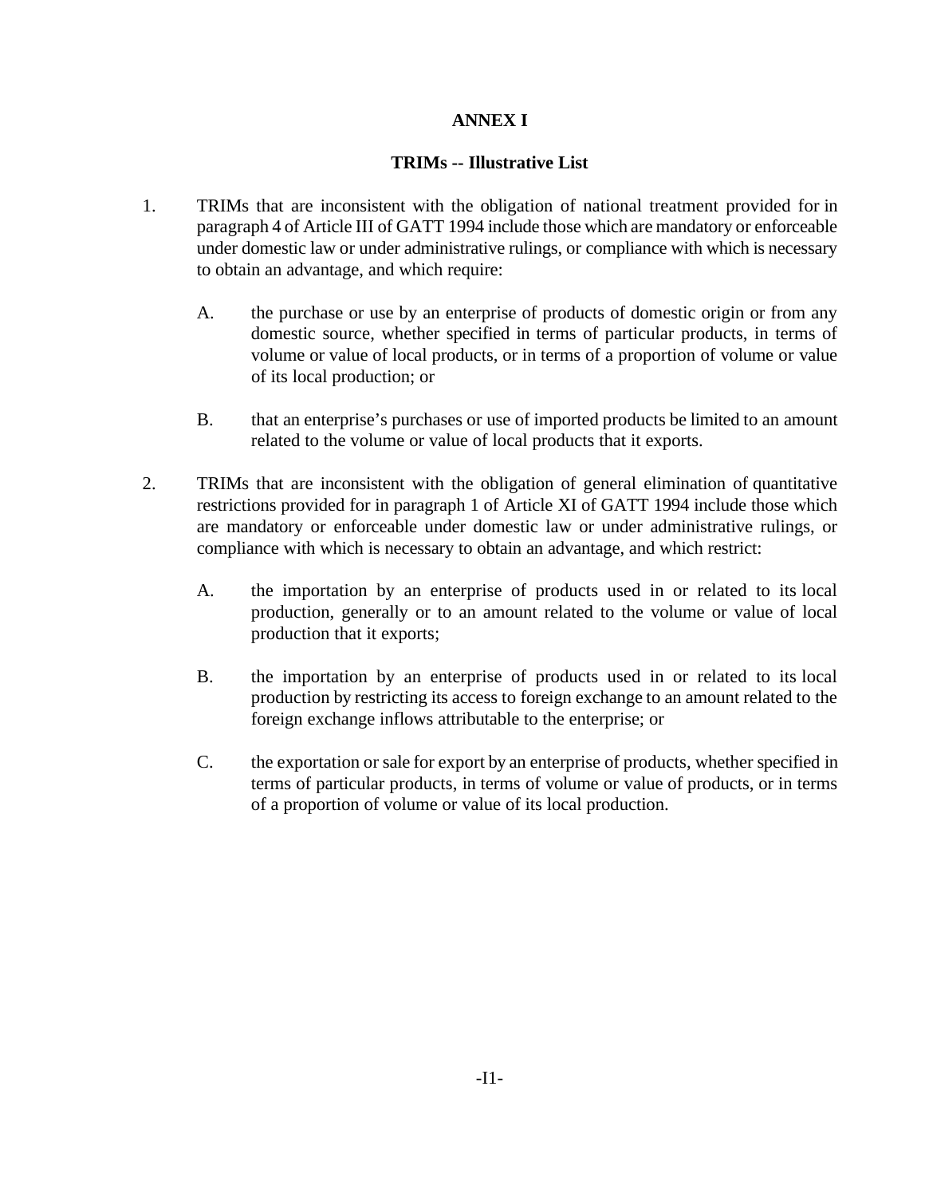# ANNEX I

## TRIMs -- Illustrative List

1. TRIMs that are inconsistent with the obligation of national treatment provided for in paragraph 4 of Article III of GATT 1994 include those which are mandatory or enforceable under domestic law or under administrative rulings, or compliance with which is necessary to obtain an advantage, and which require:

   A. the purchase or use by an enterprise of products of domestic origin or from any domestic source, whether specified in terms of particular products, in terms of volume or value of local products, or in terms of a proportion of volume or value of its local production; or

   B. that an enterprise's purchases or use of imported products be limited to an amount related to the volume or value of local products that it exports.

2. TRIMs that are inconsistent with the obligation of general elimination of quantitative restrictions provided for in paragraph 1 of Article XI of GATT 1994 include those which are mandatory or enforceable under domestic law or under administrative rulings, or compliance with which is necessary to obtain an advantage, and which restrict:

   A. the importation by an enterprise of products used in or related to its local production, generally or to an amount related to the volume or value of local production that it exports;

   B. the importation by an enterprise of products used in or related to its local production by restricting its access to foreign exchange to an amount related to the foreign exchange inflows attributable to the enterprise; or

   C. the exportation or sale for export by an enterprise of products, whether specified in terms of particular products, in terms of volume or value of products, or in terms of a proportion of volume or value of its local production.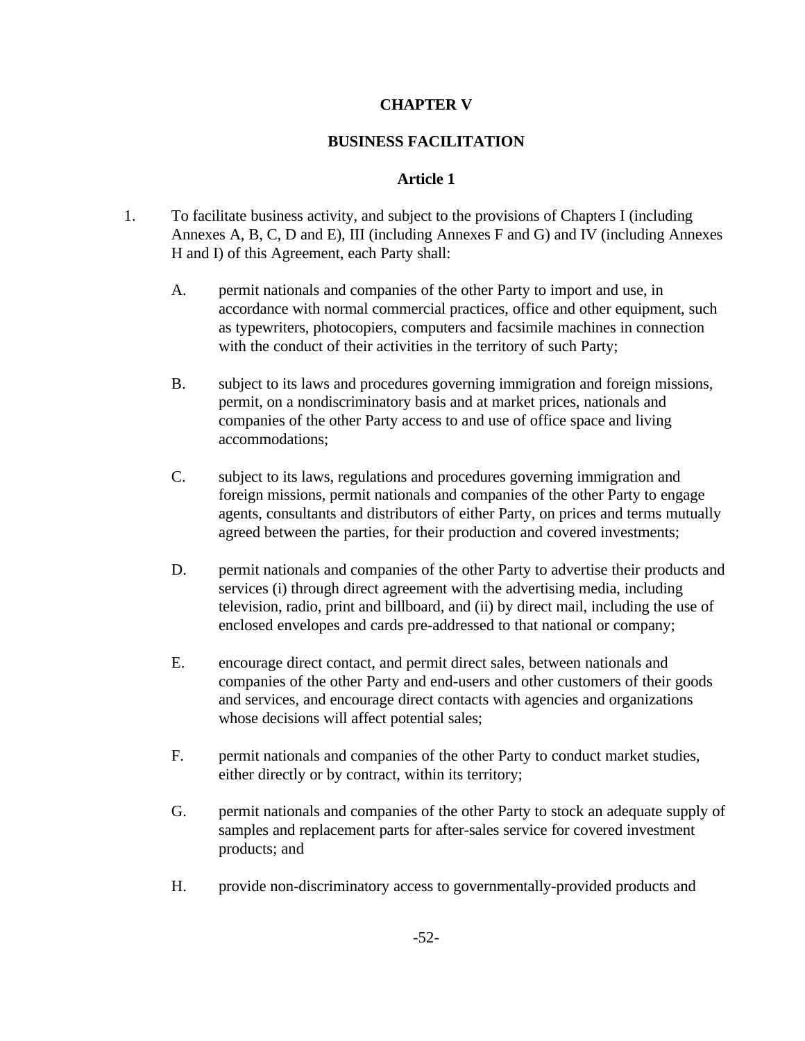## CHAPTER V

## BUSINESS FACILITATION

### Article 1

1. To facilitate business activity, and subject to the provisions of Chapters I (including Annexes A, B, C, D and E), III (including Annexes F and G) and IV (including Annexes H and I) of this Agreement, each Party shall:

   A. permit nationals and companies of the other Party to import and use, in accordance with normal commercial practices, office and other equipment, such as typewriters, photocopiers, computers and facsimile machines in connection with the conduct of their activities in the territory of such Party;

   B. subject to its laws and procedures governing immigration and foreign missions, permit, on a nondiscriminatory basis and at market prices, nationals and companies of the other Party access to and use of office space and living accommodations;

   C. subject to its laws, regulations and procedures governing immigration and foreign missions, permit nationals and companies of the other Party to engage agents, consultants and distributors of either Party, on prices and terms mutually agreed between the parties, for their production and covered investments;

   D. permit nationals and companies of the other Party to advertise their products and services (i) through direct agreement with the advertising media, including television, radio, print and billboard, and (ii) by direct mail, including the use of enclosed envelopes and cards pre-addressed to that national or company;

   E. encourage direct contact, and permit direct sales, between nationals and companies of the other Party and end-users and other customers of their goods and services, and encourage direct contacts with agencies and organizations whose decisions will affect potential sales;

   F. permit nationals and companies of the other Party to conduct market studies, either directly or by contract, within its territory;

   G. permit nationals and companies of the other Party to stock an adequate supply of samples and replacement parts for after-sales service for covered investment products; and

   H. provide non-discriminatory access to governmentally-provided products and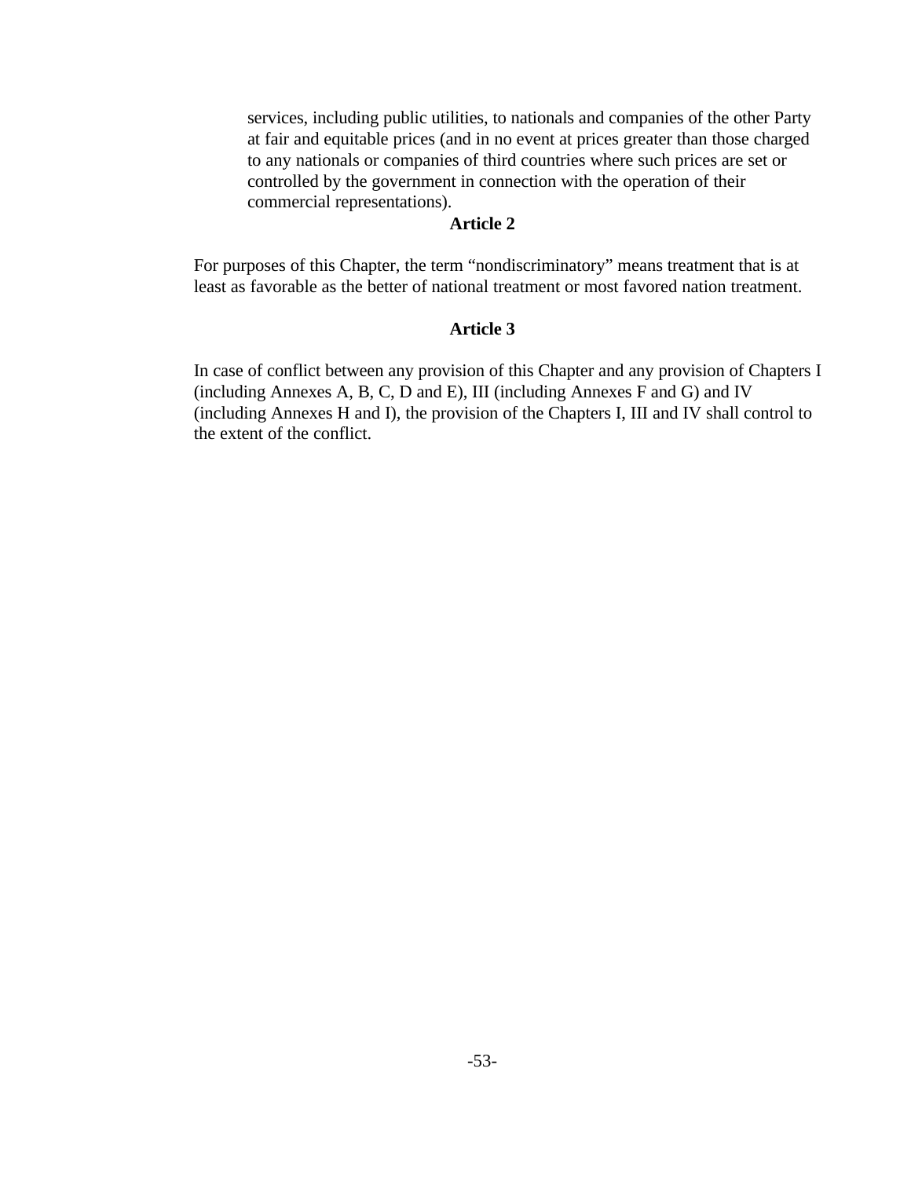services, including public utilities, to nationals and companies of the other Party at fair and equitable prices (and in no event at prices greater than those charged to any nationals or companies of third countries where such prices are set or controlled by the government in connection with the operation of their commercial representations).

**Article 2**

For purposes of this Chapter, the term "nondiscriminatory" means treatment that is at least as favorable as the better of national treatment or most favored nation treatment.

**Article 3**

In case of conflict between any provision of this Chapter and any provision of Chapters I (including Annexes A, B, C, D and E), III (including Annexes F and G) and IV (including Annexes H and I), the provision of the Chapters I, III and IV shall control to the extent of the conflict.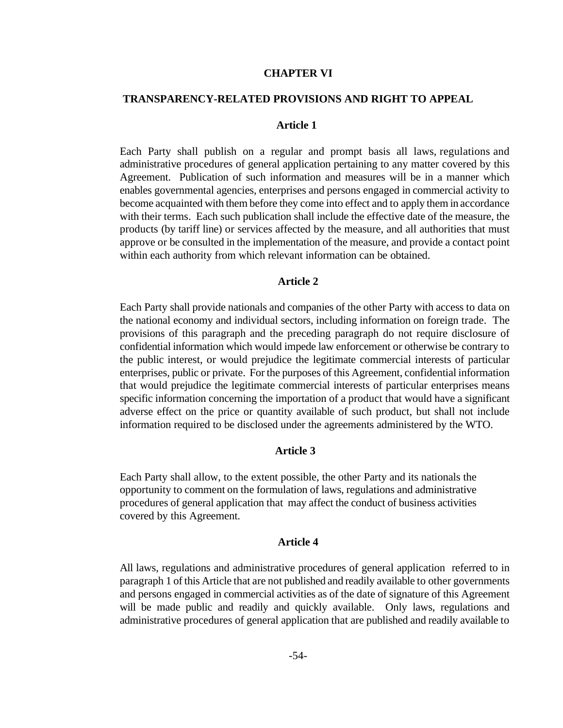## CHAPTER VI

## TRANSPARENCY-RELATED PROVISIONS AND RIGHT TO APPEAL

### Article 1

Each Party shall publish on a regular and prompt basis all laws, regulations and administrative procedures of general application pertaining to any matter covered by this Agreement. Publication of such information and measures will be in a manner which enables governmental agencies, enterprises and persons engaged in commercial activity to become acquainted with them before they come into effect and to apply them in accordance with their terms. Each such publication shall include the effective date of the measure, the products (by tariff line) or services affected by the measure, and all authorities that must approve or be consulted in the implementation of the measure, and provide a contact point within each authority from which relevant information can be obtained.

### Article 2

Each Party shall provide nationals and companies of the other Party with access to data on the national economy and individual sectors, including information on foreign trade. The provisions of this paragraph and the preceding paragraph do not require disclosure of confidential information which would impede law enforcement or otherwise be contrary to the public interest, or would prejudice the legitimate commercial interests of particular enterprises, public or private. For the purposes of this Agreement, confidential information that would prejudice the legitimate commercial interests of particular enterprises means specific information concerning the importation of a product that would have a significant adverse effect on the price or quantity available of such product, but shall not include information required to be disclosed under the agreements administered by the WTO.

### Article 3

Each Party shall allow, to the extent possible, the other Party and its nationals the opportunity to comment on the formulation of laws, regulations and administrative procedures of general application that may affect the conduct of business activities covered by this Agreement.

### Article 4

All laws, regulations and administrative procedures of general application referred to in paragraph 1 of this Article that are not published and readily available to other governments and persons engaged in commercial activities as of the date of signature of this Agreement will be made public and readily and quickly available. Only laws, regulations and administrative procedures of general application that are published and readily available to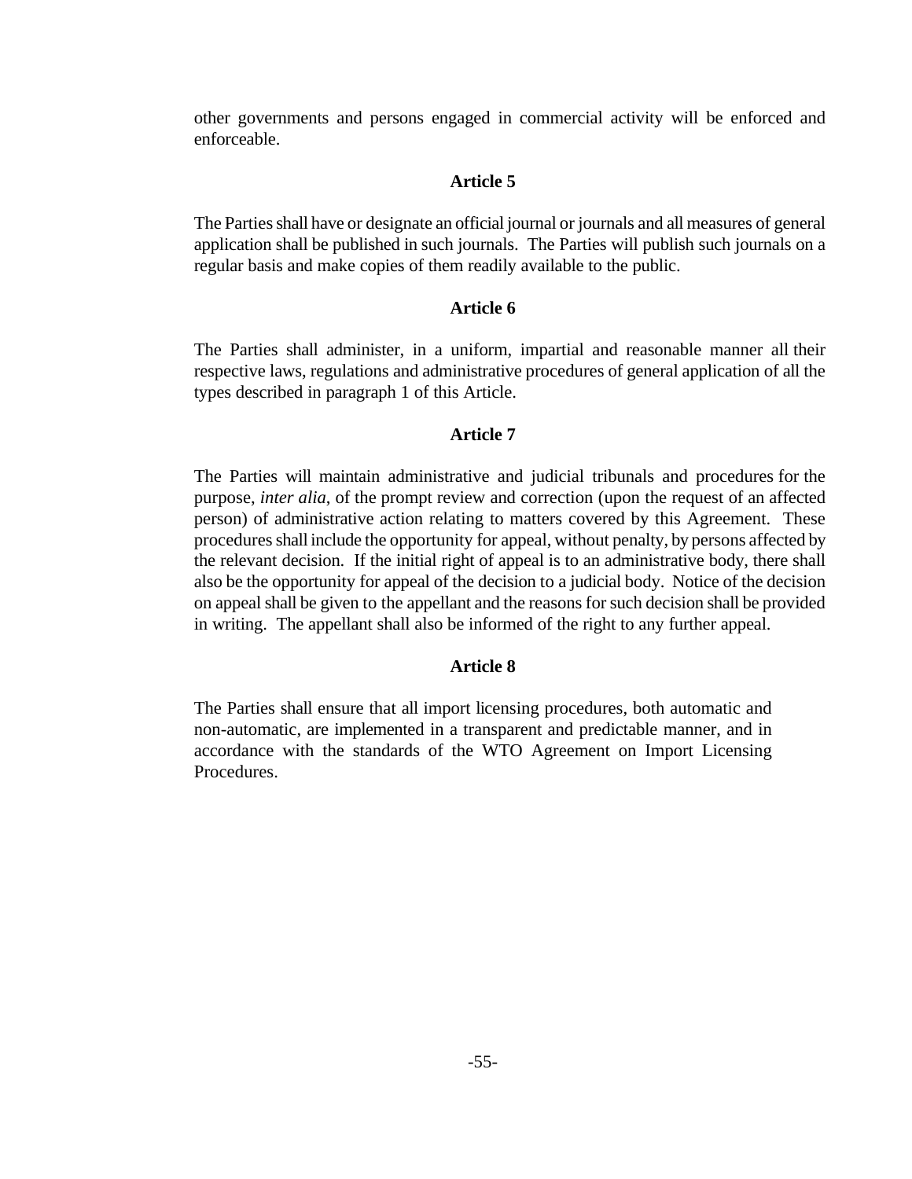other governments and persons engaged in commercial activity will be enforced and enforceable.

### Article 5

The Parties shall have or designate an official journal or journals and all measures of general application shall be published in such journals. The Parties will publish such journals on a regular basis and make copies of them readily available to the public.

### Article 6

The Parties shall administer, in a uniform, impartial and reasonable manner all their respective laws, regulations and administrative procedures of general application of all the types described in paragraph 1 of this Article.

### Article 7

The Parties will maintain administrative and judicial tribunals and procedures for the purpose, *inter alia*, of the prompt review and correction (upon the request of an affected person) of administrative action relating to matters covered by this Agreement. These procedures shall include the opportunity for appeal, without penalty, by persons affected by the relevant decision. If the initial right of appeal is to an administrative body, there shall also be the opportunity for appeal of the decision to a judicial body. Notice of the decision on appeal shall be given to the appellant and the reasons for such decision shall be provided in writing. The appellant shall also be informed of the right to any further appeal.

### Article 8

The Parties shall ensure that all import licensing procedures, both automatic and non-automatic, are implemented in a transparent and predictable manner, and in accordance with the standards of the WTO Agreement on Import Licensing Procedures.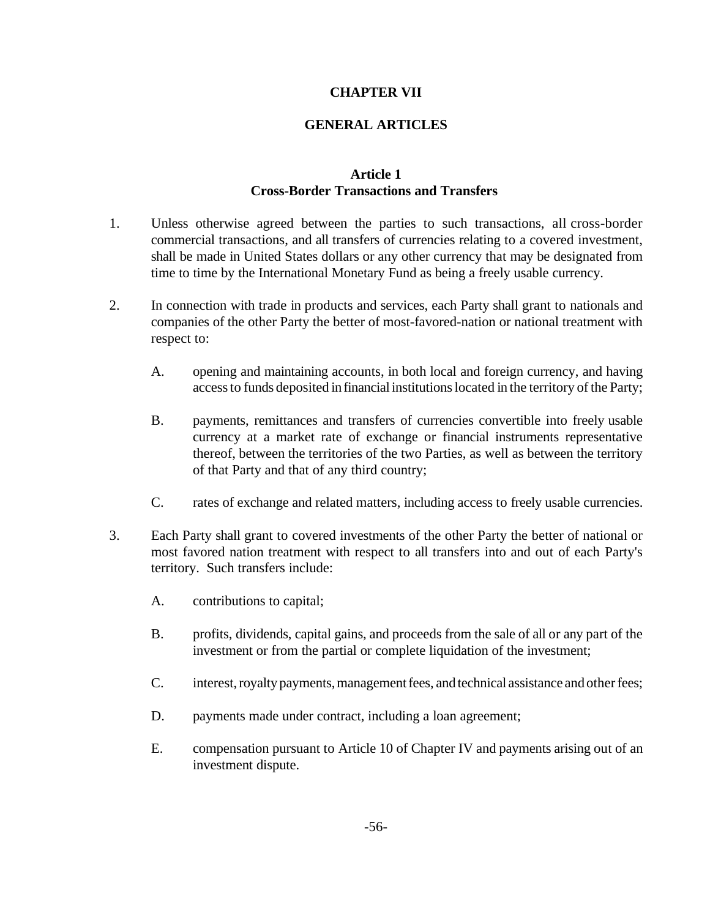# CHAPTER VII

## GENERAL ARTICLES

### Article 1
### Cross-Border Transactions and Transfers

1. Unless otherwise agreed between the parties to such transactions, all cross-border commercial transactions, and all transfers of currencies relating to a covered investment, shall be made in United States dollars or any other currency that may be designated from time to time by the International Monetary Fund as being a freely usable currency.

2. In connection with trade in products and services, each Party shall grant to nationals and companies of the other Party the better of most-favored-nation or national treatment with respect to:

   A. opening and maintaining accounts, in both local and foreign currency, and having access to funds deposited in financial institutions located in the territory of the Party;

   B. payments, remittances and transfers of currencies convertible into freely usable currency at a market rate of exchange or financial instruments representative thereof, between the territories of the two Parties, as well as between the territory of that Party and that of any third country;

   C. rates of exchange and related matters, including access to freely usable currencies.

3. Each Party shall grant to covered investments of the other Party the better of national or most favored nation treatment with respect to all transfers into and out of each Party's territory. Such transfers include:

   A. contributions to capital;

   B. profits, dividends, capital gains, and proceeds from the sale of all or any part of the investment or from the partial or complete liquidation of the investment;

   C. interest, royalty payments, management fees, and technical assistance and other fees;

   D. payments made under contract, including a loan agreement;

   E. compensation pursuant to Article 10 of Chapter IV and payments arising out of an investment dispute.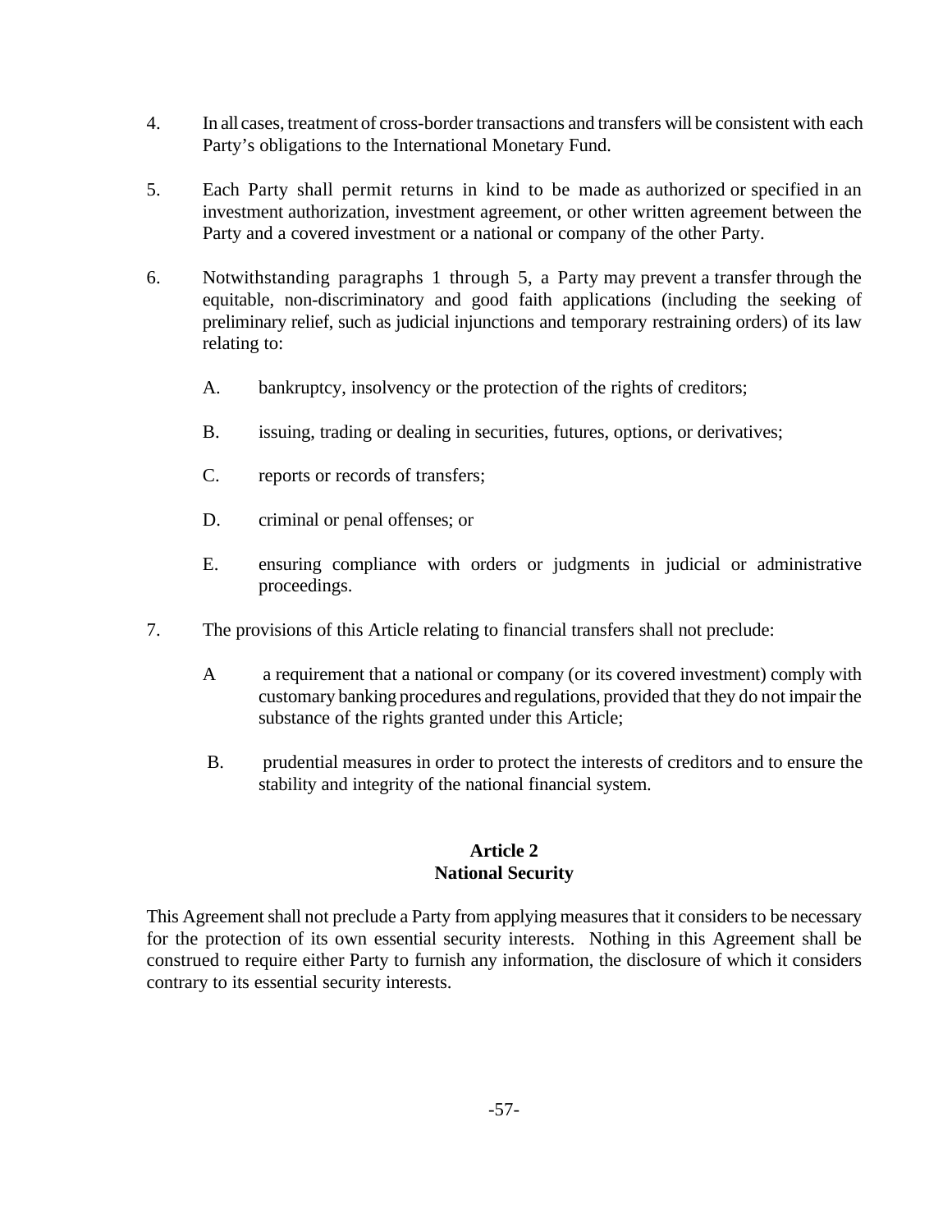4. In all cases, treatment of cross-border transactions and transfers will be consistent with each Party's obligations to the International Monetary Fund.

5. Each Party shall permit returns in kind to be made as authorized or specified in an investment authorization, investment agreement, or other written agreement between the Party and a covered investment or a national or company of the other Party.

6. Notwithstanding paragraphs 1 through 5, a Party may prevent a transfer through the equitable, non-discriminatory and good faith applications (including the seeking of preliminary relief, such as judicial injunctions and temporary restraining orders) of its law relating to:

   A. bankruptcy, insolvency or the protection of the rights of creditors;

   B. issuing, trading or dealing in securities, futures, options, or derivatives;

   C. reports or records of transfers;

   D. criminal or penal offenses; or

   E. ensuring compliance with orders or judgments in judicial or administrative proceedings.

7. The provisions of this Article relating to financial transfers shall not preclude:

   A a requirement that a national or company (or its covered investment) comply with customary banking procedures and regulations, provided that they do not impair the substance of the rights granted under this Article;

   B. prudential measures in order to protect the interests of creditors and to ensure the stability and integrity of the national financial system.

## Article 2
## National Security

This Agreement shall not preclude a Party from applying measures that it considers to be necessary for the protection of its own essential security interests. Nothing in this Agreement shall be construed to require either Party to furnish any information, the disclosure of which it considers contrary to its essential security interests.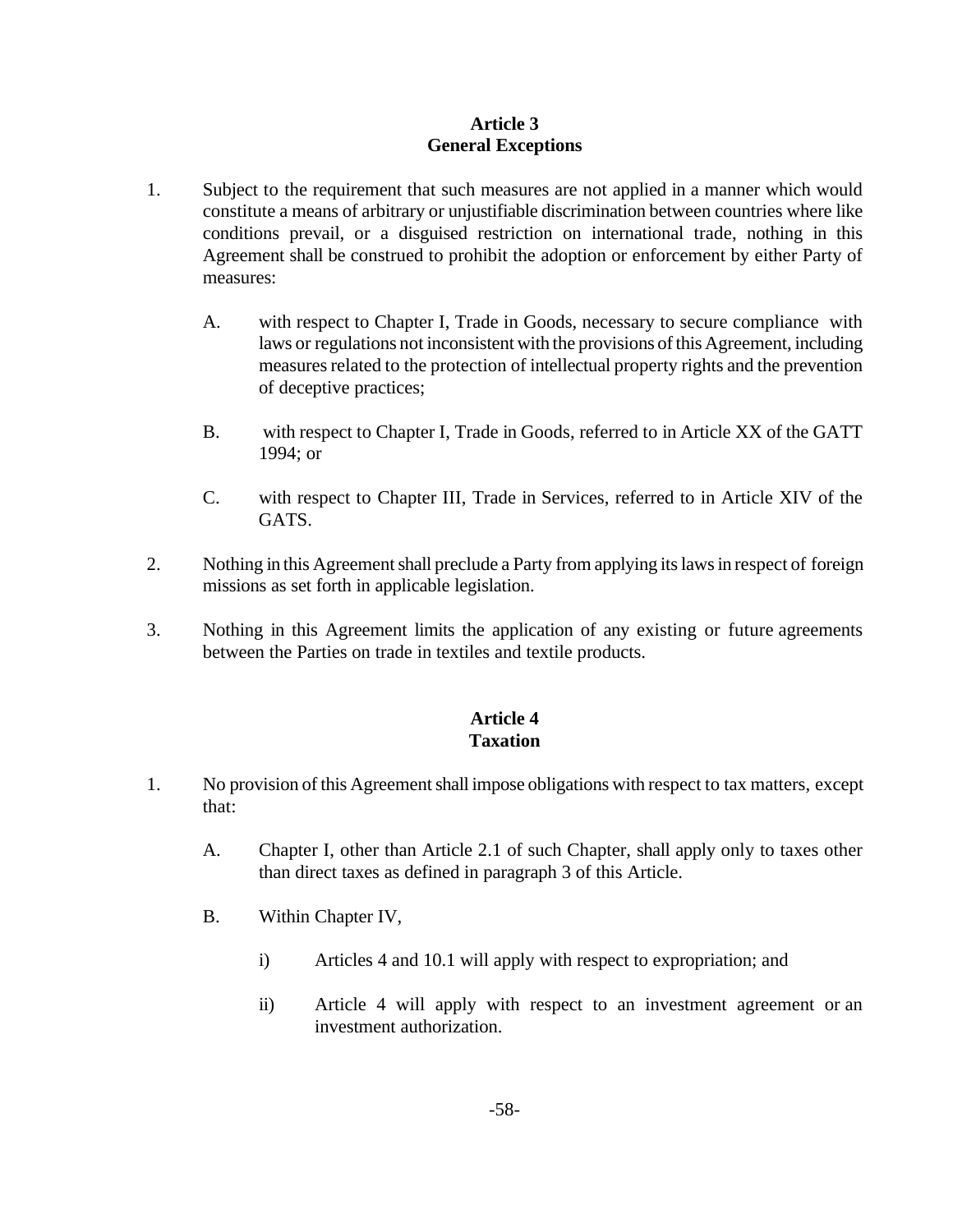## Article 3
## General Exceptions

1. Subject to the requirement that such measures are not applied in a manner which would constitute a means of arbitrary or unjustifiable discrimination between countries where like conditions prevail, or a disguised restriction on international trade, nothing in this Agreement shall be construed to prohibit the adoption or enforcement by either Party of measures:

   A. with respect to Chapter I, Trade in Goods, necessary to secure compliance with laws or regulations not inconsistent with the provisions of this Agreement, including measures related to the protection of intellectual property rights and the prevention of deceptive practices;

   B. with respect to Chapter I, Trade in Goods, referred to in Article XX of the GATT 1994; or

   C. with respect to Chapter III, Trade in Services, referred to in Article XIV of the GATS.

2. Nothing in this Agreement shall preclude a Party from applying its laws in respect of foreign missions as set forth in applicable legislation.

3. Nothing in this Agreement limits the application of any existing or future agreements between the Parties on trade in textiles and textile products.

## Article 4
## Taxation

1. No provision of this Agreement shall impose obligations with respect to tax matters, except that:

   A. Chapter I, other than Article 2.1 of such Chapter, shall apply only to taxes other than direct taxes as defined in paragraph 3 of this Article.

   B. Within Chapter IV,

      i) Articles 4 and 10.1 will apply with respect to expropriation; and

      ii) Article 4 will apply with respect to an investment agreement or an investment authorization.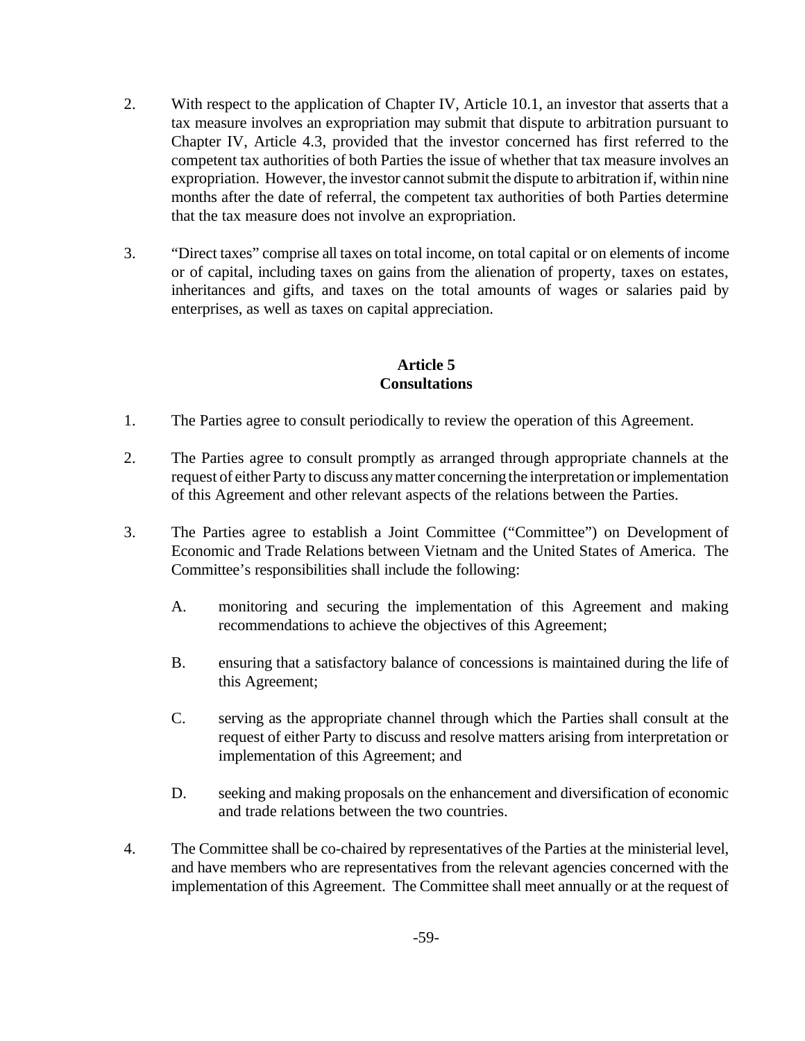2. With respect to the application of Chapter IV, Article 10.1, an investor that asserts that a tax measure involves an expropriation may submit that dispute to arbitration pursuant to Chapter IV, Article 4.3, provided that the investor concerned has first referred to the competent tax authorities of both Parties the issue of whether that tax measure involves an expropriation. However, the investor cannot submit the dispute to arbitration if, within nine months after the date of referral, the competent tax authorities of both Parties determine that the tax measure does not involve an expropriation.

3. "Direct taxes" comprise all taxes on total income, on total capital or on elements of income or of capital, including taxes on gains from the alienation of property, taxes on estates, inheritances and gifts, and taxes on the total amounts of wages or salaries paid by enterprises, as well as taxes on capital appreciation.

**Article 5**
**Consultations**

1. The Parties agree to consult periodically to review the operation of this Agreement.

2. The Parties agree to consult promptly as arranged through appropriate channels at the request of either Party to discuss any matter concerning the interpretation or implementation of this Agreement and other relevant aspects of the relations between the Parties.

3. The Parties agree to establish a Joint Committee ("Committee") on Development of Economic and Trade Relations between Vietnam and the United States of America. The Committee's responsibilities shall include the following:

   A. monitoring and securing the implementation of this Agreement and making recommendations to achieve the objectives of this Agreement;

   B. ensuring that a satisfactory balance of concessions is maintained during the life of this Agreement;

   C. serving as the appropriate channel through which the Parties shall consult at the request of either Party to discuss and resolve matters arising from interpretation or implementation of this Agreement; and

   D. seeking and making proposals on the enhancement and diversification of economic and trade relations between the two countries.

4. The Committee shall be co-chaired by representatives of the Parties at the ministerial level, and have members who are representatives from the relevant agencies concerned with the implementation of this Agreement. The Committee shall meet annually or at the request of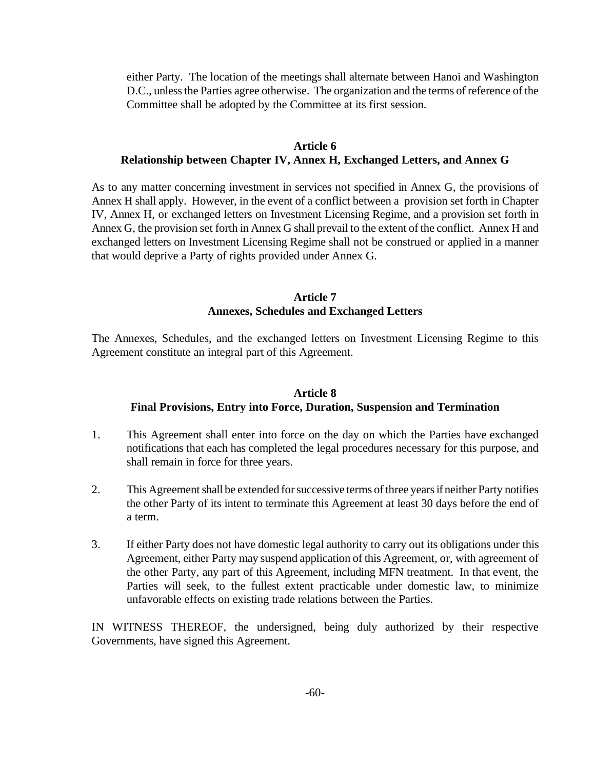either Party. The location of the meetings shall alternate between Hanoi and Washington D.C., unless the Parties agree otherwise. The organization and the terms of reference of the Committee shall be adopted by the Committee at its first session.

### Article 6
### Relationship between Chapter IV, Annex H, Exchanged Letters, and Annex G

As to any matter concerning investment in services not specified in Annex G, the provisions of Annex H shall apply. However, in the event of a conflict between a provision set forth in Chapter IV, Annex H, or exchanged letters on Investment Licensing Regime, and a provision set forth in Annex G, the provision set forth in Annex G shall prevail to the extent of the conflict. Annex H and exchanged letters on Investment Licensing Regime shall not be construed or applied in a manner that would deprive a Party of rights provided under Annex G.

### Article 7
### Annexes, Schedules and Exchanged Letters

The Annexes, Schedules, and the exchanged letters on Investment Licensing Regime to this Agreement constitute an integral part of this Agreement.

### Article 8
### Final Provisions, Entry into Force, Duration, Suspension and Termination

1. This Agreement shall enter into force on the day on which the Parties have exchanged notifications that each has completed the legal procedures necessary for this purpose, and shall remain in force for three years.

2. This Agreement shall be extended for successive terms of three years if neither Party notifies the other Party of its intent to terminate this Agreement at least 30 days before the end of a term.

3. If either Party does not have domestic legal authority to carry out its obligations under this Agreement, either Party may suspend application of this Agreement, or, with agreement of the other Party, any part of this Agreement, including MFN treatment. In that event, the Parties will seek, to the fullest extent practicable under domestic law, to minimize unfavorable effects on existing trade relations between the Parties.

IN WITNESS THEREOF, the undersigned, being duly authorized by their respective Governments, have signed this Agreement.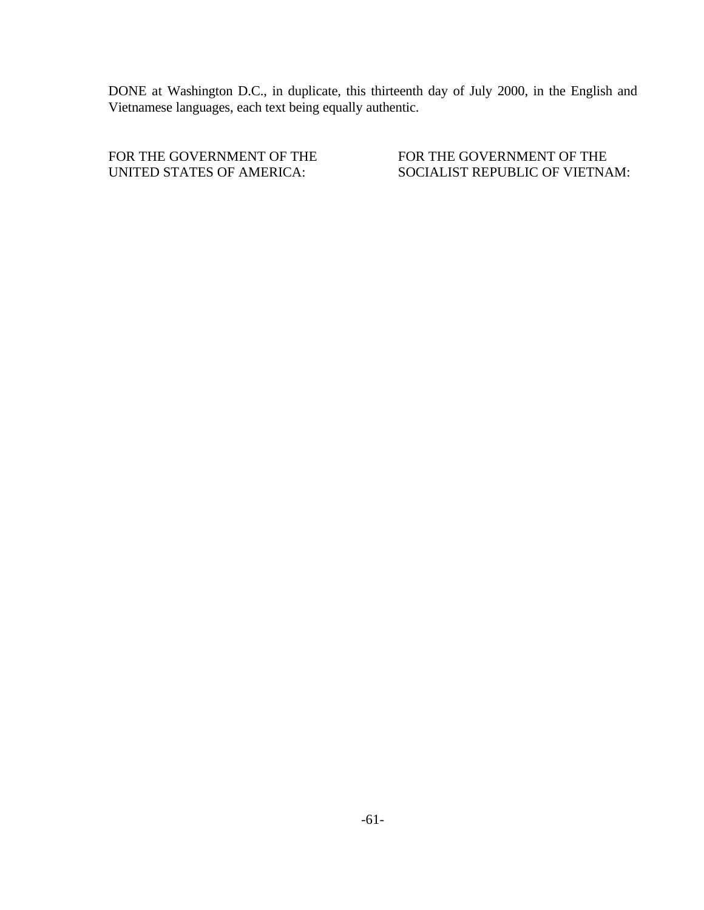DONE at Washington D.C., in duplicate, this thirteenth day of July 2000, in the English and Vietnamese languages, each text being equally authentic.

FOR THE GOVERNMENT OF THE UNITED STATES OF AMERICA:

FOR THE GOVERNMENT OF THE SOCIALIST REPUBLIC OF VIETNAM: